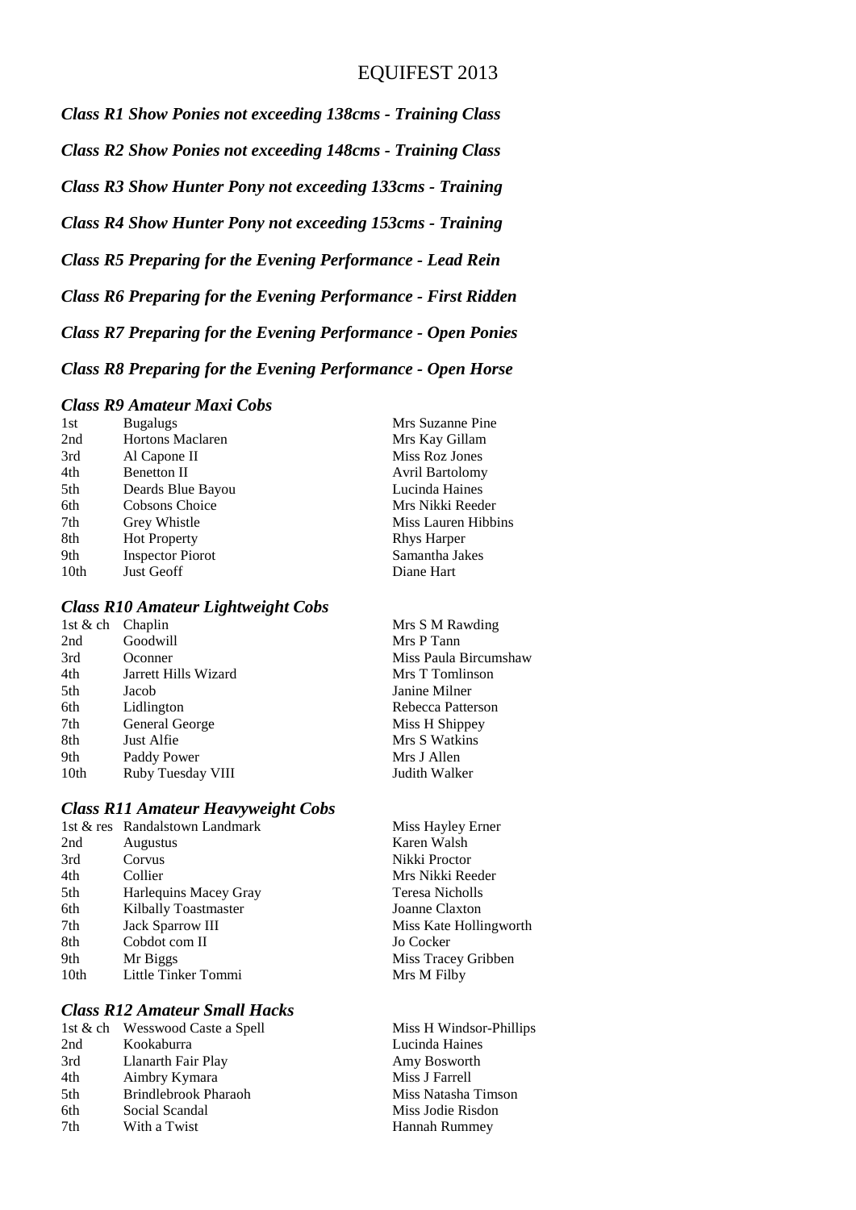# EQUIFEST 2013

***Class R1 Show Ponies not exceeding 138cms - Training Class***

***Class R2 Show Ponies not exceeding 148cms - Training Class***

***Class R3 Show Hunter Pony not exceeding 133cms - Training***

***Class R4 Show Hunter Pony not exceeding 153cms - Training***

***Class R5 Preparing for the Evening Performance - Lead Rein***

***Class R6 Preparing for the Evening Performance - First Ridden***

***Class R7 Preparing for the Evening Performance - Open Ponies***

***Class R8 Preparing for the Evening Performance - Open Horse***

### *Class R9 Amateur Maxi Cobs*

| | | |
|---|---|---|
| 1st | Bugalugs | Mrs Suzanne Pine |
| 2nd | Hortons Maclaren | Mrs Kay Gillam |
| 3rd | Al Capone II | Miss Roz Jones |
| 4th | Benetton II | Avril Bartolomy |
| 5th | Deards Blue Bayou | Lucinda Haines |
| 6th | Cobsons Choice | Mrs Nikki Reeder |
| 7th | Grey Whistle | Miss Lauren Hibbins |
| 8th | Hot Property | Rhys Harper |
| 9th | Inspector Piorot | Samantha Jakes |
| 10th | Just Geoff | Diane Hart |

### *Class R10 Amateur Lightweight Cobs*

| | | |
|---|---|---|
| 1st & ch | Chaplin | Mrs S M Rawding |
| 2nd | Goodwill | Mrs P Tann |
| 3rd | Oconner | Miss Paula Bircumshaw |
| 4th | Jarrett Hills Wizard | Mrs T Tomlinson |
| 5th | Jacob | Janine Milner |
| 6th | Lidlington | Rebecca Patterson |
| 7th | General George | Miss H Shippey |
| 8th | Just Alfie | Mrs S Watkins |
| 9th | Paddy Power | Mrs J Allen |
| 10th | Ruby Tuesday VIII | Judith Walker |

### *Class R11 Amateur Heavyweight Cobs*

| | | |
|---|---|---|
| 1st & res | Randalstown Landmark | Miss Hayley Erner |
| 2nd | Augustus | Karen Walsh |
| 3rd | Corvus | Nikki Proctor |
| 4th | Collier | Mrs Nikki Reeder |
| 5th | Harlequins Macey Gray | Teresa Nicholls |
| 6th | Kilbally Toastmaster | Joanne Claxton |
| 7th | Jack Sparrow III | Miss Kate Hollingworth |
| 8th | Cobdot com II | Jo Cocker |
| 9th | Mr Biggs | Miss Tracey Gribben |
| 10th | Little Tinker Tommi | Mrs M Filby |

### *Class R12 Amateur Small Hacks*

| | | |
|---|---|---|
| 1st & ch | Wesswood Caste a Spell | Miss H Windsor-Phillips |
| 2nd | Kookaburra | Lucinda Haines |
| 3rd | Llanarth Fair Play | Amy Bosworth |
| 4th | Aimbry Kymara | Miss J Farrell |
| 5th | Brindlebrook Pharaoh | Miss Natasha Timson |
| 6th | Social Scandal | Miss Jodie Risdon |
| 7th | With a Twist | Hannah Rummey |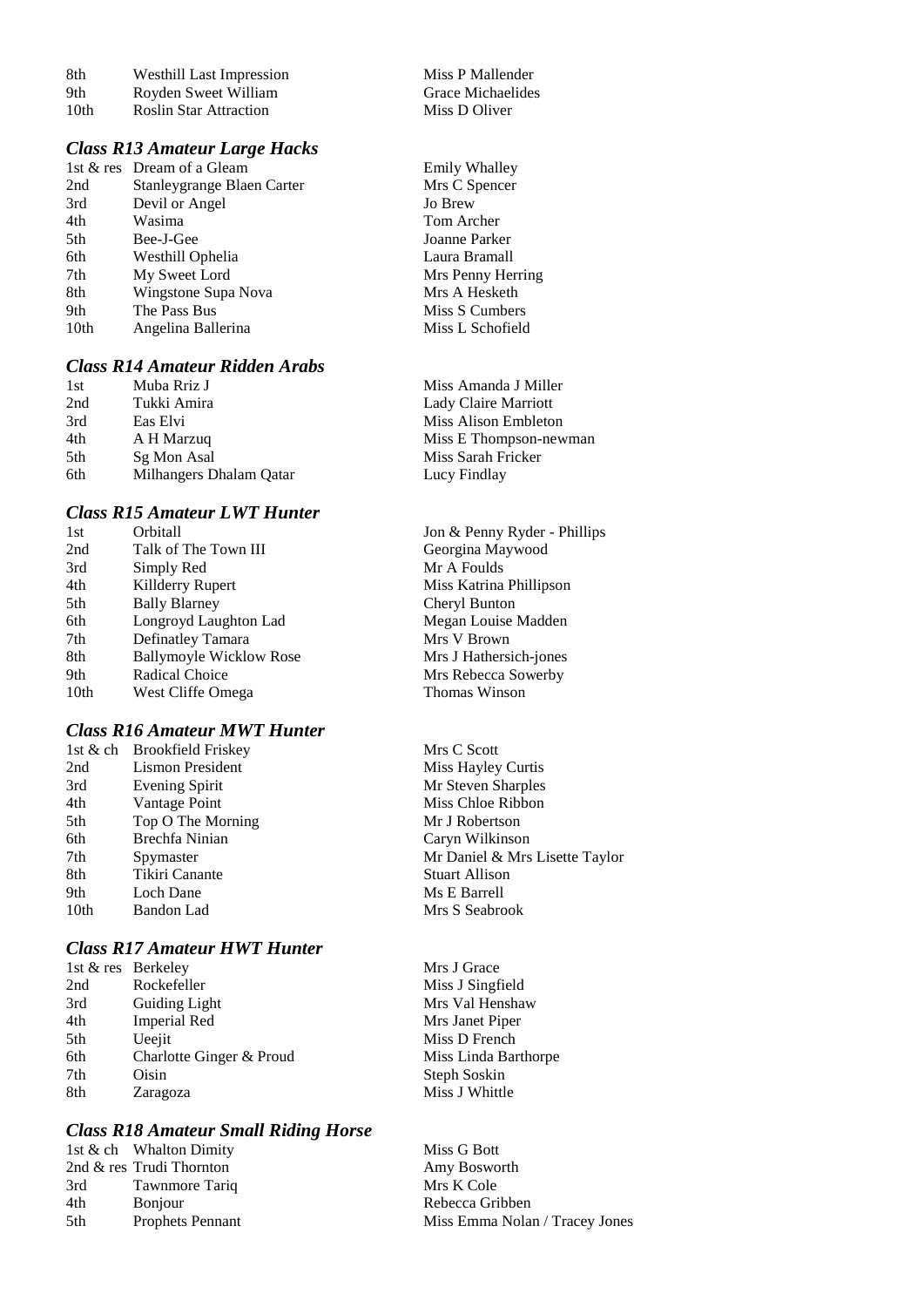| | | |
|---|---|---|
| 8th | Westhill Last Impression | Miss P Mallender |
| 9th | Royden Sweet William | Grace Michaelides |
| 10th | Roslin Star Attraction | Miss D Oliver |

### *Class R13 Amateur Large Hacks*

| | | |
|---|---|---|
| 1st & res | Dream of a Gleam | Emily Whalley |
| 2nd | Stanleygrange Blaen Carter | Mrs C Spencer |
| 3rd | Devil or Angel | Jo Brew |
| 4th | Wasima | Tom Archer |
| 5th | Bee-J-Gee | Joanne Parker |
| 6th | Westhill Ophelia | Laura Bramall |
| 7th | My Sweet Lord | Mrs Penny Herring |
| 8th | Wingstone Supa Nova | Mrs A Hesketh |
| 9th | The Pass Bus | Miss S Cumbers |
| 10th | Angelina Ballerina | Miss L Schofield |

### *Class R14 Amateur Ridden Arabs*

| | | |
|---|---|---|
| 1st | Muba Rriz J | Miss Amanda J Miller |
| 2nd | Tukki Amira | Lady Claire Marriott |
| 3rd | Eas Elvi | Miss Alison Embleton |
| 4th | A H Marzuq | Miss E Thompson-newman |
| 5th | Sg Mon Asal | Miss Sarah Fricker |
| 6th | Milhangers Dhalam Qatar | Lucy Findlay |

### *Class R15 Amateur LWT Hunter*

| | | |
|---|---|---|
| 1st | Orbitall | Jon & Penny Ryder - Phillips |
| 2nd | Talk of The Town III | Georgina Maywood |
| 3rd | Simply Red | Mr A Foulds |
| 4th | Killderry Rupert | Miss Katrina Phillipson |
| 5th | Bally Blarney | Cheryl Bunton |
| 6th | Longroyd Laughton Lad | Megan Louise Madden |
| 7th | Definatley Tamara | Mrs V Brown |
| 8th | Ballymoyle Wicklow Rose | Mrs J Hathersich-jones |
| 9th | Radical Choice | Mrs Rebecca Sowerby |
| 10th | West Cliffe Omega | Thomas Winson |

### *Class R16 Amateur MWT Hunter*

| | | |
|---|---|---|
| 1st & ch | Brookfield Friskey | Mrs C Scott |
| 2nd | Lismon President | Miss Hayley Curtis |
| 3rd | Evening Spirit | Mr Steven Sharples |
| 4th | Vantage Point | Miss Chloe Ribbon |
| 5th | Top O The Morning | Mr J Robertson |
| 6th | Brechfa Ninian | Caryn Wilkinson |
| 7th | Spymaster | Mr Daniel & Mrs Lisette Taylor |
| 8th | Tikiri Canante | Stuart Allison |
| 9th | Loch Dane | Ms E Barrell |
| 10th | Bandon Lad | Mrs S Seabrook |

### *Class R17 Amateur HWT Hunter*

| | | |
|---|---|---|
| 1st & res | Berkeley | Mrs J Grace |
| 2nd | Rockefeller | Miss J Singfield |
| 3rd | Guiding Light | Mrs Val Henshaw |
| 4th | Imperial Red | Mrs Janet Piper |
| 5th | Ueejit | Miss D French |
| 6th | Charlotte Ginger & Proud | Miss Linda Barthorpe |
| 7th | Oisin | Steph Soskin |
| 8th | Zaragoza | Miss J Whittle |

### *Class R18 Amateur Small Riding Horse*

| | | |
|---|---|---|
| 1st & ch | Whalton Dimity | Miss G Bott |
| 2nd & res | Trudi Thornton | Amy Bosworth |
| 3rd | Tawnmore Tariq | Mrs K Cole |
| 4th | Bonjour | Rebecca Gribben |
| 5th | Prophets Pennant | Miss Emma Nolan / Tracey Jones |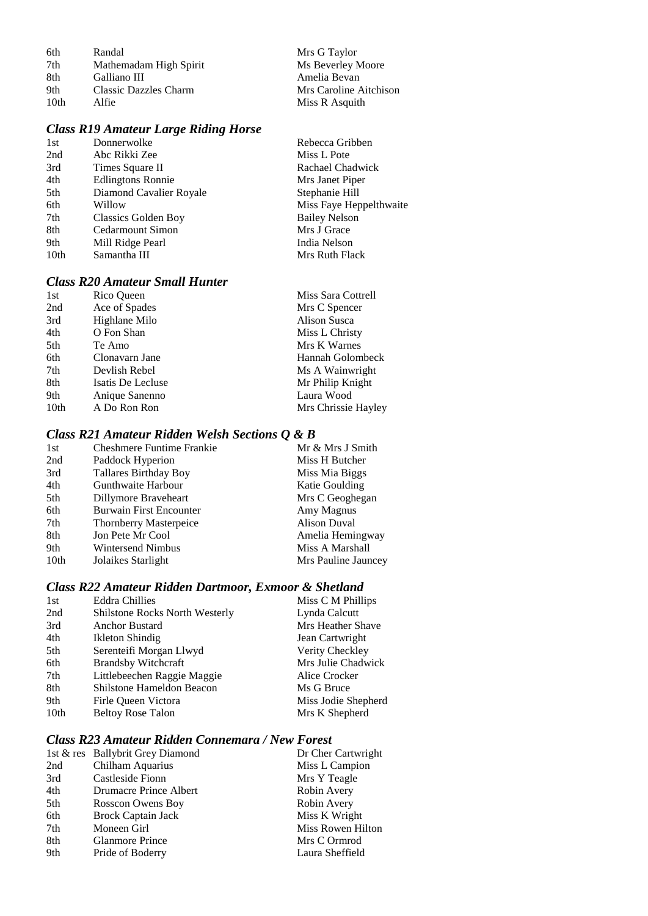| | | |
|---|---|---|
| 6th | Randal | Mrs G Taylor |
| 7th | Mathemadam High Spirit | Ms Beverley Moore |
| 8th | Galliano III | Amelia Bevan |
| 9th | Classic Dazzles Charm | Mrs Caroline Aitchison |
| 10th | Alfie | Miss R Asquith |

### *Class R19 Amateur Large Riding Horse*

| | | |
|---|---|---|
| 1st | Donnerwolke | Rebecca Gribben |
| 2nd | Abc Rikki Zee | Miss L Pote |
| 3rd | Times Square II | Rachael Chadwick |
| 4th | Edlingtons Ronnie | Mrs Janet Piper |
| 5th | Diamond Cavalier Royale | Stephanie Hill |
| 6th | Willow | Miss Faye Heppelthwaite |
| 7th | Classics Golden Boy | Bailey Nelson |
| 8th | Cedarmount Simon | Mrs J Grace |
| 9th | Mill Ridge Pearl | India Nelson |
| 10th | Samantha III | Mrs Ruth Flack |

### *Class R20 Amateur Small Hunter*

| | | |
|---|---|---|
| 1st | Rico Queen | Miss Sara Cottrell |
| 2nd | Ace of Spades | Mrs C Spencer |
| 3rd | Highlane Milo | Alison Susca |
| 4th | O Fon Shan | Miss L Christy |
| 5th | Te Amo | Mrs K Warnes |
| 6th | Clonavarn Jane | Hannah Golombeck |
| 7th | Devlish Rebel | Ms A Wainwright |
| 8th | Isatis De Lecluse | Mr Philip Knight |
| 9th | Anique Sanenno | Laura Wood |
| 10th | A Do Ron Ron | Mrs Chrissie Hayley |

### *Class R21 Amateur Ridden Welsh Sections Q & B*

| | | |
|---|---|---|
| 1st | Cheshmere Funtime Frankie | Mr & Mrs J Smith |
| 2nd | Paddock Hyperion | Miss H Butcher |
| 3rd | Tallares Birthday Boy | Miss Mia Biggs |
| 4th | Gunthwaite Harbour | Katie Goulding |
| 5th | Dillymore Braveheart | Mrs C Geoghegan |
| 6th | Burwain First Encounter | Amy Magnus |
| 7th | Thornberry Masterpeice | Alison Duval |
| 8th | Jon Pete Mr Cool | Amelia Hemingway |
| 9th | Wintersend Nimbus | Miss A Marshall |
| 10th | Jolaikes Starlight | Mrs Pauline Jauncey |

### *Class R22 Amateur Ridden Dartmoor, Exmoor & Shetland*

| | | |
|---|---|---|
| 1st | Eddra Chillies | Miss C M Phillips |
| 2nd | Shilstone Rocks North Westerly | Lynda Calcutt |
| 3rd | Anchor Bustard | Mrs Heather Shave |
| 4th | Ikleton Shindig | Jean Cartwright |
| 5th | Serenteifi Morgan Llwyd | Verity Checkley |
| 6th | Brandsby Witchcraft | Mrs Julie Chadwick |
| 7th | Littlebeechen Raggie Maggie | Alice Crocker |
| 8th | Shilstone Hameldon Beacon | Ms G Bruce |
| 9th | Firle Queen Victora | Miss Jodie Shepherd |
| 10th | Beltoy Rose Talon | Mrs K Shepherd |

### *Class R23 Amateur Ridden Connemara / New Forest*

| | | |
|---|---|---|
| 1st & res | Ballybrit Grey Diamond | Dr Cher Cartwright |
| 2nd | Chilham Aquarius | Miss L Campion |
| 3rd | Castleside Fionn | Mrs Y Teagle |
| 4th | Drumacre Prince Albert | Robin Avery |
| 5th | Rosscon Owens Boy | Robin Avery |
| 6th | Brock Captain Jack | Miss K Wright |
| 7th | Moneen Girl | Miss Rowen Hilton |
| 8th | Glanmore Prince | Mrs C Ormrod |
| 9th | Pride of Boderry | Laura Sheffield |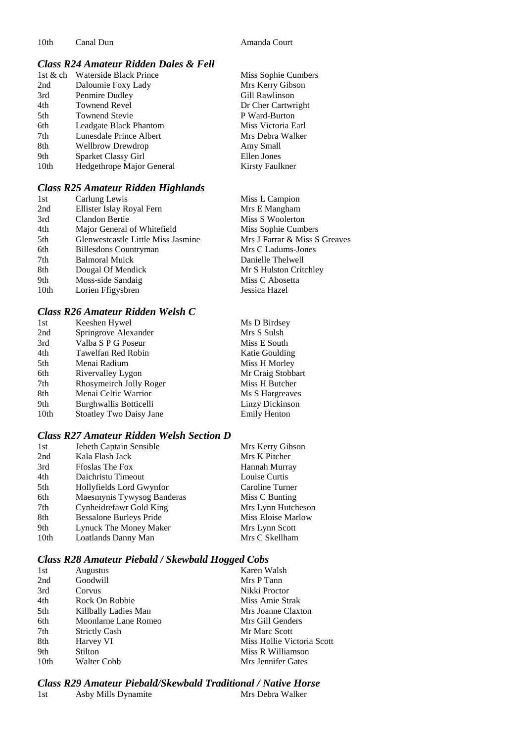| 10th | Canal Dun | Amanda Court |
|---|---|---|

### *Class R24 Amateur Ridden Dales & Fell*

| | | |
|---|---|---|
| 1st & ch | Waterside Black Prince | Miss Sophie Cumbers |
| 2nd | Daloumie Foxy Lady | Mrs Kerry Gibson |
| 3rd | Penmire Dudley | Gill Rawlinson |
| 4th | Townend Revel | Dr Cher Cartwright |
| 5th | Townend Stevie | P Ward-Burton |
| 6th | Leadgate Black Phantom | Miss Victoria Earl |
| 7th | Lunesdale Prince Albert | Mrs Debra Walker |
| 8th | Wellbrow Drewdrop | Amy Small |
| 9th | Sparket Classy Girl | Ellen Jones |
| 10th | Hedgethrope Major General | Kirsty Faulkner |

### *Class R25 Amateur Ridden Highlands*

| | | |
|---|---|---|
| 1st | Carlung Lewis | Miss L Campion |
| 2nd | Ellister Islay Royal Fern | Mrs E Mangham |
| 3rd | Clandon Bertie | Miss S Woolerton |
| 4th | Major General of Whitefield | Miss Sophie Cumbers |
| 5th | Glenwestcastle Little Miss Jasmine | Mrs J Farrar & Miss S Greaves |
| 6th | Billesdons Countryman | Mrs C Ladums-Jones |
| 7th | Balmoral Muick | Danielle Thelwell |
| 8th | Dougal Of Mendick | Mr S Hulston Critchley |
| 9th | Moss-side Sandaig | Miss C Abosetta |
| 10th | Lorien Ffigysbren | Jessica Hazel |

### *Class R26 Amateur Ridden Welsh C*

| | | |
|---|---|---|
| 1st | Keeshen Hywel | Ms D Birdsey |
| 2nd | Springrove Alexander | Mrs S Sulsh |
| 3rd | Valba S P G Poseur | Miss E South |
| 4th | Tawelfan Red Robin | Katie Goulding |
| 5th | Menai Radium | Miss H Morley |
| 6th | Rivervalley Lygon | Mr Craig Stobbart |
| 7th | Rhosymeirch Jolly Roger | Miss H Butcher |
| 8th | Menai Celtic Warrior | Ms S Hargreaves |
| 9th | Burghwallis Botticelli | Linzy Dickinson |
| 10th | Stoatley Two Daisy Jane | Emily Henton |

### *Class R27 Amateur Ridden Welsh Section D*

| | | |
|---|---|---|
| 1st | Jebeth Captain Sensible | Mrs Kerry Gibson |
| 2nd | Kala Flash Jack | Mrs K Pitcher |
| 3rd | Ffoslas The Fox | Hannah Murray |
| 4th | Daichristu Timeout | Louise Curtis |
| 5th | Hollyfields Lord Gwynfor | Caroline Turner |
| 6th | Maesmynis Tywysog Banderas | Miss C Bunting |
| 7th | Cynheidrefawr Gold King | Mrs Lynn Hutcheson |
| 8th | Bessalone Burleys Pride | Miss Eloise Marlow |
| 9th | Lynuck The Money Maker | Mrs Lynn Scott |
| 10th | Loatlands Danny Man | Mrs C Skellham |

### *Class R28 Amateur Piebald / Skewbald Hogged Cobs*

| | | |
|---|---|---|
| 1st | Augustus | Karen Walsh |
| 2nd | Goodwill | Mrs P Tann |
| 3rd | Corvus | Nikki Proctor |
| 4th | Rock On Robbie | Miss Amie Strak |
| 5th | Killbally Ladies Man | Mrs Joanne Claxton |
| 6th | Moonlarne Lane Romeo | Mrs Gill Genders |
| 7th | Strictly Cash | Mr Marc Scott |
| 8th | Harvey VI | Miss Hollie Victoria Scott |
| 9th | Stilton | Miss R Williamson |
| 10th | Walter Cobb | Mrs Jennifer Gates |

### *Class R29 Amateur Piebald/Skewbald Traditional / Native Horse*

| | | |
|---|---|---|
| 1st | Asby Mills Dynamite | Mrs Debra Walker |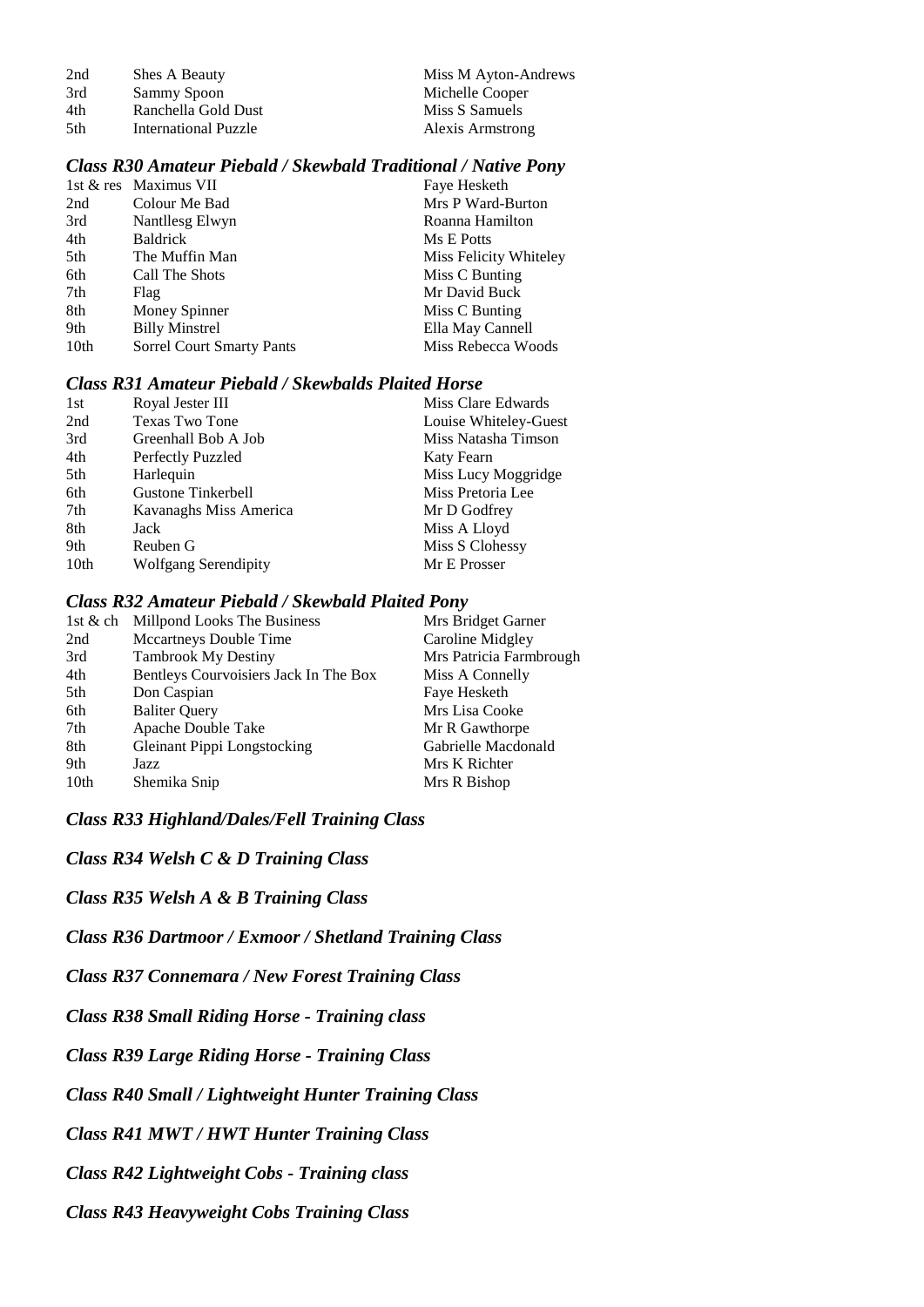| | | |
|---|---|---|
| 2nd | Shes A Beauty | Miss M Ayton-Andrews |
| 3rd | Sammy Spoon | Michelle Cooper |
| 4th | Ranchella Gold Dust | Miss S Samuels |
| 5th | International Puzzle | Alexis Armstrong |

### *Class R30 Amateur Piebald / Skewbald Traditional / Native Pony*

| | | |
|---|---|---|
| 1st & res | Maximus VII | Faye Hesketh |
| 2nd | Colour Me Bad | Mrs P Ward-Burton |
| 3rd | Nantllesg Elwyn | Roanna Hamilton |
| 4th | Baldrick | Ms E Potts |
| 5th | The Muffin Man | Miss Felicity Whiteley |
| 6th | Call The Shots | Miss C Bunting |
| 7th | Flag | Mr David Buck |
| 8th | Money Spinner | Miss C Bunting |
| 9th | Billy Minstrel | Ella May Cannell |
| 10th | Sorrel Court Smarty Pants | Miss Rebecca Woods |

### *Class R31 Amateur Piebald / Skewbalds Plaited Horse*

| | | |
|---|---|---|
| 1st | Royal Jester III | Miss Clare Edwards |
| 2nd | Texas Two Tone | Louise Whiteley-Guest |
| 3rd | Greenhall Bob A Job | Miss Natasha Timson |
| 4th | Perfectly Puzzled | Katy Fearn |
| 5th | Harlequin | Miss Lucy Moggridge |
| 6th | Gustone Tinkerbell | Miss Pretoria Lee |
| 7th | Kavanaghs Miss America | Mr D Godfrey |
| 8th | Jack | Miss A Lloyd |
| 9th | Reuben G | Miss S Clohessy |
| 10th | Wolfgang Serendipity | Mr E Prosser |

### *Class R32 Amateur Piebald / Skewbald Plaited Pony*

| | | |
|---|---|---|
| 1st & ch | Millpond Looks The Business | Mrs Bridget Garner |
| 2nd | Mccartneys Double Time | Caroline Midgley |
| 3rd | Tambrook My Destiny | Mrs Patricia Farmbrough |
| 4th | Bentleys Courvoisiers Jack In The Box | Miss A Connelly |
| 5th | Don Caspian | Faye Hesketh |
| 6th | Baliter Query | Mrs Lisa Cooke |
| 7th | Apache Double Take | Mr R Gawthorpe |
| 8th | Gleinant Pippi Longstocking | Gabrielle Macdonald |
| 9th | Jazz | Mrs K Richter |
| 10th | Shemika Snip | Mrs R Bishop |

### *Class R33 Highland/Dales/Fell Training Class*

### *Class R34 Welsh C & D Training Class*

### *Class R35 Welsh A & B Training Class*

### *Class R36 Dartmoor / Exmoor / Shetland Training Class*

### *Class R37 Connemara / New Forest Training Class*

### *Class R38 Small Riding Horse - Training class*

### *Class R39 Large Riding Horse - Training Class*

### *Class R40 Small / Lightweight Hunter Training Class*

### *Class R41 MWT / HWT Hunter Training Class*

### *Class R42 Lightweight Cobs - Training class*

### *Class R43 Heavyweight Cobs Training Class*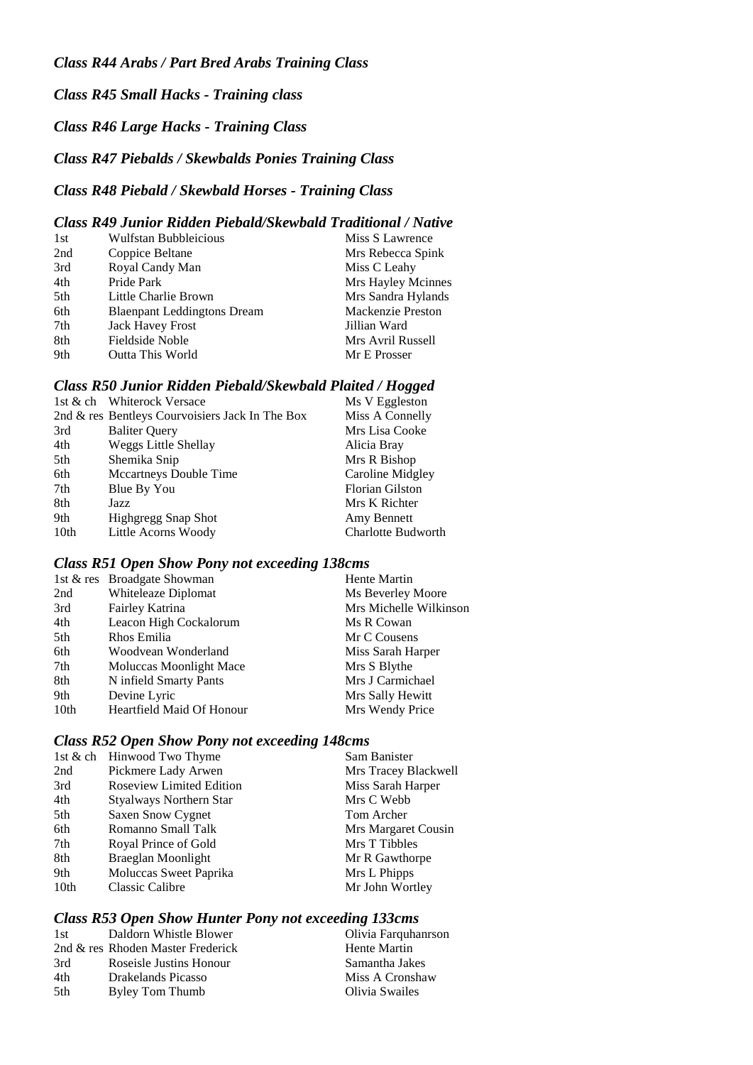### *Class R44 Arabs / Part Bred Arabs Training Class*

### *Class R45 Small Hacks - Training class*

### *Class R46 Large Hacks - Training Class*

### *Class R47 Piebalds / Skewbalds Ponies Training Class*

### *Class R48 Piebald / Skewbald Horses - Training Class*

### *Class R49 Junior Ridden Piebald/Skewbald Traditional / Native*

| | | |
|---|---|---|
| 1st | Wulfstan Bubbleicious | Miss S Lawrence |
| 2nd | Coppice Beltane | Mrs Rebecca Spink |
| 3rd | Royal Candy Man | Miss C Leahy |
| 4th | Pride Park | Mrs Hayley Mcinnes |
| 5th | Little Charlie Brown | Mrs Sandra Hylands |
| 6th | Blaenpant Leddingtons Dream | Mackenzie Preston |
| 7th | Jack Havey Frost | Jillian Ward |
| 8th | Fieldside Noble | Mrs Avril Russell |
| 9th | Outta This World | Mr E Prosser |

### *Class R50 Junior Ridden Piebald/Skewbald Plaited / Hogged*

| | | |
|---|---|---|
| 1st & ch | Whiterock Versace | Ms V Eggleston |
| 2nd & res | Bentleys Courvoisiers Jack In The Box | Miss A Connelly |
| 3rd | Baliter Query | Mrs Lisa Cooke |
| 4th | Weggs Little Shellay | Alicia Bray |
| 5th | Shemika Snip | Mrs R Bishop |
| 6th | Mccartneys Double Time | Caroline Midgley |
| 7th | Blue By You | Florian Gilston |
| 8th | Jazz | Mrs K Richter |
| 9th | Highgregg Snap Shot | Amy Bennett |
| 10th | Little Acorns Woody | Charlotte Budworth |

### *Class R51 Open Show Pony not exceeding 138cms*

| | | |
|---|---|---|
| 1st & res | Broadgate Showman | Hente Martin |
| 2nd | Whiteleaze Diplomat | Ms Beverley Moore |
| 3rd | Fairley Katrina | Mrs Michelle Wilkinson |
| 4th | Leacon High Cockalorum | Ms R Cowan |
| 5th | Rhos Emilia | Mr C Cousens |
| 6th | Woodvean Wonderland | Miss Sarah Harper |
| 7th | Moluccas Moonlight Mace | Mrs S Blythe |
| 8th | N infield Smarty Pants | Mrs J Carmichael |
| 9th | Devine Lyric | Mrs Sally Hewitt |
| 10th | Heartfield Maid Of Honour | Mrs Wendy Price |

### *Class R52 Open Show Pony not exceeding 148cms*

| | | |
|---|---|---|
| 1st & ch | Hinwood Two Thyme | Sam Banister |
| 2nd | Pickmere Lady Arwen | Mrs Tracey Blackwell |
| 3rd | Roseview Limited Edition | Miss Sarah Harper |
| 4th | Styalways Northern Star | Mrs C Webb |
| 5th | Saxen Snow Cygnet | Tom Archer |
| 6th | Romanno Small Talk | Mrs Margaret Cousin |
| 7th | Royal Prince of Gold | Mrs T Tibbles |
| 8th | Braeglan Moonlight | Mr R Gawthorpe |
| 9th | Moluccas Sweet Paprika | Mrs L Phipps |
| 10th | Classic Calibre | Mr John Wortley |

### *Class R53 Open Show Hunter Pony not exceeding 133cms*

| | | |
|---|---|---|
| 1st | Daldorn Whistle Blower | Olivia Farquhanrson |
| 2nd & res | Rhoden Master Frederick | Hente Martin |
| 3rd | Roseisle Justins Honour | Samantha Jakes |
| 4th | Drakelands Picasso | Miss A Cronshaw |
| 5th | Byley Tom Thumb | Olivia Swailes |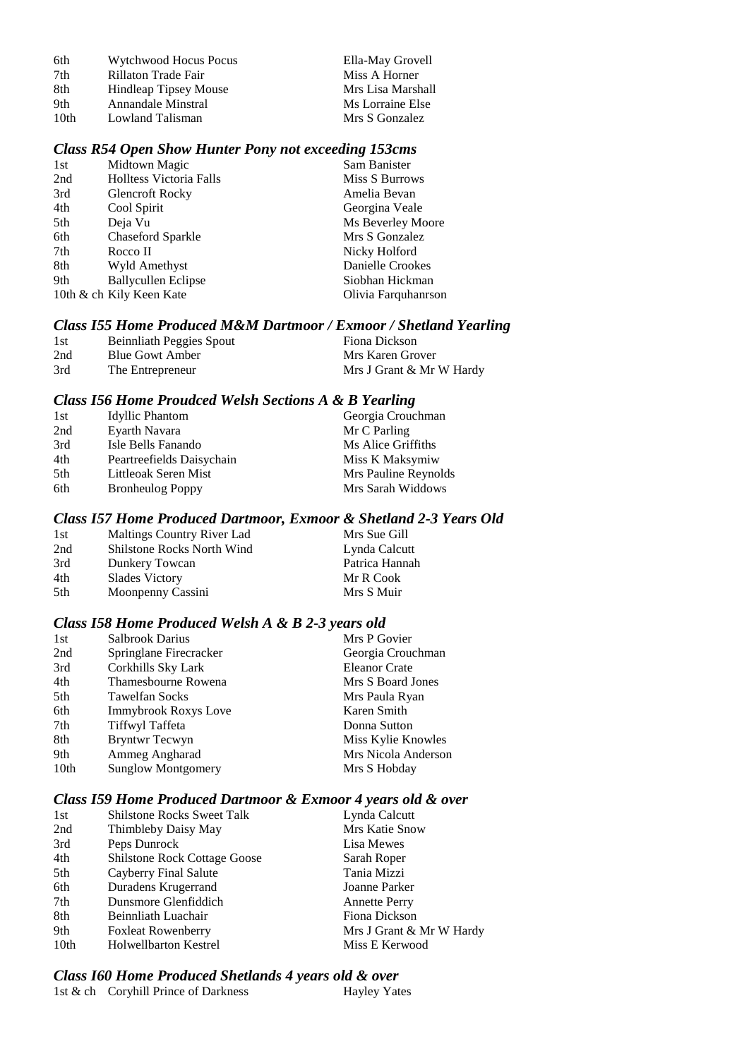| | | |
|---|---|---|
| 6th | Wytchwood Hocus Pocus | Ella-May Grovell |
| 7th | Rillaton Trade Fair | Miss A Horner |
| 8th | Hindleap Tipsey Mouse | Mrs Lisa Marshall |
| 9th | Annandale Minstral | Ms Lorraine Else |
| 10th | Lowland Talisman | Mrs S Gonzalez |

### *Class R54 Open Show Hunter Pony not exceeding 153cms*

| | | |
|---|---|---|
| 1st | Midtown Magic | Sam Banister |
| 2nd | Holltess Victoria Falls | Miss S Burrows |
| 3rd | Glencroft Rocky | Amelia Bevan |
| 4th | Cool Spirit | Georgina Veale |
| 5th | Deja Vu | Ms Beverley Moore |
| 6th | Chaseford Sparkle | Mrs S Gonzalez |
| 7th | Rocco II | Nicky Holford |
| 8th | Wyld Amethyst | Danielle Crookes |
| 9th | Ballycullen Eclipse | Siobhan Hickman |
| 10th & ch | Kily Keen Kate | Olivia Farquhanrson |

### *Class I55 Home Produced M&M Dartmoor / Exmoor / Shetland Yearling*

| | | |
|---|---|---|
| 1st | Beinnliath Peggies Spout | Fiona Dickson |
| 2nd | Blue Gowt Amber | Mrs Karen Grover |
| 3rd | The Entrepreneur | Mrs J Grant & Mr W Hardy |

### *Class I56 Home Proudced Welsh Sections A & B Yearling*

| | | |
|---|---|---|
| 1st | Idyllic Phantom | Georgia Crouchman |
| 2nd | Eyarth Navara | Mr C Parling |
| 3rd | Isle Bells Fanando | Ms Alice Griffiths |
| 4th | Peartreefields Daisychain | Miss K Maksymiw |
| 5th | Littleoak Seren Mist | Mrs Pauline Reynolds |
| 6th | Bronheulog Poppy | Mrs Sarah Widdows |

### *Class I57 Home Produced Dartmoor, Exmoor & Shetland 2-3 Years Old*

| | | |
|---|---|---|
| 1st | Maltings Country River Lad | Mrs Sue Gill |
| 2nd | Shilstone Rocks North Wind | Lynda Calcutt |
| 3rd | Dunkery Towcan | Patrica Hannah |
| 4th | Slades Victory | Mr R Cook |
| 5th | Moonpenny Cassini | Mrs S Muir |

### *Class I58 Home Produced Welsh A & B 2-3 years old*

| | | |
|---|---|---|
| 1st | Salbrook Darius | Mrs P Govier |
| 2nd | Springlane Firecracker | Georgia Crouchman |
| 3rd | Corkhills Sky Lark | Eleanor Crate |
| 4th | Thamesbourne Rowena | Mrs S Board Jones |
| 5th | Tawelfan Socks | Mrs Paula Ryan |
| 6th | Immybrook Roxys Love | Karen Smith |
| 7th | Tiffwyl Taffeta | Donna Sutton |
| 8th | Bryntwr Tecwyn | Miss Kylie Knowles |
| 9th | Ammeg Angharad | Mrs Nicola Anderson |
| 10th | Sunglow Montgomery | Mrs S Hobday |

### *Class I59 Home Produced Dartmoor & Exmoor 4 years old & over*

| | | |
|---|---|---|
| 1st | Shilstone Rocks Sweet Talk | Lynda Calcutt |
| 2nd | Thimbleby Daisy May | Mrs Katie Snow |
| 3rd | Peps Dunrock | Lisa Mewes |
| 4th | Shilstone Rock Cottage Goose | Sarah Roper |
| 5th | Cayberry Final Salute | Tania Mizzi |
| 6th | Duradens Krugerrand | Joanne Parker |
| 7th | Dunsmore Glenfiddich | Annette Perry |
| 8th | Beinnliath Luachair | Fiona Dickson |
| 9th | Foxleat Rowenberry | Mrs J Grant & Mr W Hardy |
| 10th | Holwellbarton Kestrel | Miss E Kerwood |

### *Class I60 Home Produced Shetlands 4 years old & over*

| | | |
|---|---|---|
| 1st & ch | Coryhill Prince of Darkness | Hayley Yates |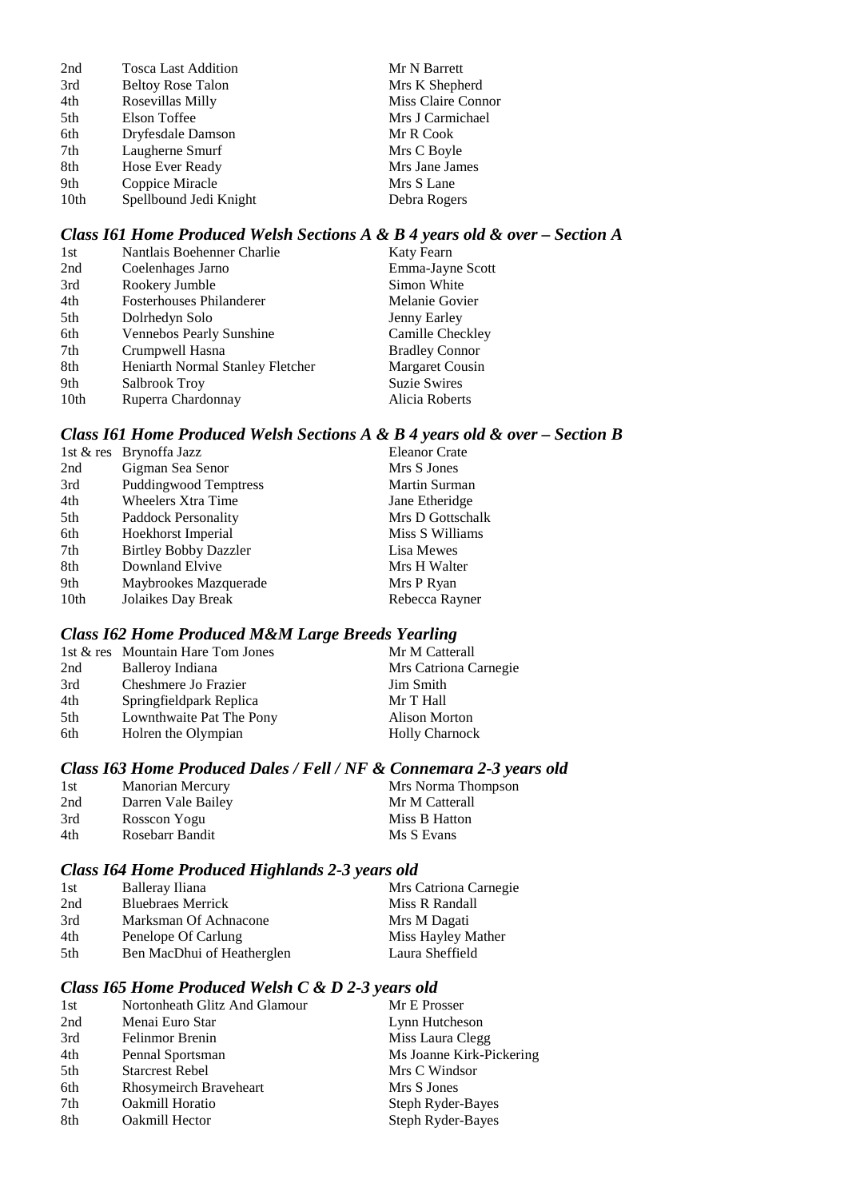| | | |
|---|---|---|
| 2nd | Tosca Last Addition | Mr N Barrett |
| 3rd | Beltoy Rose Talon | Mrs K Shepherd |
| 4th | Rosevillas Milly | Miss Claire Connor |
| 5th | Elson Toffee | Mrs J Carmichael |
| 6th | Dryfesdale Damson | Mr R Cook |
| 7th | Laugherne Smurf | Mrs C Boyle |
| 8th | Hose Ever Ready | Mrs Jane James |
| 9th | Coppice Miracle | Mrs S Lane |
| 10th | Spellbound Jedi Knight | Debra Rogers |

### *Class I61 Home Produced Welsh Sections A & B 4 years old & over – Section A*

| | | |
|---|---|---|
| 1st | Nantlais Boehenner Charlie | Katy Fearn |
| 2nd | Coelenhages Jarno | Emma-Jayne Scott |
| 3rd | Rookery Jumble | Simon White |
| 4th | Fosterhouses Philanderer | Melanie Govier |
| 5th | Dolrhedyn Solo | Jenny Earley |
| 6th | Vennebos Pearly Sunshine | Camille Checkley |
| 7th | Crumpwell Hasna | Bradley Connor |
| 8th | Heniarth Normal Stanley Fletcher | Margaret Cousin |
| 9th | Salbrook Troy | Suzie Swires |
| 10th | Ruperra Chardonnay | Alicia Roberts |

### *Class I61 Home Produced Welsh Sections A & B 4 years old & over – Section B*

| | | |
|---|---|---|
| 1st & res | Brynoffa Jazz | Eleanor Crate |
| 2nd | Gigman Sea Senor | Mrs S Jones |
| 3rd | Puddingwood Temptress | Martin Surman |
| 4th | Wheelers Xtra Time | Jane Etheridge |
| 5th | Paddock Personality | Mrs D Gottschalk |
| 6th | Hoekhorst Imperial | Miss S Williams |
| 7th | Birtley Bobby Dazzler | Lisa Mewes |
| 8th | Downland Elvive | Mrs H Walter |
| 9th | Maybrookes Mazquerade | Mrs P Ryan |
| 10th | Jolaikes Day Break | Rebecca Rayner |

### *Class I62 Home Produced M&M Large Breeds Yearling*

| | | |
|---|---|---|
| 1st & res | Mountain Hare Tom Jones | Mr M Catterall |
| 2nd | Balleroy Indiana | Mrs Catriona Carnegie |
| 3rd | Cheshmere Jo Frazier | Jim Smith |
| 4th | Springfieldpark Replica | Mr T Hall |
| 5th | Lownthwaite Pat The Pony | Alison Morton |
| 6th | Holren the Olympian | Holly Charnock |

### *Class I63 Home Produced Dales / Fell / NF & Connemara 2-3 years old*

| | | |
|---|---|---|
| 1st | Manorian Mercury | Mrs Norma Thompson |
| 2nd | Darren Vale Bailey | Mr M Catterall |
| 3rd | Rosscon Yogu | Miss B Hatton |
| 4th | Rosebarr Bandit | Ms S Evans |

### *Class I64 Home Produced Highlands 2-3 years old*

| | | |
|---|---|---|
| 1st | Balleray Iliana | Mrs Catriona Carnegie |
| 2nd | Bluebraes Merrick | Miss R Randall |
| 3rd | Marksman Of Achnacone | Mrs M Dagati |
| 4th | Penelope Of Carlung | Miss Hayley Mather |
| 5th | Ben MacDhui of Heatherglen | Laura Sheffield |

### *Class I65 Home Produced Welsh C & D 2-3 years old*

| | | |
|---|---|---|
| 1st | Nortonheath Glitz And Glamour | Mr E Prosser |
| 2nd | Menai Euro Star | Lynn Hutcheson |
| 3rd | Felinmor Brenin | Miss Laura Clegg |
| 4th | Pennal Sportsman | Ms Joanne Kirk-Pickering |
| 5th | Starcrest Rebel | Mrs C Windsor |
| 6th | Rhosymeirch Braveheart | Mrs S Jones |
| 7th | Oakmill Horatio | Steph Ryder-Bayes |
| 8th | Oakmill Hector | Steph Ryder-Bayes |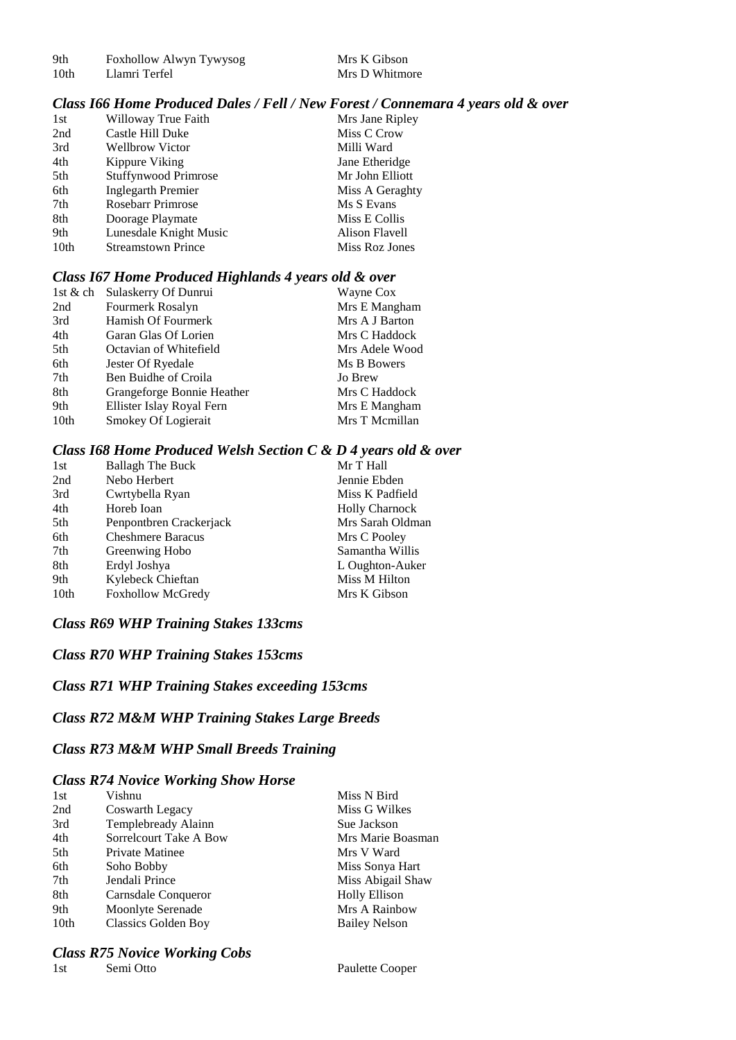| | | |
|---|---|---|
| 9th | Foxhollow Alwyn Tywysog | Mrs K Gibson |
| 10th | Llamri Terfel | Mrs D Whitmore |

### *Class I66 Home Produced Dales / Fell / New Forest / Connemara 4 years old & over*

| | | |
|---|---|---|
| 1st | Willoway True Faith | Mrs Jane Ripley |
| 2nd | Castle Hill Duke | Miss C Crow |
| 3rd | Wellbrow Victor | Milli Ward |
| 4th | Kippure Viking | Jane Etheridge |
| 5th | Stuffynwood Primrose | Mr John Elliott |
| 6th | Inglegarth Premier | Miss A Geraghty |
| 7th | Rosebarr Primrose | Ms S Evans |
| 8th | Doorage Playmate | Miss E Collis |
| 9th | Lunesdale Knight Music | Alison Flavell |
| 10th | Streamstown Prince | Miss Roz Jones |

### *Class I67 Home Produced Highlands 4 years old & over*

| | | |
|---|---|---|
| 1st & ch | Sulaskerry Of Dunrui | Wayne Cox |
| 2nd | Fourmerk Rosalyn | Mrs E Mangham |
| 3rd | Hamish Of Fourmerk | Mrs A J Barton |
| 4th | Garan Glas Of Lorien | Mrs C Haddock |
| 5th | Octavian of Whitefield | Mrs Adele Wood |
| 6th | Jester Of Ryedale | Ms B Bowers |
| 7th | Ben Buidhe of Croila | Jo Brew |
| 8th | Grangeforge Bonnie Heather | Mrs C Haddock |
| 9th | Ellister Islay Royal Fern | Mrs E Mangham |
| 10th | Smokey Of Logierait | Mrs T Mcmillan |

### *Class I68 Home Produced Welsh Section C & D 4 years old & over*

| | | |
|---|---|---|
| 1st | Ballagh The Buck | Mr T Hall |
| 2nd | Nebo Herbert | Jennie Ebden |
| 3rd | Cwrtybella Ryan | Miss K Padfield |
| 4th | Horeb Ioan | Holly Charnock |
| 5th | Penpontbren Crackerjack | Mrs Sarah Oldman |
| 6th | Cheshmere Baracus | Mrs C Pooley |
| 7th | Greenwing Hobo | Samantha Willis |
| 8th | Erdyl Joshya | L Oughton-Auker |
| 9th | Kylebeck Chieftan | Miss M Hilton |
| 10th | Foxhollow McGredy | Mrs K Gibson |

### *Class R69 WHP Training Stakes 133cms*

### *Class R70 WHP Training Stakes 153cms*

### *Class R71 WHP Training Stakes exceeding 153cms*

### *Class R72 M&M WHP Training Stakes Large Breeds*

### *Class R73 M&M WHP Small Breeds Training*

### *Class R74 Novice Working Show Horse*

| | | |
|---|---|---|
| 1st | Vishnu | Miss N Bird |
| 2nd | Coswarth Legacy | Miss G Wilkes |
| 3rd | Templebready Alainn | Sue Jackson |
| 4th | Sorrelcourt Take A Bow | Mrs Marie Boasman |
| 5th | Private Matinee | Mrs V Ward |
| 6th | Soho Bobby | Miss Sonya Hart |
| 7th | Jendali Prince | Miss Abigail Shaw |
| 8th | Carnsdale Conqueror | Holly Ellison |
| 9th | Moonlyte Serenade | Mrs A Rainbow |
| 10th | Classics Golden Boy | Bailey Nelson |

### *Class R75 Novice Working Cobs*

| | | |
|---|---|---|
| 1st | Semi Otto | Paulette Cooper |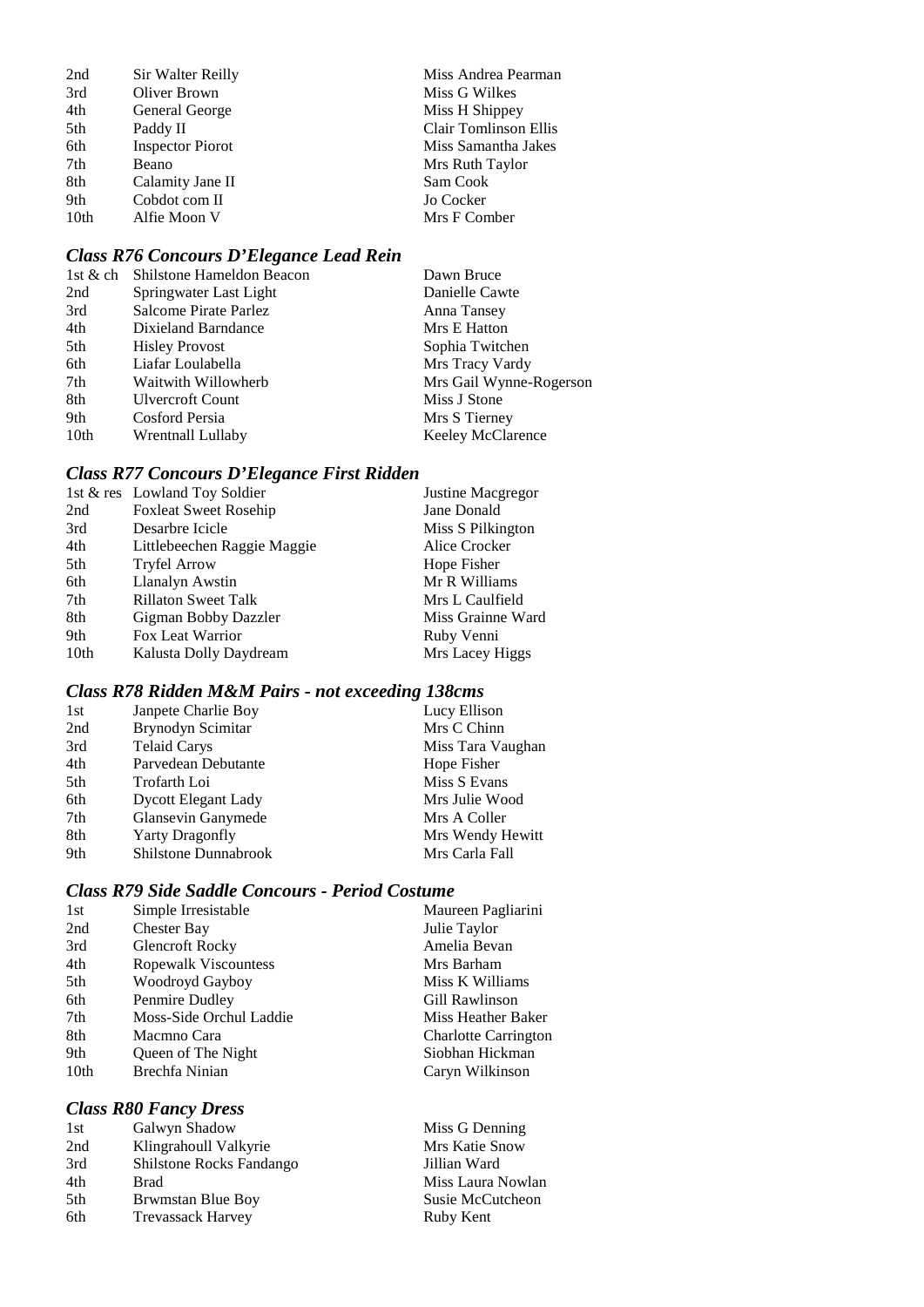| | | |
|---|---|---|
| 2nd | Sir Walter Reilly | Miss Andrea Pearman |
| 3rd | Oliver Brown | Miss G Wilkes |
| 4th | General George | Miss H Shippey |
| 5th | Paddy II | Clair Tomlinson Ellis |
| 6th | Inspector Piorot | Miss Samantha Jakes |
| 7th | Beano | Mrs Ruth Taylor |
| 8th | Calamity Jane II | Sam Cook |
| 9th | Cobdot com II | Jo Cocker |
| 10th | Alfie Moon V | Mrs F Comber |

### *Class R76 Concours D'Elegance Lead Rein*

| | | |
|---|---|---|
| 1st & ch | Shilstone Hameldon Beacon | Dawn Bruce |
| 2nd | Springwater Last Light | Danielle Cawte |
| 3rd | Salcome Pirate Parlez | Anna Tansey |
| 4th | Dixieland Barndance | Mrs E Hatton |
| 5th | Hisley Provost | Sophia Twitchen |
| 6th | Liafar Loulabella | Mrs Tracy Vardy |
| 7th | Waitwith Willowherb | Mrs Gail Wynne-Rogerson |
| 8th | Ulvercroft Count | Miss J Stone |
| 9th | Cosford Persia | Mrs S Tierney |
| 10th | Wrentnall Lullaby | Keeley McClarence |

### *Class R77 Concours D'Elegance First Ridden*

| | | |
|---|---|---|
| 1st & res | Lowland Toy Soldier | Justine Macgregor |
| 2nd | Foxleat Sweet Rosehip | Jane Donald |
| 3rd | Desarbre Icicle | Miss S Pilkington |
| 4th | Littlebeechen Raggie Maggie | Alice Crocker |
| 5th | Tryfel Arrow | Hope Fisher |
| 6th | Llanalyn Awstin | Mr R Williams |
| 7th | Rillaton Sweet Talk | Mrs L Caulfield |
| 8th | Gigman Bobby Dazzler | Miss Grainne Ward |
| 9th | Fox Leat Warrior | Ruby Venni |
| 10th | Kalusta Dolly Daydream | Mrs Lacey Higgs |

### *Class R78 Ridden M&M Pairs - not exceeding 138cms*

| | | |
|---|---|---|
| 1st | Janpete Charlie Boy | Lucy Ellison |
| 2nd | Brynodyn Scimitar | Mrs C Chinn |
| 3rd | Telaid Carys | Miss Tara Vaughan |
| 4th | Parvedean Debutante | Hope Fisher |
| 5th | Trofarth Loi | Miss S Evans |
| 6th | Dycott Elegant Lady | Mrs Julie Wood |
| 7th | Glansevin Ganymede | Mrs A Coller |
| 8th | Yarty Dragonfly | Mrs Wendy Hewitt |
| 9th | Shilstone Dunnabrook | Mrs Carla Fall |

### *Class R79 Side Saddle Concours - Period Costume*

| | | |
|---|---|---|
| 1st | Simple Irresistable | Maureen Pagliarini |
| 2nd | Chester Bay | Julie Taylor |
| 3rd | Glencroft Rocky | Amelia Bevan |
| 4th | Ropewalk Viscountess | Mrs Barham |
| 5th | Woodroyd Gayboy | Miss K Williams |
| 6th | Penmire Dudley | Gill Rawlinson |
| 7th | Moss-Side Orchul Laddie | Miss Heather Baker |
| 8th | Macmno Cara | Charlotte Carrington |
| 9th | Queen of The Night | Siobhan Hickman |
| 10th | Brechfa Ninian | Caryn Wilkinson |

### *Class R80 Fancy Dress*

| | | |
|---|---|---|
| 1st | Galwyn Shadow | Miss G Denning |
| 2nd | Klingrahoull Valkyrie | Mrs Katie Snow |
| 3rd | Shilstone Rocks Fandango | Jillian Ward |
| 4th | Brad | Miss Laura Nowlan |
| 5th | Brwmstan Blue Boy | Susie McCutcheon |
| 6th | Trevassack Harvey | Ruby Kent |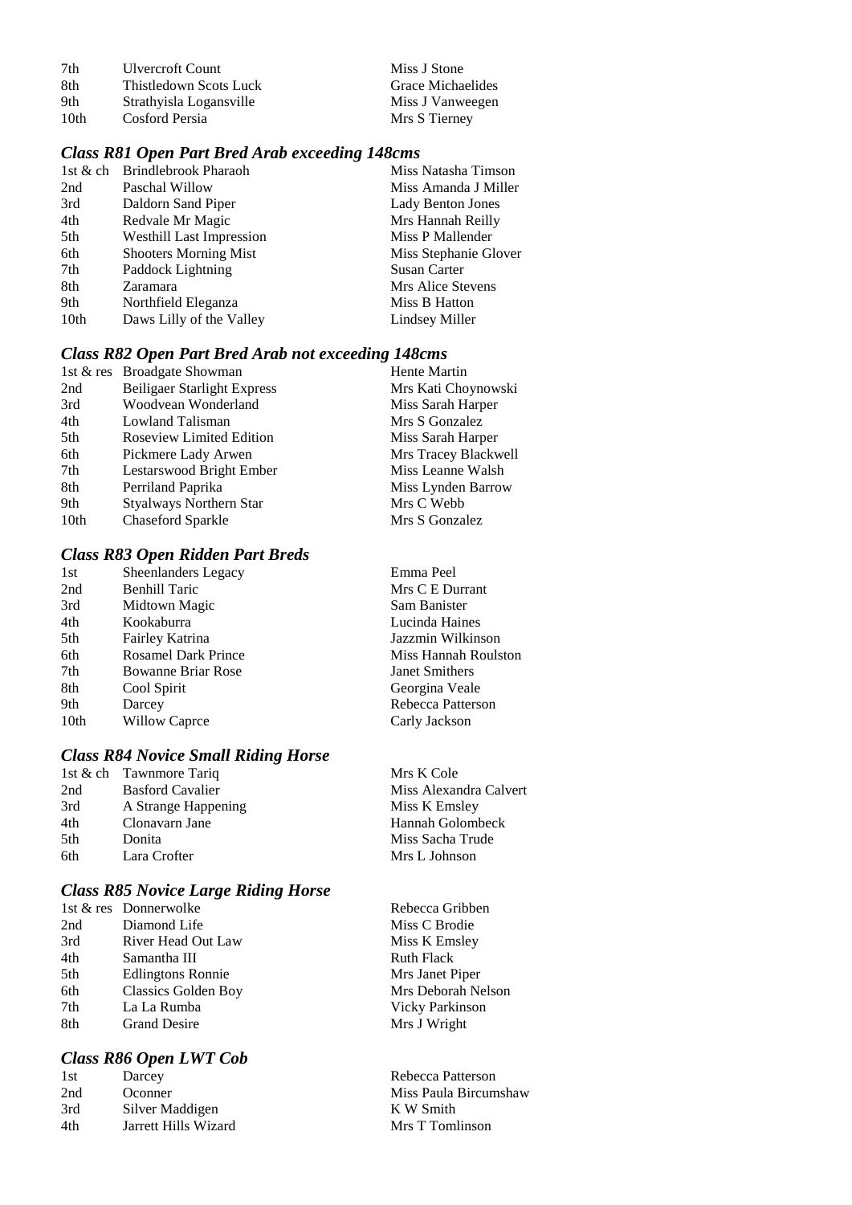| | | |
|---|---|---|
| 7th | Ulvercroft Count | Miss J Stone |
| 8th | Thistledown Scots Luck | Grace Michaelides |
| 9th | Strathyisla Logansville | Miss J Vanweegen |
| 10th | Cosford Persia | Mrs S Tierney |

### *Class R81 Open Part Bred Arab exceeding 148cms*

| | | |
|---|---|---|
| 1st & ch | Brindlebrook Pharaoh | Miss Natasha Timson |
| 2nd | Paschal Willow | Miss Amanda J Miller |
| 3rd | Daldorn Sand Piper | Lady Benton Jones |
| 4th | Redvale Mr Magic | Mrs Hannah Reilly |
| 5th | Westhill Last Impression | Miss P Mallender |
| 6th | Shooters Morning Mist | Miss Stephanie Glover |
| 7th | Paddock Lightning | Susan Carter |
| 8th | Zaramara | Mrs Alice Stevens |
| 9th | Northfield Eleganza | Miss B Hatton |
| 10th | Daws Lilly of the Valley | Lindsey Miller |

### *Class R82 Open Part Bred Arab not exceeding 148cms*

| | | |
|---|---|---|
| 1st & res | Broadgate Showman | Hente Martin |
| 2nd | Beiligaer Starlight Express | Mrs Kati Choynowski |
| 3rd | Woodvean Wonderland | Miss Sarah Harper |
| 4th | Lowland Talisman | Mrs S Gonzalez |
| 5th | Roseview Limited Edition | Miss Sarah Harper |
| 6th | Pickmere Lady Arwen | Mrs Tracey Blackwell |
| 7th | Lestarswood Bright Ember | Miss Leanne Walsh |
| 8th | Perriland Paprika | Miss Lynden Barrow |
| 9th | Styalways Northern Star | Mrs C Webb |
| 10th | Chaseford Sparkle | Mrs S Gonzalez |

### *Class R83 Open Ridden Part Breds*

| | | |
|---|---|---|
| 1st | Sheenlanders Legacy | Emma Peel |
| 2nd | Benhill Taric | Mrs C E Durrant |
| 3rd | Midtown Magic | Sam Banister |
| 4th | Kookaburra | Lucinda Haines |
| 5th | Fairley Katrina | Jazzmin Wilkinson |
| 6th | Rosamel Dark Prince | Miss Hannah Roulston |
| 7th | Bowanne Briar Rose | Janet Smithers |
| 8th | Cool Spirit | Georgina Veale |
| 9th | Darcey | Rebecca Patterson |
| 10th | Willow Caprce | Carly Jackson |

### *Class R84 Novice Small Riding Horse*

| | | |
|---|---|---|
| 1st & ch | Tawnmore Tariq | Mrs K Cole |
| 2nd | Basford Cavalier | Miss Alexandra Calvert |
| 3rd | A Strange Happening | Miss K Emsley |
| 4th | Clonavarn Jane | Hannah Golombeck |
| 5th | Donita | Miss Sacha Trude |
| 6th | Lara Crofter | Mrs L Johnson |

### *Class R85 Novice Large Riding Horse*

| | | |
|---|---|---|
| 1st & res | Donnerwolke | Rebecca Gribben |
| 2nd | Diamond Life | Miss C Brodie |
| 3rd | River Head Out Law | Miss K Emsley |
| 4th | Samantha III | Ruth Flack |
| 5th | Edlingtons Ronnie | Mrs Janet Piper |
| 6th | Classics Golden Boy | Mrs Deborah Nelson |
| 7th | La La Rumba | Vicky Parkinson |
| 8th | Grand Desire | Mrs J Wright |

### *Class R86 Open LWT Cob*

| | | |
|---|---|---|
| 1st | Darcey | Rebecca Patterson |
| 2nd | Oconner | Miss Paula Bircumshaw |
| 3rd | Silver Maddigen | K W Smith |
| 4th | Jarrett Hills Wizard | Mrs T Tomlinson |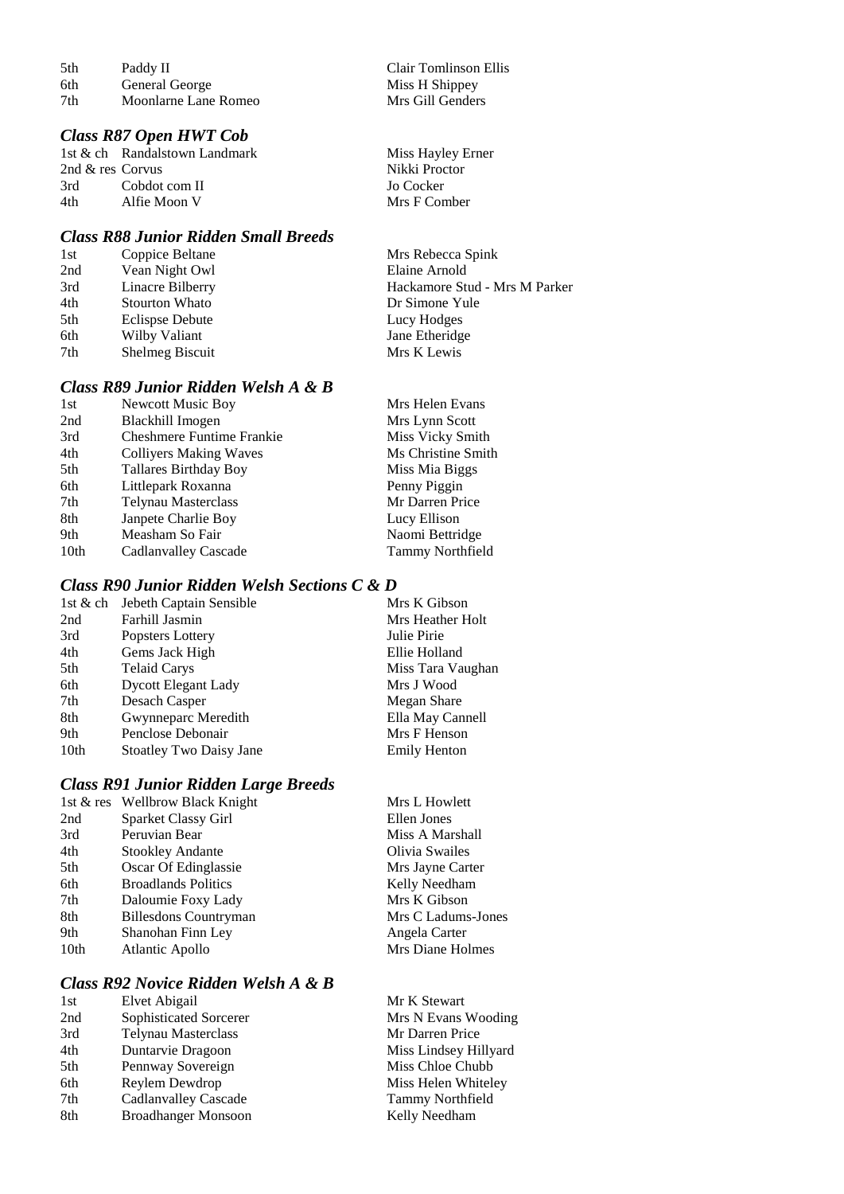| | | |
|---|---|---|
| 5th | Paddy II | Clair Tomlinson Ellis |
| 6th | General George | Miss H Shippey |
| 7th | Moonlarne Lane Romeo | Mrs Gill Genders |

### *Class R87 Open HWT Cob*

| | | |
|---|---|---|
| 1st & ch | Randalstown Landmark | Miss Hayley Erner |
| 2nd & res | Corvus | Nikki Proctor |
| 3rd | Cobdot com II | Jo Cocker |
| 4th | Alfie Moon V | Mrs F Comber |

### *Class R88 Junior Ridden Small Breeds*

| | | |
|---|---|---|
| 1st | Coppice Beltane | Mrs Rebecca Spink |
| 2nd | Vean Night Owl | Elaine Arnold |
| 3rd | Linacre Bilberry | Hackamore Stud - Mrs M Parker |
| 4th | Stourton Whato | Dr Simone Yule |
| 5th | Eclispse Debute | Lucy Hodges |
| 6th | Wilby Valiant | Jane Etheridge |
| 7th | Shelmeg Biscuit | Mrs K Lewis |

### *Class R89 Junior Ridden Welsh A & B*

| | | |
|---|---|---|
| 1st | Newcott Music Boy | Mrs Helen Evans |
| 2nd | Blackhill Imogen | Mrs Lynn Scott |
| 3rd | Cheshmere Funtime Frankie | Miss Vicky Smith |
| 4th | Colliyers Making Waves | Ms Christine Smith |
| 5th | Tallares Birthday Boy | Miss Mia Biggs |
| 6th | Littlepark Roxanna | Penny Piggin |
| 7th | Telynau Masterclass | Mr Darren Price |
| 8th | Janpete Charlie Boy | Lucy Ellison |
| 9th | Measham So Fair | Naomi Bettridge |
| 10th | Cadlanvalley Cascade | Tammy Northfield |

### *Class R90 Junior Ridden Welsh Sections C & D*

| | | |
|---|---|---|
| 1st & ch | Jebeth Captain Sensible | Mrs K Gibson |
| 2nd | Farhill Jasmin | Mrs Heather Holt |
| 3rd | Popsters Lottery | Julie Pirie |
| 4th | Gems Jack High | Ellie Holland |
| 5th | Telaid Carys | Miss Tara Vaughan |
| 6th | Dycott Elegant Lady | Mrs J Wood |
| 7th | Desach Casper | Megan Share |
| 8th | Gwynneparc Meredith | Ella May Cannell |
| 9th | Penclose Debonair | Mrs F Henson |
| 10th | Stoatley Two Daisy Jane | Emily Henton |

### *Class R91 Junior Ridden Large Breeds*

| | | |
|---|---|---|
| 1st & res | Wellbrow Black Knight | Mrs L Howlett |
| 2nd | Sparket Classy Girl | Ellen Jones |
| 3rd | Peruvian Bear | Miss A Marshall |
| 4th | Stookley Andante | Olivia Swailes |
| 5th | Oscar Of Edinglassie | Mrs Jayne Carter |
| 6th | Broadlands Politics | Kelly Needham |
| 7th | Daloumie Foxy Lady | Mrs K Gibson |
| 8th | Billesdons Countryman | Mrs C Ladums-Jones |
| 9th | Shanohan Finn Ley | Angela Carter |
| 10th | Atlantic Apollo | Mrs Diane Holmes |

### *Class R92 Novice Ridden Welsh A & B*

| | | |
|---|---|---|
| 1st | Elvet Abigail | Mr K Stewart |
| 2nd | Sophisticated Sorcerer | Mrs N Evans Wooding |
| 3rd | Telynau Masterclass | Mr Darren Price |
| 4th | Duntarvie Dragoon | Miss Lindsey Hillyard |
| 5th | Pennway Sovereign | Miss Chloe Chubb |
| 6th | Reylem Dewdrop | Miss Helen Whiteley |
| 7th | Cadlanvalley Cascade | Tammy Northfield |
| 8th | Broadhanger Monsoon | Kelly Needham |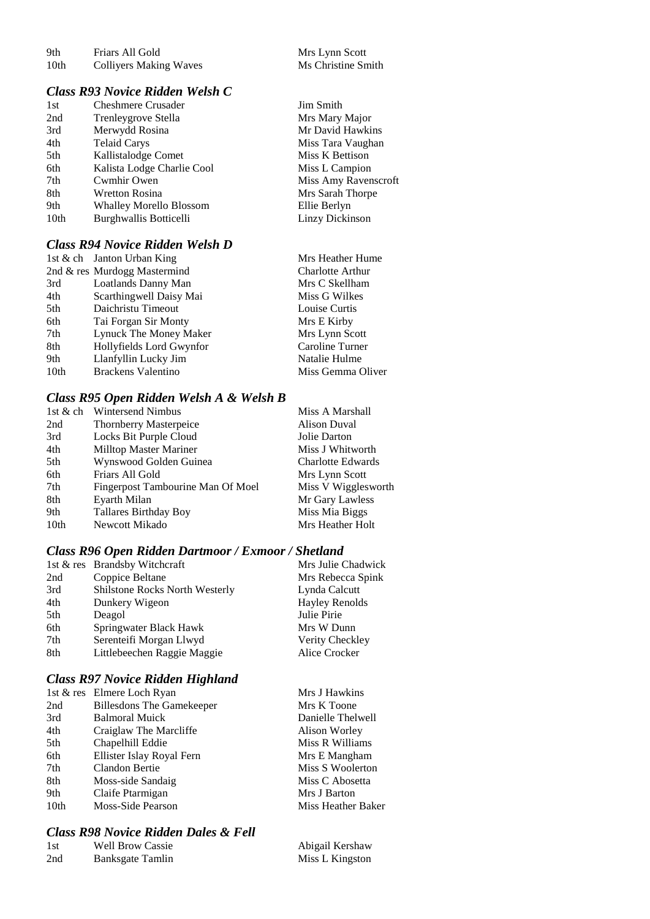| | | |
|---|---|---|
| 9th | Friars All Gold | Mrs Lynn Scott |
| 10th | Colliyers Making Waves | Ms Christine Smith |

### *Class R93 Novice Ridden Welsh C*

| | | |
|---|---|---|
| 1st | Cheshmere Crusader | Jim Smith |
| 2nd | Trenleygrove Stella | Mrs Mary Major |
| 3rd | Merwydd Rosina | Mr David Hawkins |
| 4th | Telaid Carys | Miss Tara Vaughan |
| 5th | Kallistalodge Comet | Miss K Bettison |
| 6th | Kalista Lodge Charlie Cool | Miss L Campion |
| 7th | Cwmhir Owen | Miss Amy Ravenscroft |
| 8th | Wretton Rosina | Mrs Sarah Thorpe |
| 9th | Whalley Morello Blossom | Ellie Berlyn |
| 10th | Burghwallis Botticelli | Linzy Dickinson |

### *Class R94 Novice Ridden Welsh D*

| | | |
|---|---|---|
| 1st & ch | Janton Urban King | Mrs Heather Hume |
| 2nd & res | Murdogg Mastermind | Charlotte Arthur |
| 3rd | Loatlands Danny Man | Mrs C Skellham |
| 4th | Scarthingwell Daisy Mai | Miss G Wilkes |
| 5th | Daichristu Timeout | Louise Curtis |
| 6th | Tai Forgan Sir Monty | Mrs E Kirby |
| 7th | Lynuck The Money Maker | Mrs Lynn Scott |
| 8th | Hollyfields Lord Gwynfor | Caroline Turner |
| 9th | Llanfyllin Lucky Jim | Natalie Hulme |
| 10th | Brackens Valentino | Miss Gemma Oliver |

### *Class R95 Open Ridden Welsh A & Welsh B*

| | | |
|---|---|---|
| 1st & ch | Wintersend Nimbus | Miss A Marshall |
| 2nd | Thornberry Masterpeice | Alison Duval |
| 3rd | Locks Bit Purple Cloud | Jolie Darton |
| 4th | Milltop Master Mariner | Miss J Whitworth |
| 5th | Wynswood Golden Guinea | Charlotte Edwards |
| 6th | Friars All Gold | Mrs Lynn Scott |
| 7th | Fingerpost Tambourine Man Of Moel | Miss V Wigglesworth |
| 8th | Eyarth Milan | Mr Gary Lawless |
| 9th | Tallares Birthday Boy | Miss Mia Biggs |
| 10th | Newcott Mikado | Mrs Heather Holt |

### *Class R96 Open Ridden Dartmoor / Exmoor / Shetland*

| | | |
|---|---|---|
| 1st & res | Brandsby Witchcraft | Mrs Julie Chadwick |
| 2nd | Coppice Beltane | Mrs Rebecca Spink |
| 3rd | Shilstone Rocks North Westerly | Lynda Calcutt |
| 4th | Dunkery Wigeon | Hayley Renolds |
| 5th | Deagol | Julie Pirie |
| 6th | Springwater Black Hawk | Mrs W Dunn |
| 7th | Serenteifi Morgan Llwyd | Verity Checkley |
| 8th | Littlebeechen Raggie Maggie | Alice Crocker |

### *Class R97 Novice Ridden Highland*

| | | |
|---|---|---|
| 1st & res | Elmere Loch Ryan | Mrs J Hawkins |
| 2nd | Billesdons The Gamekeeper | Mrs K Toone |
| 3rd | Balmoral Muick | Danielle Thelwell |
| 4th | Craiglaw The Marcliffe | Alison Worley |
| 5th | Chapelhill Eddie | Miss R Williams |
| 6th | Ellister Islay Royal Fern | Mrs E Mangham |
| 7th | Clandon Bertie | Miss S Woolerton |
| 8th | Moss-side Sandaig | Miss C Abosetta |
| 9th | Claife Ptarmigan | Mrs J Barton |
| 10th | Moss-Side Pearson | Miss Heather Baker |

### *Class R98 Novice Ridden Dales & Fell*

| | | |
|---|---|---|
| 1st | Well Brow Cassie | Abigail Kershaw |
| 2nd | Banksgate Tamlin | Miss L Kingston |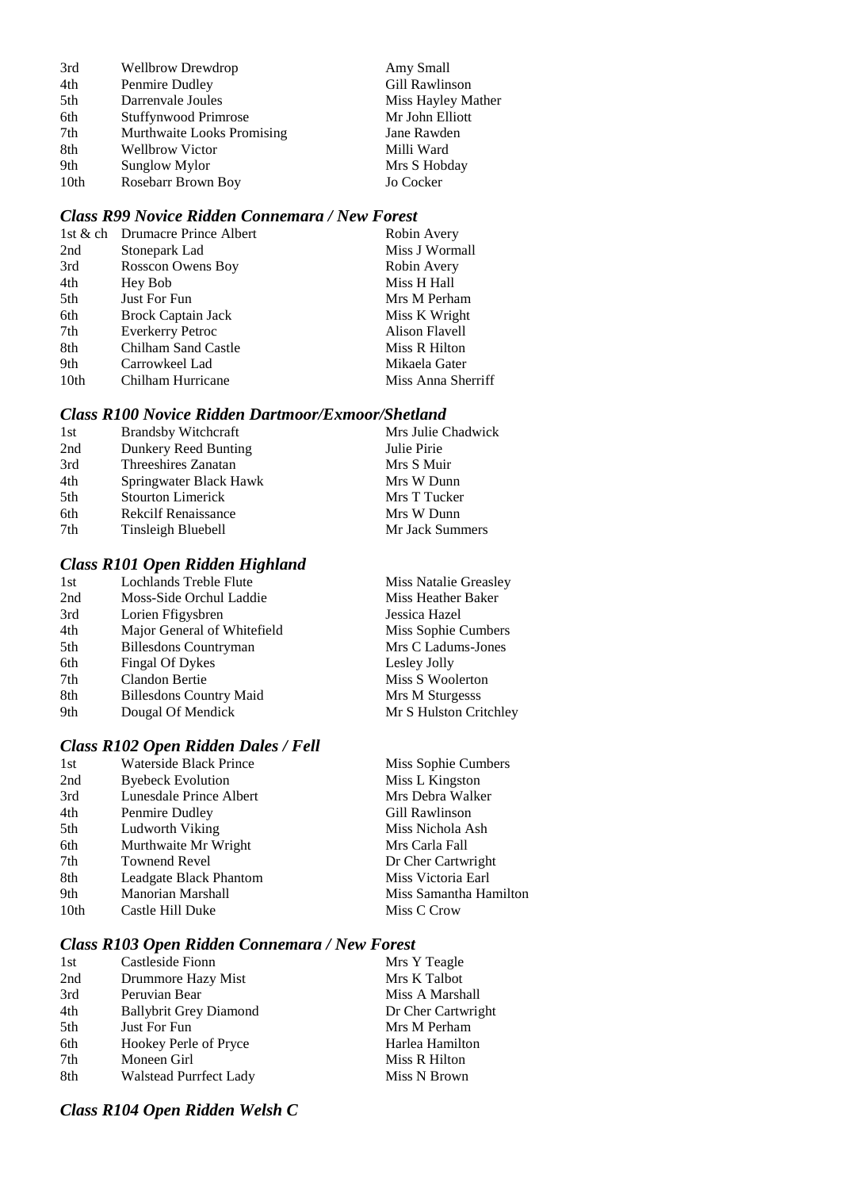| | | |
|---|---|---|
| 3rd | Wellbrow Drewdrop | Amy Small |
| 4th | Penmire Dudley | Gill Rawlinson |
| 5th | Darrenvale Joules | Miss Hayley Mather |
| 6th | Stuffynwood Primrose | Mr John Elliott |
| 7th | Murthwaite Looks Promising | Jane Rawden |
| 8th | Wellbrow Victor | Milli Ward |
| 9th | Sunglow Mylor | Mrs S Hobday |
| 10th | Rosebarr Brown Boy | Jo Cocker |

### *Class R99 Novice Ridden Connemara / New Forest*

| | | |
|---|---|---|
| 1st & ch | Drumacre Prince Albert | Robin Avery |
| 2nd | Stonepark Lad | Miss J Wormall |
| 3rd | Rosscon Owens Boy | Robin Avery |
| 4th | Hey Bob | Miss H Hall |
| 5th | Just For Fun | Mrs M Perham |
| 6th | Brock Captain Jack | Miss K Wright |
| 7th | Everkerry Petroc | Alison Flavell |
| 8th | Chilham Sand Castle | Miss R Hilton |
| 9th | Carrowkeel Lad | Mikaela Gater |
| 10th | Chilham Hurricane | Miss Anna Sherriff |

### *Class R100 Novice Ridden Dartmoor/Exmoor/Shetland*

| | | |
|---|---|---|
| 1st | Brandsby Witchcraft | Mrs Julie Chadwick |
| 2nd | Dunkery Reed Bunting | Julie Pirie |
| 3rd | Threeshires Zanatan | Mrs S Muir |
| 4th | Springwater Black Hawk | Mrs W Dunn |
| 5th | Stourton Limerick | Mrs T Tucker |
| 6th | Rekcilf Renaissance | Mrs W Dunn |
| 7th | Tinsleigh Bluebell | Mr Jack Summers |

### *Class R101 Open Ridden Highland*

| | | |
|---|---|---|
| 1st | Lochlands Treble Flute | Miss Natalie Greasley |
| 2nd | Moss-Side Orchul Laddie | Miss Heather Baker |
| 3rd | Lorien Ffigysbren | Jessica Hazel |
| 4th | Major General of Whitefield | Miss Sophie Cumbers |
| 5th | Billesdons Countryman | Mrs C Ladums-Jones |
| 6th | Fingal Of Dykes | Lesley Jolly |
| 7th | Clandon Bertie | Miss S Woolerton |
| 8th | Billesdons Country Maid | Mrs M Sturgesss |
| 9th | Dougal Of Mendick | Mr S Hulston Critchley |

### *Class R102 Open Ridden Dales / Fell*

| | | |
|---|---|---|
| 1st | Waterside Black Prince | Miss Sophie Cumbers |
| 2nd | Byebeck Evolution | Miss L Kingston |
| 3rd | Lunesdale Prince Albert | Mrs Debra Walker |
| 4th | Penmire Dudley | Gill Rawlinson |
| 5th | Ludworth Viking | Miss Nichola Ash |
| 6th | Murthwaite Mr Wright | Mrs Carla Fall |
| 7th | Townend Revel | Dr Cher Cartwright |
| 8th | Leadgate Black Phantom | Miss Victoria Earl |
| 9th | Manorian Marshall | Miss Samantha Hamilton |
| 10th | Castle Hill Duke | Miss C Crow |

### *Class R103 Open Ridden Connemara / New Forest*

| | | |
|---|---|---|
| 1st | Castleside Fionn | Mrs Y Teagle |
| 2nd | Drummore Hazy Mist | Mrs K Talbot |
| 3rd | Peruvian Bear | Miss A Marshall |
| 4th | Ballybrit Grey Diamond | Dr Cher Cartwright |
| 5th | Just For Fun | Mrs M Perham |
| 6th | Hookey Perle of Pryce | Harlea Hamilton |
| 7th | Moneen Girl | Miss R Hilton |
| 8th | Walstead Purrfect Lady | Miss N Brown |

### *Class R104 Open Ridden Welsh C*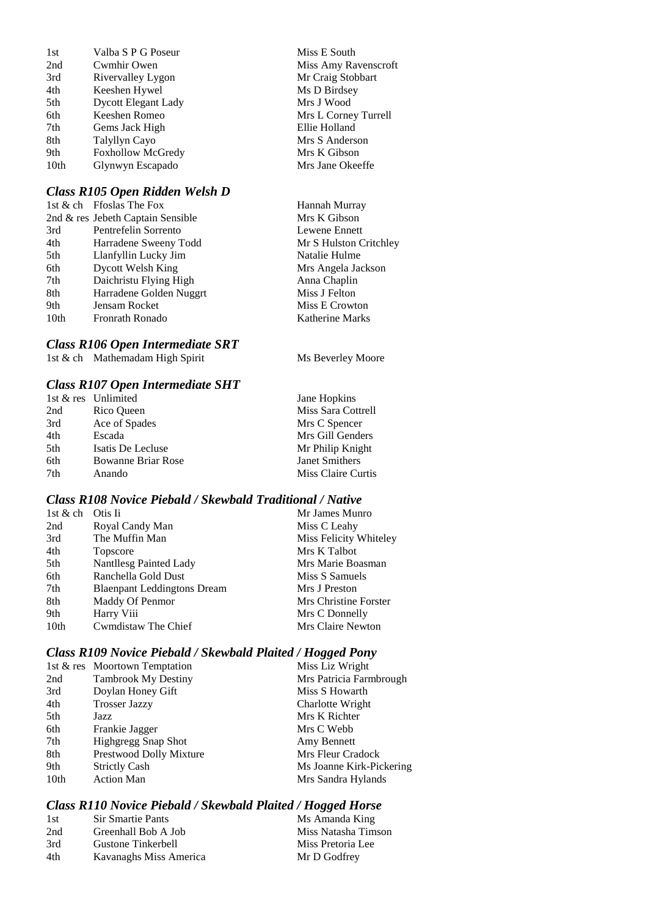| | | |
|---|---|---|
| 1st | Valba S P G Poseur | Miss E South |
| 2nd | Cwmhir Owen | Miss Amy Ravenscroft |
| 3rd | Rivervalley Lygon | Mr Craig Stobbart |
| 4th | Keeshen Hywel | Ms D Birdsey |
| 5th | Dycott Elegant Lady | Mrs J Wood |
| 6th | Keeshen Romeo | Mrs L Corney Turrell |
| 7th | Gems Jack High | Ellie Holland |
| 8th | Talyllyn Cayo | Mrs S Anderson |
| 9th | Foxhollow McGredy | Mrs K Gibson |
| 10th | Glynwyn Escapado | Mrs Jane Okeeffe |

### *Class R105 Open Ridden Welsh D*

| | | |
|---|---|---|
| 1st & ch | Ffoslas The Fox | Hannah Murray |
| 2nd & res | Jebeth Captain Sensible | Mrs K Gibson |
| 3rd | Pentrefelin Sorrento | Lewene Ennett |
| 4th | Harradene Sweeny Todd | Mr S Hulston Critchley |
| 5th | Llanfyllin Lucky Jim | Natalie Hulme |
| 6th | Dycott Welsh King | Mrs Angela Jackson |
| 7th | Daichristu Flying High | Anna Chaplin |
| 8th | Harradene Golden Nuggrt | Miss J Felton |
| 9th | Jensam Rocket | Miss E Crowton |
| 10th | Fronrath Ronado | Katherine Marks |

### *Class R106 Open Intermediate SRT*

| | | |
|---|---|---|
| 1st & ch | Mathemadam High Spirit | Ms Beverley Moore |

### *Class R107 Open Intermediate SHT*

| | | |
|---|---|---|
| 1st & res | Unlimited | Jane Hopkins |
| 2nd | Rico Queen | Miss Sara Cottrell |
| 3rd | Ace of Spades | Mrs C Spencer |
| 4th | Escada | Mrs Gill Genders |
| 5th | Isatis De Lecluse | Mr Philip Knight |
| 6th | Bowanne Briar Rose | Janet Smithers |
| 7th | Anando | Miss Claire Curtis |

### *Class R108 Novice Piebald / Skewbald Traditional / Native*

| | | |
|---|---|---|
| 1st & ch | Otis Ii | Mr James Munro |
| 2nd | Royal Candy Man | Miss C Leahy |
| 3rd | The Muffin Man | Miss Felicity Whiteley |
| 4th | Topscore | Mrs K Talbot |
| 5th | Nantllesg Painted Lady | Mrs Marie Boasman |
| 6th | Ranchella Gold Dust | Miss S Samuels |
| 7th | Blaenpant Leddingtons Dream | Mrs J Preston |
| 8th | Maddy Of Penmor | Mrs Christine Forster |
| 9th | Harry Viii | Mrs C Donnelly |
| 10th | Cwmdistaw The Chief | Mrs Claire Newton |

### *Class R109 Novice Piebald / Skewbald Plaited / Hogged Pony*

| | | |
|---|---|---|
| 1st & res | Moortown Temptation | Miss Liz Wright |
| 2nd | Tambrook My Destiny | Mrs Patricia Farmbrough |
| 3rd | Doylan Honey Gift | Miss S Howarth |
| 4th | Trosser Jazzy | Charlotte Wright |
| 5th | Jazz | Mrs K Richter |
| 6th | Frankie Jagger | Mrs C Webb |
| 7th | Highgregg Snap Shot | Amy Bennett |
| 8th | Prestwood Dolly Mixture | Mrs Fleur Cradock |
| 9th | Strictly Cash | Ms Joanne Kirk-Pickering |
| 10th | Action Man | Mrs Sandra Hylands |

### *Class R110 Novice Piebald / Skewbald Plaited / Hogged Horse*

| | | |
|---|---|---|
| 1st | Sir Smartie Pants | Ms Amanda King |
| 2nd | Greenhall Bob A Job | Miss Natasha Timson |
| 3rd | Gustone Tinkerbell | Miss Pretoria Lee |
| 4th | Kavanaghs Miss America | Mr D Godfrey |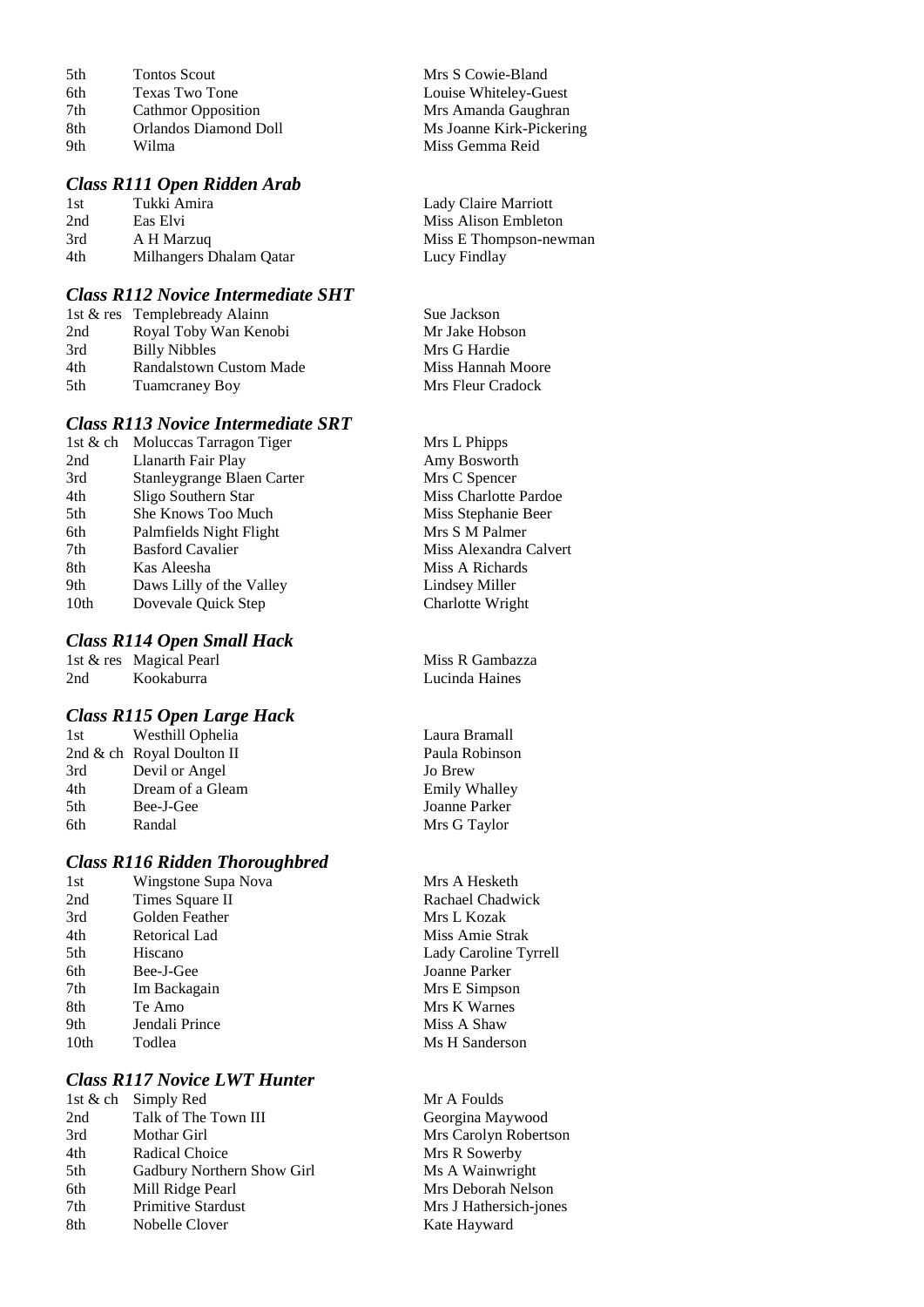| | | |
|---|---|---|
| 5th | Tontos Scout | Mrs S Cowie-Bland |
| 6th | Texas Two Tone | Louise Whiteley-Guest |
| 7th | Cathmor Opposition | Mrs Amanda Gaughran |
| 8th | Orlandos Diamond Doll | Ms Joanne Kirk-Pickering |
| 9th | Wilma | Miss Gemma Reid |

### *Class R111 Open Ridden Arab*

| | | |
|---|---|---|
| 1st | Tukki Amira | Lady Claire Marriott |
| 2nd | Eas Elvi | Miss Alison Embleton |
| 3rd | A H Marzuq | Miss E Thompson-newman |
| 4th | Milhangers Dhalam Qatar | Lucy Findlay |

### *Class R112 Novice Intermediate SHT*

| | | |
|---|---|---|
| 1st & res | Templebready Alainn | Sue Jackson |
| 2nd | Royal Toby Wan Kenobi | Mr Jake Hobson |
| 3rd | Billy Nibbles | Mrs G Hardie |
| 4th | Randalstown Custom Made | Miss Hannah Moore |
| 5th | Tuamcraney Boy | Mrs Fleur Cradock |

### *Class R113 Novice Intermediate SRT*

| | | |
|---|---|---|
| 1st & ch | Moluccas Tarragon Tiger | Mrs L Phipps |
| 2nd | Llanarth Fair Play | Amy Bosworth |
| 3rd | Stanleygrange Blaen Carter | Mrs C Spencer |
| 4th | Sligo Southern Star | Miss Charlotte Pardoe |
| 5th | She Knows Too Much | Miss Stephanie Beer |
| 6th | Palmfields Night Flight | Mrs S M Palmer |
| 7th | Basford Cavalier | Miss Alexandra Calvert |
| 8th | Kas Aleesha | Miss A Richards |
| 9th | Daws Lilly of the Valley | Lindsey Miller |
| 10th | Dovevale Quick Step | Charlotte Wright |

### *Class R114 Open Small Hack*

| | | |
|---|---|---|
| 1st & res | Magical Pearl | Miss R Gambazza |
| 2nd | Kookaburra | Lucinda Haines |

### *Class R115 Open Large Hack*

| | | |
|---|---|---|
| 1st | Westhill Ophelia | Laura Bramall |
| 2nd & ch | Royal Doulton II | Paula Robinson |
| 3rd | Devil or Angel | Jo Brew |
| 4th | Dream of a Gleam | Emily Whalley |
| 5th | Bee-J-Gee | Joanne Parker |
| 6th | Randal | Mrs G Taylor |

### *Class R116 Ridden Thoroughbred*

| | | |
|---|---|---|
| 1st | Wingstone Supa Nova | Mrs A Hesketh |
| 2nd | Times Square II | Rachael Chadwick |
| 3rd | Golden Feather | Mrs L Kozak |
| 4th | Retorical Lad | Miss Amie Strak |
| 5th | Hiscano | Lady Caroline Tyrrell |
| 6th | Bee-J-Gee | Joanne Parker |
| 7th | Im Backagain | Mrs E Simpson |
| 8th | Te Amo | Mrs K Warnes |
| 9th | Jendali Prince | Miss A Shaw |
| 10th | Todlea | Ms H Sanderson |

### *Class R117 Novice LWT Hunter*

| | | |
|---|---|---|
| 1st & ch | Simply Red | Mr A Foulds |
| 2nd | Talk of The Town III | Georgina Maywood |
| 3rd | Mothar Girl | Mrs Carolyn Robertson |
| 4th | Radical Choice | Mrs R Sowerby |
| 5th | Gadbury Northern Show Girl | Ms A Wainwright |
| 6th | Mill Ridge Pearl | Mrs Deborah Nelson |
| 7th | Primitive Stardust | Mrs J Hathersich-jones |
| 8th | Nobelle Clover | Kate Hayward |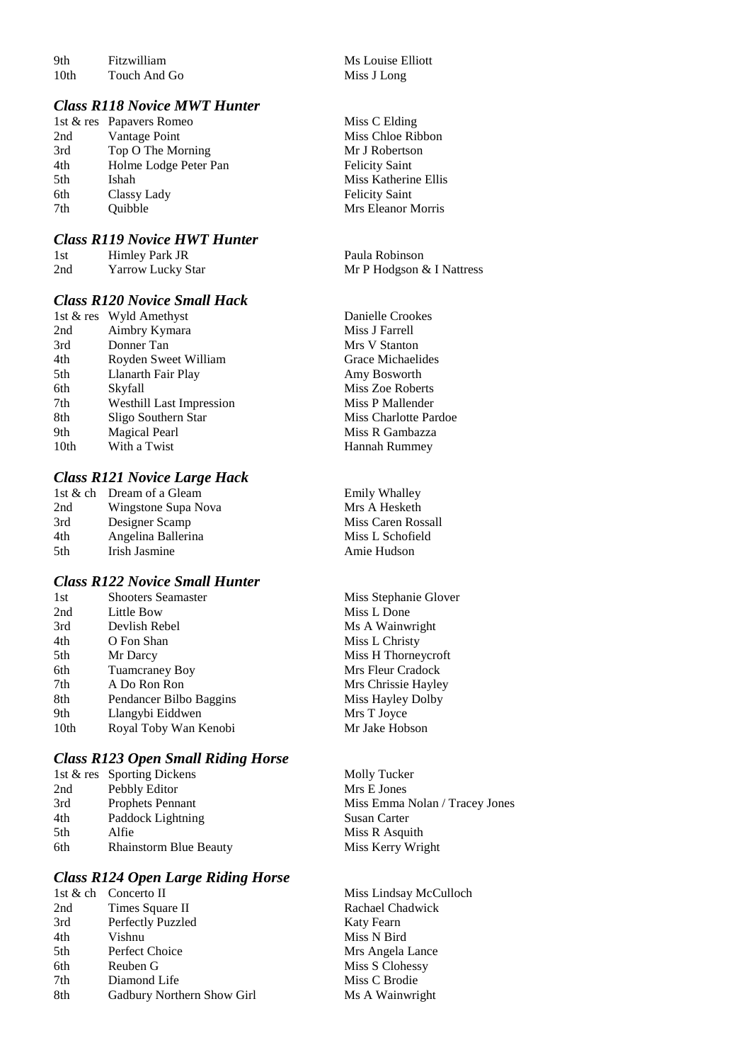| | | |
|---|---|---|
| 9th | Fitzwilliam | Ms Louise Elliott |
| 10th | Touch And Go | Miss J Long |

### *Class R118 Novice MWT Hunter*

| | | |
|---|---|---|
| 1st & res | Papavers Romeo | Miss C Elding |
| 2nd | Vantage Point | Miss Chloe Ribbon |
| 3rd | Top O The Morning | Mr J Robertson |
| 4th | Holme Lodge Peter Pan | Felicity Saint |
| 5th | Ishah | Miss Katherine Ellis |
| 6th | Classy Lady | Felicity Saint |
| 7th | Quibble | Mrs Eleanor Morris |

### *Class R119 Novice HWT Hunter*

| | | |
|---|---|---|
| 1st | Himley Park JR | Paula Robinson |
| 2nd | Yarrow Lucky Star | Mr P Hodgson & I Nattress |

### *Class R120 Novice Small Hack*

| | | |
|---|---|---|
| 1st & res | Wyld Amethyst | Danielle Crookes |
| 2nd | Aimbry Kymara | Miss J Farrell |
| 3rd | Donner Tan | Mrs V Stanton |
| 4th | Royden Sweet William | Grace Michaelides |
| 5th | Llanarth Fair Play | Amy Bosworth |
| 6th | Skyfall | Miss Zoe Roberts |
| 7th | Westhill Last Impression | Miss P Mallender |
| 8th | Sligo Southern Star | Miss Charlotte Pardoe |
| 9th | Magical Pearl | Miss R Gambazza |
| 10th | With a Twist | Hannah Rummey |

### *Class R121 Novice Large Hack*

| | | |
|---|---|---|
| 1st & ch | Dream of a Gleam | Emily Whalley |
| 2nd | Wingstone Supa Nova | Mrs A Hesketh |
| 3rd | Designer Scamp | Miss Caren Rossall |
| 4th | Angelina Ballerina | Miss L Schofield |
| 5th | Irish Jasmine | Amie Hudson |

### *Class R122 Novice Small Hunter*

| | | |
|---|---|---|
| 1st | Shooters Seamaster | Miss Stephanie Glover |
| 2nd | Little Bow | Miss L Done |
| 3rd | Devlish Rebel | Ms A Wainwright |
| 4th | O Fon Shan | Miss L Christy |
| 5th | Mr Darcy | Miss H Thorneycroft |
| 6th | Tuamcraney Boy | Mrs Fleur Cradock |
| 7th | A Do Ron Ron | Mrs Chrissie Hayley |
| 8th | Pendancer Bilbo Baggins | Miss Hayley Dolby |
| 9th | Llangybi Eiddwen | Mrs T Joyce |
| 10th | Royal Toby Wan Kenobi | Mr Jake Hobson |

### *Class R123 Open Small Riding Horse*

| | | |
|---|---|---|
| 1st & res | Sporting Dickens | Molly Tucker |
| 2nd | Pebbly Editor | Mrs E Jones |
| 3rd | Prophets Pennant | Miss Emma Nolan / Tracey Jones |
| 4th | Paddock Lightning | Susan Carter |
| 5th | Alfie | Miss R Asquith |
| 6th | Rhainstorm Blue Beauty | Miss Kerry Wright |

### *Class R124 Open Large Riding Horse*

| | | |
|---|---|---|
| 1st & ch | Concerto II | Miss Lindsay McCulloch |
| 2nd | Times Square II | Rachael Chadwick |
| 3rd | Perfectly Puzzled | Katy Fearn |
| 4th | Vishnu | Miss N Bird |
| 5th | Perfect Choice | Mrs Angela Lance |
| 6th | Reuben G | Miss S Clohessy |
| 7th | Diamond Life | Miss C Brodie |
| 8th | Gadbury Northern Show Girl | Ms A Wainwright |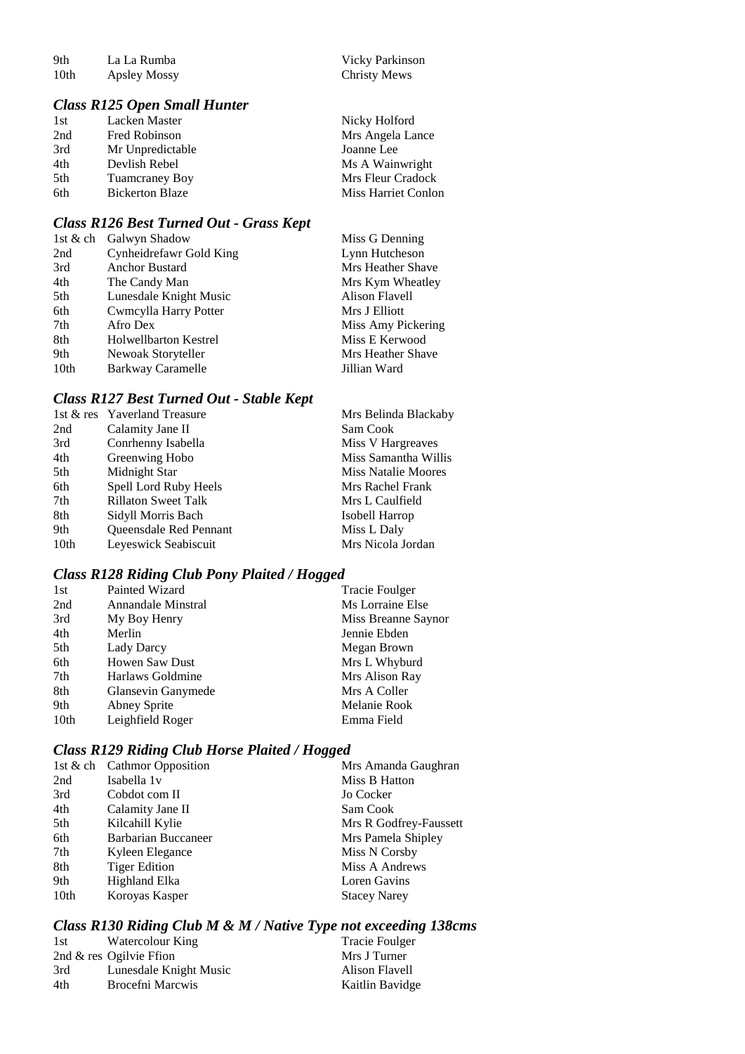| | | |
|---|---|---|
| 9th | La La Rumba | Vicky Parkinson |
| 10th | Apsley Mossy | Christy Mews |

### *Class R125 Open Small Hunter*

| | | |
|---|---|---|
| 1st | Lacken Master | Nicky Holford |
| 2nd | Fred Robinson | Mrs Angela Lance |
| 3rd | Mr Unpredictable | Joanne Lee |
| 4th | Devlish Rebel | Ms A Wainwright |
| 5th | Tuamcraney Boy | Mrs Fleur Cradock |
| 6th | Bickerton Blaze | Miss Harriet Conlon |

### *Class R126 Best Turned Out - Grass Kept*

| | | |
|---|---|---|
| 1st & ch | Galwyn Shadow | Miss G Denning |
| 2nd | Cynheidrefawr Gold King | Lynn Hutcheson |
| 3rd | Anchor Bustard | Mrs Heather Shave |
| 4th | The Candy Man | Mrs Kym Wheatley |
| 5th | Lunesdale Knight Music | Alison Flavell |
| 6th | Cwmcylla Harry Potter | Mrs J Elliott |
| 7th | Afro Dex | Miss Amy Pickering |
| 8th | Holwellbarton Kestrel | Miss E Kerwood |
| 9th | Newoak Storyteller | Mrs Heather Shave |
| 10th | Barkway Caramelle | Jillian Ward |

### *Class R127 Best Turned Out - Stable Kept*

| | | |
|---|---|---|
| 1st & res | Yaverland Treasure | Mrs Belinda Blackaby |
| 2nd | Calamity Jane II | Sam Cook |
| 3rd | Conrhenny Isabella | Miss V Hargreaves |
| 4th | Greenwing Hobo | Miss Samantha Willis |
| 5th | Midnight Star | Miss Natalie Moores |
| 6th | Spell Lord Ruby Heels | Mrs Rachel Frank |
| 7th | Rillaton Sweet Talk | Mrs L Caulfield |
| 8th | Sidyll Morris Bach | Isobell Harrop |
| 9th | Queensdale Red Pennant | Miss L Daly |
| 10th | Leyeswick Seabiscuit | Mrs Nicola Jordan |

### *Class R128 Riding Club Pony Plaited / Hogged*

| | | |
|---|---|---|
| 1st | Painted Wizard | Tracie Foulger |
| 2nd | Annandale Minstral | Ms Lorraine Else |
| 3rd | My Boy Henry | Miss Breanne Saynor |
| 4th | Merlin | Jennie Ebden |
| 5th | Lady Darcy | Megan Brown |
| 6th | Howen Saw Dust | Mrs L Whyburd |
| 7th | Harlaws Goldmine | Mrs Alison Ray |
| 8th | Glansevin Ganymede | Mrs A Coller |
| 9th | Abney Sprite | Melanie Rook |
| 10th | Leighfield Roger | Emma Field |

### *Class R129 Riding Club Horse Plaited / Hogged*

| | | |
|---|---|---|
| 1st & ch | Cathmor Opposition | Mrs Amanda Gaughran |
| 2nd | Isabella 1v | Miss B Hatton |
| 3rd | Cobdot com II | Jo Cocker |
| 4th | Calamity Jane II | Sam Cook |
| 5th | Kilcahill Kylie | Mrs R Godfrey-Faussett |
| 6th | Barbarian Buccaneer | Mrs Pamela Shipley |
| 7th | Kyleen Elegance | Miss N Corsby |
| 8th | Tiger Edition | Miss A Andrews |
| 9th | Highland Elka | Loren Gavins |
| 10th | Koroyas Kasper | Stacey Narey |

### *Class R130 Riding Club M & M / Native Type not exceeding 138cms*

| | | |
|---|---|---|
| 1st | Watercolour King | Tracie Foulger |
| 2nd & res | Ogilvie Ffion | Mrs J Turner |
| 3rd | Lunesdale Knight Music | Alison Flavell |
| 4th | Brocefni Marcwis | Kaitlin Bavidge |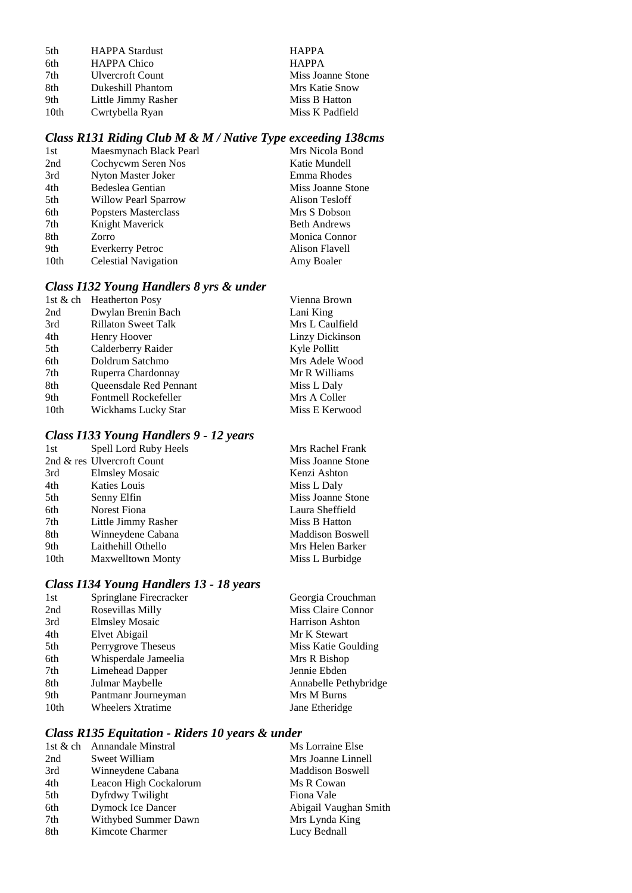| | | |
|---|---|---|
| 5th | HAPPA Stardust | HAPPA |
| 6th | HAPPA Chico | HAPPA |
| 7th | Ulvercroft Count | Miss Joanne Stone |
| 8th | Dukeshill Phantom | Mrs Katie Snow |
| 9th | Little Jimmy Rasher | Miss B Hatton |
| 10th | Cwrtybella Ryan | Miss K Padfield |

### *Class R131 Riding Club M & M / Native Type exceeding 138cms*

| | | |
|---|---|---|
| 1st | Maesmynach Black Pearl | Mrs Nicola Bond |
| 2nd | Cochycwm Seren Nos | Katie Mundell |
| 3rd | Nyton Master Joker | Emma Rhodes |
| 4th | Bedeslea Gentian | Miss Joanne Stone |
| 5th | Willow Pearl Sparrow | Alison Tesloff |
| 6th | Popsters Masterclass | Mrs S Dobson |
| 7th | Knight Maverick | Beth Andrews |
| 8th | Zorro | Monica Connor |
| 9th | Everkerry Petroc | Alison Flavell |
| 10th | Celestial Navigation | Amy Boaler |

### *Class I132 Young Handlers 8 yrs & under*

| | | |
|---|---|---|
| 1st & ch | Heatherton Posy | Vienna Brown |
| 2nd | Dwylan Brenin Bach | Lani King |
| 3rd | Rillaton Sweet Talk | Mrs L Caulfield |
| 4th | Henry Hoover | Linzy Dickinson |
| 5th | Calderberry Raider | Kyle Pollitt |
| 6th | Doldrum Satchmo | Mrs Adele Wood |
| 7th | Ruperra Chardonnay | Mr R Williams |
| 8th | Queensdale Red Pennant | Miss L Daly |
| 9th | Fontmell Rockefeller | Mrs A Coller |
| 10th | Wickhams Lucky Star | Miss E Kerwood |

### *Class I133 Young Handlers 9 - 12 years*

| | | |
|---|---|---|
| 1st | Spell Lord Ruby Heels | Mrs Rachel Frank |
| 2nd & res | Ulvercroft Count | Miss Joanne Stone |
| 3rd | Elmsley Mosaic | Kenzi Ashton |
| 4th | Katies Louis | Miss L Daly |
| 5th | Senny Elfin | Miss Joanne Stone |
| 6th | Norest Fiona | Laura Sheffield |
| 7th | Little Jimmy Rasher | Miss B Hatton |
| 8th | Winneydene Cabana | Maddison Boswell |
| 9th | Laithehill Othello | Mrs Helen Barker |
| 10th | Maxwelltown Monty | Miss L Burbidge |

### *Class I134 Young Handlers 13 - 18 years*

| | | |
|---|---|---|
| 1st | Springlane Firecracker | Georgia Crouchman |
| 2nd | Rosevillas Milly | Miss Claire Connor |
| 3rd | Elmsley Mosaic | Harrison Ashton |
| 4th | Elvet Abigail | Mr K Stewart |
| 5th | Perrygrove Theseus | Miss Katie Goulding |
| 6th | Whisperdale Jameelia | Mrs R Bishop |
| 7th | Limehead Dapper | Jennie Ebden |
| 8th | Julmar Maybelle | Annabelle Pethybridge |
| 9th | Pantmanr Journeyman | Mrs M Burns |
| 10th | Wheelers Xtratime | Jane Etheridge |

### *Class R135 Equitation - Riders 10 years & under*

| | | |
|---|---|---|
| 1st & ch | Annandale Minstral | Ms Lorraine Else |
| 2nd | Sweet William | Mrs Joanne Linnell |
| 3rd | Winneydene Cabana | Maddison Boswell |
| 4th | Leacon High Cockalorum | Ms R Cowan |
| 5th | Dyfrdwy Twilight | Fiona Vale |
| 6th | Dymock Ice Dancer | Abigail Vaughan Smith |
| 7th | Withybed Summer Dawn | Mrs Lynda King |
| 8th | Kimcote Charmer | Lucy Bednall |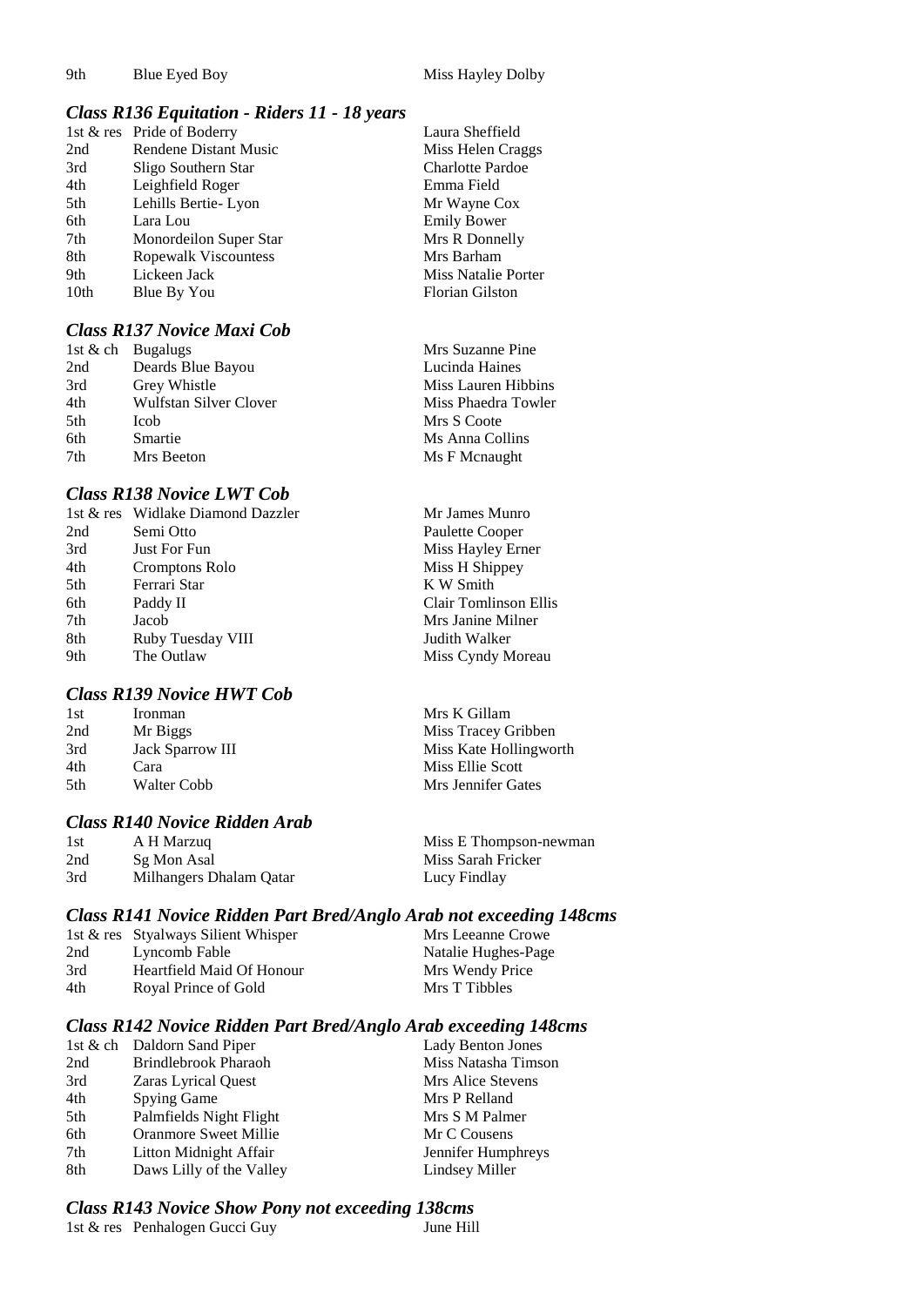| | | |
|---|---|---|
| 9th | Blue Eyed Boy | Miss Hayley Dolby |

### *Class R136 Equitation - Riders 11 - 18 years*

| | | |
|---|---|---|
| 1st & res | Pride of Boderry | Laura Sheffield |
| 2nd | Rendene Distant Music | Miss Helen Craggs |
| 3rd | Sligo Southern Star | Charlotte Pardoe |
| 4th | Leighfield Roger | Emma Field |
| 5th | Lehills Bertie- Lyon | Mr Wayne Cox |
| 6th | Lara Lou | Emily Bower |
| 7th | Monordeilon Super Star | Mrs R Donnelly |
| 8th | Ropewalk Viscountess | Mrs Barham |
| 9th | Lickeen Jack | Miss Natalie Porter |
| 10th | Blue By You | Florian Gilston |

### *Class R137 Novice Maxi Cob*

| | | |
|---|---|---|
| 1st & ch | Bugalugs | Mrs Suzanne Pine |
| 2nd | Deards Blue Bayou | Lucinda Haines |
| 3rd | Grey Whistle | Miss Lauren Hibbins |
| 4th | Wulfstan Silver Clover | Miss Phaedra Towler |
| 5th | Icob | Mrs S Coote |
| 6th | Smartie | Ms Anna Collins |
| 7th | Mrs Beeton | Ms F Mcnaught |

### *Class R138 Novice LWT Cob*

| | | |
|---|---|---|
| 1st & res | Widlake Diamond Dazzler | Mr James Munro |
| 2nd | Semi Otto | Paulette Cooper |
| 3rd | Just For Fun | Miss Hayley Erner |
| 4th | Cromptons Rolo | Miss H Shippey |
| 5th | Ferrari Star | K W Smith |
| 6th | Paddy II | Clair Tomlinson Ellis |
| 7th | Jacob | Mrs Janine Milner |
| 8th | Ruby Tuesday VIII | Judith Walker |
| 9th | The Outlaw | Miss Cyndy Moreau |

### *Class R139 Novice HWT Cob*

| | | |
|---|---|---|
| 1st | Ironman | Mrs K Gillam |
| 2nd | Mr Biggs | Miss Tracey Gribben |
| 3rd | Jack Sparrow III | Miss Kate Hollingworth |
| 4th | Cara | Miss Ellie Scott |
| 5th | Walter Cobb | Mrs Jennifer Gates |

### *Class R140 Novice Ridden Arab*

| | | |
|---|---|---|
| 1st | A H Marzuq | Miss E Thompson-newman |
| 2nd | Sg Mon Asal | Miss Sarah Fricker |
| 3rd | Milhangers Dhalam Qatar | Lucy Findlay |

### *Class R141 Novice Ridden Part Bred/Anglo Arab not exceeding 148cms*

| | | |
|---|---|---|
| 1st & res | Styalways Silient Whisper | Mrs Leeanne Crowe |
| 2nd | Lyncomb Fable | Natalie Hughes-Page |
| 3rd | Heartfield Maid Of Honour | Mrs Wendy Price |
| 4th | Royal Prince of Gold | Mrs T Tibbles |

### *Class R142 Novice Ridden Part Bred/Anglo Arab exceeding 148cms*

| | | |
|---|---|---|
| 1st & ch | Daldorn Sand Piper | Lady Benton Jones |
| 2nd | Brindlebrook Pharaoh | Miss Natasha Timson |
| 3rd | Zaras Lyrical Quest | Mrs Alice Stevens |
| 4th | Spying Game | Mrs P Relland |
| 5th | Palmfields Night Flight | Mrs S M Palmer |
| 6th | Oranmore Sweet Millie | Mr C Cousens |
| 7th | Litton Midnight Affair | Jennifer Humphreys |
| 8th | Daws Lilly of the Valley | Lindsey Miller |

### *Class R143 Novice Show Pony not exceeding 138cms*

| | | |
|---|---|---|
| 1st & res | Penhalogen Gucci Guy | June Hill |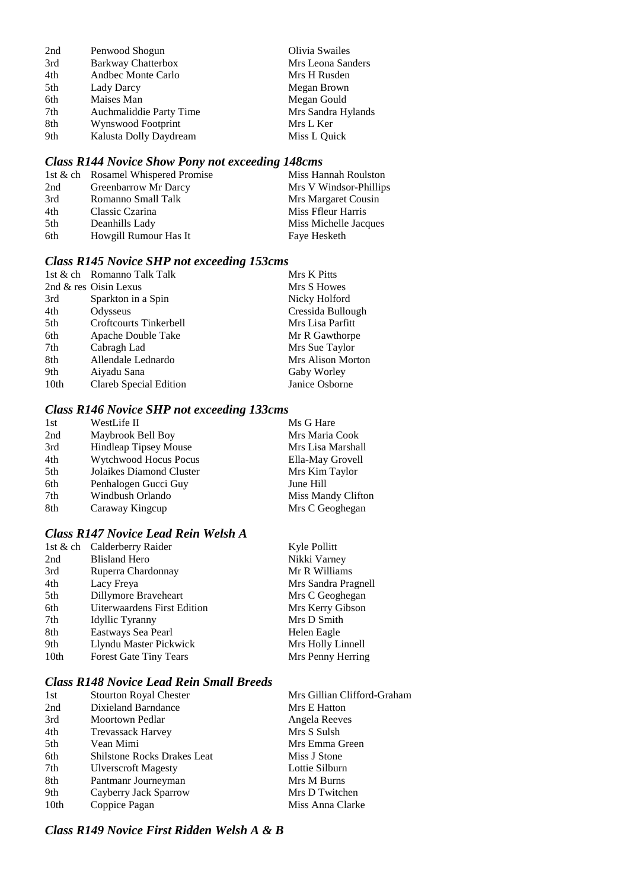| | | |
|---|---|---|
| 2nd | Penwood Shogun | Olivia Swailes |
| 3rd | Barkway Chatterbox | Mrs Leona Sanders |
| 4th | Andbec Monte Carlo | Mrs H Rusden |
| 5th | Lady Darcy | Megan Brown |
| 6th | Maises Man | Megan Gould |
| 7th | Auchmaliddie Party Time | Mrs Sandra Hylands |
| 8th | Wynswood Footprint | Mrs L Ker |
| 9th | Kalusta Dolly Daydream | Miss L Quick |

### *Class R144 Novice Show Pony not exceeding 148cms*

| | | |
|---|---|---|
| 1st & ch | Rosamel Whispered Promise | Miss Hannah Roulston |
| 2nd | Greenbarrow Mr Darcy | Mrs V Windsor-Phillips |
| 3rd | Romanno Small Talk | Mrs Margaret Cousin |
| 4th | Classic Czarina | Miss Ffleur Harris |
| 5th | Deanhills Lady | Miss Michelle Jacques |
| 6th | Howgill Rumour Has It | Faye Hesketh |

### *Class R145 Novice SHP not exceeding 153cms*

| | | |
|---|---|---|
| 1st & ch | Romanno Talk Talk | Mrs K Pitts |
| 2nd & res | Oisin Lexus | Mrs S Howes |
| 3rd | Sparkton in a Spin | Nicky Holford |
| 4th | Odysseus | Cressida Bullough |
| 5th | Croftcourts Tinkerbell | Mrs Lisa Parfitt |
| 6th | Apache Double Take | Mr R Gawthorpe |
| 7th | Cabragh Lad | Mrs Sue Taylor |
| 8th | Allendale Lednardo | Mrs Alison Morton |
| 9th | Aiyadu Sana | Gaby Worley |
| 10th | Clareb Special Edition | Janice Osborne |

### *Class R146 Novice SHP not exceeding 133cms*

| | | |
|---|---|---|
| 1st | WestLife II | Ms G Hare |
| 2nd | Maybrook Bell Boy | Mrs Maria Cook |
| 3rd | Hindleap Tipsey Mouse | Mrs Lisa Marshall |
| 4th | Wytchwood Hocus Pocus | Ella-May Grovell |
| 5th | Jolaikes Diamond Cluster | Mrs Kim Taylor |
| 6th | Penhalogen Gucci Guy | June Hill |
| 7th | Windbush Orlando | Miss Mandy Clifton |
| 8th | Caraway Kingcup | Mrs C Geoghegan |

### *Class R147 Novice Lead Rein Welsh A*

| | | |
|---|---|---|
| 1st & ch | Calderberry Raider | Kyle Pollitt |
| 2nd | Blisland Hero | Nikki Varney |
| 3rd | Ruperra Chardonnay | Mr R Williams |
| 4th | Lacy Freya | Mrs Sandra Pragnell |
| 5th | Dillymore Braveheart | Mrs C Geoghegan |
| 6th | Uiterwaardens First Edition | Mrs Kerry Gibson |
| 7th | Idyllic Tyranny | Mrs D Smith |
| 8th | Eastways Sea Pearl | Helen Eagle |
| 9th | Llyndu Master Pickwick | Mrs Holly Linnell |
| 10th | Forest Gate Tiny Tears | Mrs Penny Herring |

### *Class R148 Novice Lead Rein Small Breeds*

| | | |
|---|---|---|
| 1st | Stourton Royal Chester | Mrs Gillian Clifford-Graham |
| 2nd | Dixieland Barndance | Mrs E Hatton |
| 3rd | Moortown Pedlar | Angela Reeves |
| 4th | Trevassack Harvey | Mrs S Sulsh |
| 5th | Vean Mimi | Mrs Emma Green |
| 6th | Shilstone Rocks Drakes Leat | Miss J Stone |
| 7th | Ulverscroft Magesty | Lottie Silburn |
| 8th | Pantmanr Journeyman | Mrs M Burns |
| 9th | Cayberry Jack Sparrow | Mrs D Twitchen |
| 10th | Coppice Pagan | Miss Anna Clarke |

### *Class R149 Novice First Ridden Welsh A & B*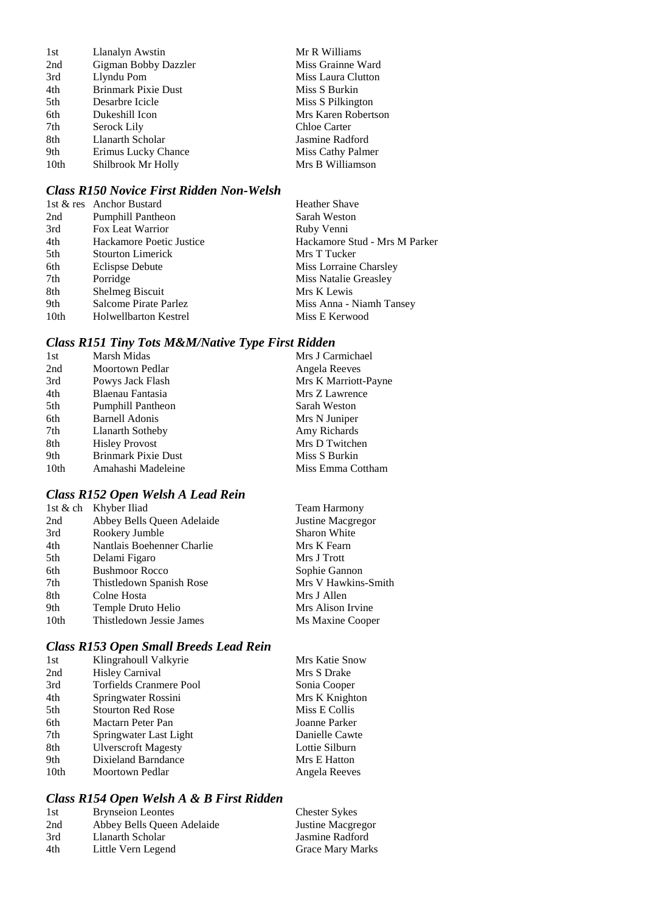| | | |
|---|---|---|
| 1st | Llanalyn Awstin | Mr R Williams |
| 2nd | Gigman Bobby Dazzler | Miss Grainne Ward |
| 3rd | Llyndu Pom | Miss Laura Clutton |
| 4th | Brinmark Pixie Dust | Miss S Burkin |
| 5th | Desarbre Icicle | Miss S Pilkington |
| 6th | Dukeshill Icon | Mrs Karen Robertson |
| 7th | Serock Lily | Chloe Carter |
| 8th | Llanarth Scholar | Jasmine Radford |
| 9th | Erimus Lucky Chance | Miss Cathy Palmer |
| 10th | Shilbrook Mr Holly | Mrs B Williamson |

### *Class R150 Novice First Ridden Non-Welsh*

| | | |
|---|---|---|
| 1st & res | Anchor Bustard | Heather Shave |
| 2nd | Pumphill Pantheon | Sarah Weston |
| 3rd | Fox Leat Warrior | Ruby Venni |
| 4th | Hackamore Poetic Justice | Hackamore Stud - Mrs M Parker |
| 5th | Stourton Limerick | Mrs T Tucker |
| 6th | Eclispse Debute | Miss Lorraine Charsley |
| 7th | Porridge | Miss Natalie Greasley |
| 8th | Shelmeg Biscuit | Mrs K Lewis |
| 9th | Salcome Pirate Parlez | Miss Anna - Niamh Tansey |
| 10th | Holwellbarton Kestrel | Miss E Kerwood |

### *Class R151 Tiny Tots M&M/Native Type First Ridden*

| | | |
|---|---|---|
| 1st | Marsh Midas | Mrs J Carmichael |
| 2nd | Moortown Pedlar | Angela Reeves |
| 3rd | Powys Jack Flash | Mrs K Marriott-Payne |
| 4th | Blaenau Fantasia | Mrs Z Lawrence |
| 5th | Pumphill Pantheon | Sarah Weston |
| 6th | Barnell Adonis | Mrs N Juniper |
| 7th | Llanarth Sotheby | Amy Richards |
| 8th | Hisley Provost | Mrs D Twitchen |
| 9th | Brinmark Pixie Dust | Miss S Burkin |
| 10th | Amahashi Madeleine | Miss Emma Cottham |

### *Class R152 Open Welsh A Lead Rein*

| | | |
|---|---|---|
| 1st & ch | Khyber Iliad | Team Harmony |
| 2nd | Abbey Bells Queen Adelaide | Justine Macgregor |
| 3rd | Rookery Jumble | Sharon White |
| 4th | Nantlais Boehenner Charlie | Mrs K Fearn |
| 5th | Delami Figaro | Mrs J Trott |
| 6th | Bushmoor Rocco | Sophie Gannon |
| 7th | Thistledown Spanish Rose | Mrs V Hawkins-Smith |
| 8th | Colne Hosta | Mrs J Allen |
| 9th | Temple Druto Helio | Mrs Alison Irvine |
| 10th | Thistledown Jessie James | Ms Maxine Cooper |

### *Class R153 Open Small Breeds Lead Rein*

| | | |
|---|---|---|
| 1st | Klingrahoull Valkyrie | Mrs Katie Snow |
| 2nd | Hisley Carnival | Mrs S Drake |
| 3rd | Torfields Cranmere Pool | Sonia Cooper |
| 4th | Springwater Rossini | Mrs K Knighton |
| 5th | Stourton Red Rose | Miss E Collis |
| 6th | Mactarn Peter Pan | Joanne Parker |
| 7th | Springwater Last Light | Danielle Cawte |
| 8th | Ulverscroft Magesty | Lottie Silburn |
| 9th | Dixieland Barndance | Mrs E Hatton |
| 10th | Moortown Pedlar | Angela Reeves |

### *Class R154 Open Welsh A & B First Ridden*

| | | |
|---|---|---|
| 1st | Brynseion Leontes | Chester Sykes |
| 2nd | Abbey Bells Queen Adelaide | Justine Macgregor |
| 3rd | Llanarth Scholar | Jasmine Radford |
| 4th | Little Vern Legend | Grace Mary Marks |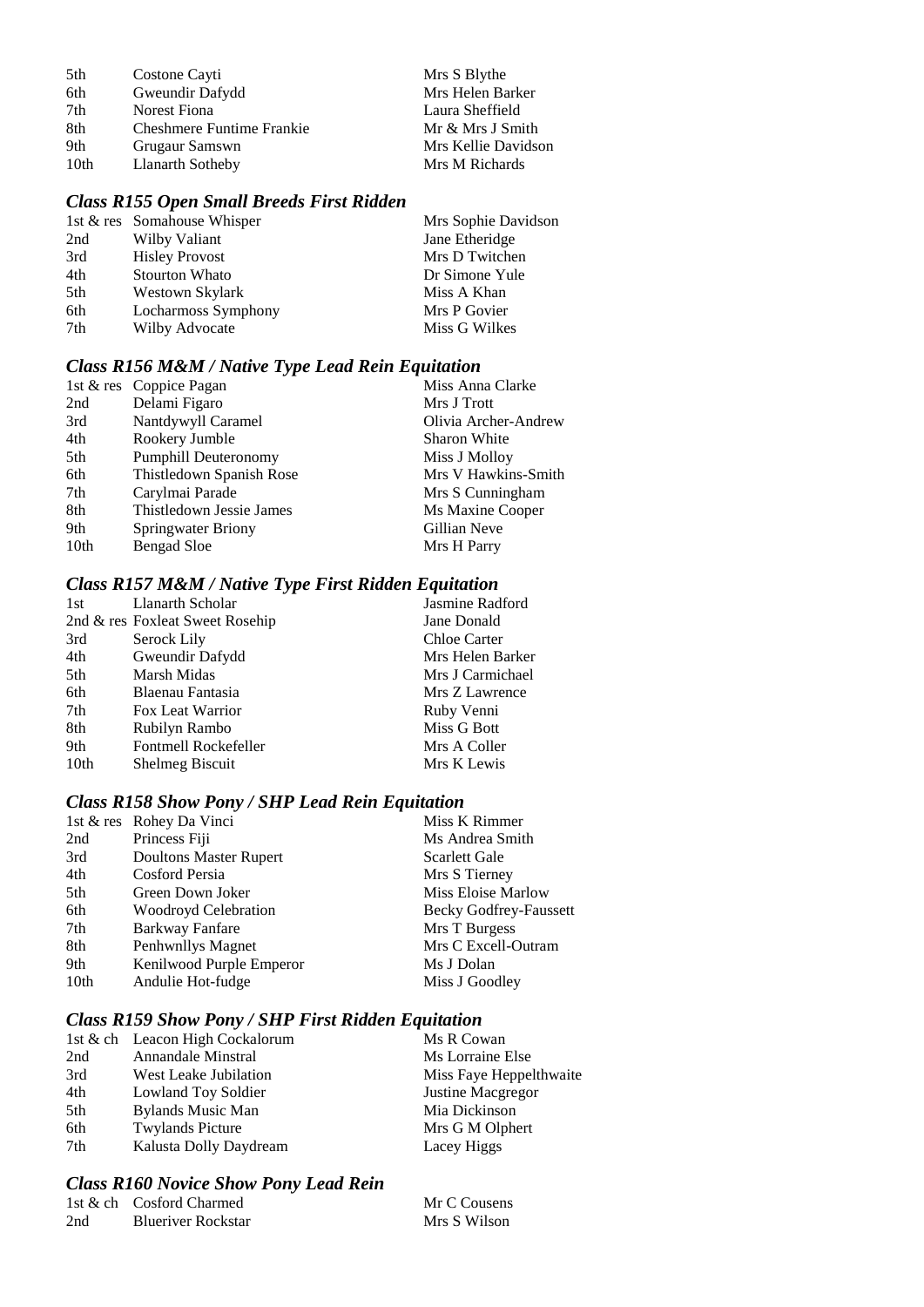| | | |
|---|---|---|
| 5th | Costone Cayti | Mrs S Blythe |
| 6th | Gweundir Dafydd | Mrs Helen Barker |
| 7th | Norest Fiona | Laura Sheffield |
| 8th | Cheshmere Funtime Frankie | Mr & Mrs J Smith |
| 9th | Grugaur Samswn | Mrs Kellie Davidson |
| 10th | Llanarth Sotheby | Mrs M Richards |

### *Class R155 Open Small Breeds First Ridden*

| | | |
|---|---|---|
| 1st & res | Somahouse Whisper | Mrs Sophie Davidson |
| 2nd | Wilby Valiant | Jane Etheridge |
| 3rd | Hisley Provost | Mrs D Twitchen |
| 4th | Stourton Whato | Dr Simone Yule |
| 5th | Westown Skylark | Miss A Khan |
| 6th | Locharmoss Symphony | Mrs P Govier |
| 7th | Wilby Advocate | Miss G Wilkes |

### *Class R156 M&M / Native Type Lead Rein Equitation*

| | | |
|---|---|---|
| 1st & res | Coppice Pagan | Miss Anna Clarke |
| 2nd | Delami Figaro | Mrs J Trott |
| 3rd | Nantdywyll Caramel | Olivia Archer-Andrew |
| 4th | Rookery Jumble | Sharon White |
| 5th | Pumphill Deuteronomy | Miss J Molloy |
| 6th | Thistledown Spanish Rose | Mrs V Hawkins-Smith |
| 7th | Carylmai Parade | Mrs S Cunningham |
| 8th | Thistledown Jessie James | Ms Maxine Cooper |
| 9th | Springwater Briony | Gillian Neve |
| 10th | Bengad Sloe | Mrs H Parry |

### *Class R157 M&M / Native Type First Ridden Equitation*

| | | |
|---|---|---|
| 1st | Llanarth Scholar | Jasmine Radford |
| 2nd & res | Foxleat Sweet Rosehip | Jane Donald |
| 3rd | Serock Lily | Chloe Carter |
| 4th | Gweundir Dafydd | Mrs Helen Barker |
| 5th | Marsh Midas | Mrs J Carmichael |
| 6th | Blaenau Fantasia | Mrs Z Lawrence |
| 7th | Fox Leat Warrior | Ruby Venni |
| 8th | Rubilyn Rambo | Miss G Bott |
| 9th | Fontmell Rockefeller | Mrs A Coller |
| 10th | Shelmeg Biscuit | Mrs K Lewis |

### *Class R158 Show Pony / SHP Lead Rein Equitation*

| | | |
|---|---|---|
| 1st & res | Rohey Da Vinci | Miss K Rimmer |
| 2nd | Princess Fiji | Ms Andrea Smith |
| 3rd | Doultons Master Rupert | Scarlett Gale |
| 4th | Cosford Persia | Mrs S Tierney |
| 5th | Green Down Joker | Miss Eloise Marlow |
| 6th | Woodroyd Celebration | Becky Godfrey-Faussett |
| 7th | Barkway Fanfare | Mrs T Burgess |
| 8th | Penhwnllys Magnet | Mrs C Excell-Outram |
| 9th | Kenilwood Purple Emperor | Ms J Dolan |
| 10th | Andulie Hot-fudge | Miss J Goodley |

### *Class R159 Show Pony / SHP First Ridden Equitation*

| | | |
|---|---|---|
| 1st & ch | Leacon High Cockalorum | Ms R Cowan |
| 2nd | Annandale Minstral | Ms Lorraine Else |
| 3rd | West Leake Jubilation | Miss Faye Heppelthwaite |
| 4th | Lowland Toy Soldier | Justine Macgregor |
| 5th | Bylands Music Man | Mia Dickinson |
| 6th | Twylands Picture | Mrs G M Olphert |
| 7th | Kalusta Dolly Daydream | Lacey Higgs |

### *Class R160 Novice Show Pony Lead Rein*

| | | |
|---|---|---|
| 1st & ch | Cosford Charmed | Mr C Cousens |
| 2nd | Blueriver Rockstar | Mrs S Wilson |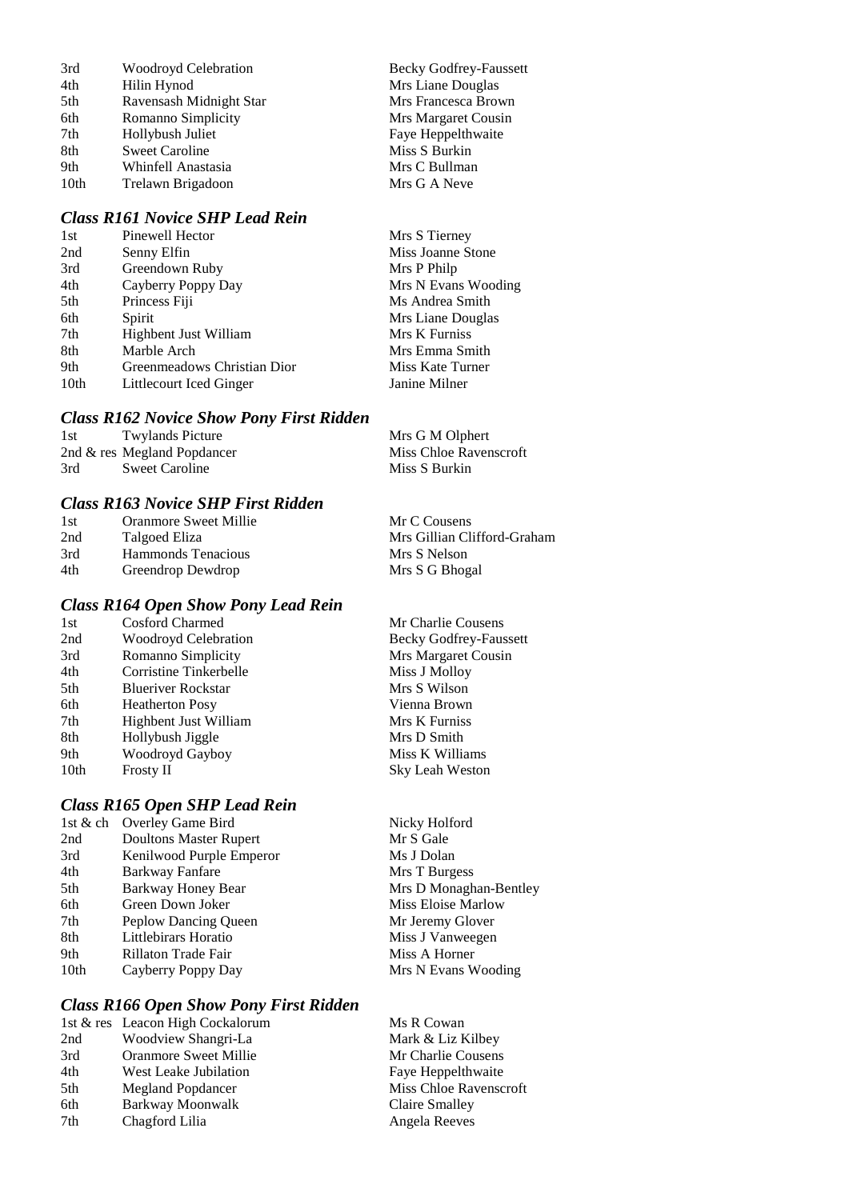| | | |
|---|---|---|
| 3rd | Woodroyd Celebration | Becky Godfrey-Faussett |
| 4th | Hilin Hynod | Mrs Liane Douglas |
| 5th | Ravensash Midnight Star | Mrs Francesca Brown |
| 6th | Romanno Simplicity | Mrs Margaret Cousin |
| 7th | Hollybush Juliet | Faye Heppelthwaite |
| 8th | Sweet Caroline | Miss S Burkin |
| 9th | Whinfell Anastasia | Mrs C Bullman |
| 10th | Trelawn Brigadoon | Mrs G A Neve |

### *Class R161 Novice SHP Lead Rein*

| | | |
|---|---|---|
| 1st | Pinewell Hector | Mrs S Tierney |
| 2nd | Senny Elfin | Miss Joanne Stone |
| 3rd | Greendown Ruby | Mrs P Philp |
| 4th | Cayberry Poppy Day | Mrs N Evans Wooding |
| 5th | Princess Fiji | Ms Andrea Smith |
| 6th | Spirit | Mrs Liane Douglas |
| 7th | Highbent Just William | Mrs K Furniss |
| 8th | Marble Arch | Mrs Emma Smith |
| 9th | Greenmeadows Christian Dior | Miss Kate Turner |
| 10th | Littlecourt Iced Ginger | Janine Milner |

### *Class R162 Novice Show Pony First Ridden*

| | | |
|---|---|---|
| 1st | Twylands Picture | Mrs G M Olphert |
| 2nd & res | Megland Popdancer | Miss Chloe Ravenscroft |
| 3rd | Sweet Caroline | Miss S Burkin |

### *Class R163 Novice SHP First Ridden*

| | | |
|---|---|---|
| 1st | Oranmore Sweet Millie | Mr C Cousens |
| 2nd | Talgoed Eliza | Mrs Gillian Clifford-Graham |
| 3rd | Hammonds Tenacious | Mrs S Nelson |
| 4th | Greendrop Dewdrop | Mrs S G Bhogal |

### *Class R164 Open Show Pony Lead Rein*

| | | |
|---|---|---|
| 1st | Cosford Charmed | Mr Charlie Cousens |
| 2nd | Woodroyd Celebration | Becky Godfrey-Faussett |
| 3rd | Romanno Simplicity | Mrs Margaret Cousin |
| 4th | Corristine Tinkerbelle | Miss J Molloy |
| 5th | Blueriver Rockstar | Mrs S Wilson |
| 6th | Heatherton Posy | Vienna Brown |
| 7th | Highbent Just William | Mrs K Furniss |
| 8th | Hollybush Jiggle | Mrs D Smith |
| 9th | Woodroyd Gayboy | Miss K Williams |
| 10th | Frosty II | Sky Leah Weston |

### *Class R165 Open SHP Lead Rein*

| | | |
|---|---|---|
| 1st & ch | Overley Game Bird | Nicky Holford |
| 2nd | Doultons Master Rupert | Mr S Gale |
| 3rd | Kenilwood Purple Emperor | Ms J Dolan |
| 4th | Barkway Fanfare | Mrs T Burgess |
| 5th | Barkway Honey Bear | Mrs D Monaghan-Bentley |
| 6th | Green Down Joker | Miss Eloise Marlow |
| 7th | Peplow Dancing Queen | Mr Jeremy Glover |
| 8th | Littlebirars Horatio | Miss J Vanweegen |
| 9th | Rillaton Trade Fair | Miss A Horner |
| 10th | Cayberry Poppy Day | Mrs N Evans Wooding |

### *Class R166 Open Show Pony First Ridden*

| | | |
|---|---|---|
| 1st & res | Leacon High Cockalorum | Ms R Cowan |
| 2nd | Woodview Shangri-La | Mark & Liz Kilbey |
| 3rd | Oranmore Sweet Millie | Mr Charlie Cousens |
| 4th | West Leake Jubilation | Faye Heppelthwaite |
| 5th | Megland Popdancer | Miss Chloe Ravenscroft |
| 6th | Barkway Moonwalk | Claire Smalley |
| 7th | Chagford Lilia | Angela Reeves |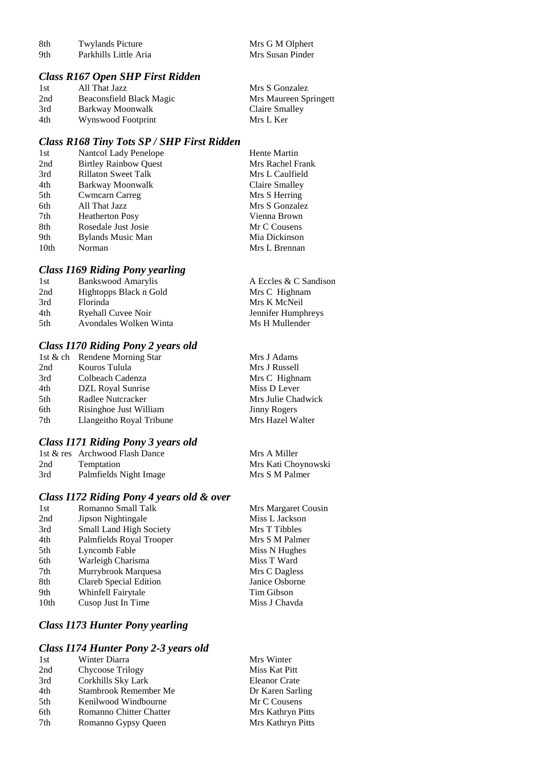| | | |
|---|---|---|
| 8th | Twylands Picture | Mrs G M Olphert |
| 9th | Parkhills Little Aria | Mrs Susan Pinder |

### *Class R167 Open SHP First Ridden*

| | | |
|---|---|---|
| 1st | All That Jazz | Mrs S Gonzalez |
| 2nd | Beaconsfield Black Magic | Mrs Maureen Springett |
| 3rd | Barkway Moonwalk | Claire Smalley |
| 4th | Wynswood Footprint | Mrs L Ker |

### *Class R168 Tiny Tots SP / SHP First Ridden*

| | | |
|---|---|---|
| 1st | Nantcol Lady Penelope | Hente Martin |
| 2nd | Birtley Rainbow Quest | Mrs Rachel Frank |
| 3rd | Rillaton Sweet Talk | Mrs L Caulfield |
| 4th | Barkway Moonwalk | Claire Smalley |
| 5th | Cwmcarn Carreg | Mrs S Herring |
| 6th | All That Jazz | Mrs S Gonzalez |
| 7th | Heatherton Posy | Vienna Brown |
| 8th | Rosedale Just Josie | Mr C Cousens |
| 9th | Bylands Music Man | Mia Dickinson |
| 10th | Norman | Mrs L Brennan |

### *Class I169 Riding Pony yearling*

| | | |
|---|---|---|
| 1st | Bankswood Amarylis | A Eccles & C Sandison |
| 2nd | Hightopps Black n Gold | Mrs C Highnam |
| 3rd | Florinda | Mrs K McNeil |
| 4th | Ryehall Cuvee Noir | Jennifer Humphreys |
| 5th | Avondales Wolken Winta | Ms H Mullender |

### *Class I170 Riding Pony 2 years old*

| | | |
|---|---|---|
| 1st & ch | Rendene Morning Star | Mrs J Adams |
| 2nd | Kouros Tulula | Mrs J Russell |
| 3rd | Colbeach Cadenza | Mrs C Highnam |
| 4th | DZL Royal Sunrise | Miss D Lever |
| 5th | Radlee Nutcracker | Mrs Julie Chadwick |
| 6th | Risinghoe Just William | Jinny Rogers |
| 7th | Llangeitho Royal Tribune | Mrs Hazel Walter |

### *Class I171 Riding Pony 3 years old*

| | | |
|---|---|---|
| 1st & res | Archwood Flash Dance | Mrs A Miller |
| 2nd | Temptation | Mrs Kati Choynowski |
| 3rd | Palmfields Night Image | Mrs S M Palmer |

### *Class I172 Riding Pony 4 years old & over*

| | | |
|---|---|---|
| 1st | Romanno Small Talk | Mrs Margaret Cousin |
| 2nd | Jipson Nightingale | Miss L Jackson |
| 3rd | Small Land High Society | Mrs T Tibbles |
| 4th | Palmfields Royal Trooper | Mrs S M Palmer |
| 5th | Lyncomb Fable | Miss N Hughes |
| 6th | Warleigh Charisma | Miss T Ward |
| 7th | Murrybrook Marquesa | Mrs C Dagless |
| 8th | Clareb Special Edition | Janice Osborne |
| 9th | Whinfell Fairytale | Tim Gibson |
| 10th | Cusop Just In Time | Miss J Chavda |

### *Class I173 Hunter Pony yearling*

### *Class I174 Hunter Pony 2-3 years old*

| | | |
|---|---|---|
| 1st | Winter Diarra | Mrs Winter |
| 2nd | Chycoose Trilogy | Miss Kat Pitt |
| 3rd | Corkhills Sky Lark | Eleanor Crate |
| 4th | Stambrook Remember Me | Dr Karen Sarling |
| 5th | Kenilwood Windbourne | Mr C Cousens |
| 6th | Romanno Chitter Chatter | Mrs Kathryn Pitts |
| 7th | Romanno Gypsy Queen | Mrs Kathryn Pitts |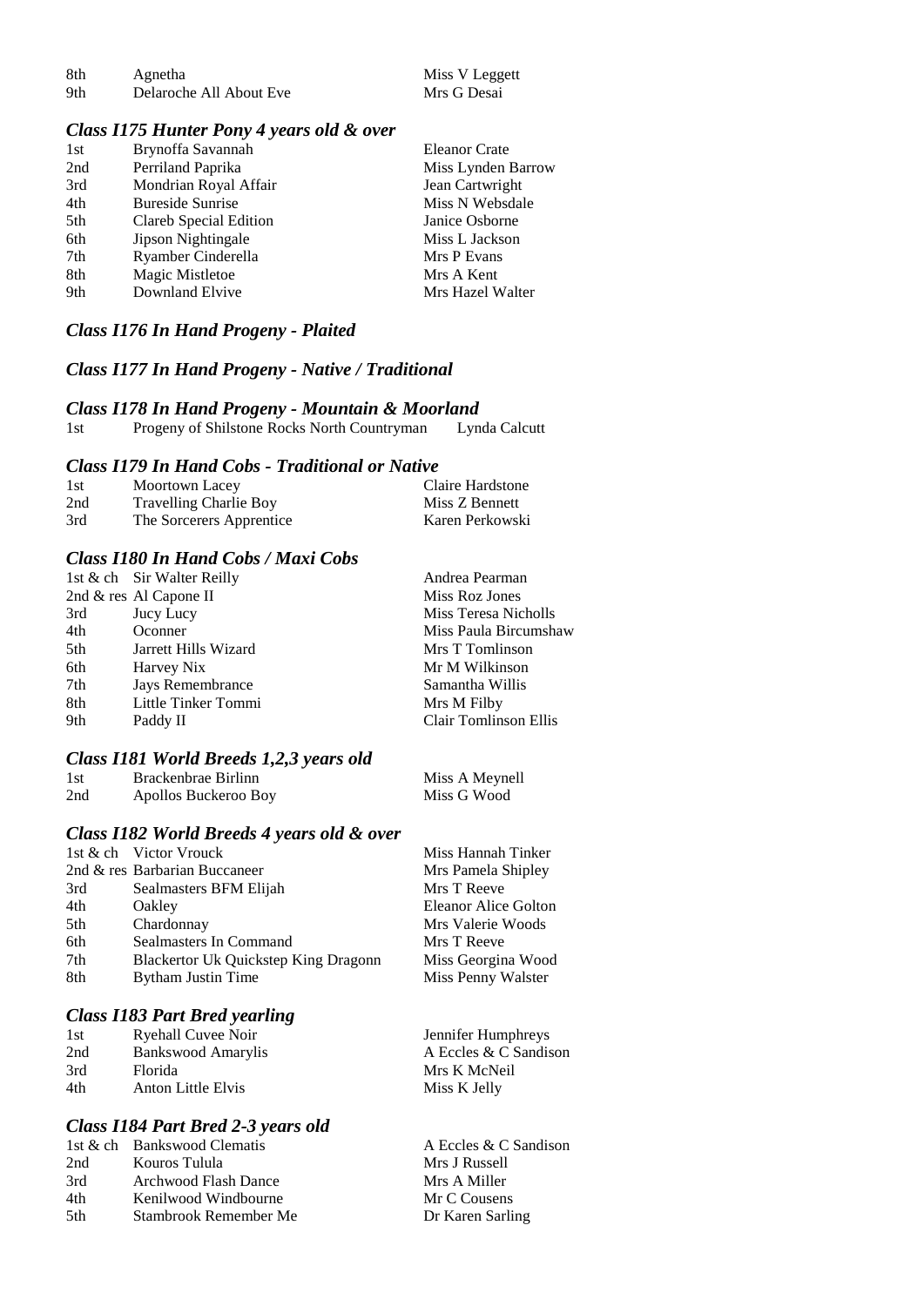| | | |
|---|---|---|
| 8th | Agnetha | Miss V Leggett |
| 9th | Delaroche All About Eve | Mrs G Desai |

### *Class I175 Hunter Pony 4 years old & over*

| | | |
|---|---|---|
| 1st | Brynoffa Savannah | Eleanor Crate |
| 2nd | Perriland Paprika | Miss Lynden Barrow |
| 3rd | Mondrian Royal Affair | Jean Cartwright |
| 4th | Bureside Sunrise | Miss N Websdale |
| 5th | Clareb Special Edition | Janice Osborne |
| 6th | Jipson Nightingale | Miss L Jackson |
| 7th | Ryamber Cinderella | Mrs P Evans |
| 8th | Magic Mistletoe | Mrs A Kent |
| 9th | Downland Elvive | Mrs Hazel Walter |

### *Class I176 In Hand Progeny - Plaited*

### *Class I177 In Hand Progeny - Native / Traditional*

### *Class I178 In Hand Progeny - Mountain & Moorland*

| | | |
|---|---|---|
| 1st | Progeny of Shilstone Rocks North Countryman | Lynda Calcutt |

### *Class I179 In Hand Cobs - Traditional or Native*

| | | |
|---|---|---|
| 1st | Moortown Lacey | Claire Hardstone |
| 2nd | Travelling Charlie Boy | Miss Z Bennett |
| 3rd | The Sorcerers Apprentice | Karen Perkowski |

### *Class I180 In Hand Cobs / Maxi Cobs*

| | | |
|---|---|---|
| 1st & ch | Sir Walter Reilly | Andrea Pearman |
| 2nd & res | Al Capone II | Miss Roz Jones |
| 3rd | Jucy Lucy | Miss Teresa Nicholls |
| 4th | Oconner | Miss Paula Bircumshaw |
| 5th | Jarrett Hills Wizard | Mrs T Tomlinson |
| 6th | Harvey Nix | Mr M Wilkinson |
| 7th | Jays Remembrance | Samantha Willis |
| 8th | Little Tinker Tommi | Mrs M Filby |
| 9th | Paddy II | Clair Tomlinson Ellis |

### *Class I181 World Breeds 1,2,3 years old*

| | | |
|---|---|---|
| 1st | Brackenbrae Birlinn | Miss A Meynell |
| 2nd | Apollos Buckeroo Boy | Miss G Wood |

### *Class I182 World Breeds 4 years old & over*

| | | |
|---|---|---|
| 1st & ch | Victor Vrouck | Miss Hannah Tinker |
| 2nd & res | Barbarian Buccaneer | Mrs Pamela Shipley |
| 3rd | Sealmasters BFM Elijah | Mrs T Reeve |
| 4th | Oakley | Eleanor Alice Golton |
| 5th | Chardonnay | Mrs Valerie Woods |
| 6th | Sealmasters In Command | Mrs T Reeve |
| 7th | Blackertor Uk Quickstep King Dragonn | Miss Georgina Wood |
| 8th | Bytham Justin Time | Miss Penny Walster |

### *Class I183 Part Bred yearling*

| | | |
|---|---|---|
| 1st | Ryehall Cuvee Noir | Jennifer Humphreys |
| 2nd | Bankswood Amarylis | A Eccles & C Sandison |
| 3rd | Florida | Mrs K McNeil |
| 4th | Anton Little Elvis | Miss K Jelly |

### *Class I184 Part Bred 2-3 years old*

| | | |
|---|---|---|
| 1st & ch | Bankswood Clematis | A Eccles & C Sandison |
| 2nd | Kouros Tulula | Mrs J Russell |
| 3rd | Archwood Flash Dance | Mrs A Miller |
| 4th | Kenilwood Windbourne | Mr C Cousens |
| 5th | Stambrook Remember Me | Dr Karen Sarling |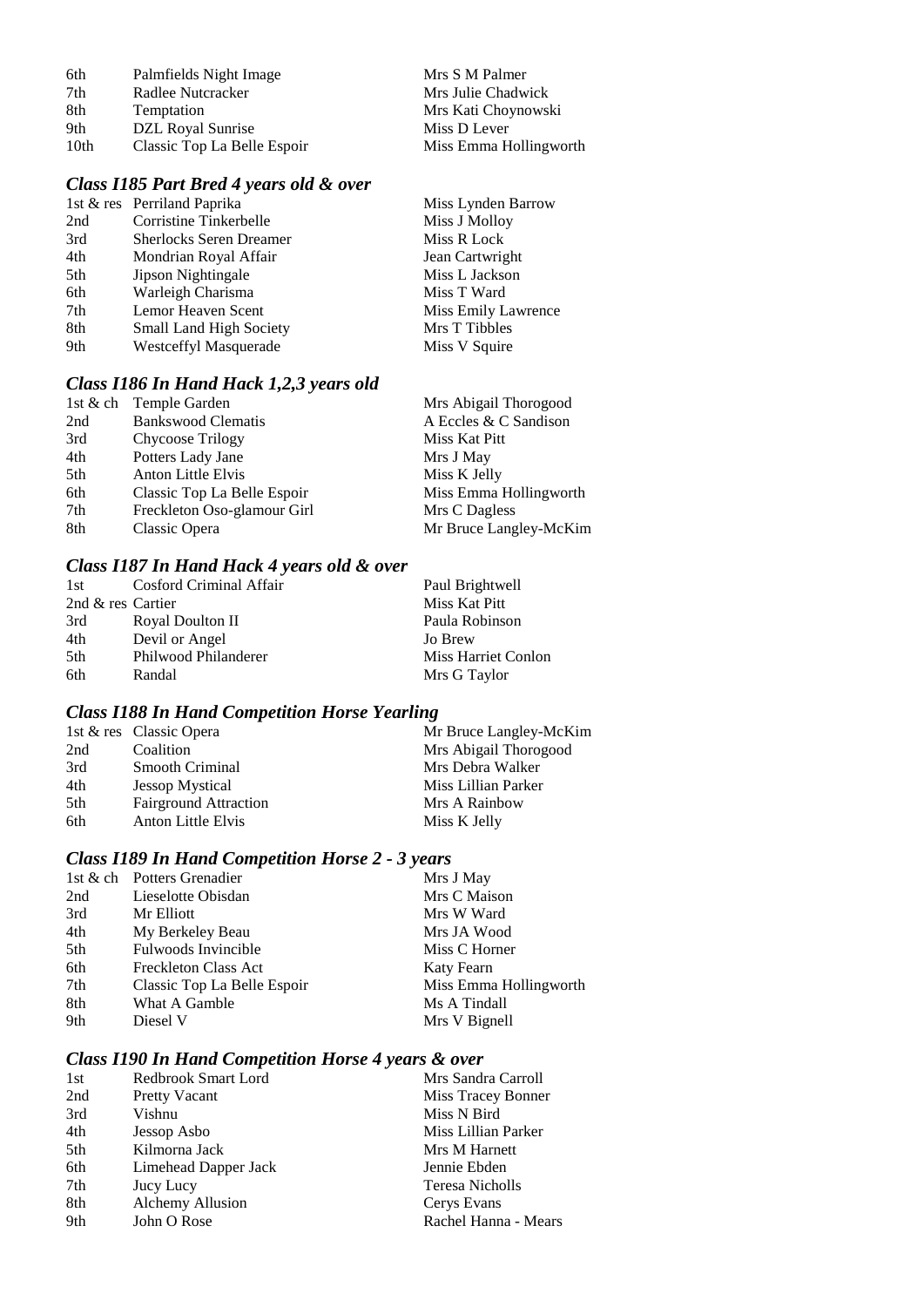| | | |
|---|---|---|
| 6th | Palmfields Night Image | Mrs S M Palmer |
| 7th | Radlee Nutcracker | Mrs Julie Chadwick |
| 8th | Temptation | Mrs Kati Choynowski |
| 9th | DZL Royal Sunrise | Miss D Lever |
| 10th | Classic Top La Belle Espoir | Miss Emma Hollingworth |

### *Class I185 Part Bred 4 years old & over*

| | | |
|---|---|---|
| 1st & res | Perriland Paprika | Miss Lynden Barrow |
| 2nd | Corristine Tinkerbelle | Miss J Molloy |
| 3rd | Sherlocks Seren Dreamer | Miss R Lock |
| 4th | Mondrian Royal Affair | Jean Cartwright |
| 5th | Jipson Nightingale | Miss L Jackson |
| 6th | Warleigh Charisma | Miss T Ward |
| 7th | Lemor Heaven Scent | Miss Emily Lawrence |
| 8th | Small Land High Society | Mrs T Tibbles |
| 9th | Westceffyl Masquerade | Miss V Squire |

### *Class I186 In Hand Hack 1,2,3 years old*

| | | |
|---|---|---|
| 1st & ch | Temple Garden | Mrs Abigail Thorogood |
| 2nd | Bankswood Clematis | A Eccles & C Sandison |
| 3rd | Chycoose Trilogy | Miss Kat Pitt |
| 4th | Potters Lady Jane | Mrs J May |
| 5th | Anton Little Elvis | Miss K Jelly |
| 6th | Classic Top La Belle Espoir | Miss Emma Hollingworth |
| 7th | Freckleton Oso-glamour Girl | Mrs C Dagless |
| 8th | Classic Opera | Mr Bruce Langley-McKim |

### *Class I187 In Hand Hack 4 years old & over*

| | | |
|---|---|---|
| 1st | Cosford Criminal Affair | Paul Brightwell |
| 2nd & res | Cartier | Miss Kat Pitt |
| 3rd | Royal Doulton II | Paula Robinson |
| 4th | Devil or Angel | Jo Brew |
| 5th | Philwood Philanderer | Miss Harriet Conlon |
| 6th | Randal | Mrs G Taylor |

### *Class I188 In Hand Competition Horse Yearling*

| | | |
|---|---|---|
| 1st & res | Classic Opera | Mr Bruce Langley-McKim |
| 2nd | Coalition | Mrs Abigail Thorogood |
| 3rd | Smooth Criminal | Mrs Debra Walker |
| 4th | Jessop Mystical | Miss Lillian Parker |
| 5th | Fairground Attraction | Mrs A Rainbow |
| 6th | Anton Little Elvis | Miss K Jelly |

### *Class I189 In Hand Competition Horse 2 - 3 years*

| | | |
|---|---|---|
| 1st & ch | Potters Grenadier | Mrs J May |
| 2nd | Lieselotte Obisdan | Mrs C Maison |
| 3rd | Mr Elliott | Mrs W Ward |
| 4th | My Berkeley Beau | Mrs JA Wood |
| 5th | Fulwoods Invincible | Miss C Horner |
| 6th | Freckleton Class Act | Katy Fearn |
| 7th | Classic Top La Belle Espoir | Miss Emma Hollingworth |
| 8th | What A Gamble | Ms A Tindall |
| 9th | Diesel V | Mrs V Bignell |

### *Class I190 In Hand Competition Horse 4 years & over*

| | | |
|---|---|---|
| 1st | Redbrook Smart Lord | Mrs Sandra Carroll |
| 2nd | Pretty Vacant | Miss Tracey Bonner |
| 3rd | Vishnu | Miss N Bird |
| 4th | Jessop Asbo | Miss Lillian Parker |
| 5th | Kilmorna Jack | Mrs M Harnett |
| 6th | Limehead Dapper Jack | Jennie Ebden |
| 7th | Jucy Lucy | Teresa Nicholls |
| 8th | Alchemy Allusion | Cerys Evans |
| 9th | John O Rose | Rachel Hanna - Mears |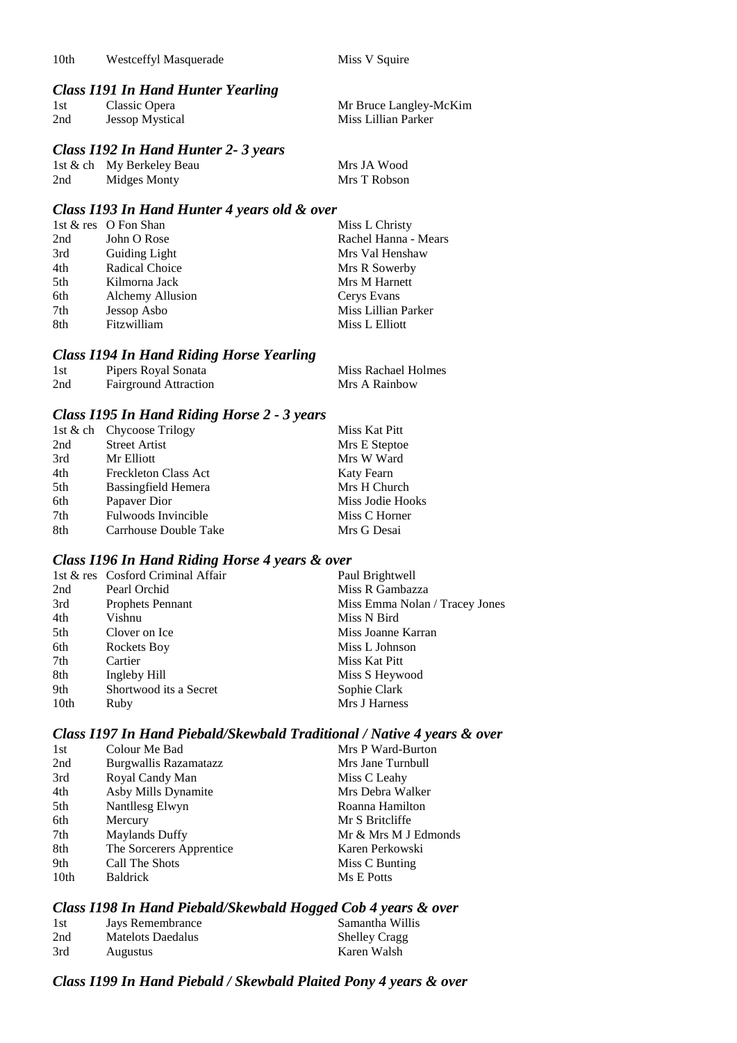| | | |
|---|---|---|
| 10th | Westceffyl Masquerade | Miss V Squire |

### *Class I191 In Hand Hunter Yearling*

| | | |
|---|---|---|
| 1st | Classic Opera | Mr Bruce Langley-McKim |
| 2nd | Jessop Mystical | Miss Lillian Parker |

### *Class I192 In Hand Hunter 2- 3 years*

| | | |
|---|---|---|
| 1st & ch | My Berkeley Beau | Mrs JA Wood |
| 2nd | Midges Monty | Mrs T Robson |

### *Class I193 In Hand Hunter 4 years old & over*

| | | |
|---|---|---|
| 1st & res | O Fon Shan | Miss L Christy |
| 2nd | John O Rose | Rachel Hanna - Mears |
| 3rd | Guiding Light | Mrs Val Henshaw |
| 4th | Radical Choice | Mrs R Sowerby |
| 5th | Kilmorna Jack | Mrs M Harnett |
| 6th | Alchemy Allusion | Cerys Evans |
| 7th | Jessop Asbo | Miss Lillian Parker |
| 8th | Fitzwilliam | Miss L Elliott |

### *Class I194 In Hand Riding Horse Yearling*

| | | |
|---|---|---|
| 1st | Pipers Royal Sonata | Miss Rachael Holmes |
| 2nd | Fairground Attraction | Mrs A Rainbow |

### *Class I195 In Hand Riding Horse 2 - 3 years*

| | | |
|---|---|---|
| 1st & ch | Chycoose Trilogy | Miss Kat Pitt |
| 2nd | Street Artist | Mrs E Steptoe |
| 3rd | Mr Elliott | Mrs W Ward |
| 4th | Freckleton Class Act | Katy Fearn |
| 5th | Bassingfield Hemera | Mrs H Church |
| 6th | Papaver Dior | Miss Jodie Hooks |
| 7th | Fulwoods Invincible | Miss C Horner |
| 8th | Carrhouse Double Take | Mrs G Desai |

### *Class I196 In Hand Riding Horse 4 years & over*

| | | |
|---|---|---|
| 1st & res | Cosford Criminal Affair | Paul Brightwell |
| 2nd | Pearl Orchid | Miss R Gambazza |
| 3rd | Prophets Pennant | Miss Emma Nolan / Tracey Jones |
| 4th | Vishnu | Miss N Bird |
| 5th | Clover on Ice | Miss Joanne Karran |
| 6th | Rockets Boy | Miss L Johnson |
| 7th | Cartier | Miss Kat Pitt |
| 8th | Ingleby Hill | Miss S Heywood |
| 9th | Shortwood its a Secret | Sophie Clark |
| 10th | Ruby | Mrs J Harness |

### *Class I197 In Hand Piebald/Skewbald Traditional / Native 4 years & over*

| | | |
|---|---|---|
| 1st | Colour Me Bad | Mrs P Ward-Burton |
| 2nd | Burgwallis Razamatazz | Mrs Jane Turnbull |
| 3rd | Royal Candy Man | Miss C Leahy |
| 4th | Asby Mills Dynamite | Mrs Debra Walker |
| 5th | Nantllesg Elwyn | Roanna Hamilton |
| 6th | Mercury | Mr S Britcliffe |
| 7th | Maylands Duffy | Mr & Mrs M J Edmonds |
| 8th | The Sorcerers Apprentice | Karen Perkowski |
| 9th | Call The Shots | Miss C Bunting |
| 10th | Baldrick | Ms E Potts |

### *Class I198 In Hand Piebald/Skewbald Hogged Cob 4 years & over*

| | | |
|---|---|---|
| 1st | Jays Remembrance | Samantha Willis |
| 2nd | Matelots Daedalus | Shelley Cragg |
| 3rd | Augustus | Karen Walsh |

### *Class I199 In Hand Piebald / Skewbald Plaited Pony 4 years & over*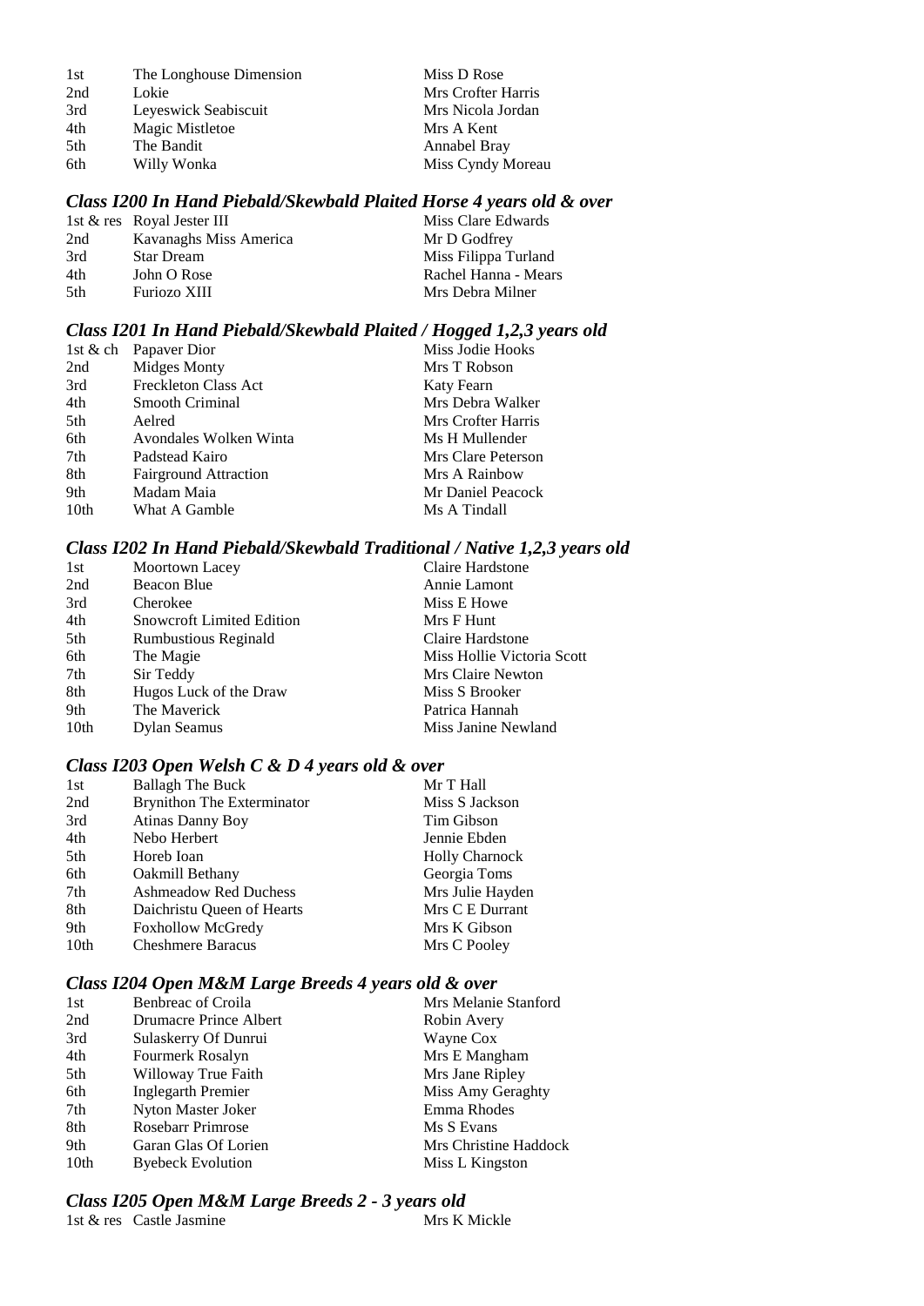| | | |
|---|---|---|
| 1st | The Longhouse Dimension | Miss D Rose |
| 2nd | Lokie | Mrs Crofter Harris |
| 3rd | Leyeswick Seabiscuit | Mrs Nicola Jordan |
| 4th | Magic Mistletoe | Mrs A Kent |
| 5th | The Bandit | Annabel Bray |
| 6th | Willy Wonka | Miss Cyndy Moreau |

### *Class I200 In Hand Piebald/Skewbald Plaited Horse 4 years old & over*

| | | |
|---|---|---|
| 1st & res | Royal Jester III | Miss Clare Edwards |
| 2nd | Kavanaghs Miss America | Mr D Godfrey |
| 3rd | Star Dream | Miss Filippa Turland |
| 4th | John O Rose | Rachel Hanna - Mears |
| 5th | Furiozo XIII | Mrs Debra Milner |

### *Class I201 In Hand Piebald/Skewbald Plaited / Hogged 1,2,3 years old*

| | | |
|---|---|---|
| 1st & ch | Papaver Dior | Miss Jodie Hooks |
| 2nd | Midges Monty | Mrs T Robson |
| 3rd | Freckleton Class Act | Katy Fearn |
| 4th | Smooth Criminal | Mrs Debra Walker |
| 5th | Aelred | Mrs Crofter Harris |
| 6th | Avondales Wolken Winta | Ms H Mullender |
| 7th | Padstead Kairo | Mrs Clare Peterson |
| 8th | Fairground Attraction | Mrs A Rainbow |
| 9th | Madam Maia | Mr Daniel Peacock |
| 10th | What A Gamble | Ms A Tindall |

### *Class I202 In Hand Piebald/Skewbald Traditional / Native 1,2,3 years old*

| | | |
|---|---|---|
| 1st | Moortown Lacey | Claire Hardstone |
| 2nd | Beacon Blue | Annie Lamont |
| 3rd | Cherokee | Miss E Howe |
| 4th | Snowcroft Limited Edition | Mrs F Hunt |
| 5th | Rumbustious Reginald | Claire Hardstone |
| 6th | The Magie | Miss Hollie Victoria Scott |
| 7th | Sir Teddy | Mrs Claire Newton |
| 8th | Hugos Luck of the Draw | Miss S Brooker |
| 9th | The Maverick | Patrica Hannah |
| 10th | Dylan Seamus | Miss Janine Newland |

### *Class I203 Open Welsh C & D 4 years old & over*

| | | |
|---|---|---|
| 1st | Ballagh The Buck | Mr T Hall |
| 2nd | Brynithon The Exterminator | Miss S Jackson |
| 3rd | Atinas Danny Boy | Tim Gibson |
| 4th | Nebo Herbert | Jennie Ebden |
| 5th | Horeb Ioan | Holly Charnock |
| 6th | Oakmill Bethany | Georgia Toms |
| 7th | Ashmeadow Red Duchess | Mrs Julie Hayden |
| 8th | Daichristu Queen of Hearts | Mrs C E Durrant |
| 9th | Foxhollow McGredy | Mrs K Gibson |
| 10th | Cheshmere Baracus | Mrs C Pooley |

### *Class I204 Open M&M Large Breeds 4 years old & over*

| | | |
|---|---|---|
| 1st | Benbreac of Croila | Mrs Melanie Stanford |
| 2nd | Drumacre Prince Albert | Robin Avery |
| 3rd | Sulaskerry Of Dunrui | Wayne Cox |
| 4th | Fourmerk Rosalyn | Mrs E Mangham |
| 5th | Willoway True Faith | Mrs Jane Ripley |
| 6th | Inglegarth Premier | Miss Amy Geraghty |
| 7th | Nyton Master Joker | Emma Rhodes |
| 8th | Rosebarr Primrose | Ms S Evans |
| 9th | Garan Glas Of Lorien | Mrs Christine Haddock |
| 10th | Byebeck Evolution | Miss L Kingston |

### *Class I205 Open M&M Large Breeds 2 - 3 years old*

| | | |
|---|---|---|
| 1st & res | Castle Jasmine | Mrs K Mickle |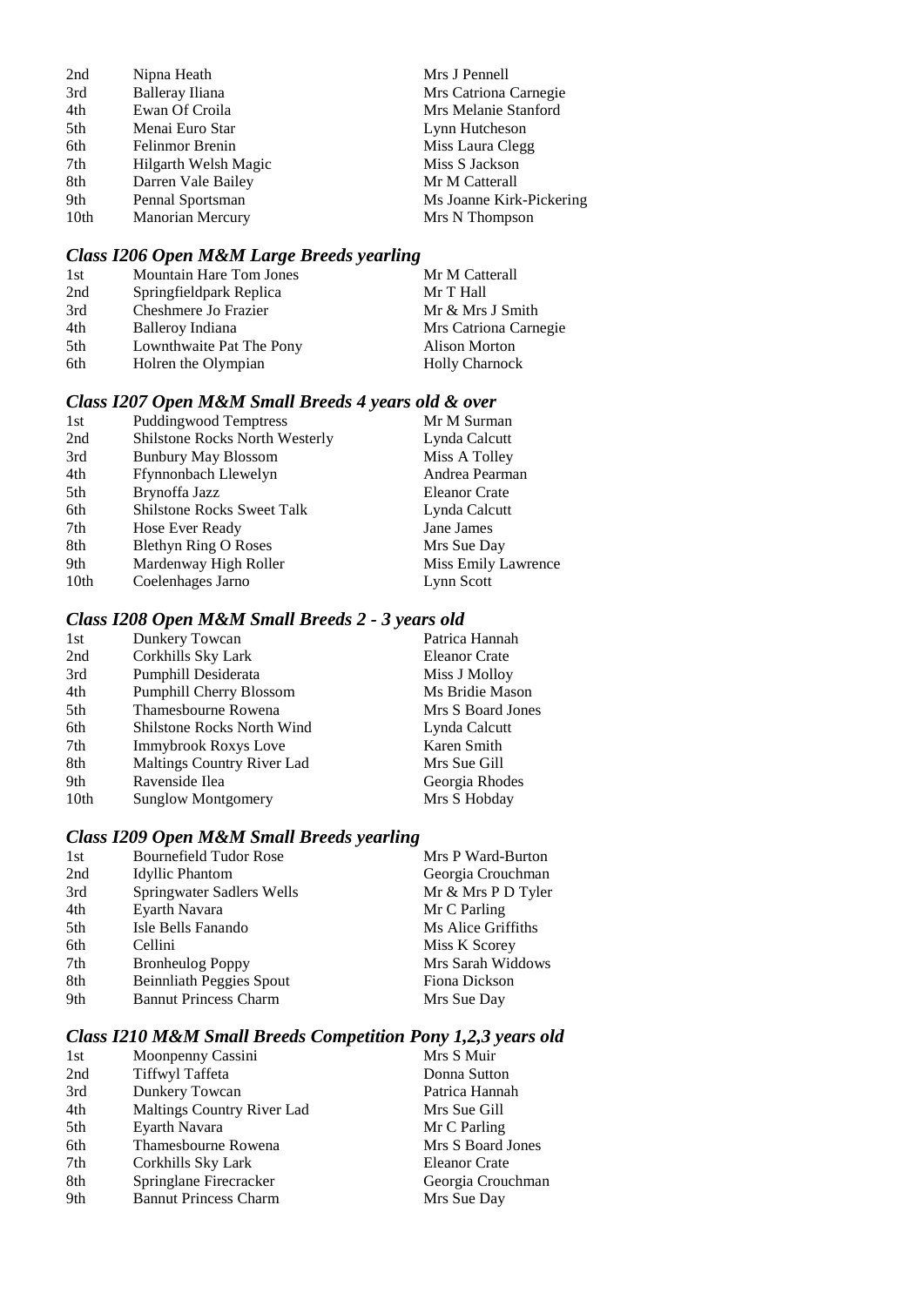| | | |
|---|---|---|
| 2nd | Nipna Heath | Mrs J Pennell |
| 3rd | Balleray Iliana | Mrs Catriona Carnegie |
| 4th | Ewan Of Croila | Mrs Melanie Stanford |
| 5th | Menai Euro Star | Lynn Hutcheson |
| 6th | Felinmor Brenin | Miss Laura Clegg |
| 7th | Hilgarth Welsh Magic | Miss S Jackson |
| 8th | Darren Vale Bailey | Mr M Catterall |
| 9th | Pennal Sportsman | Ms Joanne Kirk-Pickering |
| 10th | Manorian Mercury | Mrs N Thompson |

### *Class I206 Open M&M Large Breeds yearling*

| | | |
|---|---|---|
| 1st | Mountain Hare Tom Jones | Mr M Catterall |
| 2nd | Springfieldpark Replica | Mr T Hall |
| 3rd | Cheshmere Jo Frazier | Mr & Mrs J Smith |
| 4th | Balleroy Indiana | Mrs Catriona Carnegie |
| 5th | Lownthwaite Pat The Pony | Alison Morton |
| 6th | Holren the Olympian | Holly Charnock |

### *Class I207 Open M&M Small Breeds 4 years old & over*

| | | |
|---|---|---|
| 1st | Puddingwood Temptress | Mr M Surman |
| 2nd | Shilstone Rocks North Westerly | Lynda Calcutt |
| 3rd | Bunbury May Blossom | Miss A Tolley |
| 4th | Ffynnonbach Llewelyn | Andrea Pearman |
| 5th | Brynoffa Jazz | Eleanor Crate |
| 6th | Shilstone Rocks Sweet Talk | Lynda Calcutt |
| 7th | Hose Ever Ready | Jane James |
| 8th | Blethyn Ring O Roses | Mrs Sue Day |
| 9th | Mardenway High Roller | Miss Emily Lawrence |
| 10th | Coelenhages Jarno | Lynn Scott |

### *Class I208 Open M&M Small Breeds 2 - 3 years old*

| | | |
|---|---|---|
| 1st | Dunkery Towcan | Patrica Hannah |
| 2nd | Corkhills Sky Lark | Eleanor Crate |
| 3rd | Pumphill Desiderata | Miss J Molloy |
| 4th | Pumphill Cherry Blossom | Ms Bridie Mason |
| 5th | Thamesbourne Rowena | Mrs S Board Jones |
| 6th | Shilstone Rocks North Wind | Lynda Calcutt |
| 7th | Immybrook Roxys Love | Karen Smith |
| 8th | Maltings Country River Lad | Mrs Sue Gill |
| 9th | Ravenside Ilea | Georgia Rhodes |
| 10th | Sunglow Montgomery | Mrs S Hobday |

### *Class I209 Open M&M Small Breeds yearling*

| | | |
|---|---|---|
| 1st | Bournefield Tudor Rose | Mrs P Ward-Burton |
| 2nd | Idyllic Phantom | Georgia Crouchman |
| 3rd | Springwater Sadlers Wells | Mr & Mrs P D Tyler |
| 4th | Eyarth Navara | Mr C Parling |
| 5th | Isle Bells Fanando | Ms Alice Griffiths |
| 6th | Cellini | Miss K Scorey |
| 7th | Bronheulog Poppy | Mrs Sarah Widdows |
| 8th | Beinnliath Peggies Spout | Fiona Dickson |
| 9th | Bannut Princess Charm | Mrs Sue Day |

### *Class I210 M&M Small Breeds Competition Pony 1,2,3 years old*

| | | |
|---|---|---|
| 1st | Moonpenny Cassini | Mrs S Muir |
| 2nd | Tiffwyl Taffeta | Donna Sutton |
| 3rd | Dunkery Towcan | Patrica Hannah |
| 4th | Maltings Country River Lad | Mrs Sue Gill |
| 5th | Eyarth Navara | Mr C Parling |
| 6th | Thamesbourne Rowena | Mrs S Board Jones |
| 7th | Corkhills Sky Lark | Eleanor Crate |
| 8th | Springlane Firecracker | Georgia Crouchman |
| 9th | Bannut Princess Charm | Mrs Sue Day |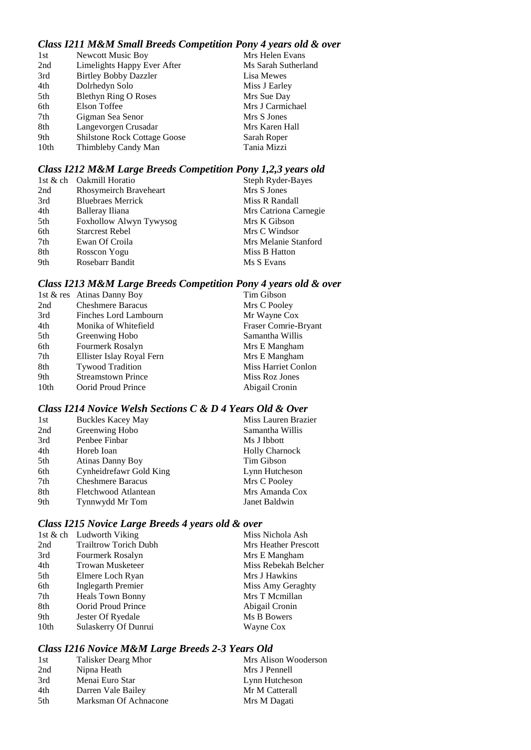### *Class I211 M&M Small Breeds Competition Pony 4 years old & over*

| | | |
|---|---|---|
| 1st | Newcott Music Boy | Mrs Helen Evans |
| 2nd | Limelights Happy Ever After | Ms Sarah Sutherland |
| 3rd | Birtley Bobby Dazzler | Lisa Mewes |
| 4th | Dolrhedyn Solo | Miss J Earley |
| 5th | Blethyn Ring O Roses | Mrs Sue Day |
| 6th | Elson Toffee | Mrs J Carmichael |
| 7th | Gigman Sea Senor | Mrs S Jones |
| 8th | Langevorgen Crusadar | Mrs Karen Hall |
| 9th | Shilstone Rock Cottage Goose | Sarah Roper |
| 10th | Thimbleby Candy Man | Tania Mizzi |

### *Class I212 M&M Large Breeds Competition Pony 1,2,3 years old*

| | | |
|---|---|---|
| 1st & ch | Oakmill Horatio | Steph Ryder-Bayes |
| 2nd | Rhosymeirch Braveheart | Mrs S Jones |
| 3rd | Bluebraes Merrick | Miss R Randall |
| 4th | Balleray Iliana | Mrs Catriona Carnegie |
| 5th | Foxhollow Alwyn Tywysog | Mrs K Gibson |
| 6th | Starcrest Rebel | Mrs C Windsor |
| 7th | Ewan Of Croila | Mrs Melanie Stanford |
| 8th | Rosscon Yogu | Miss B Hatton |
| 9th | Rosebarr Bandit | Ms S Evans |

### *Class I213 M&M Large Breeds Competition Pony 4 years old & over*

| | | |
|---|---|---|
| 1st & res | Atinas Danny Boy | Tim Gibson |
| 2nd | Cheshmere Baracus | Mrs C Pooley |
| 3rd | Finches Lord Lambourn | Mr Wayne Cox |
| 4th | Monika of Whitefield | Fraser Comrie-Bryant |
| 5th | Greenwing Hobo | Samantha Willis |
| 6th | Fourmerk Rosalyn | Mrs E Mangham |
| 7th | Ellister Islay Royal Fern | Mrs E Mangham |
| 8th | Tywood Tradition | Miss Harriet Conlon |
| 9th | Streamstown Prince | Miss Roz Jones |
| 10th | Oorid Proud Prince | Abigail Cronin |

### *Class I214 Novice Welsh Sections C & D 4 Years Old & Over*

| | | |
|---|---|---|
| 1st | Buckles Kacey May | Miss Lauren Brazier |
| 2nd | Greenwing Hobo | Samantha Willis |
| 3rd | Penbee Finbar | Ms J Ibbott |
| 4th | Horeb Ioan | Holly Charnock |
| 5th | Atinas Danny Boy | Tim Gibson |
| 6th | Cynheidrefawr Gold King | Lynn Hutcheson |
| 7th | Cheshmere Baracus | Mrs C Pooley |
| 8th | Fletchwood Atlantean | Mrs Amanda Cox |
| 9th | Tynnwydd Mr Tom | Janet Baldwin |

### *Class I215 Novice Large Breeds 4 years old & over*

| | | |
|---|---|---|
| 1st & ch | Ludworth Viking | Miss Nichola Ash |
| 2nd | Trailtrow Torich Dubh | Mrs Heather Prescott |
| 3rd | Fourmerk Rosalyn | Mrs E Mangham |
| 4th | Trowan Musketeer | Miss Rebekah Belcher |
| 5th | Elmere Loch Ryan | Mrs J Hawkins |
| 6th | Inglegarth Premier | Miss Amy Geraghty |
| 7th | Heals Town Bonny | Mrs T Mcmillan |
| 8th | Oorid Proud Prince | Abigail Cronin |
| 9th | Jester Of Ryedale | Ms B Bowers |
| 10th | Sulaskerry Of Dunrui | Wayne Cox |

### *Class I216 Novice M&M Large Breeds 2-3 Years Old*

| | | |
|---|---|---|
| 1st | Talisker Dearg Mhor | Mrs Alison Wooderson |
| 2nd | Nipna Heath | Mrs J Pennell |
| 3rd | Menai Euro Star | Lynn Hutcheson |
| 4th | Darren Vale Bailey | Mr M Catterall |
| 5th | Marksman Of Achnacone | Mrs M Dagati |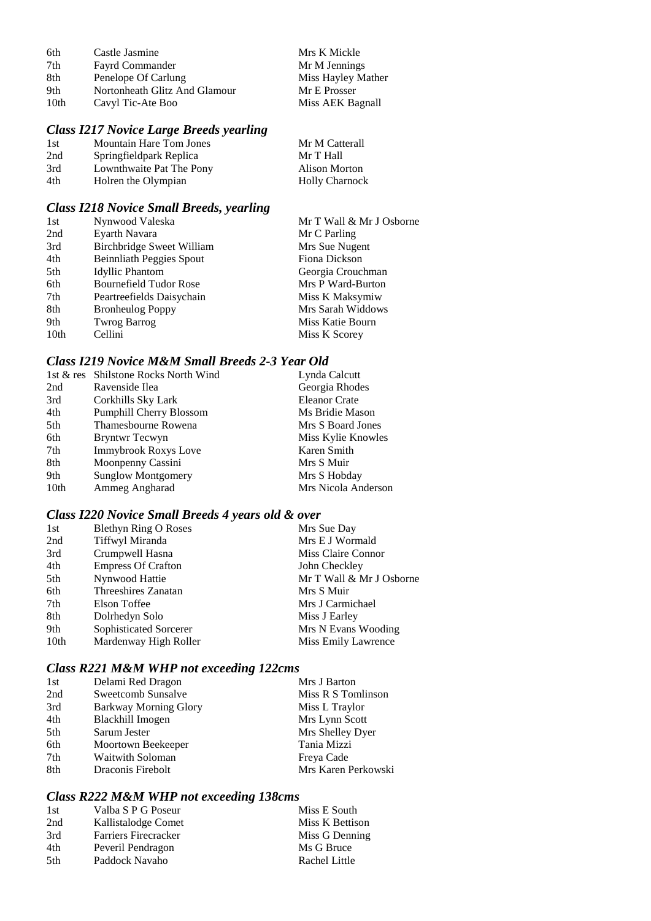| | | |
|---|---|---|
| 6th | Castle Jasmine | Mrs K Mickle |
| 7th | Fayrd Commander | Mr M Jennings |
| 8th | Penelope Of Carlung | Miss Hayley Mather |
| 9th | Nortonheath Glitz And Glamour | Mr E Prosser |
| 10th | Cavyl Tic-Ate Boo | Miss AEK Bagnall |

### *Class I217 Novice Large Breeds yearling*

| | | |
|---|---|---|
| 1st | Mountain Hare Tom Jones | Mr M Catterall |
| 2nd | Springfieldpark Replica | Mr T Hall |
| 3rd | Lownthwaite Pat The Pony | Alison Morton |
| 4th | Holren the Olympian | Holly Charnock |

### *Class I218 Novice Small Breeds, yearling*

| | | |
|---|---|---|
| 1st | Nynwood Valeska | Mr T Wall & Mr J Osborne |
| 2nd | Eyarth Navara | Mr C Parling |
| 3rd | Birchbridge Sweet William | Mrs Sue Nugent |
| 4th | Beinnliath Peggies Spout | Fiona Dickson |
| 5th | Idyllic Phantom | Georgia Crouchman |
| 6th | Bournefield Tudor Rose | Mrs P Ward-Burton |
| 7th | Peartreefields Daisychain | Miss K Maksymiw |
| 8th | Bronheulog Poppy | Mrs Sarah Widdows |
| 9th | Twrog Barrog | Miss Katie Bourn |
| 10th | Cellini | Miss K Scorey |

### *Class I219 Novice M&M Small Breeds 2-3 Year Old*

| | | |
|---|---|---|
| 1st & res | Shilstone Rocks North Wind | Lynda Calcutt |
| 2nd | Ravenside Ilea | Georgia Rhodes |
| 3rd | Corkhills Sky Lark | Eleanor Crate |
| 4th | Pumphill Cherry Blossom | Ms Bridie Mason |
| 5th | Thamesbourne Rowena | Mrs S Board Jones |
| 6th | Bryntwr Tecwyn | Miss Kylie Knowles |
| 7th | Immybrook Roxys Love | Karen Smith |
| 8th | Moonpenny Cassini | Mrs S Muir |
| 9th | Sunglow Montgomery | Mrs S Hobday |
| 10th | Ammeg Angharad | Mrs Nicola Anderson |

### *Class I220 Novice Small Breeds 4 years old & over*

| | | |
|---|---|---|
| 1st | Blethyn Ring O Roses | Mrs Sue Day |
| 2nd | Tiffwyl Miranda | Mrs E J Wormald |
| 3rd | Crumpwell Hasna | Miss Claire Connor |
| 4th | Empress Of Crafton | John Checkley |
| 5th | Nynwood Hattie | Mr T Wall & Mr J Osborne |
| 6th | Threeshires Zanatan | Mrs S Muir |
| 7th | Elson Toffee | Mrs J Carmichael |
| 8th | Dolrhedyn Solo | Miss J Earley |
| 9th | Sophisticated Sorcerer | Mrs N Evans Wooding |
| 10th | Mardenway High Roller | Miss Emily Lawrence |

### *Class R221 M&M WHP not exceeding 122cms*

| | | |
|---|---|---|
| 1st | Delami Red Dragon | Mrs J Barton |
| 2nd | Sweetcomb Sunsalve | Miss R S Tomlinson |
| 3rd | Barkway Morning Glory | Miss L Traylor |
| 4th | Blackhill Imogen | Mrs Lynn Scott |
| 5th | Sarum Jester | Mrs Shelley Dyer |
| 6th | Moortown Beekeeper | Tania Mizzi |
| 7th | Waitwith Soloman | Freya Cade |
| 8th | Draconis Firebolt | Mrs Karen Perkowski |

### *Class R222 M&M WHP not exceeding 138cms*

| | | |
|---|---|---|
| 1st | Valba S P G Poseur | Miss E South |
| 2nd | Kallistalodge Comet | Miss K Bettison |
| 3rd | Farriers Firecracker | Miss G Denning |
| 4th | Peveril Pendragon | Ms G Bruce |
| 5th | Paddock Navaho | Rachel Little |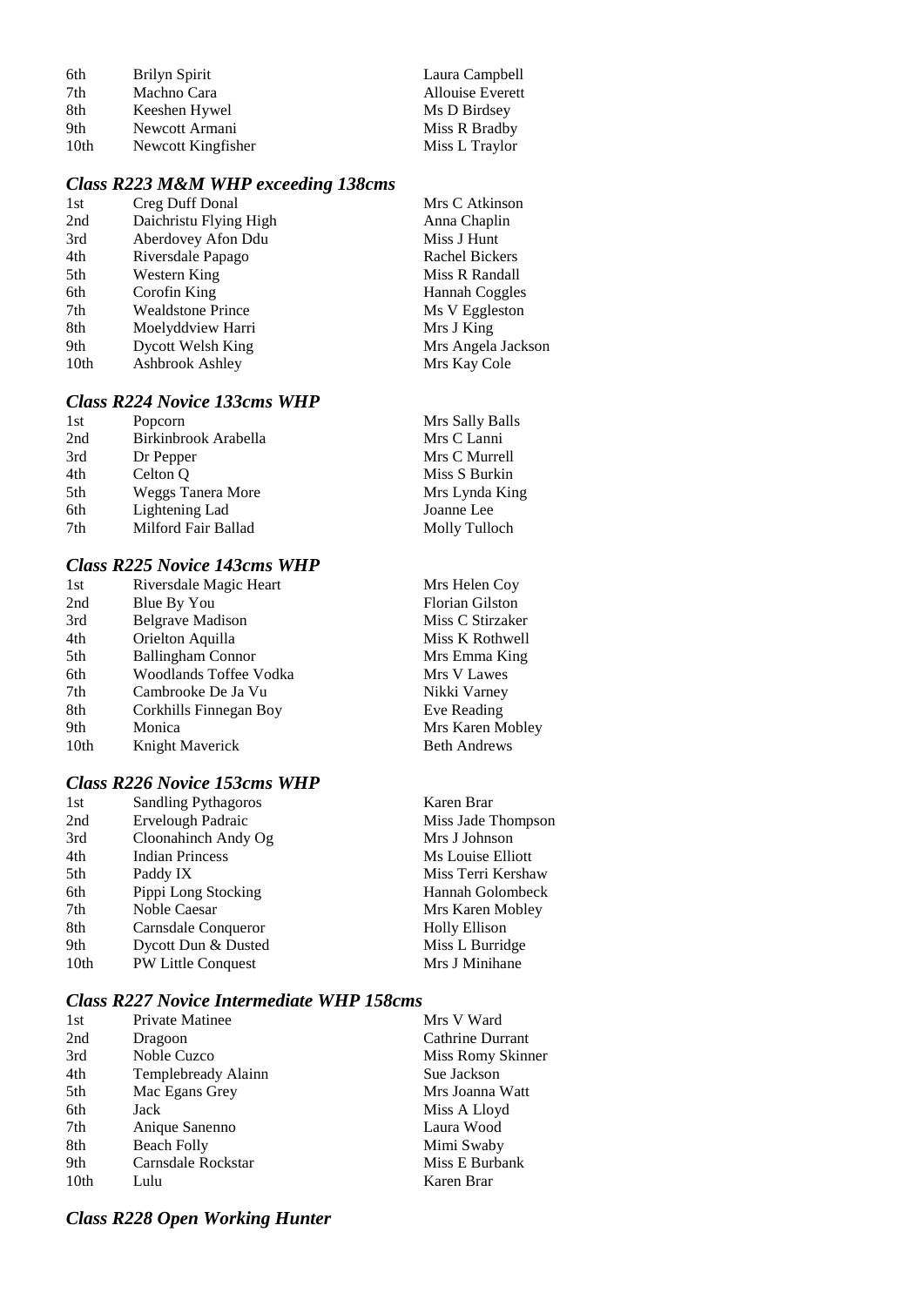| | | |
|---|---|---|
| 6th | Brilyn Spirit | Laura Campbell |
| 7th | Machno Cara | Allouise Everett |
| 8th | Keeshen Hywel | Ms D Birdsey |
| 9th | Newcott Armani | Miss R Bradby |
| 10th | Newcott Kingfisher | Miss L Traylor |

### *Class R223 M&M WHP exceeding 138cms*

| | | |
|---|---|---|
| 1st | Creg Duff Donal | Mrs C Atkinson |
| 2nd | Daichristu Flying High | Anna Chaplin |
| 3rd | Aberdovey Afon Ddu | Miss J Hunt |
| 4th | Riversdale Papago | Rachel Bickers |
| 5th | Western King | Miss R Randall |
| 6th | Corofin King | Hannah Coggles |
| 7th | Wealdstone Prince | Ms V Eggleston |
| 8th | Moelyddview Harri | Mrs J King |
| 9th | Dycott Welsh King | Mrs Angela Jackson |
| 10th | Ashbrook Ashley | Mrs Kay Cole |

### *Class R224 Novice 133cms WHP*

| | | |
|---|---|---|
| 1st | Popcorn | Mrs Sally Balls |
| 2nd | Birkinbrook Arabella | Mrs C Lanni |
| 3rd | Dr Pepper | Mrs C Murrell |
| 4th | Celton Q | Miss S Burkin |
| 5th | Weggs Tanera More | Mrs Lynda King |
| 6th | Lightening Lad | Joanne Lee |
| 7th | Milford Fair Ballad | Molly Tulloch |

### *Class R225 Novice 143cms WHP*

| | | |
|---|---|---|
| 1st | Riversdale Magic Heart | Mrs Helen Coy |
| 2nd | Blue By You | Florian Gilston |
| 3rd | Belgrave Madison | Miss C Stirzaker |
| 4th | Orielton Aquilla | Miss K Rothwell |
| 5th | Ballingham Connor | Mrs Emma King |
| 6th | Woodlands Toffee Vodka | Mrs V Lawes |
| 7th | Cambrooke De Ja Vu | Nikki Varney |
| 8th | Corkhills Finnegan Boy | Eve Reading |
| 9th | Monica | Mrs Karen Mobley |
| 10th | Knight Maverick | Beth Andrews |

### *Class R226 Novice 153cms WHP*

| | | |
|---|---|---|
| 1st | Sandling Pythagoros | Karen Brar |
| 2nd | Ervelough Padraic | Miss Jade Thompson |
| 3rd | Cloonahinch Andy Og | Mrs J Johnson |
| 4th | Indian Princess | Ms Louise Elliott |
| 5th | Paddy IX | Miss Terri Kershaw |
| 6th | Pippi Long Stocking | Hannah Golombeck |
| 7th | Noble Caesar | Mrs Karen Mobley |
| 8th | Carnsdale Conqueror | Holly Ellison |
| 9th | Dycott Dun & Dusted | Miss L Burridge |
| 10th | PW Little Conquest | Mrs J Minihane |

### *Class R227 Novice Intermediate WHP 158cms*

| | | |
|---|---|---|
| 1st | Private Matinee | Mrs V Ward |
| 2nd | Dragoon | Cathrine Durrant |
| 3rd | Noble Cuzco | Miss Romy Skinner |
| 4th | Templebready Alainn | Sue Jackson |
| 5th | Mac Egans Grey | Mrs Joanna Watt |
| 6th | Jack | Miss A Lloyd |
| 7th | Anique Sanenno | Laura Wood |
| 8th | Beach Folly | Mimi Swaby |
| 9th | Carnsdale Rockstar | Miss E Burbank |
| 10th | Lulu | Karen Brar |

### *Class R228 Open Working Hunter*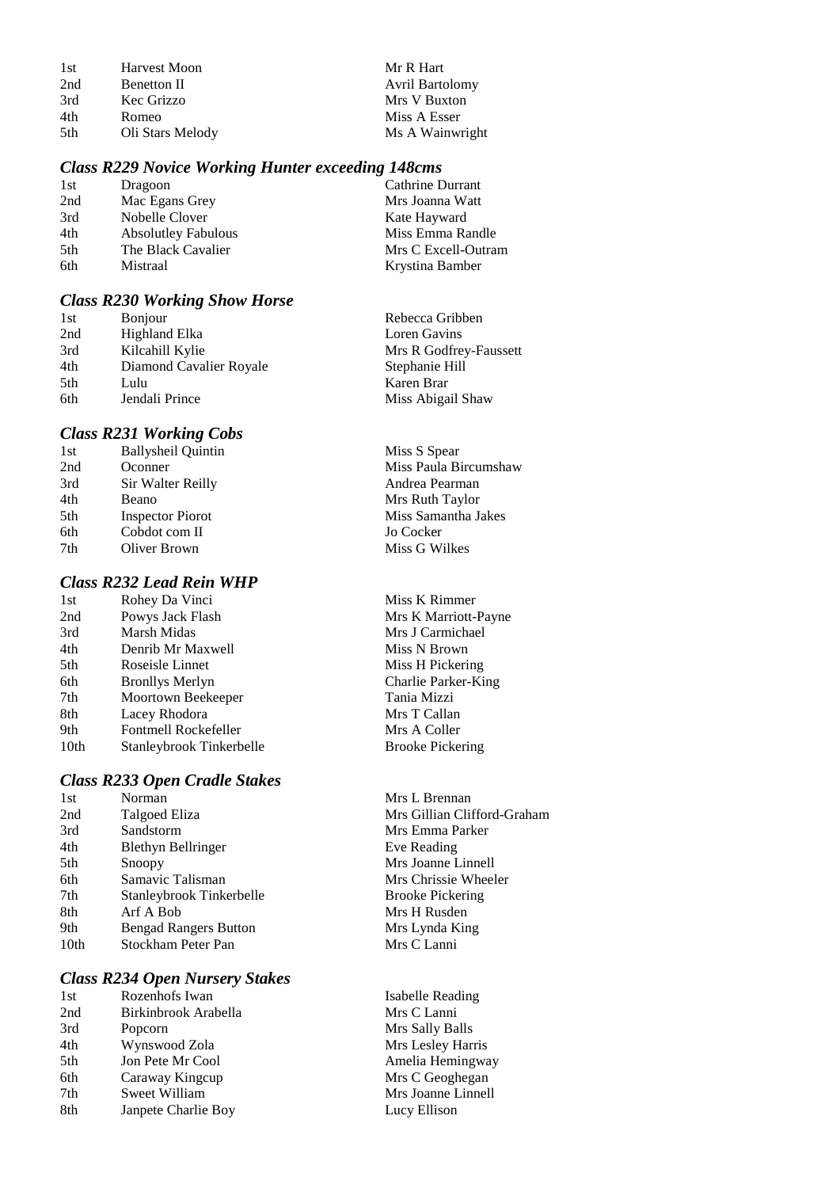| | | |
|---|---|---|
| 1st | Harvest Moon | Mr R Hart |
| 2nd | Benetton II | Avril Bartolomy |
| 3rd | Kec Grizzo | Mrs V Buxton |
| 4th | Romeo | Miss A Esser |
| 5th | Oli Stars Melody | Ms A Wainwright |

### *Class R229 Novice Working Hunter exceeding 148cms*

| | | |
|---|---|---|
| 1st | Dragoon | Cathrine Durrant |
| 2nd | Mac Egans Grey | Mrs Joanna Watt |
| 3rd | Nobelle Clover | Kate Hayward |
| 4th | Absolutley Fabulous | Miss Emma Randle |
| 5th | The Black Cavalier | Mrs C Excell-Outram |
| 6th | Mistraal | Krystina Bamber |

### *Class R230 Working Show Horse*

| | | |
|---|---|---|
| 1st | Bonjour | Rebecca Gribben |
| 2nd | Highland Elka | Loren Gavins |
| 3rd | Kilcahill Kylie | Mrs R Godfrey-Faussett |
| 4th | Diamond Cavalier Royale | Stephanie Hill |
| 5th | Lulu | Karen Brar |
| 6th | Jendali Prince | Miss Abigail Shaw |

### *Class R231 Working Cobs*

| | | |
|---|---|---|
| 1st | Ballysheil Quintin | Miss S Spear |
| 2nd | Oconner | Miss Paula Bircumshaw |
| 3rd | Sir Walter Reilly | Andrea Pearman |
| 4th | Beano | Mrs Ruth Taylor |
| 5th | Inspector Piorot | Miss Samantha Jakes |
| 6th | Cobdot com II | Jo Cocker |
| 7th | Oliver Brown | Miss G Wilkes |

### *Class R232 Lead Rein WHP*

| | | |
|---|---|---|
| 1st | Rohey Da Vinci | Miss K Rimmer |
| 2nd | Powys Jack Flash | Mrs K Marriott-Payne |
| 3rd | Marsh Midas | Mrs J Carmichael |
| 4th | Denrib Mr Maxwell | Miss N Brown |
| 5th | Roseisle Linnet | Miss H Pickering |
| 6th | Bronllys Merlyn | Charlie Parker-King |
| 7th | Moortown Beekeeper | Tania Mizzi |
| 8th | Lacey Rhodora | Mrs T Callan |
| 9th | Fontmell Rockefeller | Mrs A Coller |
| 10th | Stanleybrook Tinkerbelle | Brooke Pickering |

### *Class R233 Open Cradle Stakes*

| | | |
|---|---|---|
| 1st | Norman | Mrs L Brennan |
| 2nd | Talgoed Eliza | Mrs Gillian Clifford-Graham |
| 3rd | Sandstorm | Mrs Emma Parker |
| 4th | Blethyn Bellringer | Eve Reading |
| 5th | Snoopy | Mrs Joanne Linnell |
| 6th | Samavic Talisman | Mrs Chrissie Wheeler |
| 7th | Stanleybrook Tinkerbelle | Brooke Pickering |
| 8th | Arf A Bob | Mrs H Rusden |
| 9th | Bengad Rangers Button | Mrs Lynda King |
| 10th | Stockham Peter Pan | Mrs C Lanni |

### *Class R234 Open Nursery Stakes*

| | | |
|---|---|---|
| 1st | Rozenhofs Iwan | Isabelle Reading |
| 2nd | Birkinbrook Arabella | Mrs C Lanni |
| 3rd | Popcorn | Mrs Sally Balls |
| 4th | Wynswood Zola | Mrs Lesley Harris |
| 5th | Jon Pete Mr Cool | Amelia Hemingway |
| 6th | Caraway Kingcup | Mrs C Geoghegan |
| 7th | Sweet William | Mrs Joanne Linnell |
| 8th | Janpete Charlie Boy | Lucy Ellison |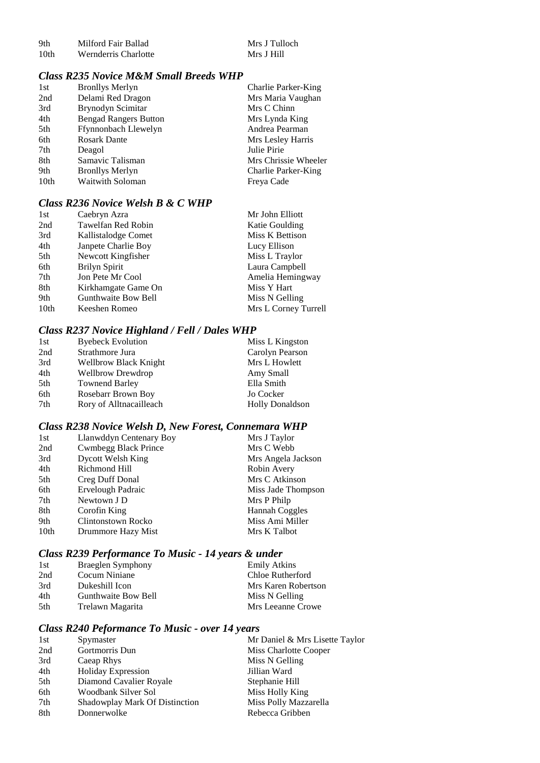| | | |
|---|---|---|
| 9th | Milford Fair Ballad | Mrs J Tulloch |
| 10th | Wernderris Charlotte | Mrs J Hill |

### *Class R235 Novice M&M Small Breeds WHP*

| | | |
|---|---|---|
| 1st | Bronllys Merlyn | Charlie Parker-King |
| 2nd | Delami Red Dragon | Mrs Maria Vaughan |
| 3rd | Brynodyn Scimitar | Mrs C Chinn |
| 4th | Bengad Rangers Button | Mrs Lynda King |
| 5th | Ffynnonbach Llewelyn | Andrea Pearman |
| 6th | Rosark Dante | Mrs Lesley Harris |
| 7th | Deagol | Julie Pirie |
| 8th | Samavic Talisman | Mrs Chrissie Wheeler |
| 9th | Bronllys Merlyn | Charlie Parker-King |
| 10th | Waitwith Soloman | Freya Cade |

### *Class R236 Novice Welsh B & C WHP*

| | | |
|---|---|---|
| 1st | Caebryn Azra | Mr John Elliott |
| 2nd | Tawelfan Red Robin | Katie Goulding |
| 3rd | Kallistalodge Comet | Miss K Bettison |
| 4th | Janpete Charlie Boy | Lucy Ellison |
| 5th | Newcott Kingfisher | Miss L Traylor |
| 6th | Brilyn Spirit | Laura Campbell |
| 7th | Jon Pete Mr Cool | Amelia Hemingway |
| 8th | Kirkhamgate Game On | Miss Y Hart |
| 9th | Gunthwaite Bow Bell | Miss N Gelling |
| 10th | Keeshen Romeo | Mrs L Corney Turrell |

### *Class R237 Novice Highland / Fell / Dales WHP*

| | | |
|---|---|---|
| 1st | Byebeck Evolution | Miss L Kingston |
| 2nd | Strathmore Jura | Carolyn Pearson |
| 3rd | Wellbrow Black Knight | Mrs L Howlett |
| 4th | Wellbrow Drewdrop | Amy Small |
| 5th | Townend Barley | Ella Smith |
| 6th | Rosebarr Brown Boy | Jo Cocker |
| 7th | Rory of Alltnacailleach | Holly Donaldson |

### *Class R238 Novice Welsh D, New Forest, Connemara WHP*

| | | |
|---|---|---|
| 1st | Llanwddyn Centenary Boy | Mrs J Taylor |
| 2nd | Cwmbegg Black Prince | Mrs C Webb |
| 3rd | Dycott Welsh King | Mrs Angela Jackson |
| 4th | Richmond Hill | Robin Avery |
| 5th | Creg Duff Donal | Mrs C Atkinson |
| 6th | Ervelough Padraic | Miss Jade Thompson |
| 7th | Newtown J D | Mrs P Philp |
| 8th | Corofin King | Hannah Coggles |
| 9th | Clintonstown Rocko | Miss Ami Miller |
| 10th | Drummore Hazy Mist | Mrs K Talbot |

### *Class R239 Performance To Music - 14 years & under*

| | | |
|---|---|---|
| 1st | Braeglen Symphony | Emily Atkins |
| 2nd | Cocum Niniane | Chloe Rutherford |
| 3rd | Dukeshill Icon | Mrs Karen Robertson |
| 4th | Gunthwaite Bow Bell | Miss N Gelling |
| 5th | Trelawn Magarita | Mrs Leeanne Crowe |

### *Class R240 Peformance To Music - over 14 years*

| | | |
|---|---|---|
| 1st | Spymaster | Mr Daniel & Mrs Lisette Taylor |
| 2nd | Gortmorris Dun | Miss Charlotte Cooper |
| 3rd | Caeap Rhys | Miss N Gelling |
| 4th | Holiday Expression | Jillian Ward |
| 5th | Diamond Cavalier Royale | Stephanie Hill |
| 6th | Woodbank Silver Sol | Miss Holly King |
| 7th | Shadowplay Mark Of Distinction | Miss Polly Mazzarella |
| 8th | Donnerwolke | Rebecca Gribben |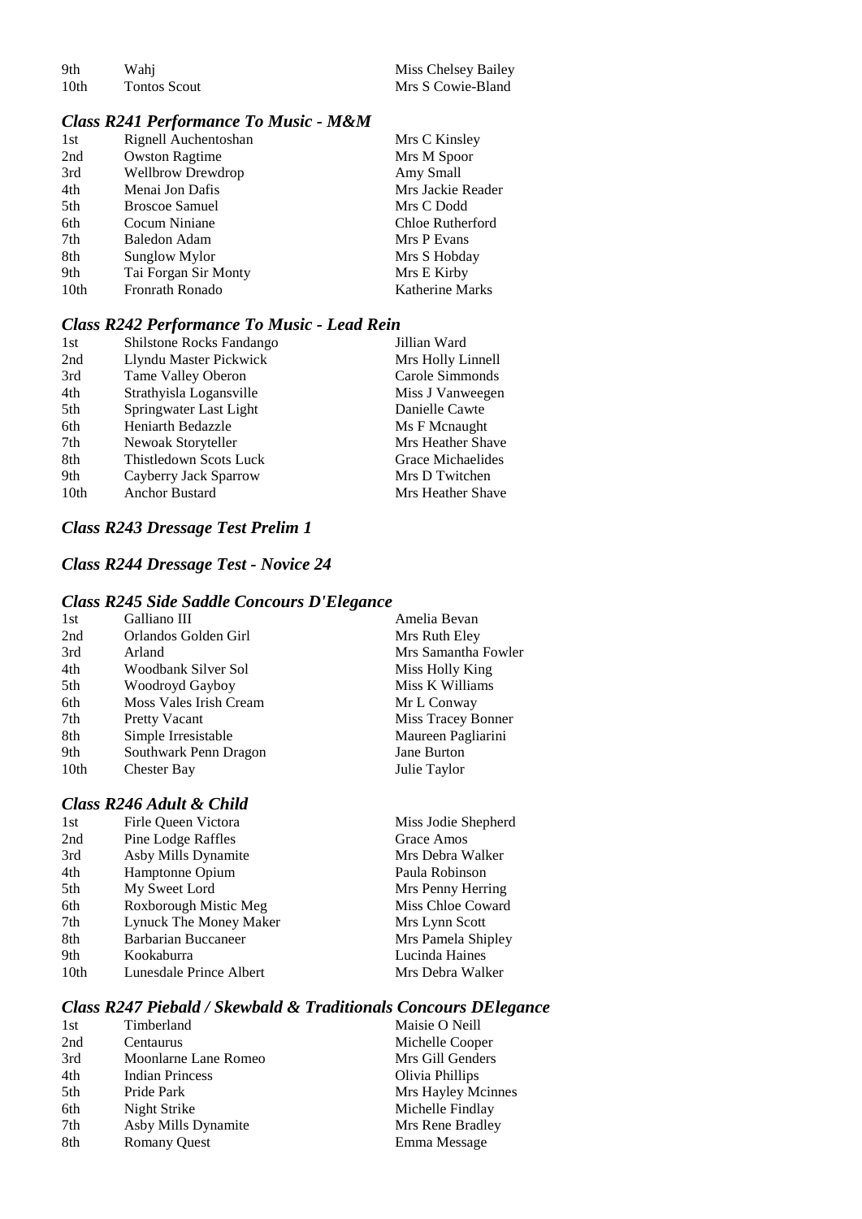| | | |
|---|---|---|
| 9th | Wahj | Miss Chelsey Bailey |
| 10th | Tontos Scout | Mrs S Cowie-Bland |

### *Class R241 Performance To Music - M&M*

| | | |
|---|---|---|
| 1st | Rignell Auchentoshan | Mrs C Kinsley |
| 2nd | Owston Ragtime | Mrs M Spoor |
| 3rd | Wellbrow Drewdrop | Amy Small |
| 4th | Menai Jon Dafis | Mrs Jackie Reader |
| 5th | Broscoe Samuel | Mrs C Dodd |
| 6th | Cocum Niniane | Chloe Rutherford |
| 7th | Baledon Adam | Mrs P Evans |
| 8th | Sunglow Mylor | Mrs S Hobday |
| 9th | Tai Forgan Sir Monty | Mrs E Kirby |
| 10th | Fronrath Ronado | Katherine Marks |

### *Class R242 Performance To Music - Lead Rein*

| | | |
|---|---|---|
| 1st | Shilstone Rocks Fandango | Jillian Ward |
| 2nd | Llyndu Master Pickwick | Mrs Holly Linnell |
| 3rd | Tame Valley Oberon | Carole Simmonds |
| 4th | Strathyisla Logansville | Miss J Vanweegen |
| 5th | Springwater Last Light | Danielle Cawte |
| 6th | Heniarth Bedazzle | Ms F Mcnaught |
| 7th | Newoak Storyteller | Mrs Heather Shave |
| 8th | Thistledown Scots Luck | Grace Michaelides |
| 9th | Cayberry Jack Sparrow | Mrs D Twitchen |
| 10th | Anchor Bustard | Mrs Heather Shave |

### *Class R243 Dressage Test Prelim 1*

### *Class R244 Dressage Test - Novice 24*

### *Class R245 Side Saddle Concours D'Elegance*

| | | |
|---|---|---|
| 1st | Galliano III | Amelia Bevan |
| 2nd | Orlandos Golden Girl | Mrs Ruth Eley |
| 3rd | Arland | Mrs Samantha Fowler |
| 4th | Woodbank Silver Sol | Miss Holly King |
| 5th | Woodroyd Gayboy | Miss K Williams |
| 6th | Moss Vales Irish Cream | Mr L Conway |
| 7th | Pretty Vacant | Miss Tracey Bonner |
| 8th | Simple Irresistable | Maureen Pagliarini |
| 9th | Southwark Penn Dragon | Jane Burton |
| 10th | Chester Bay | Julie Taylor |

### *Class R246 Adult & Child*

| | | |
|---|---|---|
| 1st | Firle Queen Victora | Miss Jodie Shepherd |
| 2nd | Pine Lodge Raffles | Grace Amos |
| 3rd | Asby Mills Dynamite | Mrs Debra Walker |
| 4th | Hamptonne Opium | Paula Robinson |
| 5th | My Sweet Lord | Mrs Penny Herring |
| 6th | Roxborough Mistic Meg | Miss Chloe Coward |
| 7th | Lynuck The Money Maker | Mrs Lynn Scott |
| 8th | Barbarian Buccaneer | Mrs Pamela Shipley |
| 9th | Kookaburra | Lucinda Haines |
| 10th | Lunesdale Prince Albert | Mrs Debra Walker |

### *Class R247 Piebald / Skewbald & Traditionals Concours DElegance*

| | | |
|---|---|---|
| 1st | Timberland | Maisie O Neill |
| 2nd | Centaurus | Michelle Cooper |
| 3rd | Moonlarne Lane Romeo | Mrs Gill Genders |
| 4th | Indian Princess | Olivia Phillips |
| 5th | Pride Park | Mrs Hayley Mcinnes |
| 6th | Night Strike | Michelle Findlay |
| 7th | Asby Mills Dynamite | Mrs Rene Bradley |
| 8th | Romany Quest | Emma Message |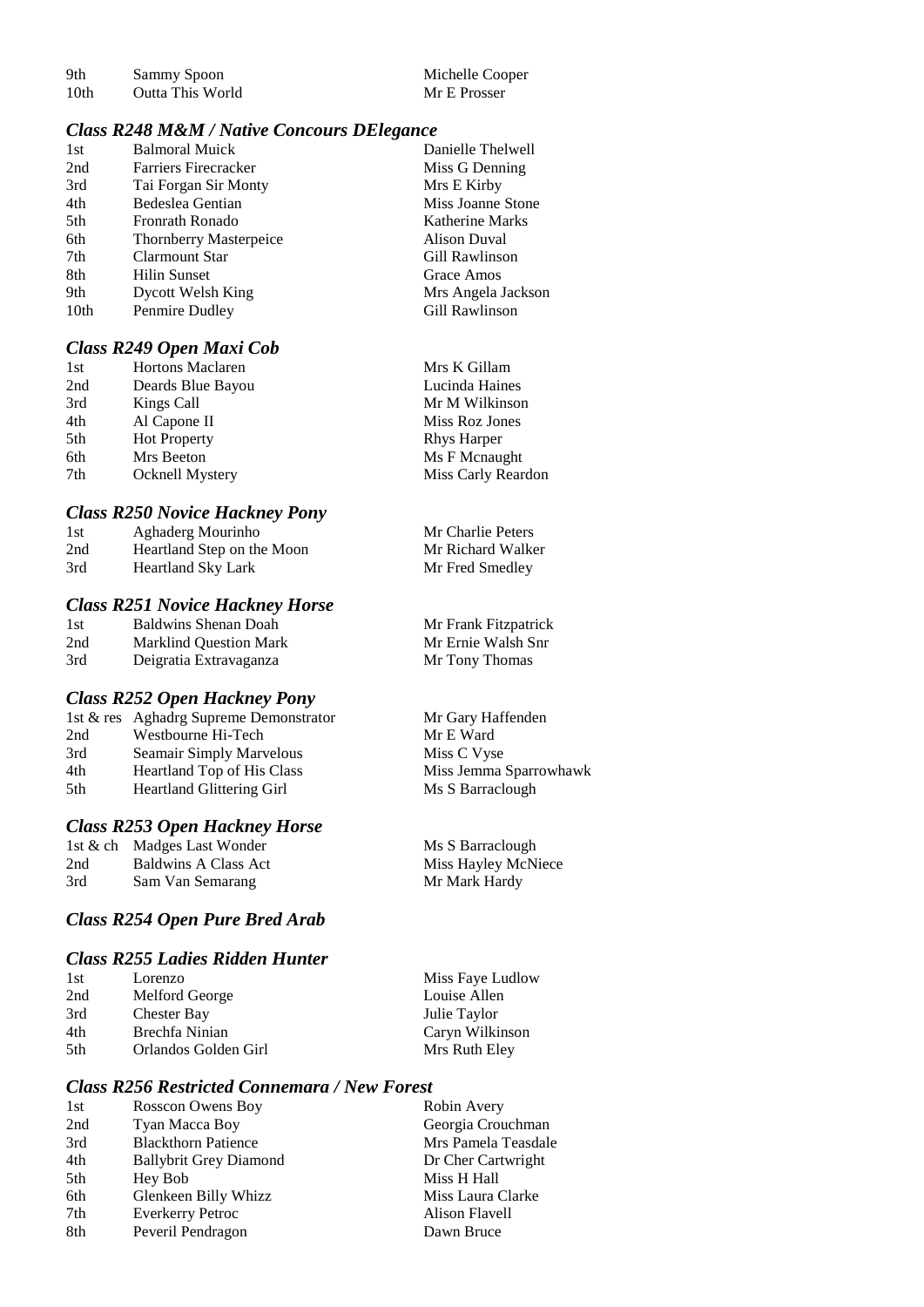| | | |
|---|---|---|
| 9th | Sammy Spoon | Michelle Cooper |
| 10th | Outta This World | Mr E Prosser |

### *Class R248 M&M / Native Concours DElegance*

| | | |
|---|---|---|
| 1st | Balmoral Muick | Danielle Thelwell |
| 2nd | Farriers Firecracker | Miss G Denning |
| 3rd | Tai Forgan Sir Monty | Mrs E Kirby |
| 4th | Bedeslea Gentian | Miss Joanne Stone |
| 5th | Fronrath Ronado | Katherine Marks |
| 6th | Thornberry Masterpeice | Alison Duval |
| 7th | Clarmount Star | Gill Rawlinson |
| 8th | Hilin Sunset | Grace Amos |
| 9th | Dycott Welsh King | Mrs Angela Jackson |
| 10th | Penmire Dudley | Gill Rawlinson |

### *Class R249 Open Maxi Cob*

| | | |
|---|---|---|
| 1st | Hortons Maclaren | Mrs K Gillam |
| 2nd | Deards Blue Bayou | Lucinda Haines |
| 3rd | Kings Call | Mr M Wilkinson |
| 4th | Al Capone II | Miss Roz Jones |
| 5th | Hot Property | Rhys Harper |
| 6th | Mrs Beeton | Ms F Mcnaught |
| 7th | Ocknell Mystery | Miss Carly Reardon |

### *Class R250 Novice Hackney Pony*

| | | |
|---|---|---|
| 1st | Aghaderg Mourinho | Mr Charlie Peters |
| 2nd | Heartland Step on the Moon | Mr Richard Walker |
| 3rd | Heartland Sky Lark | Mr Fred Smedley |

### *Class R251 Novice Hackney Horse*

| | | |
|---|---|---|
| 1st | Baldwins Shenan Doah | Mr Frank Fitzpatrick |
| 2nd | Marklind Question Mark | Mr Ernie Walsh Snr |
| 3rd | Deigratia Extravaganza | Mr Tony Thomas |

### *Class R252 Open Hackney Pony*

| | | |
|---|---|---|
| 1st & res | Aghadrg Supreme Demonstrator | Mr Gary Haffenden |
| 2nd | Westbourne Hi-Tech | Mr E Ward |
| 3rd | Seamair Simply Marvelous | Miss C Vyse |
| 4th | Heartland Top of His Class | Miss Jemma Sparrowhawk |
| 5th | Heartland Glittering Girl | Ms S Barraclough |

### *Class R253 Open Hackney Horse*

| | | |
|---|---|---|
| 1st & ch | Madges Last Wonder | Ms S Barraclough |
| 2nd | Baldwins A Class Act | Miss Hayley McNiece |
| 3rd | Sam Van Semarang | Mr Mark Hardy |

### *Class R254 Open Pure Bred Arab*

### *Class R255 Ladies Ridden Hunter*

| | | |
|---|---|---|
| 1st | Lorenzo | Miss Faye Ludlow |
| 2nd | Melford George | Louise Allen |
| 3rd | Chester Bay | Julie Taylor |
| 4th | Brechfa Ninian | Caryn Wilkinson |
| 5th | Orlandos Golden Girl | Mrs Ruth Eley |

### *Class R256 Restricted Connemara / New Forest*

| | | |
|---|---|---|
| 1st | Rosscon Owens Boy | Robin Avery |
| 2nd | Tyan Macca Boy | Georgia Crouchman |
| 3rd | Blackthorn Patience | Mrs Pamela Teasdale |
| 4th | Ballybrit Grey Diamond | Dr Cher Cartwright |
| 5th | Hey Bob | Miss H Hall |
| 6th | Glenkeen Billy Whizz | Miss Laura Clarke |
| 7th | Everkerry Petroc | Alison Flavell |
| 8th | Peveril Pendragon | Dawn Bruce |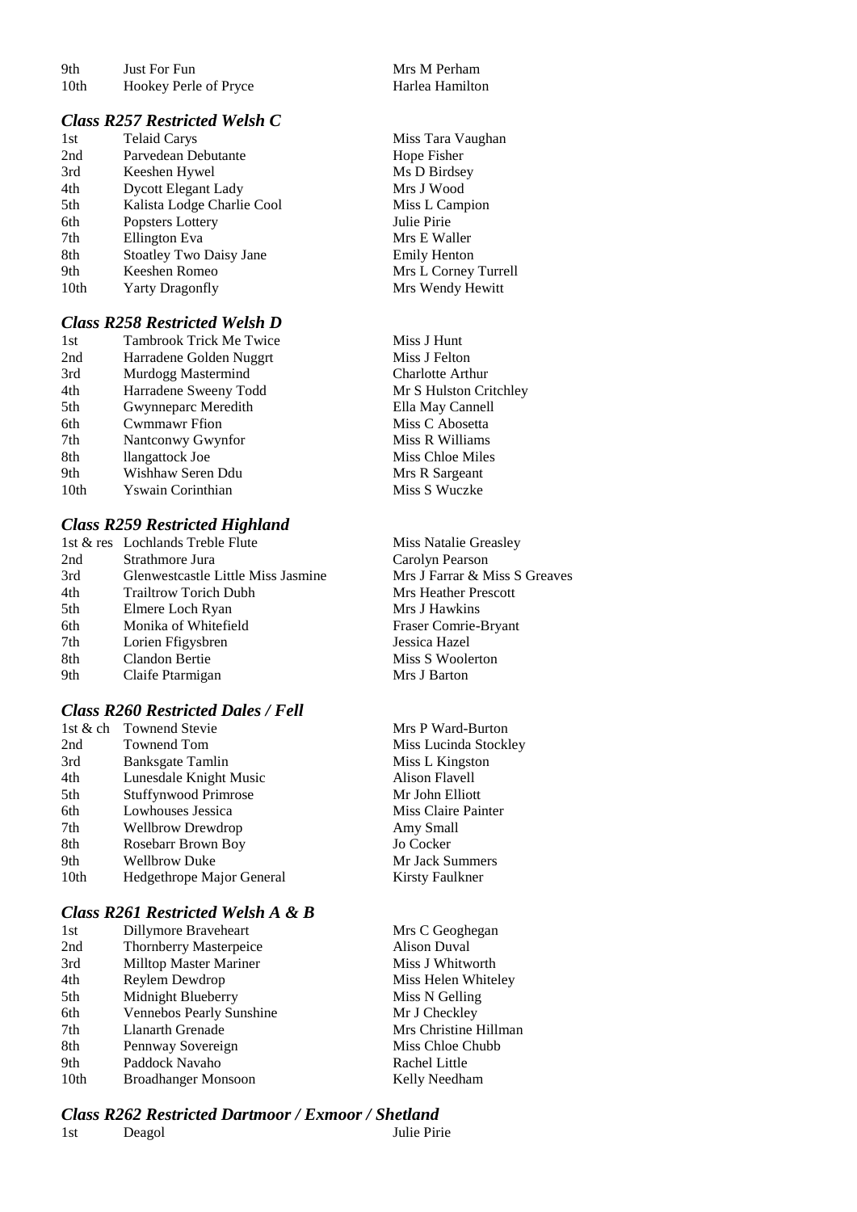| | | |
|---|---|---|
| 9th | Just For Fun | Mrs M Perham |
| 10th | Hookey Perle of Pryce | Harlea Hamilton |

### *Class R257 Restricted Welsh C*

| | | |
|---|---|---|
| 1st | Telaid Carys | Miss Tara Vaughan |
| 2nd | Parvedean Debutante | Hope Fisher |
| 3rd | Keeshen Hywel | Ms D Birdsey |
| 4th | Dycott Elegant Lady | Mrs J Wood |
| 5th | Kalista Lodge Charlie Cool | Miss L Campion |
| 6th | Popsters Lottery | Julie Pirie |
| 7th | Ellington Eva | Mrs E Waller |
| 8th | Stoatley Two Daisy Jane | Emily Henton |
| 9th | Keeshen Romeo | Mrs L Corney Turrell |
| 10th | Yarty Dragonfly | Mrs Wendy Hewitt |

### *Class R258 Restricted Welsh D*

| | | |
|---|---|---|
| 1st | Tambrook Trick Me Twice | Miss J Hunt |
| 2nd | Harradene Golden Nuggrt | Miss J Felton |
| 3rd | Murdogg Mastermind | Charlotte Arthur |
| 4th | Harradene Sweeny Todd | Mr S Hulston Critchley |
| 5th | Gwynneparc Meredith | Ella May Cannell |
| 6th | Cwmmawr Ffion | Miss C Abosetta |
| 7th | Nantconwy Gwynfor | Miss R Williams |
| 8th | llangattock Joe | Miss Chloe Miles |
| 9th | Wishhaw Seren Ddu | Mrs R Sargeant |
| 10th | Yswain Corinthian | Miss S Wuczke |

### *Class R259 Restricted Highland*

| | | |
|---|---|---|
| 1st & res | Lochlands Treble Flute | Miss Natalie Greasley |
| 2nd | Strathmore Jura | Carolyn Pearson |
| 3rd | Glenwestcastle Little Miss Jasmine | Mrs J Farrar & Miss S Greaves |
| 4th | Trailtrow Torich Dubh | Mrs Heather Prescott |
| 5th | Elmere Loch Ryan | Mrs J Hawkins |
| 6th | Monika of Whitefield | Fraser Comrie-Bryant |
| 7th | Lorien Ffigysbren | Jessica Hazel |
| 8th | Clandon Bertie | Miss S Woolerton |
| 9th | Claife Ptarmigan | Mrs J Barton |

### *Class R260 Restricted Dales / Fell*

| | | |
|---|---|---|
| 1st & ch | Townend Stevie | Mrs P Ward-Burton |
| 2nd | Townend Tom | Miss Lucinda Stockley |
| 3rd | Banksgate Tamlin | Miss L Kingston |
| 4th | Lunesdale Knight Music | Alison Flavell |
| 5th | Stuffynwood Primrose | Mr John Elliott |
| 6th | Lowhouses Jessica | Miss Claire Painter |
| 7th | Wellbrow Drewdrop | Amy Small |
| 8th | Rosebarr Brown Boy | Jo Cocker |
| 9th | Wellbrow Duke | Mr Jack Summers |
| 10th | Hedgethrope Major General | Kirsty Faulkner |

### *Class R261 Restricted Welsh A & B*

| | | |
|---|---|---|
| 1st | Dillymore Braveheart | Mrs C Geoghegan |
| 2nd | Thornberry Masterpeice | Alison Duval |
| 3rd | Milltop Master Mariner | Miss J Whitworth |
| 4th | Reylem Dewdrop | Miss Helen Whiteley |
| 5th | Midnight Blueberry | Miss N Gelling |
| 6th | Vennebos Pearly Sunshine | Mr J Checkley |
| 7th | Llanarth Grenade | Mrs Christine Hillman |
| 8th | Pennway Sovereign | Miss Chloe Chubb |
| 9th | Paddock Navaho | Rachel Little |
| 10th | Broadhanger Monsoon | Kelly Needham |

### *Class R262 Restricted Dartmoor / Exmoor / Shetland*

| | | |
|---|---|---|
| 1st | Deagol | Julie Pirie |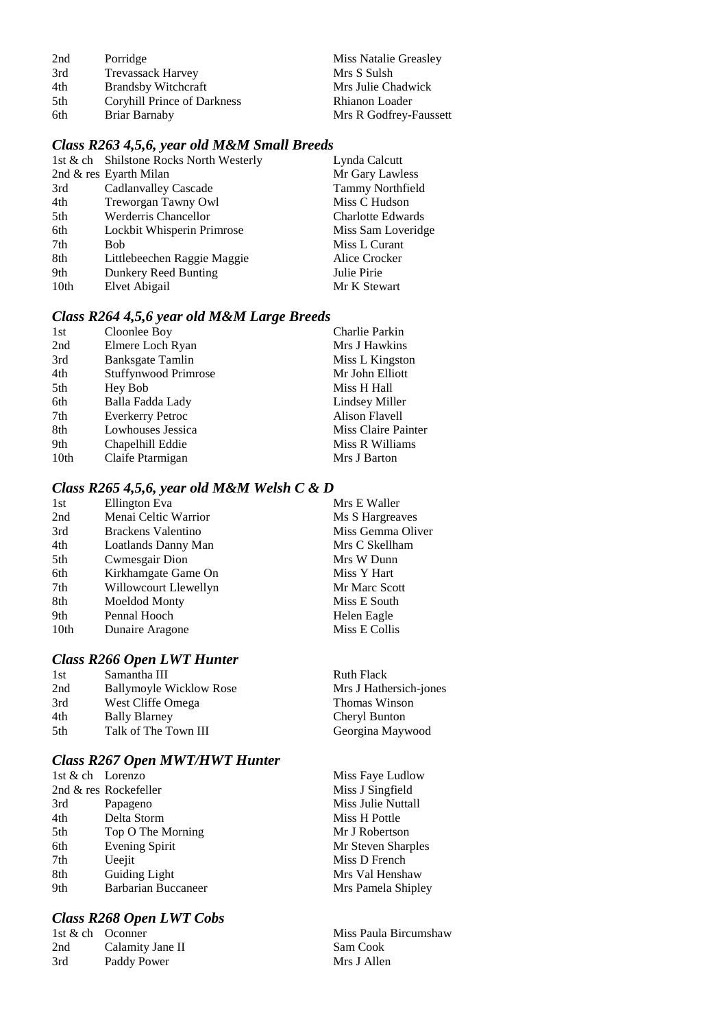| | | |
|---|---|---|
| 2nd | Porridge | Miss Natalie Greasley |
| 3rd | Trevassack Harvey | Mrs S Sulsh |
| 4th | Brandsby Witchcraft | Mrs Julie Chadwick |
| 5th | Coryhill Prince of Darkness | Rhianon Loader |
| 6th | Briar Barnaby | Mrs R Godfrey-Faussett |

### *Class R263 4,5,6, year old M&M Small Breeds*

| | | |
|---|---|---|
| 1st & ch | Shilstone Rocks North Westerly | Lynda Calcutt |
| 2nd & res | Eyarth Milan | Mr Gary Lawless |
| 3rd | Cadlanvalley Cascade | Tammy Northfield |
| 4th | Treworgan Tawny Owl | Miss C Hudson |
| 5th | Werderris Chancellor | Charlotte Edwards |
| 6th | Lockbit Whisperin Primrose | Miss Sam Loveridge |
| 7th | Bob | Miss L Curant |
| 8th | Littlebeechen Raggie Maggie | Alice Crocker |
| 9th | Dunkery Reed Bunting | Julie Pirie |
| 10th | Elvet Abigail | Mr K Stewart |

### *Class R264 4,5,6 year old M&M Large Breeds*

| | | |
|---|---|---|
| 1st | Cloonlee Boy | Charlie Parkin |
| 2nd | Elmere Loch Ryan | Mrs J Hawkins |
| 3rd | Banksgate Tamlin | Miss L Kingston |
| 4th | Stuffynwood Primrose | Mr John Elliott |
| 5th | Hey Bob | Miss H Hall |
| 6th | Balla Fadda Lady | Lindsey Miller |
| 7th | Everkerry Petroc | Alison Flavell |
| 8th | Lowhouses Jessica | Miss Claire Painter |
| 9th | Chapelhill Eddie | Miss R Williams |
| 10th | Claife Ptarmigan | Mrs J Barton |

### *Class R265 4,5,6, year old M&M Welsh C & D*

| | | |
|---|---|---|
| 1st | Ellington Eva | Mrs E Waller |
| 2nd | Menai Celtic Warrior | Ms S Hargreaves |
| 3rd | Brackens Valentino | Miss Gemma Oliver |
| 4th | Loatlands Danny Man | Mrs C Skellham |
| 5th | Cwmesgair Dion | Mrs W Dunn |
| 6th | Kirkhamgate Game On | Miss Y Hart |
| 7th | Willowcourt Llewellyn | Mr Marc Scott |
| 8th | Moeldod Monty | Miss E South |
| 9th | Pennal Hooch | Helen Eagle |
| 10th | Dunaire Aragone | Miss E Collis |

### *Class R266 Open LWT Hunter*

| | | |
|---|---|---|
| 1st | Samantha III | Ruth Flack |
| 2nd | Ballymoyle Wicklow Rose | Mrs J Hathersich-jones |
| 3rd | West Cliffe Omega | Thomas Winson |
| 4th | Bally Blarney | Cheryl Bunton |
| 5th | Talk of The Town III | Georgina Maywood |

### *Class R267 Open MWT/HWT Hunter*

| | | |
|---|---|---|
| 1st & ch | Lorenzo | Miss Faye Ludlow |
| 2nd & res | Rockefeller | Miss J Singfield |
| 3rd | Papageno | Miss Julie Nuttall |
| 4th | Delta Storm | Miss H Pottle |
| 5th | Top O The Morning | Mr J Robertson |
| 6th | Evening Spirit | Mr Steven Sharples |
| 7th | Ueejit | Miss D French |
| 8th | Guiding Light | Mrs Val Henshaw |
| 9th | Barbarian Buccaneer | Mrs Pamela Shipley |

### *Class R268 Open LWT Cobs*

| | | |
|---|---|---|
| 1st & ch | Oconner | Miss Paula Bircumshaw |
| 2nd | Calamity Jane II | Sam Cook |
| 3rd | Paddy Power | Mrs J Allen |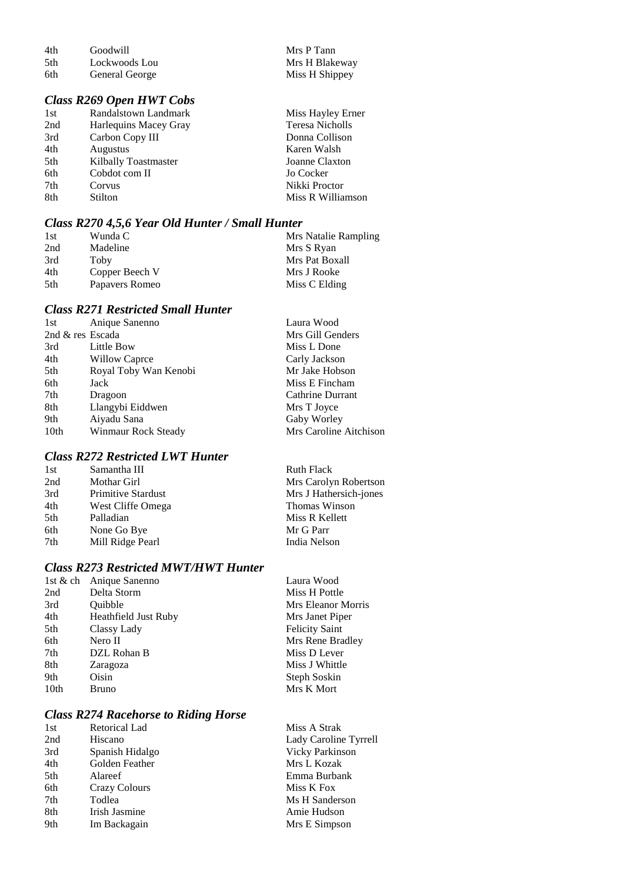| | | |
|---|---|---|
| 4th | Goodwill | Mrs P Tann |
| 5th | Lockwoods Lou | Mrs H Blakeway |
| 6th | General George | Miss H Shippey |

### *Class R269 Open HWT Cobs*

| | | |
|---|---|---|
| 1st | Randalstown Landmark | Miss Hayley Erner |
| 2nd | Harlequins Macey Gray | Teresa Nicholls |
| 3rd | Carbon Copy III | Donna Collison |
| 4th | Augustus | Karen Walsh |
| 5th | Kilbally Toastmaster | Joanne Claxton |
| 6th | Cobdot com II | Jo Cocker |
| 7th | Corvus | Nikki Proctor |
| 8th | Stilton | Miss R Williamson |

### *Class R270 4,5,6 Year Old Hunter / Small Hunter*

| | | |
|---|---|---|
| 1st | Wunda C | Mrs Natalie Rampling |
| 2nd | Madeline | Mrs S Ryan |
| 3rd | Toby | Mrs Pat Boxall |
| 4th | Copper Beech V | Mrs J Rooke |
| 5th | Papavers Romeo | Miss C Elding |

### *Class R271 Restricted Small Hunter*

| | | |
|---|---|---|
| 1st | Anique Sanenno | Laura Wood |
| 2nd & res | Escada | Mrs Gill Genders |
| 3rd | Little Bow | Miss L Done |
| 4th | Willow Caprce | Carly Jackson |
| 5th | Royal Toby Wan Kenobi | Mr Jake Hobson |
| 6th | Jack | Miss E Fincham |
| 7th | Dragoon | Cathrine Durrant |
| 8th | Llangybi Eiddwen | Mrs T Joyce |
| 9th | Aiyadu Sana | Gaby Worley |
| 10th | Winmaur Rock Steady | Mrs Caroline Aitchison |

### *Class R272 Restricted LWT Hunter*

| | | |
|---|---|---|
| 1st | Samantha III | Ruth Flack |
| 2nd | Mothar Girl | Mrs Carolyn Robertson |
| 3rd | Primitive Stardust | Mrs J Hathersich-jones |
| 4th | West Cliffe Omega | Thomas Winson |
| 5th | Palladian | Miss R Kellett |
| 6th | None Go Bye | Mr G Parr |
| 7th | Mill Ridge Pearl | India Nelson |

### *Class R273 Restricted MWT/HWT Hunter*

| | | |
|---|---|---|
| 1st & ch | Anique Sanenno | Laura Wood |
| 2nd | Delta Storm | Miss H Pottle |
| 3rd | Quibble | Mrs Eleanor Morris |
| 4th | Heathfield Just Ruby | Mrs Janet Piper |
| 5th | Classy Lady | Felicity Saint |
| 6th | Nero II | Mrs Rene Bradley |
| 7th | DZL Rohan B | Miss D Lever |
| 8th | Zaragoza | Miss J Whittle |
| 9th | Oisin | Steph Soskin |
| 10th | Bruno | Mrs K Mort |

### *Class R274 Racehorse to Riding Horse*

| | | |
|---|---|---|
| 1st | Retorical Lad | Miss A Strak |
| 2nd | Hiscano | Lady Caroline Tyrrell |
| 3rd | Spanish Hidalgo | Vicky Parkinson |
| 4th | Golden Feather | Mrs L Kozak |
| 5th | Alareef | Emma Burbank |
| 6th | Crazy Colours | Miss K Fox |
| 7th | Todlea | Ms H Sanderson |
| 8th | Irish Jasmine | Amie Hudson |
| 9th | Im Backagain | Mrs E Simpson |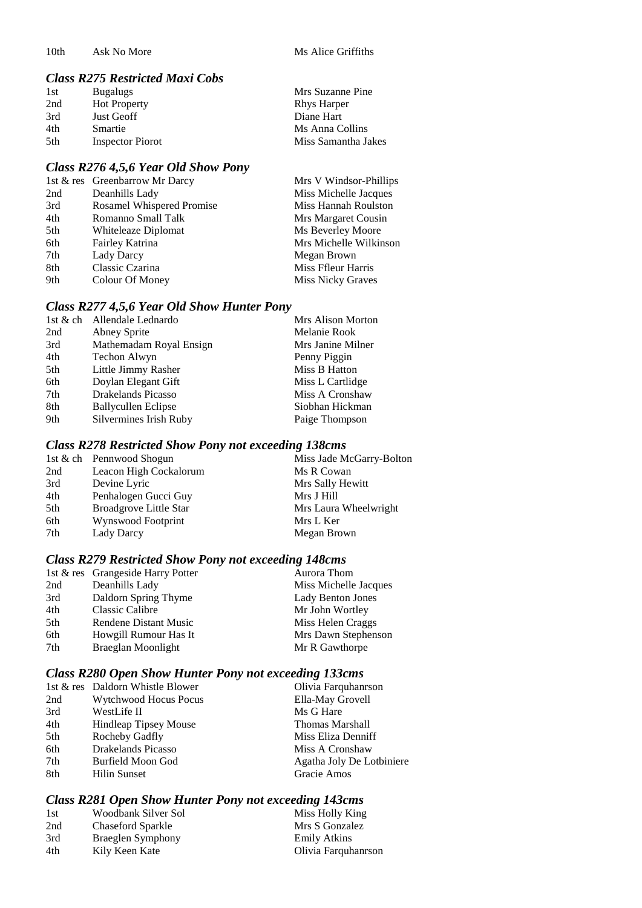| 10th | Ask No More | Ms Alice Griffiths |
|---|---|---|

### *Class R275 Restricted Maxi Cobs*

| | | |
|---|---|---|
| 1st | Bugalugs | Mrs Suzanne Pine |
| 2nd | Hot Property | Rhys Harper |
| 3rd | Just Geoff | Diane Hart |
| 4th | Smartie | Ms Anna Collins |
| 5th | Inspector Piorot | Miss Samantha Jakes |

### *Class R276 4,5,6 Year Old Show Pony*

| | | |
|---|---|---|
| 1st & res | Greenbarrow Mr Darcy | Mrs V Windsor-Phillips |
| 2nd | Deanhills Lady | Miss Michelle Jacques |
| 3rd | Rosamel Whispered Promise | Miss Hannah Roulston |
| 4th | Romanno Small Talk | Mrs Margaret Cousin |
| 5th | Whiteleaze Diplomat | Ms Beverley Moore |
| 6th | Fairley Katrina | Mrs Michelle Wilkinson |
| 7th | Lady Darcy | Megan Brown |
| 8th | Classic Czarina | Miss Ffleur Harris |
| 9th | Colour Of Money | Miss Nicky Graves |

### *Class R277 4,5,6 Year Old Show Hunter Pony*

| | | |
|---|---|---|
| 1st & ch | Allendale Lednardo | Mrs Alison Morton |
| 2nd | Abney Sprite | Melanie Rook |
| 3rd | Mathemadam Royal Ensign | Mrs Janine Milner |
| 4th | Techon Alwyn | Penny Piggin |
| 5th | Little Jimmy Rasher | Miss B Hatton |
| 6th | Doylan Elegant Gift | Miss L Cartlidge |
| 7th | Drakelands Picasso | Miss A Cronshaw |
| 8th | Ballycullen Eclipse | Siobhan Hickman |
| 9th | Silvermines Irish Ruby | Paige Thompson |

### *Class R278 Restricted Show Pony not exceeding 138cms*

| | | |
|---|---|---|
| 1st & ch | Pennwood Shogun | Miss Jade McGarry-Bolton |
| 2nd | Leacon High Cockalorum | Ms R Cowan |
| 3rd | Devine Lyric | Mrs Sally Hewitt |
| 4th | Penhalogen Gucci Guy | Mrs J Hill |
| 5th | Broadgrove Little Star | Mrs Laura Wheelwright |
| 6th | Wynswood Footprint | Mrs L Ker |
| 7th | Lady Darcy | Megan Brown |

### *Class R279 Restricted Show Pony not exceeding 148cms*

| | | |
|---|---|---|
| 1st & res | Grangeside Harry Potter | Aurora Thom |
| 2nd | Deanhills Lady | Miss Michelle Jacques |
| 3rd | Daldorn Spring Thyme | Lady Benton Jones |
| 4th | Classic Calibre | Mr John Wortley |
| 5th | Rendene Distant Music | Miss Helen Craggs |
| 6th | Howgill Rumour Has It | Mrs Dawn Stephenson |
| 7th | Braeglan Moonlight | Mr R Gawthorpe |

### *Class R280 Open Show Hunter Pony not exceeding 133cms*

| | | |
|---|---|---|
| 1st & res | Daldorn Whistle Blower | Olivia Farquhanrson |
| 2nd | Wytchwood Hocus Pocus | Ella-May Grovell |
| 3rd | WestLife II | Ms G Hare |
| 4th | Hindleap Tipsey Mouse | Thomas Marshall |
| 5th | Rocheby Gadfly | Miss Eliza Denniff |
| 6th | Drakelands Picasso | Miss A Cronshaw |
| 7th | Burfield Moon God | Agatha Joly De Lotbiniere |
| 8th | Hilin Sunset | Gracie Amos |

### *Class R281 Open Show Hunter Pony not exceeding 143cms*

| | | |
|---|---|---|
| 1st | Woodbank Silver Sol | Miss Holly King |
| 2nd | Chaseford Sparkle | Mrs S Gonzalez |
| 3rd | Braeglen Symphony | Emily Atkins |
| 4th | Kily Keen Kate | Olivia Farquhanrson |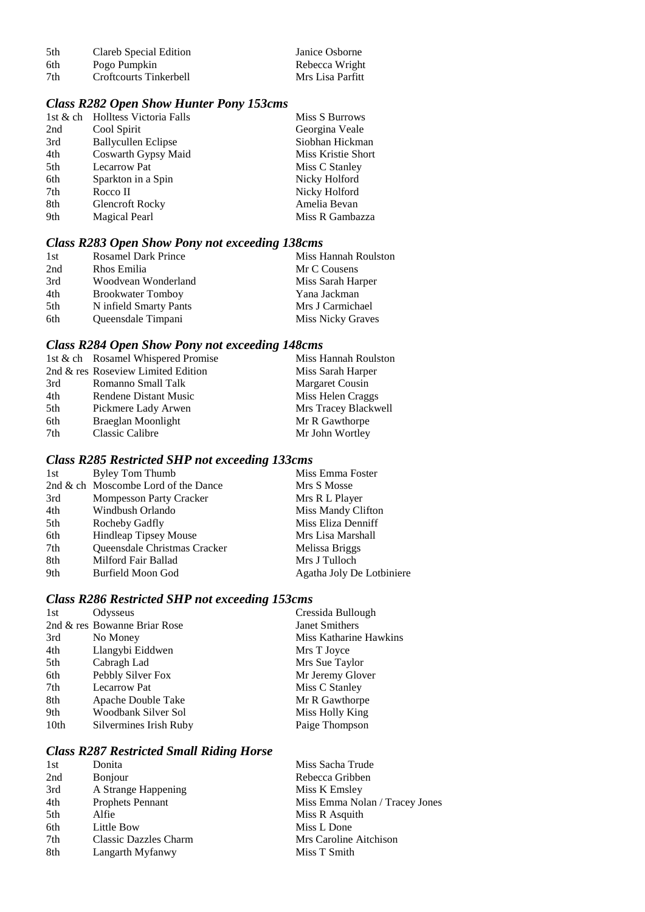| | | |
|---|---|---|
| 5th | Clareb Special Edition | Janice Osborne |
| 6th | Pogo Pumpkin | Rebecca Wright |
| 7th | Croftcourts Tinkerbell | Mrs Lisa Parfitt |

### *Class R282 Open Show Hunter Pony 153cms*

| | | |
|---|---|---|
| 1st & ch | Holltess Victoria Falls | Miss S Burrows |
| 2nd | Cool Spirit | Georgina Veale |
| 3rd | Ballycullen Eclipse | Siobhan Hickman |
| 4th | Coswarth Gypsy Maid | Miss Kristie Short |
| 5th | Lecarrow Pat | Miss C Stanley |
| 6th | Sparkton in a Spin | Nicky Holford |
| 7th | Rocco II | Nicky Holford |
| 8th | Glencroft Rocky | Amelia Bevan |
| 9th | Magical Pearl | Miss R Gambazza |

### *Class R283 Open Show Pony not exceeding 138cms*

| | | |
|---|---|---|
| 1st | Rosamel Dark Prince | Miss Hannah Roulston |
| 2nd | Rhos Emilia | Mr C Cousens |
| 3rd | Woodvean Wonderland | Miss Sarah Harper |
| 4th | Brookwater Tomboy | Yana Jackman |
| 5th | N infield Smarty Pants | Mrs J Carmichael |
| 6th | Queensdale Timpani | Miss Nicky Graves |

### *Class R284 Open Show Pony not exceeding 148cms*

| | | |
|---|---|---|
| 1st & ch | Rosamel Whispered Promise | Miss Hannah Roulston |
| 2nd & res | Roseview Limited Edition | Miss Sarah Harper |
| 3rd | Romanno Small Talk | Margaret Cousin |
| 4th | Rendene Distant Music | Miss Helen Craggs |
| 5th | Pickmere Lady Arwen | Mrs Tracey Blackwell |
| 6th | Braeglan Moonlight | Mr R Gawthorpe |
| 7th | Classic Calibre | Mr John Wortley |

### *Class R285 Restricted SHP not exceeding 133cms*

| | | |
|---|---|---|
| 1st | Byley Tom Thumb | Miss Emma Foster |
| 2nd & ch | Moscombe Lord of the Dance | Mrs S Mosse |
| 3rd | Mompesson Party Cracker | Mrs R L Player |
| 4th | Windbush Orlando | Miss Mandy Clifton |
| 5th | Rocheby Gadfly | Miss Eliza Denniff |
| 6th | Hindleap Tipsey Mouse | Mrs Lisa Marshall |
| 7th | Queensdale Christmas Cracker | Melissa Briggs |
| 8th | Milford Fair Ballad | Mrs J Tulloch |
| 9th | Burfield Moon God | Agatha Joly De Lotbiniere |

### *Class R286 Restricted SHP not exceeding 153cms*

| | | |
|---|---|---|
| 1st | Odysseus | Cressida Bullough |
| 2nd & res | Bowanne Briar Rose | Janet Smithers |
| 3rd | No Money | Miss Katharine Hawkins |
| 4th | Llangybi Eiddwen | Mrs T Joyce |
| 5th | Cabragh Lad | Mrs Sue Taylor |
| 6th | Pebbly Silver Fox | Mr Jeremy Glover |
| 7th | Lecarrow Pat | Miss C Stanley |
| 8th | Apache Double Take | Mr R Gawthorpe |
| 9th | Woodbank Silver Sol | Miss Holly King |
| 10th | Silvermines Irish Ruby | Paige Thompson |

### *Class R287 Restricted Small Riding Horse*

| | | |
|---|---|---|
| 1st | Donita | Miss Sacha Trude |
| 2nd | Bonjour | Rebecca Gribben |
| 3rd | A Strange Happening | Miss K Emsley |
| 4th | Prophets Pennant | Miss Emma Nolan / Tracey Jones |
| 5th | Alfie | Miss R Asquith |
| 6th | Little Bow | Miss L Done |
| 7th | Classic Dazzles Charm | Mrs Caroline Aitchison |
| 8th | Langarth Myfanwy | Miss T Smith |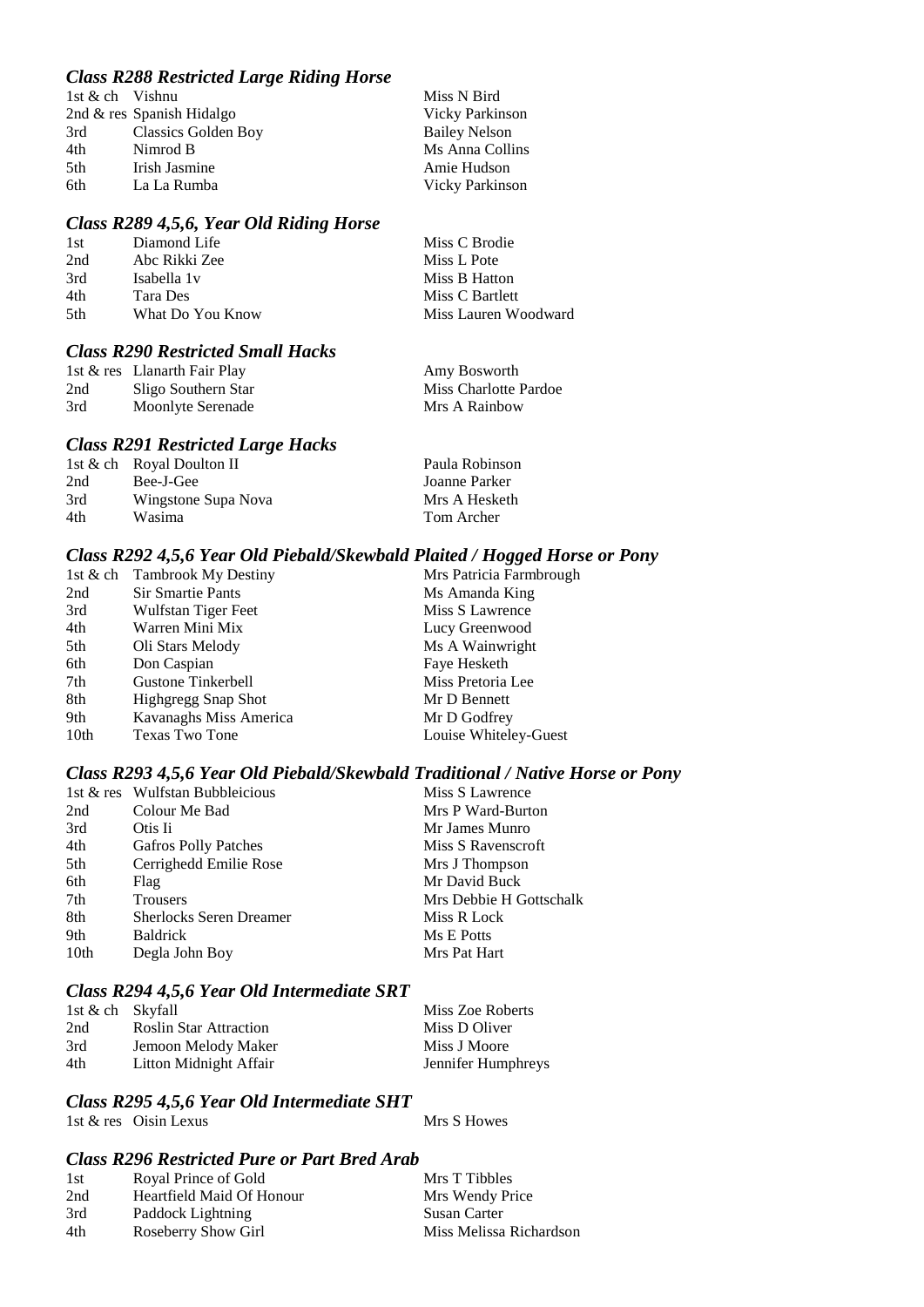### *Class R288 Restricted Large Riding Horse*

| | | |
|---|---|---|
| 1st & ch | Vishnu | Miss N Bird |
| 2nd & res | Spanish Hidalgo | Vicky Parkinson |
| 3rd | Classics Golden Boy | Bailey Nelson |
| 4th | Nimrod B | Ms Anna Collins |
| 5th | Irish Jasmine | Amie Hudson |
| 6th | La La Rumba | Vicky Parkinson |

### *Class R289 4,5,6, Year Old Riding Horse*

| | | |
|---|---|---|
| 1st | Diamond Life | Miss C Brodie |
| 2nd | Abc Rikki Zee | Miss L Pote |
| 3rd | Isabella 1v | Miss B Hatton |
| 4th | Tara Des | Miss C Bartlett |
| 5th | What Do You Know | Miss Lauren Woodward |

### *Class R290 Restricted Small Hacks*

| | | |
|---|---|---|
| 1st & res | Llanarth Fair Play | Amy Bosworth |
| 2nd | Sligo Southern Star | Miss Charlotte Pardoe |
| 3rd | Moonlyte Serenade | Mrs A Rainbow |

### *Class R291 Restricted Large Hacks*

| | | |
|---|---|---|
| 1st & ch | Royal Doulton II | Paula Robinson |
| 2nd | Bee-J-Gee | Joanne Parker |
| 3rd | Wingstone Supa Nova | Mrs A Hesketh |
| 4th | Wasima | Tom Archer |

### *Class R292 4,5,6 Year Old Piebald/Skewbald Plaited / Hogged Horse or Pony*

| | | |
|---|---|---|
| 1st & ch | Tambrook My Destiny | Mrs Patricia Farmbrough |
| 2nd | Sir Smartie Pants | Ms Amanda King |
| 3rd | Wulfstan Tiger Feet | Miss S Lawrence |
| 4th | Warren Mini Mix | Lucy Greenwood |
| 5th | Oli Stars Melody | Ms A Wainwright |
| 6th | Don Caspian | Faye Hesketh |
| 7th | Gustone Tinkerbell | Miss Pretoria Lee |
| 8th | Highgregg Snap Shot | Mr D Bennett |
| 9th | Kavanaghs Miss America | Mr D Godfrey |
| 10th | Texas Two Tone | Louise Whiteley-Guest |

### *Class R293 4,5,6 Year Old Piebald/Skewbald Traditional / Native Horse or Pony*

| | | |
|---|---|---|
| 1st & res | Wulfstan Bubbleicious | Miss S Lawrence |
| 2nd | Colour Me Bad | Mrs P Ward-Burton |
| 3rd | Otis Ii | Mr James Munro |
| 4th | Gafros Polly Patches | Miss S Ravenscroft |
| 5th | Cerrighedd Emilie Rose | Mrs J Thompson |
| 6th | Flag | Mr David Buck |
| 7th | Trousers | Mrs Debbie H Gottschalk |
| 8th | Sherlocks Seren Dreamer | Miss R Lock |
| 9th | Baldrick | Ms E Potts |
| 10th | Degla John Boy | Mrs Pat Hart |

### *Class R294 4,5,6 Year Old Intermediate SRT*

| | | |
|---|---|---|
| 1st & ch | Skyfall | Miss Zoe Roberts |
| 2nd | Roslin Star Attraction | Miss D Oliver |
| 3rd | Jemoon Melody Maker | Miss J Moore |
| 4th | Litton Midnight Affair | Jennifer Humphreys |

### *Class R295 4,5,6 Year Old Intermediate SHT*

| | | |
|---|---|---|
| 1st & res | Oisin Lexus | Mrs S Howes |

### *Class R296 Restricted Pure or Part Bred Arab*

| | | |
|---|---|---|
| 1st | Royal Prince of Gold | Mrs T Tibbles |
| 2nd | Heartfield Maid Of Honour | Mrs Wendy Price |
| 3rd | Paddock Lightning | Susan Carter |
| 4th | Roseberry Show Girl | Miss Melissa Richardson |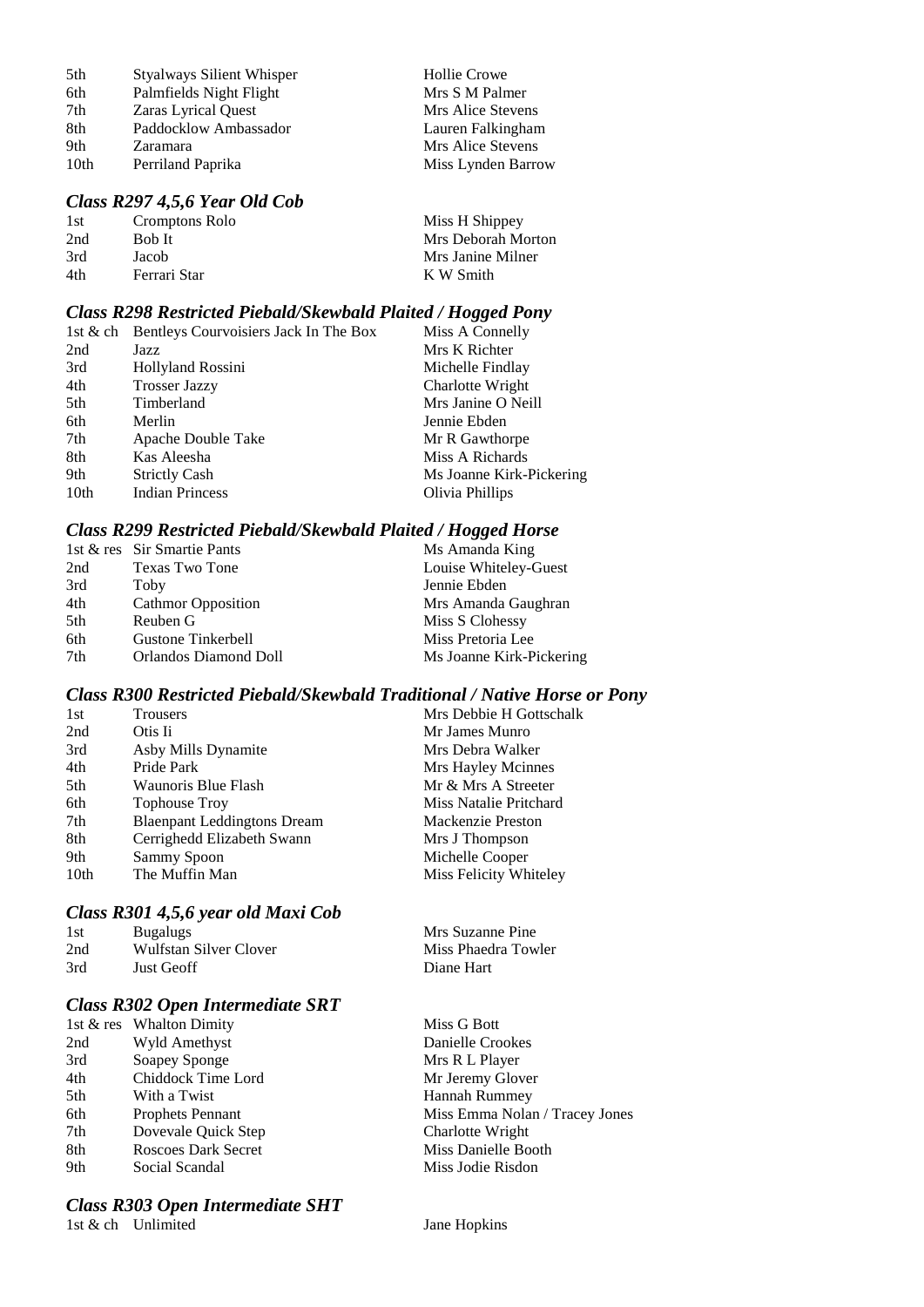| | | |
|---|---|---|
| 5th | Styalways Silient Whisper | Hollie Crowe |
| 6th | Palmfields Night Flight | Mrs S M Palmer |
| 7th | Zaras Lyrical Quest | Mrs Alice Stevens |
| 8th | Paddocklow Ambassador | Lauren Falkingham |
| 9th | Zaramara | Mrs Alice Stevens |
| 10th | Perriland Paprika | Miss Lynden Barrow |

### *Class R297 4,5,6 Year Old Cob*

| | | |
|---|---|---|
| 1st | Cromptons Rolo | Miss H Shippey |
| 2nd | Bob It | Mrs Deborah Morton |
| 3rd | Jacob | Mrs Janine Milner |
| 4th | Ferrari Star | K W Smith |

### *Class R298 Restricted Piebald/Skewbald Plaited / Hogged Pony*

| | | |
|---|---|---|
| 1st & ch | Bentleys Courvoisiers Jack In The Box | Miss A Connelly |
| 2nd | Jazz | Mrs K Richter |
| 3rd | Hollyland Rossini | Michelle Findlay |
| 4th | Trosser Jazzy | Charlotte Wright |
| 5th | Timberland | Mrs Janine O Neill |
| 6th | Merlin | Jennie Ebden |
| 7th | Apache Double Take | Mr R Gawthorpe |
| 8th | Kas Aleesha | Miss A Richards |
| 9th | Strictly Cash | Ms Joanne Kirk-Pickering |
| 10th | Indian Princess | Olivia Phillips |

### *Class R299 Restricted Piebald/Skewbald Plaited / Hogged Horse*

| | | |
|---|---|---|
| 1st & res | Sir Smartie Pants | Ms Amanda King |
| 2nd | Texas Two Tone | Louise Whiteley-Guest |
| 3rd | Toby | Jennie Ebden |
| 4th | Cathmor Opposition | Mrs Amanda Gaughran |
| 5th | Reuben G | Miss S Clohessy |
| 6th | Gustone Tinkerbell | Miss Pretoria Lee |
| 7th | Orlandos Diamond Doll | Ms Joanne Kirk-Pickering |

### *Class R300 Restricted Piebald/Skewbald Traditional / Native Horse or Pony*

| | | |
|---|---|---|
| 1st | Trousers | Mrs Debbie H Gottschalk |
| 2nd | Otis Ii | Mr James Munro |
| 3rd | Asby Mills Dynamite | Mrs Debra Walker |
| 4th | Pride Park | Mrs Hayley Mcinnes |
| 5th | Waunoris Blue Flash | Mr & Mrs A Streeter |
| 6th | Tophouse Troy | Miss Natalie Pritchard |
| 7th | Blaenpant Leddingtons Dream | Mackenzie Preston |
| 8th | Cerrighedd Elizabeth Swann | Mrs J Thompson |
| 9th | Sammy Spoon | Michelle Cooper |
| 10th | The Muffin Man | Miss Felicity Whiteley |

### *Class R301 4,5,6 year old Maxi Cob*

| | | |
|---|---|---|
| 1st | Bugalugs | Mrs Suzanne Pine |
| 2nd | Wulfstan Silver Clover | Miss Phaedra Towler |
| 3rd | Just Geoff | Diane Hart |

### *Class R302 Open Intermediate SRT*

| | | |
|---|---|---|
| 1st & res | Whalton Dimity | Miss G Bott |
| 2nd | Wyld Amethyst | Danielle Crookes |
| 3rd | Soapey Sponge | Mrs R L Player |
| 4th | Chiddock Time Lord | Mr Jeremy Glover |
| 5th | With a Twist | Hannah Rummey |
| 6th | Prophets Pennant | Miss Emma Nolan / Tracey Jones |
| 7th | Dovevale Quick Step | Charlotte Wright |
| 8th | Roscoes Dark Secret | Miss Danielle Booth |
| 9th | Social Scandal | Miss Jodie Risdon |

### *Class R303 Open Intermediate SHT*

| | | |
|---|---|---|
| 1st & ch | Unlimited | Jane Hopkins |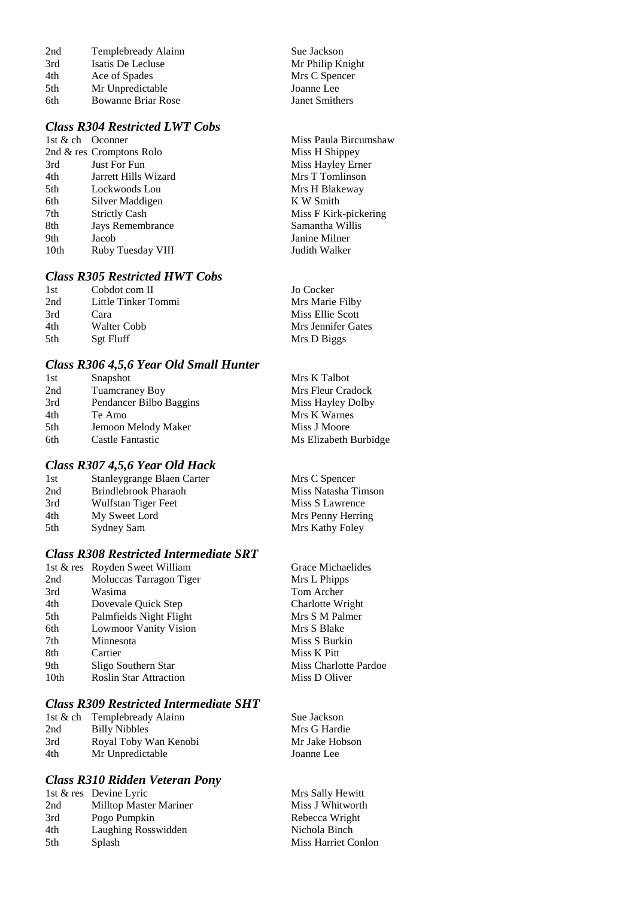| | | |
|---|---|---|
| 2nd | Templebready Alainn | Sue Jackson |
| 3rd | Isatis De Lecluse | Mr Philip Knight |
| 4th | Ace of Spades | Mrs C Spencer |
| 5th | Mr Unpredictable | Joanne Lee |
| 6th | Bowanne Briar Rose | Janet Smithers |

### *Class R304 Restricted LWT Cobs*

| | | |
|---|---|---|
| 1st & ch | Oconner | Miss Paula Bircumshaw |
| 2nd & res | Cromptons Rolo | Miss H Shippey |
| 3rd | Just For Fun | Miss Hayley Erner |
| 4th | Jarrett Hills Wizard | Mrs T Tomlinson |
| 5th | Lockwoods Lou | Mrs H Blakeway |
| 6th | Silver Maddigen | K W Smith |
| 7th | Strictly Cash | Miss F Kirk-pickering |
| 8th | Jays Remembrance | Samantha Willis |
| 9th | Jacob | Janine Milner |
| 10th | Ruby Tuesday VIII | Judith Walker |

### *Class R305 Restricted HWT Cobs*

| | | |
|---|---|---|
| 1st | Cobdot com II | Jo Cocker |
| 2nd | Little Tinker Tommi | Mrs Marie Filby |
| 3rd | Cara | Miss Ellie Scott |
| 4th | Walter Cobb | Mrs Jennifer Gates |
| 5th | Sgt Fluff | Mrs D Biggs |

### *Class R306 4,5,6 Year Old Small Hunter*

| | | |
|---|---|---|
| 1st | Snapshot | Mrs K Talbot |
| 2nd | Tuamcraney Boy | Mrs Fleur Cradock |
| 3rd | Pendancer Bilbo Baggins | Miss Hayley Dolby |
| 4th | Te Amo | Mrs K Warnes |
| 5th | Jemoon Melody Maker | Miss J Moore |
| 6th | Castle Fantastic | Ms Elizabeth Burbidge |

### *Class R307 4,5,6 Year Old Hack*

| | | |
|---|---|---|
| 1st | Stanleygrange Blaen Carter | Mrs C Spencer |
| 2nd | Brindlebrook Pharaoh | Miss Natasha Timson |
| 3rd | Wulfstan Tiger Feet | Miss S Lawrence |
| 4th | My Sweet Lord | Mrs Penny Herring |
| 5th | Sydney Sam | Mrs Kathy Foley |

### *Class R308 Restricted Intermediate SRT*

| | | |
|---|---|---|
| 1st & res | Royden Sweet William | Grace Michaelides |
| 2nd | Moluccas Tarragon Tiger | Mrs L Phipps |
| 3rd | Wasima | Tom Archer |
| 4th | Dovevale Quick Step | Charlotte Wright |
| 5th | Palmfields Night Flight | Mrs S M Palmer |
| 6th | Lowmoor Vanity Vision | Mrs S Blake |
| 7th | Minnesota | Miss S Burkin |
| 8th | Cartier | Miss K Pitt |
| 9th | Sligo Southern Star | Miss Charlotte Pardoe |
| 10th | Roslin Star Attraction | Miss D Oliver |

### *Class R309 Restricted Intermediate SHT*

| | | |
|---|---|---|
| 1st & ch | Templebready Alainn | Sue Jackson |
| 2nd | Billy Nibbles | Mrs G Hardie |
| 3rd | Royal Toby Wan Kenobi | Mr Jake Hobson |
| 4th | Mr Unpredictable | Joanne Lee |

### *Class R310 Ridden Veteran Pony*

| | | |
|---|---|---|
| 1st & res | Devine Lyric | Mrs Sally Hewitt |
| 2nd | Milltop Master Mariner | Miss J Whitworth |
| 3rd | Pogo Pumpkin | Rebecca Wright |
| 4th | Laughing Rosswidden | Nichola Binch |
| 5th | Splash | Miss Harriet Conlon |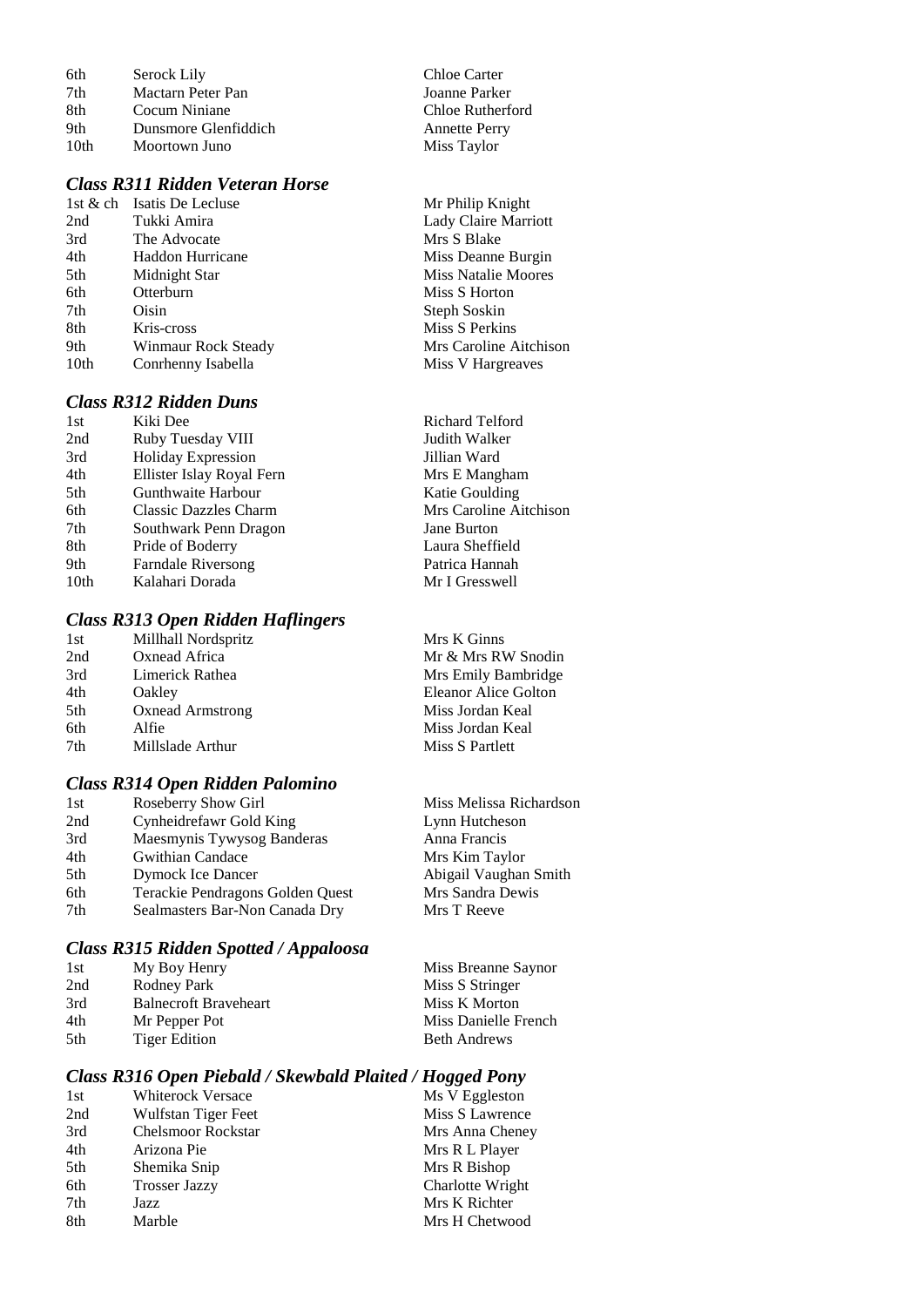| | | |
|---|---|---|
| 6th | Serock Lily | Chloe Carter |
| 7th | Mactarn Peter Pan | Joanne Parker |
| 8th | Cocum Niniane | Chloe Rutherford |
| 9th | Dunsmore Glenfiddich | Annette Perry |
| 10th | Moortown Juno | Miss Taylor |

### *Class R311 Ridden Veteran Horse*

| | | |
|---|---|---|
| 1st & ch | Isatis De Lecluse | Mr Philip Knight |
| 2nd | Tukki Amira | Lady Claire Marriott |
| 3rd | The Advocate | Mrs S Blake |
| 4th | Haddon Hurricane | Miss Deanne Burgin |
| 5th | Midnight Star | Miss Natalie Moores |
| 6th | Otterburn | Miss S Horton |
| 7th | Oisin | Steph Soskin |
| 8th | Kris-cross | Miss S Perkins |
| 9th | Winmaur Rock Steady | Mrs Caroline Aitchison |
| 10th | Conrhenny Isabella | Miss V Hargreaves |

### *Class R312 Ridden Duns*

| | | |
|---|---|---|
| 1st | Kiki Dee | Richard Telford |
| 2nd | Ruby Tuesday VIII | Judith Walker |
| 3rd | Holiday Expression | Jillian Ward |
| 4th | Ellister Islay Royal Fern | Mrs E Mangham |
| 5th | Gunthwaite Harbour | Katie Goulding |
| 6th | Classic Dazzles Charm | Mrs Caroline Aitchison |
| 7th | Southwark Penn Dragon | Jane Burton |
| 8th | Pride of Boderry | Laura Sheffield |
| 9th | Farndale Riversong | Patrica Hannah |
| 10th | Kalahari Dorada | Mr I Gresswell |

### *Class R313 Open Ridden Haflingers*

| | | |
|---|---|---|
| 1st | Millhall Nordspritz | Mrs K Ginns |
| 2nd | Oxnead Africa | Mr & Mrs RW Snodin |
| 3rd | Limerick Rathea | Mrs Emily Bambridge |
| 4th | Oakley | Eleanor Alice Golton |
| 5th | Oxnead Armstrong | Miss Jordan Keal |
| 6th | Alfie | Miss Jordan Keal |
| 7th | Millslade Arthur | Miss S Partlett |

### *Class R314 Open Ridden Palomino*

| | | |
|---|---|---|
| 1st | Roseberry Show Girl | Miss Melissa Richardson |
| 2nd | Cynheidrefawr Gold King | Lynn Hutcheson |
| 3rd | Maesmynis Tywysog Banderas | Anna Francis |
| 4th | Gwithian Candace | Mrs Kim Taylor |
| 5th | Dymock Ice Dancer | Abigail Vaughan Smith |
| 6th | Terackie Pendragons Golden Quest | Mrs Sandra Dewis |
| 7th | Sealmasters Bar-Non Canada Dry | Mrs T Reeve |

### *Class R315 Ridden Spotted / Appaloosa*

| | | |
|---|---|---|
| 1st | My Boy Henry | Miss Breanne Saynor |
| 2nd | Rodney Park | Miss S Stringer |
| 3rd | Balnecroft Braveheart | Miss K Morton |
| 4th | Mr Pepper Pot | Miss Danielle French |
| 5th | Tiger Edition | Beth Andrews |

### *Class R316 Open Piebald / Skewbald Plaited / Hogged Pony*

| | | |
|---|---|---|
| 1st | Whiterock Versace | Ms V Eggleston |
| 2nd | Wulfstan Tiger Feet | Miss S Lawrence |
| 3rd | Chelsmoor Rockstar | Mrs Anna Cheney |
| 4th | Arizona Pie | Mrs R L Player |
| 5th | Shemika Snip | Mrs R Bishop |
| 6th | Trosser Jazzy | Charlotte Wright |
| 7th | Jazz | Mrs K Richter |
| 8th | Marble | Mrs H Chetwood |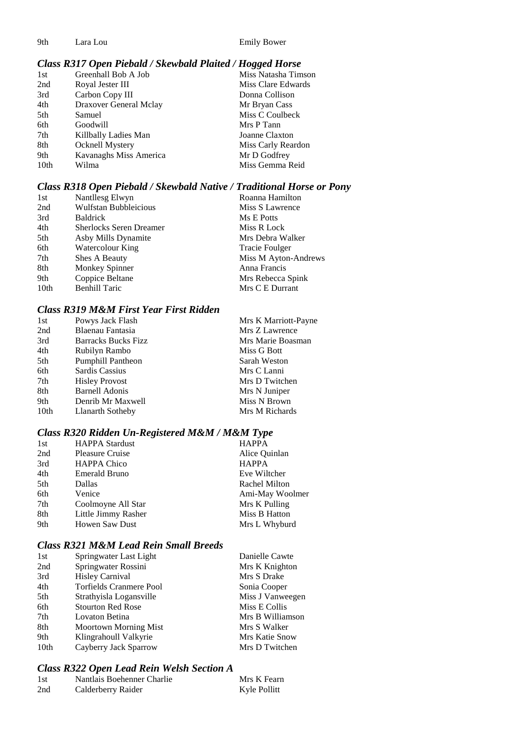| | | |
|---|---|---|
| 9th | Lara Lou | Emily Bower |

### *Class R317 Open Piebald / Skewbald Plaited / Hogged Horse*

| | | |
|---|---|---|
| 1st | Greenhall Bob A Job | Miss Natasha Timson |
| 2nd | Royal Jester III | Miss Clare Edwards |
| 3rd | Carbon Copy III | Donna Collison |
| 4th | Draxover General Mclay | Mr Bryan Cass |
| 5th | Samuel | Miss C Coulbeck |
| 6th | Goodwill | Mrs P Tann |
| 7th | Killbally Ladies Man | Joanne Claxton |
| 8th | Ocknell Mystery | Miss Carly Reardon |
| 9th | Kavanaghs Miss America | Mr D Godfrey |
| 10th | Wilma | Miss Gemma Reid |

### *Class R318 Open Piebald / Skewbald Native / Traditional Horse or Pony*

| | | |
|---|---|---|
| 1st | Nantllesg Elwyn | Roanna Hamilton |
| 2nd | Wulfstan Bubbleicious | Miss S Lawrence |
| 3rd | Baldrick | Ms E Potts |
| 4th | Sherlocks Seren Dreamer | Miss R Lock |
| 5th | Asby Mills Dynamite | Mrs Debra Walker |
| 6th | Watercolour King | Tracie Foulger |
| 7th | Shes A Beauty | Miss M Ayton-Andrews |
| 8th | Monkey Spinner | Anna Francis |
| 9th | Coppice Beltane | Mrs Rebecca Spink |
| 10th | Benhill Taric | Mrs C E Durrant |

### *Class R319 M&M First Year First Ridden*

| | | |
|---|---|---|
| 1st | Powys Jack Flash | Mrs K Marriott-Payne |
| 2nd | Blaenau Fantasia | Mrs Z Lawrence |
| 3rd | Barracks Bucks Fizz | Mrs Marie Boasman |
| 4th | Rubilyn Rambo | Miss G Bott |
| 5th | Pumphill Pantheon | Sarah Weston |
| 6th | Sardis Cassius | Mrs C Lanni |
| 7th | Hisley Provost | Mrs D Twitchen |
| 8th | Barnell Adonis | Mrs N Juniper |
| 9th | Denrib Mr Maxwell | Miss N Brown |
| 10th | Llanarth Sotheby | Mrs M Richards |

### *Class R320 Ridden Un-Registered M&M / M&M Type*

| | | |
|---|---|---|
| 1st | HAPPA Stardust | HAPPA |
| 2nd | Pleasure Cruise | Alice Quinlan |
| 3rd | HAPPA Chico | HAPPA |
| 4th | Emerald Bruno | Eve Wiltcher |
| 5th | Dallas | Rachel Milton |
| 6th | Venice | Ami-May Woolmer |
| 7th | Coolmoyne All Star | Mrs K Pulling |
| 8th | Little Jimmy Rasher | Miss B Hatton |
| 9th | Howen Saw Dust | Mrs L Whyburd |

### *Class R321 M&M Lead Rein Small Breeds*

| | | |
|---|---|---|
| 1st | Springwater Last Light | Danielle Cawte |
| 2nd | Springwater Rossini | Mrs K Knighton |
| 3rd | Hisley Carnival | Mrs S Drake |
| 4th | Torfields Cranmere Pool | Sonia Cooper |
| 5th | Strathyisla Logansville | Miss J Vanweegen |
| 6th | Stourton Red Rose | Miss E Collis |
| 7th | Lovaton Betina | Mrs B Williamson |
| 8th | Moortown Morning Mist | Mrs S Walker |
| 9th | Klingrahoull Valkyrie | Mrs Katie Snow |
| 10th | Cayberry Jack Sparrow | Mrs D Twitchen |

### *Class R322 Open Lead Rein Welsh Section A*

| | | |
|---|---|---|
| 1st | Nantlais Boehenner Charlie | Mrs K Fearn |
| 2nd | Calderberry Raider | Kyle Pollitt |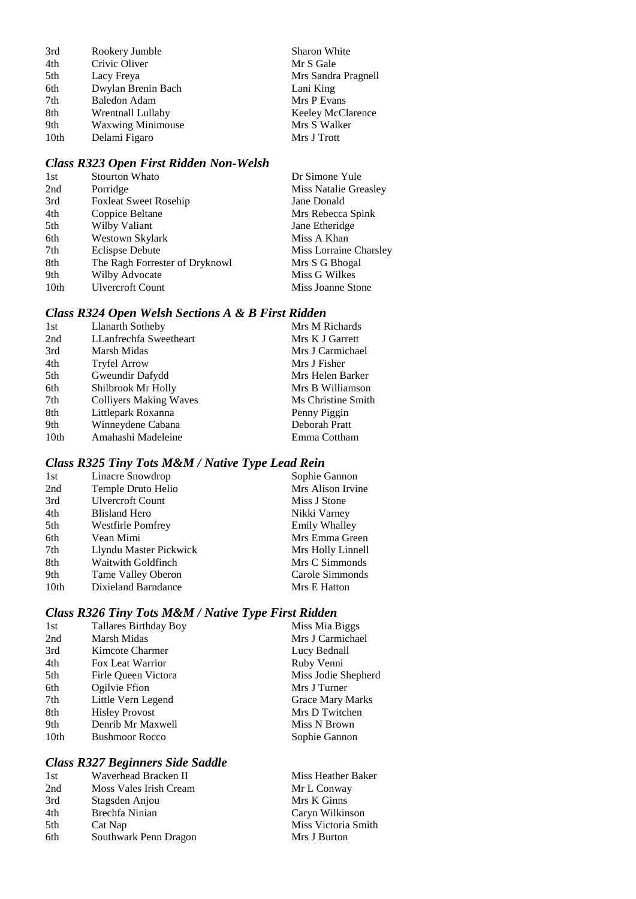| | | |
|---|---|---|
| 3rd | Rookery Jumble | Sharon White |
| 4th | Crivic Oliver | Mr S Gale |
| 5th | Lacy Freya | Mrs Sandra Pragnell |
| 6th | Dwylan Brenin Bach | Lani King |
| 7th | Baledon Adam | Mrs P Evans |
| 8th | Wrentnall Lullaby | Keeley McClarence |
| 9th | Waxwing Minimouse | Mrs S Walker |
| 10th | Delami Figaro | Mrs J Trott |

### *Class R323 Open First Ridden Non-Welsh*

| | | |
|---|---|---|
| 1st | Stourton Whato | Dr Simone Yule |
| 2nd | Porridge | Miss Natalie Greasley |
| 3rd | Foxleat Sweet Rosehip | Jane Donald |
| 4th | Coppice Beltane | Mrs Rebecca Spink |
| 5th | Wilby Valiant | Jane Etheridge |
| 6th | Westown Skylark | Miss A Khan |
| 7th | Eclispse Debute | Miss Lorraine Charsley |
| 8th | The Ragh Forrester of Dryknowl | Mrs S G Bhogal |
| 9th | Wilby Advocate | Miss G Wilkes |
| 10th | Ulvercroft Count | Miss Joanne Stone |

### *Class R324 Open Welsh Sections A & B First Ridden*

| | | |
|---|---|---|
| 1st | Llanarth Sotheby | Mrs M Richards |
| 2nd | LLanfrechfa Sweetheart | Mrs K J Garrett |
| 3rd | Marsh Midas | Mrs J Carmichael |
| 4th | Tryfel Arrow | Mrs J Fisher |
| 5th | Gweundir Dafydd | Mrs Helen Barker |
| 6th | Shilbrook Mr Holly | Mrs B Williamson |
| 7th | Colliyers Making Waves | Ms Christine Smith |
| 8th | Littlepark Roxanna | Penny Piggin |
| 9th | Winneydene Cabana | Deborah Pratt |
| 10th | Amahashi Madeleine | Emma Cottham |

### *Class R325 Tiny Tots M&M / Native Type Lead Rein*

| | | |
|---|---|---|
| 1st | Linacre Snowdrop | Sophie Gannon |
| 2nd | Temple Druto Helio | Mrs Alison Irvine |
| 3rd | Ulvercroft Count | Miss J Stone |
| 4th | Blisland Hero | Nikki Varney |
| 5th | Westfirle Pomfrey | Emily Whalley |
| 6th | Vean Mimi | Mrs Emma Green |
| 7th | Llyndu Master Pickwick | Mrs Holly Linnell |
| 8th | Waitwith Goldfinch | Mrs C Simmonds |
| 9th | Tame Valley Oberon | Carole Simmonds |
| 10th | Dixieland Barndance | Mrs E Hatton |

### *Class R326 Tiny Tots M&M / Native Type First Ridden*

| | | |
|---|---|---|
| 1st | Tallares Birthday Boy | Miss Mia Biggs |
| 2nd | Marsh Midas | Mrs J Carmichael |
| 3rd | Kimcote Charmer | Lucy Bednall |
| 4th | Fox Leat Warrior | Ruby Venni |
| 5th | Firle Queen Victora | Miss Jodie Shepherd |
| 6th | Ogilvie Ffion | Mrs J Turner |
| 7th | Little Vern Legend | Grace Mary Marks |
| 8th | Hisley Provost | Mrs D Twitchen |
| 9th | Denrib Mr Maxwell | Miss N Brown |
| 10th | Bushmoor Rocco | Sophie Gannon |

### *Class R327 Beginners Side Saddle*

| | | |
|---|---|---|
| 1st | Waverhead Bracken II | Miss Heather Baker |
| 2nd | Moss Vales Irish Cream | Mr L Conway |
| 3rd | Stagsden Anjou | Mrs K Ginns |
| 4th | Brechfa Ninian | Caryn Wilkinson |
| 5th | Cat Nap | Miss Victoria Smith |
| 6th | Southwark Penn Dragon | Mrs J Burton |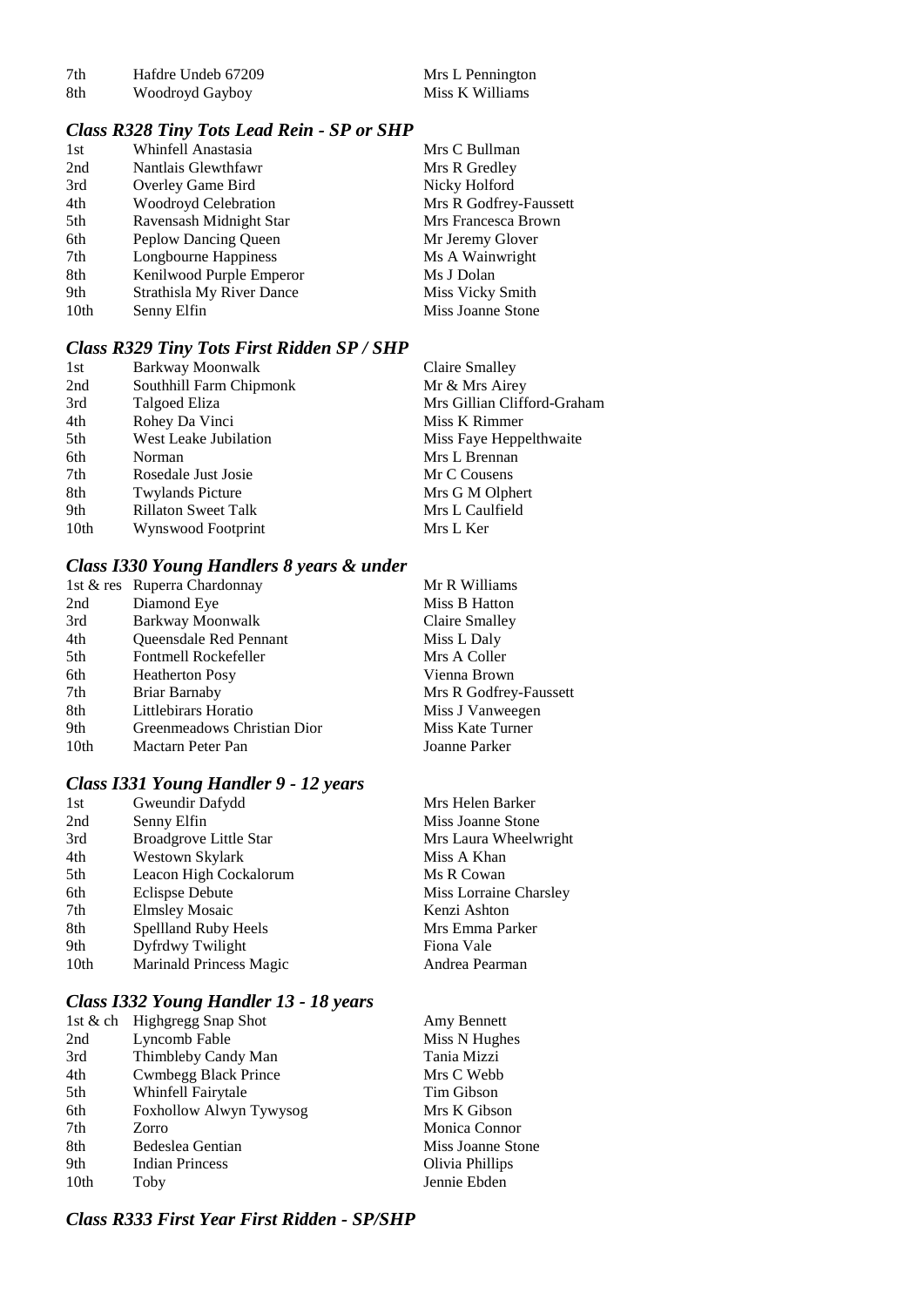| | | |
|---|---|---|
| 7th | Hafdre Undeb 67209 | Mrs L Pennington |
| 8th | Woodroyd Gayboy | Miss K Williams |

### *Class R328 Tiny Tots Lead Rein - SP or SHP*

| | | |
|---|---|---|
| 1st | Whinfell Anastasia | Mrs C Bullman |
| 2nd | Nantlais Glewthfawr | Mrs R Gredley |
| 3rd | Overley Game Bird | Nicky Holford |
| 4th | Woodroyd Celebration | Mrs R Godfrey-Faussett |
| 5th | Ravensash Midnight Star | Mrs Francesca Brown |
| 6th | Peplow Dancing Queen | Mr Jeremy Glover |
| 7th | Longbourne Happiness | Ms A Wainwright |
| 8th | Kenilwood Purple Emperor | Ms J Dolan |
| 9th | Strathisla My River Dance | Miss Vicky Smith |
| 10th | Senny Elfin | Miss Joanne Stone |

### *Class R329 Tiny Tots First Ridden SP / SHP*

| | | |
|---|---|---|
| 1st | Barkway Moonwalk | Claire Smalley |
| 2nd | Southhill Farm Chipmonk | Mr & Mrs Airey |
| 3rd | Talgoed Eliza | Mrs Gillian Clifford-Graham |
| 4th | Rohey Da Vinci | Miss K Rimmer |
| 5th | West Leake Jubilation | Miss Faye Heppelthwaite |
| 6th | Norman | Mrs L Brennan |
| 7th | Rosedale Just Josie | Mr C Cousens |
| 8th | Twylands Picture | Mrs G M Olphert |
| 9th | Rillaton Sweet Talk | Mrs L Caulfield |
| 10th | Wynswood Footprint | Mrs L Ker |

### *Class I330 Young Handlers 8 years & under*

| | | |
|---|---|---|
| 1st & res | Ruperra Chardonnay | Mr R Williams |
| 2nd | Diamond Eye | Miss B Hatton |
| 3rd | Barkway Moonwalk | Claire Smalley |
| 4th | Queensdale Red Pennant | Miss L Daly |
| 5th | Fontmell Rockefeller | Mrs A Coller |
| 6th | Heatherton Posy | Vienna Brown |
| 7th | Briar Barnaby | Mrs R Godfrey-Faussett |
| 8th | Littlebirars Horatio | Miss J Vanweegen |
| 9th | Greenmeadows Christian Dior | Miss Kate Turner |
| 10th | Mactarn Peter Pan | Joanne Parker |

### *Class I331 Young Handler 9 - 12 years*

| | | |
|---|---|---|
| 1st | Gweundir Dafydd | Mrs Helen Barker |
| 2nd | Senny Elfin | Miss Joanne Stone |
| 3rd | Broadgrove Little Star | Mrs Laura Wheelwright |
| 4th | Westown Skylark | Miss A Khan |
| 5th | Leacon High Cockalorum | Ms R Cowan |
| 6th | Eclispse Debute | Miss Lorraine Charsley |
| 7th | Elmsley Mosaic | Kenzi Ashton |
| 8th | Spellland Ruby Heels | Mrs Emma Parker |
| 9th | Dyfrdwy Twilight | Fiona Vale |
| 10th | Marinald Princess Magic | Andrea Pearman |

### *Class I332 Young Handler 13 - 18 years*

| | | |
|---|---|---|
| 1st & ch | Highgregg Snap Shot | Amy Bennett |
| 2nd | Lyncomb Fable | Miss N Hughes |
| 3rd | Thimbleby Candy Man | Tania Mizzi |
| 4th | Cwmbegg Black Prince | Mrs C Webb |
| 5th | Whinfell Fairytale | Tim Gibson |
| 6th | Foxhollow Alwyn Tywysog | Mrs K Gibson |
| 7th | Zorro | Monica Connor |
| 8th | Bedeslea Gentian | Miss Joanne Stone |
| 9th | Indian Princess | Olivia Phillips |
| 10th | Toby | Jennie Ebden |

### *Class R333 First Year First Ridden - SP/SHP*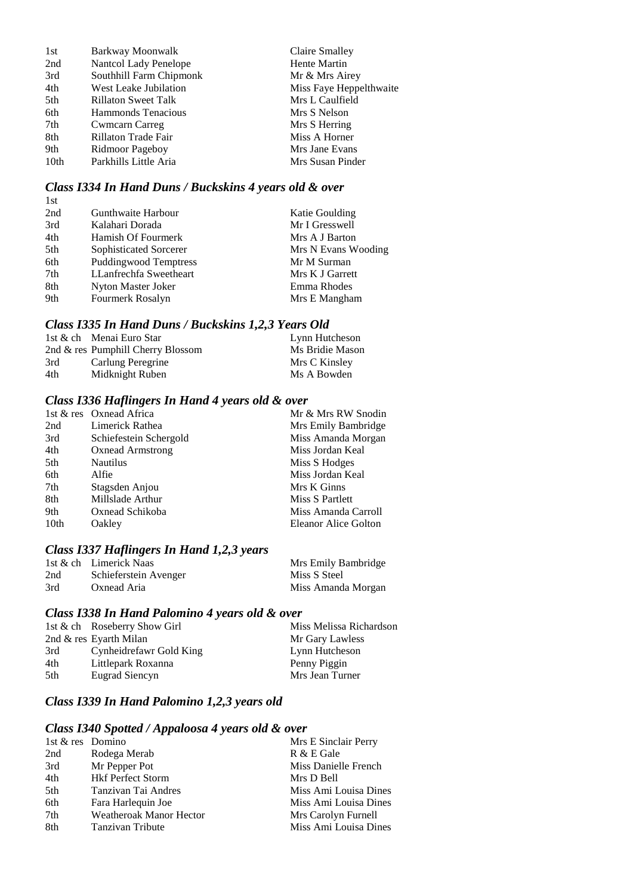| | | |
|---|---|---|
| 1st | Barkway Moonwalk | Claire Smalley |
| 2nd | Nantcol Lady Penelope | Hente Martin |
| 3rd | Southhill Farm Chipmonk | Mr & Mrs Airey |
| 4th | West Leake Jubilation | Miss Faye Heppelthwaite |
| 5th | Rillaton Sweet Talk | Mrs L Caulfield |
| 6th | Hammonds Tenacious | Mrs S Nelson |
| 7th | Cwmcarn Carreg | Mrs S Herring |
| 8th | Rillaton Trade Fair | Miss A Horner |
| 9th | Ridmoor Pageboy | Mrs Jane Evans |
| 10th | Parkhills Little Aria | Mrs Susan Pinder |

### *Class I334 In Hand Duns / Buckskins 4 years old & over*

| | | |
|---|---|---|
| 1st | | |
| 2nd | Gunthwaite Harbour | Katie Goulding |
| 3rd | Kalahari Dorada | Mr I Gresswell |
| 4th | Hamish Of Fourmerk | Mrs A J Barton |
| 5th | Sophisticated Sorcerer | Mrs N Evans Wooding |
| 6th | Puddingwood Temptress | Mr M Surman |
| 7th | LLanfrechfa Sweetheart | Mrs K J Garrett |
| 8th | Nyton Master Joker | Emma Rhodes |
| 9th | Fourmerk Rosalyn | Mrs E Mangham |

### *Class I335 In Hand Duns / Buckskins 1,2,3 Years Old*

| | | |
|---|---|---|
| 1st & ch | Menai Euro Star | Lynn Hutcheson |
| 2nd & res | Pumphill Cherry Blossom | Ms Bridie Mason |
| 3rd | Carlung Peregrine | Mrs C Kinsley |
| 4th | Midknight Ruben | Ms A Bowden |

### *Class I336 Haflingers In Hand 4 years old & over*

| | | |
|---|---|---|
| 1st & res | Oxnead Africa | Mr & Mrs RW Snodin |
| 2nd | Limerick Rathea | Mrs Emily Bambridge |
| 3rd | Schiefestein Schergold | Miss Amanda Morgan |
| 4th | Oxnead Armstrong | Miss Jordan Keal |
| 5th | Nautilus | Miss S Hodges |
| 6th | Alfie | Miss Jordan Keal |
| 7th | Stagsden Anjou | Mrs K Ginns |
| 8th | Millslade Arthur | Miss S Partlett |
| 9th | Oxnead Schikoba | Miss Amanda Carroll |
| 10th | Oakley | Eleanor Alice Golton |

### *Class I337 Haflingers In Hand 1,2,3 years*

| | | |
|---|---|---|
| 1st & ch | Limerick Naas | Mrs Emily Bambridge |
| 2nd | Schieferstein Avenger | Miss S Steel |
| 3rd | Oxnead Aria | Miss Amanda Morgan |

### *Class I338 In Hand Palomino 4 years old & over*

| | | |
|---|---|---|
| 1st & ch | Roseberry Show Girl | Miss Melissa Richardson |
| 2nd & res | Eyarth Milan | Mr Gary Lawless |
| 3rd | Cynheidrefawr Gold King | Lynn Hutcheson |
| 4th | Littlepark Roxanna | Penny Piggin |
| 5th | Eugrad Siencyn | Mrs Jean Turner |

### *Class I339 In Hand Palomino 1,2,3 years old*

### *Class I340 Spotted / Appaloosa 4 years old & over*

| | | |
|---|---|---|
| 1st & res | Domino | Mrs E Sinclair Perry |
| 2nd | Rodega Merab | R & E Gale |
| 3rd | Mr Pepper Pot | Miss Danielle French |
| 4th | Hkf Perfect Storm | Mrs D Bell |
| 5th | Tanzivan Tai Andres | Miss Ami Louisa Dines |
| 6th | Fara Harlequin Joe | Miss Ami Louisa Dines |
| 7th | Weatheroak Manor Hector | Mrs Carolyn Furnell |
| 8th | Tanzivan Tribute | Miss Ami Louisa Dines |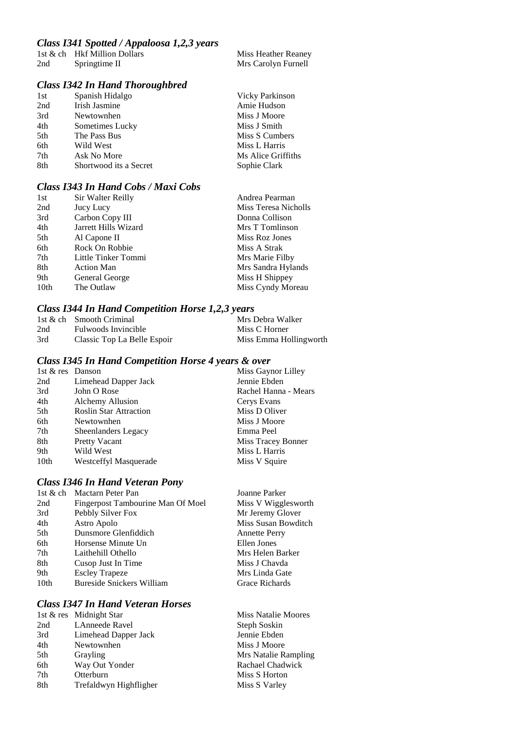### *Class I341 Spotted / Appaloosa 1,2,3 years*

| | | |
|---|---|---|
| 1st & ch | Hkf Million Dollars | Miss Heather Reaney |
| 2nd | Springtime II | Mrs Carolyn Furnell |

### *Class I342 In Hand Thoroughbred*

| | | |
|---|---|---|
| 1st | Spanish Hidalgo | Vicky Parkinson |
| 2nd | Irish Jasmine | Amie Hudson |
| 3rd | Newtownhen | Miss J Moore |
| 4th | Sometimes Lucky | Miss J Smith |
| 5th | The Pass Bus | Miss S Cumbers |
| 6th | Wild West | Miss L Harris |
| 7th | Ask No More | Ms Alice Griffiths |
| 8th | Shortwood its a Secret | Sophie Clark |

### *Class I343 In Hand Cobs / Maxi Cobs*

| | | |
|---|---|---|
| 1st | Sir Walter Reilly | Andrea Pearman |
| 2nd | Jucy Lucy | Miss Teresa Nicholls |
| 3rd | Carbon Copy III | Donna Collison |
| 4th | Jarrett Hills Wizard | Mrs T Tomlinson |
| 5th | Al Capone II | Miss Roz Jones |
| 6th | Rock On Robbie | Miss A Strak |
| 7th | Little Tinker Tommi | Mrs Marie Filby |
| 8th | Action Man | Mrs Sandra Hylands |
| 9th | General George | Miss H Shippey |
| 10th | The Outlaw | Miss Cyndy Moreau |

### *Class I344 In Hand Competition Horse 1,2,3 years*

| | | |
|---|---|---|
| 1st & ch | Smooth Criminal | Mrs Debra Walker |
| 2nd | Fulwoods Invincible | Miss C Horner |
| 3rd | Classic Top La Belle Espoir | Miss Emma Hollingworth |

### *Class I345 In Hand Competition Horse 4 years & over*

| | | |
|---|---|---|
| 1st & res | Danson | Miss Gaynor Lilley |
| 2nd | Limehead Dapper Jack | Jennie Ebden |
| 3rd | John O Rose | Rachel Hanna - Mears |
| 4th | Alchemy Allusion | Cerys Evans |
| 5th | Roslin Star Attraction | Miss D Oliver |
| 6th | Newtownhen | Miss J Moore |
| 7th | Sheenlanders Legacy | Emma Peel |
| 8th | Pretty Vacant | Miss Tracey Bonner |
| 9th | Wild West | Miss L Harris |
| 10th | Westceffyl Masquerade | Miss V Squire |

### *Class I346 In Hand Veteran Pony*

| | | |
|---|---|---|
| 1st & ch | Mactarn Peter Pan | Joanne Parker |
| 2nd | Fingerpost Tambourine Man Of Moel | Miss V Wigglesworth |
| 3rd | Pebbly Silver Fox | Mr Jeremy Glover |
| 4th | Astro Apolo | Miss Susan Bowditch |
| 5th | Dunsmore Glenfiddich | Annette Perry |
| 6th | Horsense Minute Un | Ellen Jones |
| 7th | Laithehill Othello | Mrs Helen Barker |
| 8th | Cusop Just In Time | Miss J Chavda |
| 9th | Escley Trapeze | Mrs Linda Gate |
| 10th | Bureside Snickers William | Grace Richards |

### *Class I347 In Hand Veteran Horses*

| | | |
|---|---|---|
| 1st & res | Midnight Star | Miss Natalie Moores |
| 2nd | LAnneede Ravel | Steph Soskin |
| 3rd | Limehead Dapper Jack | Jennie Ebden |
| 4th | Newtownhen | Miss J Moore |
| 5th | Grayling | Mrs Natalie Rampling |
| 6th | Way Out Yonder | Rachael Chadwick |
| 7th | Otterburn | Miss S Horton |
| 8th | Trefaldwyn Highfligher | Miss S Varley |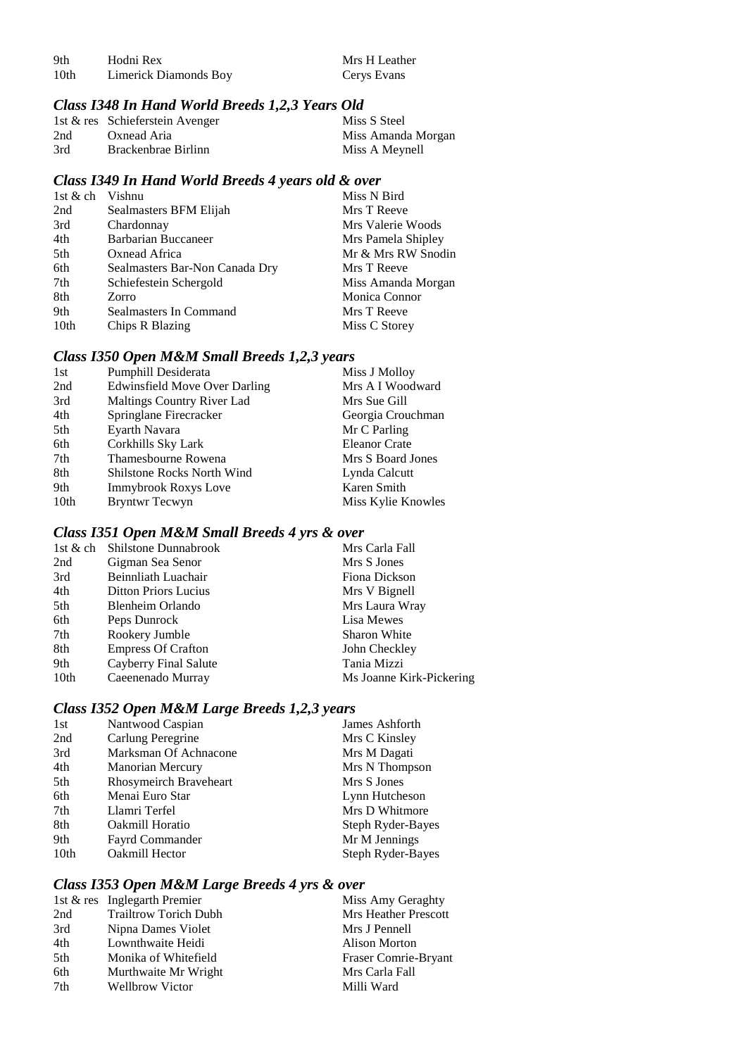| | | |
|---|---|---|
| 9th | Hodni Rex | Mrs H Leather |
| 10th | Limerick Diamonds Boy | Cerys Evans |

### *Class I348 In Hand World Breeds 1,2,3 Years Old*

| | | |
|---|---|---|
| 1st & res | Schieferstein Avenger | Miss S Steel |
| 2nd | Oxnead Aria | Miss Amanda Morgan |
| 3rd | Brackenbrae Birlinn | Miss A Meynell |

### *Class I349 In Hand World Breeds 4 years old & over*

| | | |
|---|---|---|
| 1st & ch | Vishnu | Miss N Bird |
| 2nd | Sealmasters BFM Elijah | Mrs T Reeve |
| 3rd | Chardonnay | Mrs Valerie Woods |
| 4th | Barbarian Buccaneer | Mrs Pamela Shipley |
| 5th | Oxnead Africa | Mr & Mrs RW Snodin |
| 6th | Sealmasters Bar-Non Canada Dry | Mrs T Reeve |
| 7th | Schiefestein Schergold | Miss Amanda Morgan |
| 8th | Zorro | Monica Connor |
| 9th | Sealmasters In Command | Mrs T Reeve |
| 10th | Chips R Blazing | Miss C Storey |

### *Class I350 Open M&M Small Breeds 1,2,3 years*

| | | |
|---|---|---|
| 1st | Pumphill Desiderata | Miss J Molloy |
| 2nd | Edwinsfield Move Over Darling | Mrs A I Woodward |
| 3rd | Maltings Country River Lad | Mrs Sue Gill |
| 4th | Springlane Firecracker | Georgia Crouchman |
| 5th | Eyarth Navara | Mr C Parling |
| 6th | Corkhills Sky Lark | Eleanor Crate |
| 7th | Thamesbourne Rowena | Mrs S Board Jones |
| 8th | Shilstone Rocks North Wind | Lynda Calcutt |
| 9th | Immybrook Roxys Love | Karen Smith |
| 10th | Bryntwr Tecwyn | Miss Kylie Knowles |

### *Class I351 Open M&M Small Breeds 4 yrs & over*

| | | |
|---|---|---|
| 1st & ch | Shilstone Dunnabrook | Mrs Carla Fall |
| 2nd | Gigman Sea Senor | Mrs S Jones |
| 3rd | Beinnliath Luachair | Fiona Dickson |
| 4th | Ditton Priors Lucius | Mrs V Bignell |
| 5th | Blenheim Orlando | Mrs Laura Wray |
| 6th | Peps Dunrock | Lisa Mewes |
| 7th | Rookery Jumble | Sharon White |
| 8th | Empress Of Crafton | John Checkley |
| 9th | Cayberry Final Salute | Tania Mizzi |
| 10th | Caeenenado Murray | Ms Joanne Kirk-Pickering |

### *Class I352 Open M&M Large Breeds 1,2,3 years*

| | | |
|---|---|---|
| 1st | Nantwood Caspian | James Ashforth |
| 2nd | Carlung Peregrine | Mrs C Kinsley |
| 3rd | Marksman Of Achnacone | Mrs M Dagati |
| 4th | Manorian Mercury | Mrs N Thompson |
| 5th | Rhosymeirch Braveheart | Mrs S Jones |
| 6th | Menai Euro Star | Lynn Hutcheson |
| 7th | Llamri Terfel | Mrs D Whitmore |
| 8th | Oakmill Horatio | Steph Ryder-Bayes |
| 9th | Fayrd Commander | Mr M Jennings |
| 10th | Oakmill Hector | Steph Ryder-Bayes |

### *Class I353 Open M&M Large Breeds 4 yrs & over*

| | | |
|---|---|---|
| 1st & res | Inglegarth Premier | Miss Amy Geraghty |
| 2nd | Trailtrow Torich Dubh | Mrs Heather Prescott |
| 3rd | Nipna Dames Violet | Mrs J Pennell |
| 4th | Lownthwaite Heidi | Alison Morton |
| 5th | Monika of Whitefield | Fraser Comrie-Bryant |
| 6th | Murthwaite Mr Wright | Mrs Carla Fall |
| 7th | Wellbrow Victor | Milli Ward |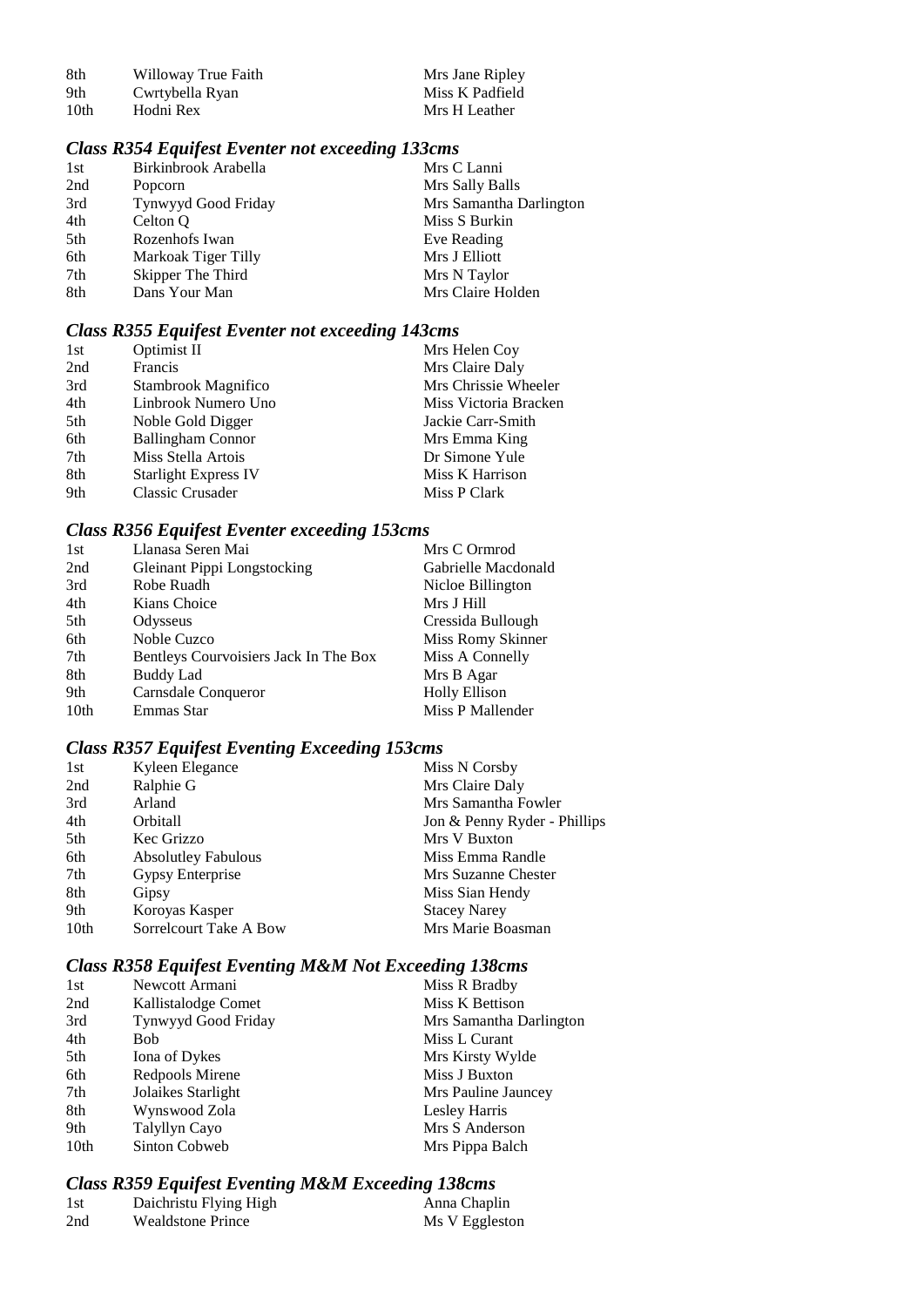| | | |
|---|---|---|
| 8th | Willoway True Faith | Mrs Jane Ripley |
| 9th | Cwrtybella Ryan | Miss K Padfield |
| 10th | Hodni Rex | Mrs H Leather |

### *Class R354 Equifest Eventer not exceeding 133cms*

| | | |
|---|---|---|
| 1st | Birkinbrook Arabella | Mrs C Lanni |
| 2nd | Popcorn | Mrs Sally Balls |
| 3rd | Tynwyyd Good Friday | Mrs Samantha Darlington |
| 4th | Celton Q | Miss S Burkin |
| 5th | Rozenhofs Iwan | Eve Reading |
| 6th | Markoak Tiger Tilly | Mrs J Elliott |
| 7th | Skipper The Third | Mrs N Taylor |
| 8th | Dans Your Man | Mrs Claire Holden |

### *Class R355 Equifest Eventer not exceeding 143cms*

| | | |
|---|---|---|
| 1st | Optimist II | Mrs Helen Coy |
| 2nd | Francis | Mrs Claire Daly |
| 3rd | Stambrook Magnifico | Mrs Chrissie Wheeler |
| 4th | Linbrook Numero Uno | Miss Victoria Bracken |
| 5th | Noble Gold Digger | Jackie Carr-Smith |
| 6th | Ballingham Connor | Mrs Emma King |
| 7th | Miss Stella Artois | Dr Simone Yule |
| 8th | Starlight Express IV | Miss K Harrison |
| 9th | Classic Crusader | Miss P Clark |

### *Class R356 Equifest Eventer exceeding 153cms*

| | | |
|---|---|---|
| 1st | Llanasa Seren Mai | Mrs C Ormrod |
| 2nd | Gleinant Pippi Longstocking | Gabrielle Macdonald |
| 3rd | Robe Ruadh | Nicloe Billington |
| 4th | Kians Choice | Mrs J Hill |
| 5th | Odysseus | Cressida Bullough |
| 6th | Noble Cuzco | Miss Romy Skinner |
| 7th | Bentleys Courvoisiers Jack In The Box | Miss A Connelly |
| 8th | Buddy Lad | Mrs B Agar |
| 9th | Carnsdale Conqueror | Holly Ellison |
| 10th | Emmas Star | Miss P Mallender |

### *Class R357 Equifest Eventing Exceeding 153cms*

| | | |
|---|---|---|
| 1st | Kyleen Elegance | Miss N Corsby |
| 2nd | Ralphie G | Mrs Claire Daly |
| 3rd | Arland | Mrs Samantha Fowler |
| 4th | Orbitall | Jon & Penny Ryder - Phillips |
| 5th | Kec Grizzo | Mrs V Buxton |
| 6th | Absolutley Fabulous | Miss Emma Randle |
| 7th | Gypsy Enterprise | Mrs Suzanne Chester |
| 8th | Gipsy | Miss Sian Hendy |
| 9th | Koroyas Kasper | Stacey Narey |
| 10th | Sorrelcourt Take A Bow | Mrs Marie Boasman |

### *Class R358 Equifest Eventing M&M Not Exceeding 138cms*

| | | |
|---|---|---|
| 1st | Newcott Armani | Miss R Bradby |
| 2nd | Kallistalodge Comet | Miss K Bettison |
| 3rd | Tynwyyd Good Friday | Mrs Samantha Darlington |
| 4th | Bob | Miss L Curant |
| 5th | Iona of Dykes | Mrs Kirsty Wylde |
| 6th | Redpools Mirene | Miss J Buxton |
| 7th | Jolaikes Starlight | Mrs Pauline Jauncey |
| 8th | Wynswood Zola | Lesley Harris |
| 9th | Talyllyn Cayo | Mrs S Anderson |
| 10th | Sinton Cobweb | Mrs Pippa Balch |

### *Class R359 Equifest Eventing M&M Exceeding 138cms*

| | | |
|---|---|---|
| 1st | Daichristu Flying High | Anna Chaplin |
| 2nd | Wealdstone Prince | Ms V Eggleston |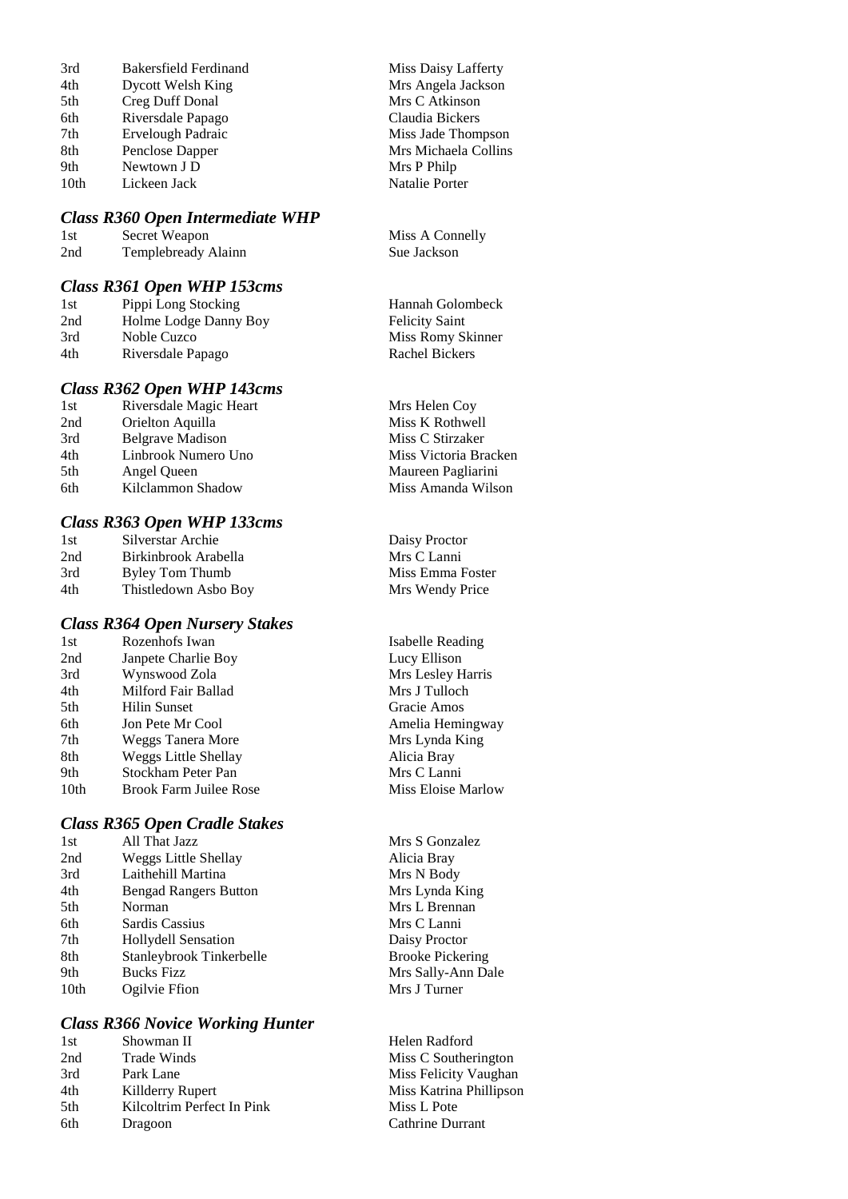| | | |
|---|---|---|
| 3rd | Bakersfield Ferdinand | Miss Daisy Lafferty |
| 4th | Dycott Welsh King | Mrs Angela Jackson |
| 5th | Creg Duff Donal | Mrs C Atkinson |
| 6th | Riversdale Papago | Claudia Bickers |
| 7th | Ervelough Padraic | Miss Jade Thompson |
| 8th | Penclose Dapper | Mrs Michaela Collins |
| 9th | Newtown J D | Mrs P Philp |
| 10th | Lickeen Jack | Natalie Porter |

### *Class R360 Open Intermediate WHP*

| | | |
|---|---|---|
| 1st | Secret Weapon | Miss A Connelly |
| 2nd | Templebready Alainn | Sue Jackson |

### *Class R361 Open WHP 153cms*

| | | |
|---|---|---|
| 1st | Pippi Long Stocking | Hannah Golombeck |
| 2nd | Holme Lodge Danny Boy | Felicity Saint |
| 3rd | Noble Cuzco | Miss Romy Skinner |
| 4th | Riversdale Papago | Rachel Bickers |

### *Class R362 Open WHP 143cms*

| | | |
|---|---|---|
| 1st | Riversdale Magic Heart | Mrs Helen Coy |
| 2nd | Orielton Aquilla | Miss K Rothwell |
| 3rd | Belgrave Madison | Miss C Stirzaker |
| 4th | Linbrook Numero Uno | Miss Victoria Bracken |
| 5th | Angel Queen | Maureen Pagliarini |
| 6th | Kilclammon Shadow | Miss Amanda Wilson |

### *Class R363 Open WHP 133cms*

| | | |
|---|---|---|
| 1st | Silverstar Archie | Daisy Proctor |
| 2nd | Birkinbrook Arabella | Mrs C Lanni |
| 3rd | Byley Tom Thumb | Miss Emma Foster |
| 4th | Thistledown Asbo Boy | Mrs Wendy Price |

### *Class R364 Open Nursery Stakes*

| | | |
|---|---|---|
| 1st | Rozenhofs Iwan | Isabelle Reading |
| 2nd | Janpete Charlie Boy | Lucy Ellison |
| 3rd | Wynswood Zola | Mrs Lesley Harris |
| 4th | Milford Fair Ballad | Mrs J Tulloch |
| 5th | Hilin Sunset | Gracie Amos |
| 6th | Jon Pete Mr Cool | Amelia Hemingway |
| 7th | Weggs Tanera More | Mrs Lynda King |
| 8th | Weggs Little Shellay | Alicia Bray |
| 9th | Stockham Peter Pan | Mrs C Lanni |
| 10th | Brook Farm Juilee Rose | Miss Eloise Marlow |

### *Class R365 Open Cradle Stakes*

| | | |
|---|---|---|
| 1st | All That Jazz | Mrs S Gonzalez |
| 2nd | Weggs Little Shellay | Alicia Bray |
| 3rd | Laithehill Martina | Mrs N Body |
| 4th | Bengad Rangers Button | Mrs Lynda King |
| 5th | Norman | Mrs L Brennan |
| 6th | Sardis Cassius | Mrs C Lanni |
| 7th | Hollydell Sensation | Daisy Proctor |
| 8th | Stanleybrook Tinkerbelle | Brooke Pickering |
| 9th | Bucks Fizz | Mrs Sally-Ann Dale |
| 10th | Ogilvie Ffion | Mrs J Turner |

### *Class R366 Novice Working Hunter*

| | | |
|---|---|---|
| 1st | Showman II | Helen Radford |
| 2nd | Trade Winds | Miss C Southerington |
| 3rd | Park Lane | Miss Felicity Vaughan |
| 4th | Killderry Rupert | Miss Katrina Phillipson |
| 5th | Kilcoltrim Perfect In Pink | Miss L Pote |
| 6th | Dragoon | Cathrine Durrant |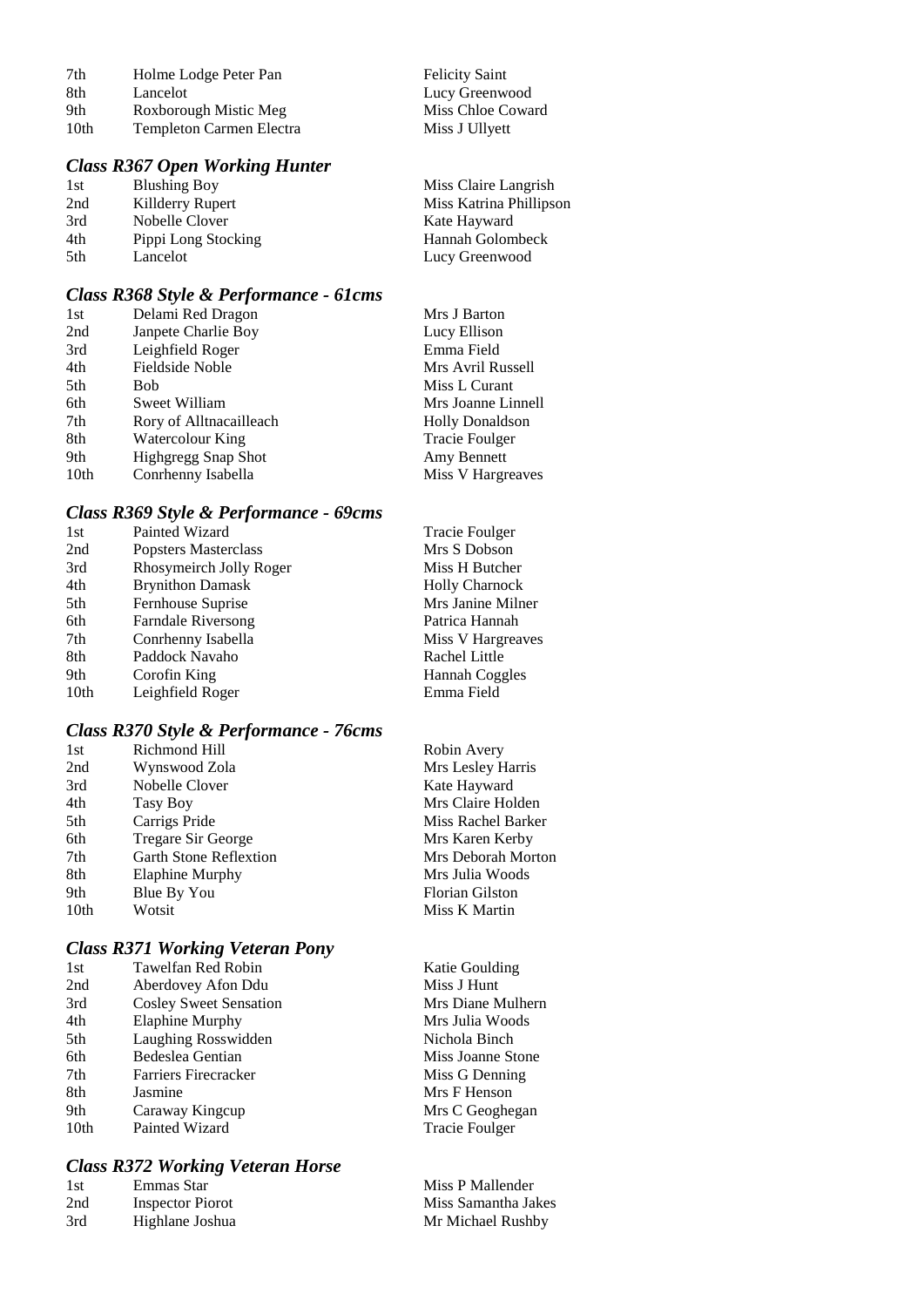| | | |
|---|---|---|
| 7th | Holme Lodge Peter Pan | Felicity Saint |
| 8th | Lancelot | Lucy Greenwood |
| 9th | Roxborough Mistic Meg | Miss Chloe Coward |
| 10th | Templeton Carmen Electra | Miss J Ullyett |

### *Class R367 Open Working Hunter*

| | | |
|---|---|---|
| 1st | Blushing Boy | Miss Claire Langrish |
| 2nd | Killderry Rupert | Miss Katrina Phillipson |
| 3rd | Nobelle Clover | Kate Hayward |
| 4th | Pippi Long Stocking | Hannah Golombeck |
| 5th | Lancelot | Lucy Greenwood |

### *Class R368 Style & Performance - 61cms*

| | | |
|---|---|---|
| 1st | Delami Red Dragon | Mrs J Barton |
| 2nd | Janpete Charlie Boy | Lucy Ellison |
| 3rd | Leighfield Roger | Emma Field |
| 4th | Fieldside Noble | Mrs Avril Russell |
| 5th | Bob | Miss L Curant |
| 6th | Sweet William | Mrs Joanne Linnell |
| 7th | Rory of Alltnacailleach | Holly Donaldson |
| 8th | Watercolour King | Tracie Foulger |
| 9th | Highgregg Snap Shot | Amy Bennett |
| 10th | Conrhenny Isabella | Miss V Hargreaves |

### *Class R369 Style & Performance - 69cms*

| | | |
|---|---|---|
| 1st | Painted Wizard | Tracie Foulger |
| 2nd | Popsters Masterclass | Mrs S Dobson |
| 3rd | Rhosymeirch Jolly Roger | Miss H Butcher |
| 4th | Brynithon Damask | Holly Charnock |
| 5th | Fernhouse Suprise | Mrs Janine Milner |
| 6th | Farndale Riversong | Patrica Hannah |
| 7th | Conrhenny Isabella | Miss V Hargreaves |
| 8th | Paddock Navaho | Rachel Little |
| 9th | Corofin King | Hannah Coggles |
| 10th | Leighfield Roger | Emma Field |

### *Class R370 Style & Performance - 76cms*

| | | |
|---|---|---|
| 1st | Richmond Hill | Robin Avery |
| 2nd | Wynswood Zola | Mrs Lesley Harris |
| 3rd | Nobelle Clover | Kate Hayward |
| 4th | Tasy Boy | Mrs Claire Holden |
| 5th | Carrigs Pride | Miss Rachel Barker |
| 6th | Tregare Sir George | Mrs Karen Kerby |
| 7th | Garth Stone Reflextion | Mrs Deborah Morton |
| 8th | Elaphine Murphy | Mrs Julia Woods |
| 9th | Blue By You | Florian Gilston |
| 10th | Wotsit | Miss K Martin |

### *Class R371 Working Veteran Pony*

| | | |
|---|---|---|
| 1st | Tawelfan Red Robin | Katie Goulding |
| 2nd | Aberdovey Afon Ddu | Miss J Hunt |
| 3rd | Cosley Sweet Sensation | Mrs Diane Mulhern |
| 4th | Elaphine Murphy | Mrs Julia Woods |
| 5th | Laughing Rosswidden | Nichola Binch |
| 6th | Bedeslea Gentian | Miss Joanne Stone |
| 7th | Farriers Firecracker | Miss G Denning |
| 8th | Jasmine | Mrs F Henson |
| 9th | Caraway Kingcup | Mrs C Geoghegan |
| 10th | Painted Wizard | Tracie Foulger |

### *Class R372 Working Veteran Horse*

| | | |
|---|---|---|
| 1st | Emmas Star | Miss P Mallender |
| 2nd | Inspector Piorot | Miss Samantha Jakes |
| 3rd | Highlane Joshua | Mr Michael Rushby |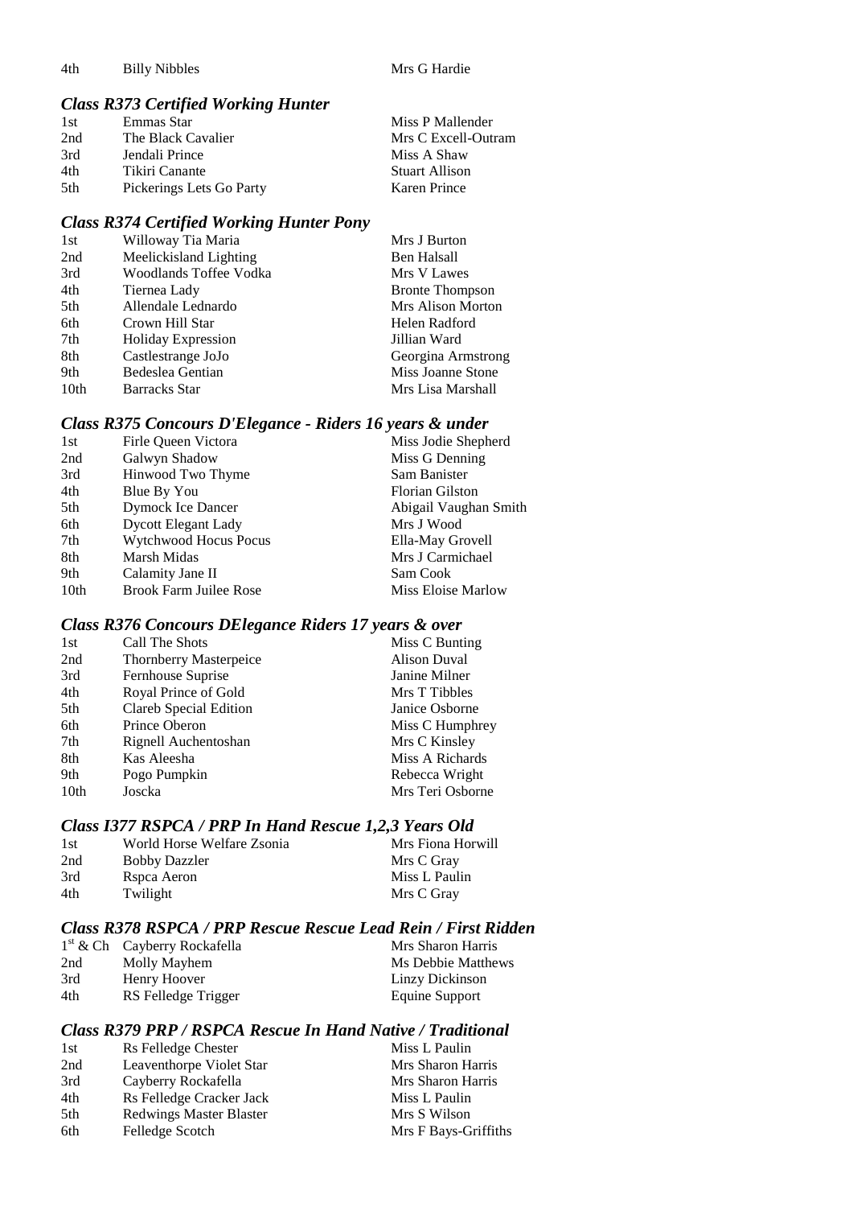| | | |
|---|---|---|
| 4th | Billy Nibbles | Mrs G Hardie |

### *Class R373 Certified Working Hunter*

| | | |
|---|---|---|
| 1st | Emmas Star | Miss P Mallender |
| 2nd | The Black Cavalier | Mrs C Excell-Outram |
| 3rd | Jendali Prince | Miss A Shaw |
| 4th | Tikiri Canante | Stuart Allison |
| 5th | Pickerings Lets Go Party | Karen Prince |

### *Class R374 Certified Working Hunter Pony*

| | | |
|---|---|---|
| 1st | Willoway Tia Maria | Mrs J Burton |
| 2nd | Meelickisland Lighting | Ben Halsall |
| 3rd | Woodlands Toffee Vodka | Mrs V Lawes |
| 4th | Tiernea Lady | Bronte Thompson |
| 5th | Allendale Lednardo | Mrs Alison Morton |
| 6th | Crown Hill Star | Helen Radford |
| 7th | Holiday Expression | Jillian Ward |
| 8th | Castlestrange JoJo | Georgina Armstrong |
| 9th | Bedeslea Gentian | Miss Joanne Stone |
| 10th | Barracks Star | Mrs Lisa Marshall |

### *Class R375 Concours D'Elegance - Riders 16 years & under*

| | | |
|---|---|---|
| 1st | Firle Queen Victora | Miss Jodie Shepherd |
| 2nd | Galwyn Shadow | Miss G Denning |
| 3rd | Hinwood Two Thyme | Sam Banister |
| 4th | Blue By You | Florian Gilston |
| 5th | Dymock Ice Dancer | Abigail Vaughan Smith |
| 6th | Dycott Elegant Lady | Mrs J Wood |
| 7th | Wytchwood Hocus Pocus | Ella-May Grovell |
| 8th | Marsh Midas | Mrs J Carmichael |
| 9th | Calamity Jane II | Sam Cook |
| 10th | Brook Farm Juilee Rose | Miss Eloise Marlow |

### *Class R376 Concours DElegance Riders 17 years & over*

| | | |
|---|---|---|
| 1st | Call The Shots | Miss C Bunting |
| 2nd | Thornberry Masterpeice | Alison Duval |
| 3rd | Fernhouse Suprise | Janine Milner |
| 4th | Royal Prince of Gold | Mrs T Tibbles |
| 5th | Clareb Special Edition | Janice Osborne |
| 6th | Prince Oberon | Miss C Humphrey |
| 7th | Rignell Auchentoshan | Mrs C Kinsley |
| 8th | Kas Aleesha | Miss A Richards |
| 9th | Pogo Pumpkin | Rebecca Wright |
| 10th | Joscka | Mrs Teri Osborne |

### *Class I377 RSPCA / PRP In Hand Rescue 1,2,3 Years Old*

| | | |
|---|---|---|
| 1st | World Horse Welfare Zsonia | Mrs Fiona Horwill |
| 2nd | Bobby Dazzler | Mrs C Gray |
| 3rd | Rspca Aeron | Miss L Paulin |
| 4th | Twilight | Mrs C Gray |

### *Class R378 RSPCA / PRP Rescue Rescue Lead Rein / First Ridden*

| | | |
|---|---|---|
| 1st & Ch | Cayberry Rockafella | Mrs Sharon Harris |
| 2nd | Molly Mayhem | Ms Debbie Matthews |
| 3rd | Henry Hoover | Linzy Dickinson |
| 4th | RS Felledge Trigger | Equine Support |

### *Class R379 PRP / RSPCA Rescue In Hand Native / Traditional*

| | | |
|---|---|---|
| 1st | Rs Felledge Chester | Miss L Paulin |
| 2nd | Leaventhorpe Violet Star | Mrs Sharon Harris |
| 3rd | Cayberry Rockafella | Mrs Sharon Harris |
| 4th | Rs Felledge Cracker Jack | Miss L Paulin |
| 5th | Redwings Master Blaster | Mrs S Wilson |
| 6th | Felledge Scotch | Mrs F Bays-Griffiths |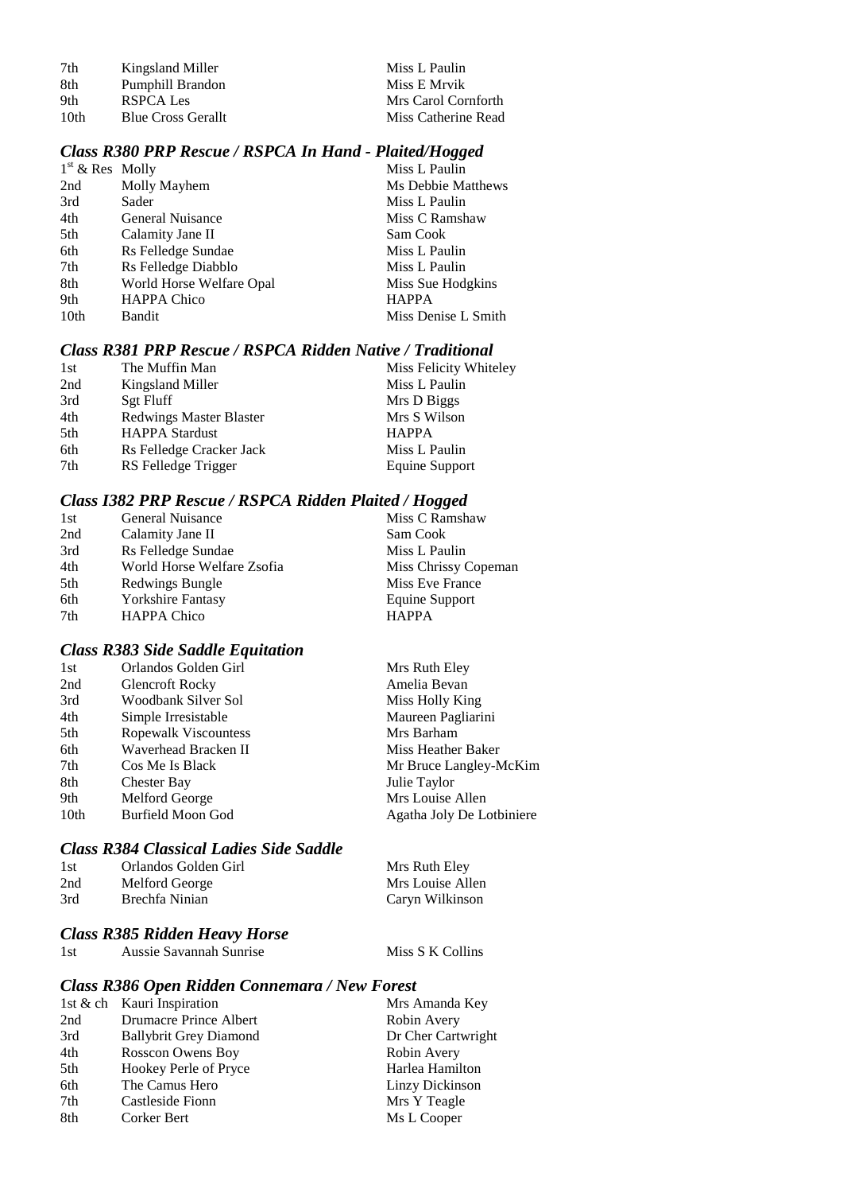| | | |
|---|---|---|
| 7th | Kingsland Miller | Miss L Paulin |
| 8th | Pumphill Brandon | Miss E Mrvik |
| 9th | RSPCA Les | Mrs Carol Cornforth |
| 10th | Blue Cross Gerallt | Miss Catherine Read |

### *Class R380 PRP Rescue / RSPCA In Hand - Plaited/Hogged*

| | | |
|---|---|---|
| 1st & Res | Molly | Miss L Paulin |
| 2nd | Molly Mayhem | Ms Debbie Matthews |
| 3rd | Sader | Miss L Paulin |
| 4th | General Nuisance | Miss C Ramshaw |
| 5th | Calamity Jane II | Sam Cook |
| 6th | Rs Felledge Sundae | Miss L Paulin |
| 7th | Rs Felledge Diabblo | Miss L Paulin |
| 8th | World Horse Welfare Opal | Miss Sue Hodgkins |
| 9th | HAPPA Chico | HAPPA |
| 10th | Bandit | Miss Denise L Smith |

### *Class R381 PRP Rescue / RSPCA Ridden Native / Traditional*

| | | |
|---|---|---|
| 1st | The Muffin Man | Miss Felicity Whiteley |
| 2nd | Kingsland Miller | Miss L Paulin |
| 3rd | Sgt Fluff | Mrs D Biggs |
| 4th | Redwings Master Blaster | Mrs S Wilson |
| 5th | HAPPA Stardust | HAPPA |
| 6th | Rs Felledge Cracker Jack | Miss L Paulin |
| 7th | RS Felledge Trigger | Equine Support |

### *Class I382 PRP Rescue / RSPCA Ridden Plaited / Hogged*

| | | |
|---|---|---|
| 1st | General Nuisance | Miss C Ramshaw |
| 2nd | Calamity Jane II | Sam Cook |
| 3rd | Rs Felledge Sundae | Miss L Paulin |
| 4th | World Horse Welfare Zsofia | Miss Chrissy Copeman |
| 5th | Redwings Bungle | Miss Eve France |
| 6th | Yorkshire Fantasy | Equine Support |
| 7th | HAPPA Chico | HAPPA |

### *Class R383 Side Saddle Equitation*

| | | |
|---|---|---|
| 1st | Orlandos Golden Girl | Mrs Ruth Eley |
| 2nd | Glencroft Rocky | Amelia Bevan |
| 3rd | Woodbank Silver Sol | Miss Holly King |
| 4th | Simple Irresistable | Maureen Pagliarini |
| 5th | Ropewalk Viscountess | Mrs Barham |
| 6th | Waverhead Bracken II | Miss Heather Baker |
| 7th | Cos Me Is Black | Mr Bruce Langley-McKim |
| 8th | Chester Bay | Julie Taylor |
| 9th | Melford George | Mrs Louise Allen |
| 10th | Burfield Moon God | Agatha Joly De Lotbiniere |

### *Class R384 Classical Ladies Side Saddle*

| | | |
|---|---|---|
| 1st | Orlandos Golden Girl | Mrs Ruth Eley |
| 2nd | Melford George | Mrs Louise Allen |
| 3rd | Brechfa Ninian | Caryn Wilkinson |

### *Class R385 Ridden Heavy Horse*

| | | |
|---|---|---|
| 1st | Aussie Savannah Sunrise | Miss S K Collins |

### *Class R386 Open Ridden Connemara / New Forest*

| | | |
|---|---|---|
| 1st & ch | Kauri Inspiration | Mrs Amanda Key |
| 2nd | Drumacre Prince Albert | Robin Avery |
| 3rd | Ballybrit Grey Diamond | Dr Cher Cartwright |
| 4th | Rosscon Owens Boy | Robin Avery |
| 5th | Hookey Perle of Pryce | Harlea Hamilton |
| 6th | The Camus Hero | Linzy Dickinson |
| 7th | Castleside Fionn | Mrs Y Teagle |
| 8th | Corker Bert | Ms L Cooper |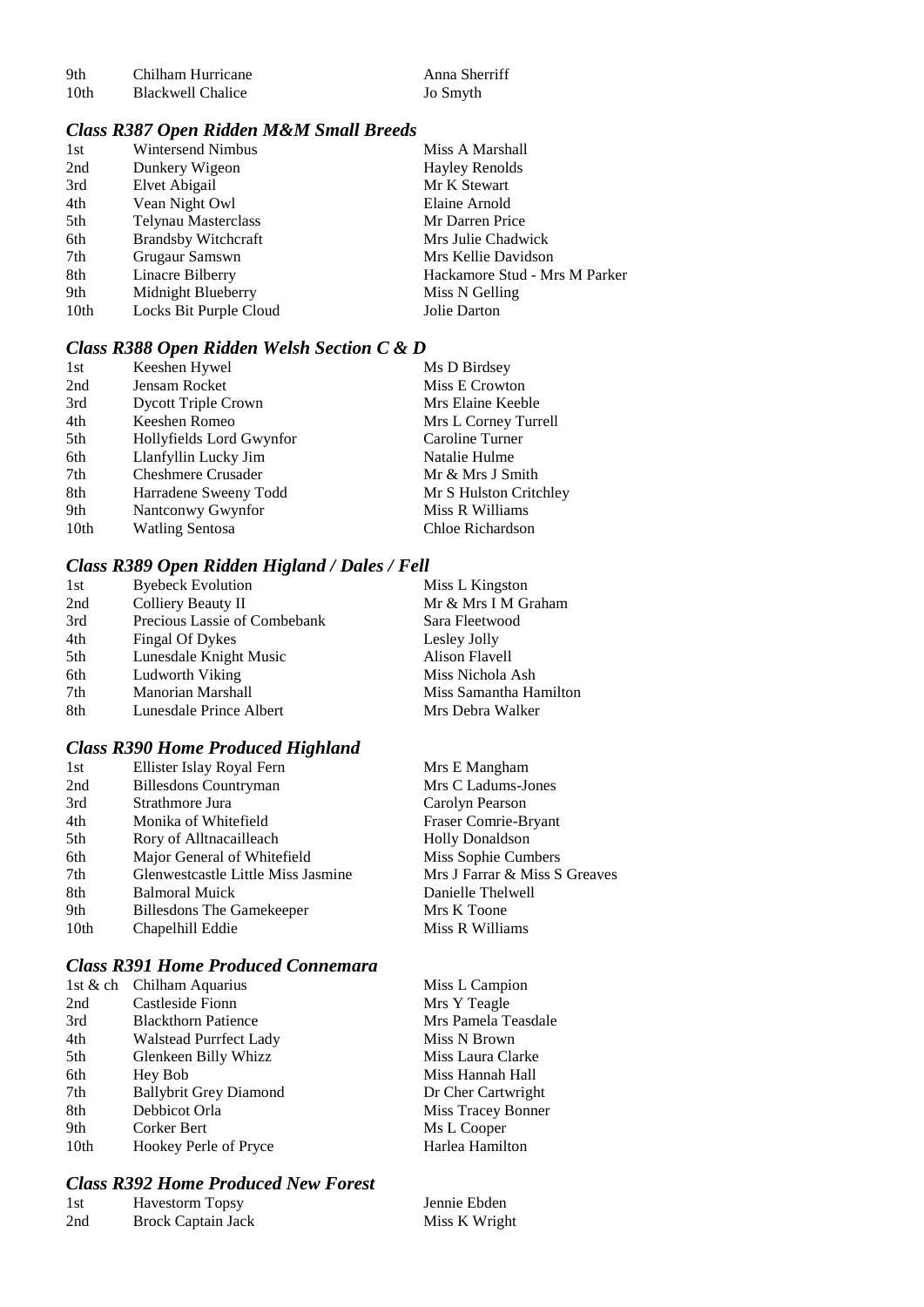| | | |
|---|---|---|
| 9th | Chilham Hurricane | Anna Sherriff |
| 10th | Blackwell Chalice | Jo Smyth |

### *Class R387 Open Ridden M&M Small Breeds*

| | | |
|---|---|---|
| 1st | Wintersend Nimbus | Miss A Marshall |
| 2nd | Dunkery Wigeon | Hayley Renolds |
| 3rd | Elvet Abigail | Mr K Stewart |
| 4th | Vean Night Owl | Elaine Arnold |
| 5th | Telynau Masterclass | Mr Darren Price |
| 6th | Brandsby Witchcraft | Mrs Julie Chadwick |
| 7th | Grugaur Samswn | Mrs Kellie Davidson |
| 8th | Linacre Bilberry | Hackamore Stud - Mrs M Parker |
| 9th | Midnight Blueberry | Miss N Gelling |
| 10th | Locks Bit Purple Cloud | Jolie Darton |

### *Class R388 Open Ridden Welsh Section C & D*

| | | |
|---|---|---|
| 1st | Keeshen Hywel | Ms D Birdsey |
| 2nd | Jensam Rocket | Miss E Crowton |
| 3rd | Dycott Triple Crown | Mrs Elaine Keeble |
| 4th | Keeshen Romeo | Mrs L Corney Turrell |
| 5th | Hollyfields Lord Gwynfor | Caroline Turner |
| 6th | Llanfyllin Lucky Jim | Natalie Hulme |
| 7th | Cheshmere Crusader | Mr & Mrs J Smith |
| 8th | Harradene Sweeny Todd | Mr S Hulston Critchley |
| 9th | Nantconwy Gwynfor | Miss R Williams |
| 10th | Watling Sentosa | Chloe Richardson |

### *Class R389 Open Ridden Higland / Dales / Fell*

| | | |
|---|---|---|
| 1st | Byebeck Evolution | Miss L Kingston |
| 2nd | Colliery Beauty II | Mr & Mrs I M Graham |
| 3rd | Precious Lassie of Combebank | Sara Fleetwood |
| 4th | Fingal Of Dykes | Lesley Jolly |
| 5th | Lunesdale Knight Music | Alison Flavell |
| 6th | Ludworth Viking | Miss Nichola Ash |
| 7th | Manorian Marshall | Miss Samantha Hamilton |
| 8th | Lunesdale Prince Albert | Mrs Debra Walker |

### *Class R390 Home Produced Highland*

| | | |
|---|---|---|
| 1st | Ellister Islay Royal Fern | Mrs E Mangham |
| 2nd | Billesdons Countryman | Mrs C Ladums-Jones |
| 3rd | Strathmore Jura | Carolyn Pearson |
| 4th | Monika of Whitefield | Fraser Comrie-Bryant |
| 5th | Rory of Alltnacailleach | Holly Donaldson |
| 6th | Major General of Whitefield | Miss Sophie Cumbers |
| 7th | Glenwestcastle Little Miss Jasmine | Mrs J Farrar & Miss S Greaves |
| 8th | Balmoral Muick | Danielle Thelwell |
| 9th | Billesdons The Gamekeeper | Mrs K Toone |
| 10th | Chapelhill Eddie | Miss R Williams |

### *Class R391 Home Produced Connemara*

| | | |
|---|---|---|
| 1st & ch | Chilham Aquarius | Miss L Campion |
| 2nd | Castleside Fionn | Mrs Y Teagle |
| 3rd | Blackthorn Patience | Mrs Pamela Teasdale |
| 4th | Walstead Purrfect Lady | Miss N Brown |
| 5th | Glenkeen Billy Whizz | Miss Laura Clarke |
| 6th | Hey Bob | Miss Hannah Hall |
| 7th | Ballybrit Grey Diamond | Dr Cher Cartwright |
| 8th | Debbicot Orla | Miss Tracey Bonner |
| 9th | Corker Bert | Ms L Cooper |
| 10th | Hookey Perle of Pryce | Harlea Hamilton |

### *Class R392 Home Produced New Forest*

| | | |
|---|---|---|
| 1st | Havestorm Topsy | Jennie Ebden |
| 2nd | Brock Captain Jack | Miss K Wright |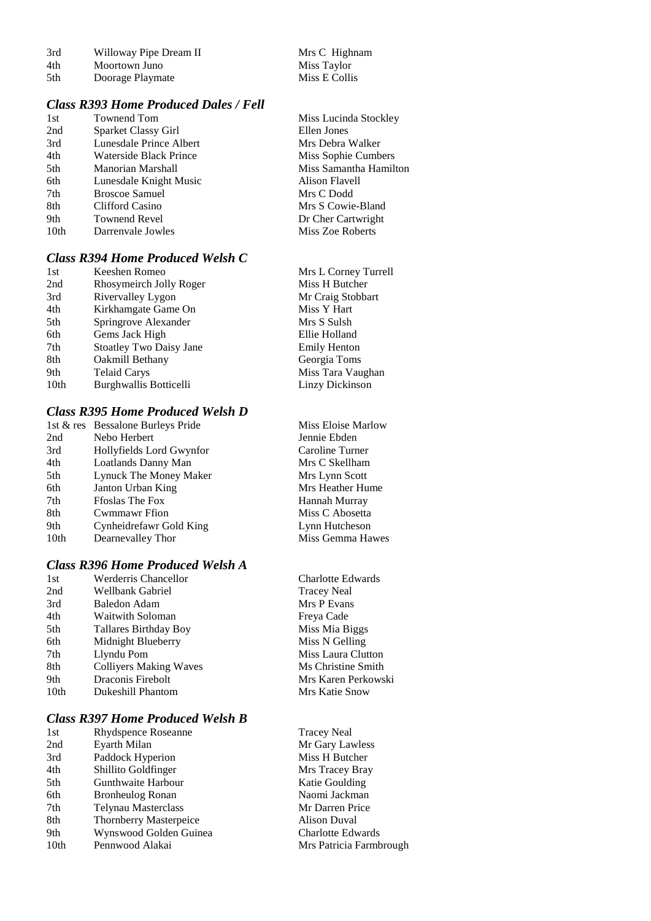| | | |
|---|---|---|
| 3rd | Willoway Pipe Dream II | Mrs C Highnam |
| 4th | Moortown Juno | Miss Taylor |
| 5th | Doorage Playmate | Miss E Collis |

### *Class R393 Home Produced Dales / Fell*

| | | |
|---|---|---|
| 1st | Townend Tom | Miss Lucinda Stockley |
| 2nd | Sparket Classy Girl | Ellen Jones |
| 3rd | Lunesdale Prince Albert | Mrs Debra Walker |
| 4th | Waterside Black Prince | Miss Sophie Cumbers |
| 5th | Manorian Marshall | Miss Samantha Hamilton |
| 6th | Lunesdale Knight Music | Alison Flavell |
| 7th | Broscoe Samuel | Mrs C Dodd |
| 8th | Clifford Casino | Mrs S Cowie-Bland |
| 9th | Townend Revel | Dr Cher Cartwright |
| 10th | Darrenvale Jowles | Miss Zoe Roberts |

### *Class R394 Home Produced Welsh C*

| | | |
|---|---|---|
| 1st | Keeshen Romeo | Mrs L Corney Turrell |
| 2nd | Rhosymeirch Jolly Roger | Miss H Butcher |
| 3rd | Rivervalley Lygon | Mr Craig Stobbart |
| 4th | Kirkhamgate Game On | Miss Y Hart |
| 5th | Springrove Alexander | Mrs S Sulsh |
| 6th | Gems Jack High | Ellie Holland |
| 7th | Stoatley Two Daisy Jane | Emily Henton |
| 8th | Oakmill Bethany | Georgia Toms |
| 9th | Telaid Carys | Miss Tara Vaughan |
| 10th | Burghwallis Botticelli | Linzy Dickinson |

### *Class R395 Home Produced Welsh D*

| | | |
|---|---|---|
| 1st & res | Bessalone Burleys Pride | Miss Eloise Marlow |
| 2nd | Nebo Herbert | Jennie Ebden |
| 3rd | Hollyfields Lord Gwynfor | Caroline Turner |
| 4th | Loatlands Danny Man | Mrs C Skellham |
| 5th | Lynuck The Money Maker | Mrs Lynn Scott |
| 6th | Janton Urban King | Mrs Heather Hume |
| 7th | Ffoslas The Fox | Hannah Murray |
| 8th | Cwmmawr Ffion | Miss C Abosetta |
| 9th | Cynheidrefawr Gold King | Lynn Hutcheson |
| 10th | Dearnevalley Thor | Miss Gemma Hawes |

### *Class R396 Home Produced Welsh A*

| | | |
|---|---|---|
| 1st | Werderris Chancellor | Charlotte Edwards |
| 2nd | Wellbank Gabriel | Tracey Neal |
| 3rd | Baledon Adam | Mrs P Evans |
| 4th | Waitwith Soloman | Freya Cade |
| 5th | Tallares Birthday Boy | Miss Mia Biggs |
| 6th | Midnight Blueberry | Miss N Gelling |
| 7th | Llyndu Pom | Miss Laura Clutton |
| 8th | Colliyers Making Waves | Ms Christine Smith |
| 9th | Draconis Firebolt | Mrs Karen Perkowski |
| 10th | Dukeshill Phantom | Mrs Katie Snow |

### *Class R397 Home Produced Welsh B*

| | | |
|---|---|---|
| 1st | Rhydspence Roseanne | Tracey Neal |
| 2nd | Eyarth Milan | Mr Gary Lawless |
| 3rd | Paddock Hyperion | Miss H Butcher |
| 4th | Shillito Goldfinger | Mrs Tracey Bray |
| 5th | Gunthwaite Harbour | Katie Goulding |
| 6th | Bronheulog Ronan | Naomi Jackman |
| 7th | Telynau Masterclass | Mr Darren Price |
| 8th | Thornberry Masterpeice | Alison Duval |
| 9th | Wynswood Golden Guinea | Charlotte Edwards |
| 10th | Pennwood Alakai | Mrs Patricia Farmbrough |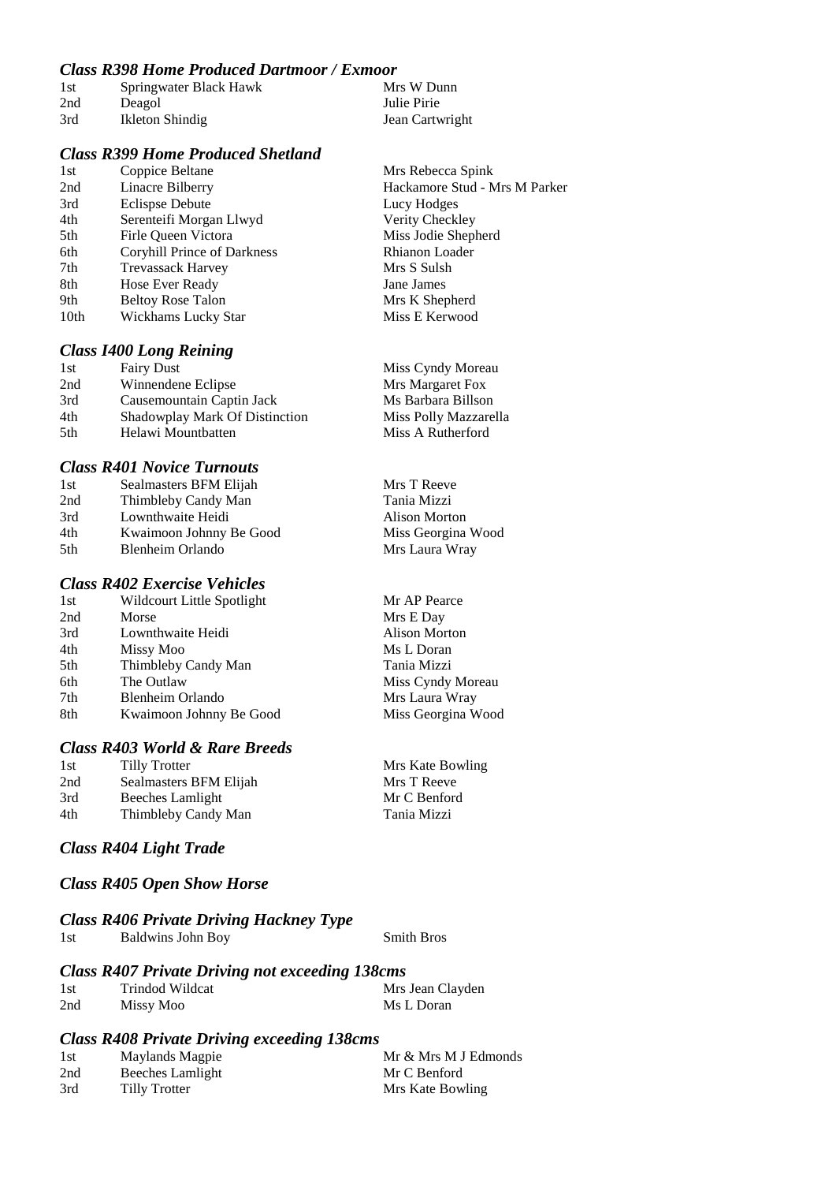### *Class R398 Home Produced Dartmoor / Exmoor*

| | | |
|---|---|---|
| 1st | Springwater Black Hawk | Mrs W Dunn |
| 2nd | Deagol | Julie Pirie |
| 3rd | Ikleton Shindig | Jean Cartwright |

### *Class R399 Home Produced Shetland*

| | | |
|---|---|---|
| 1st | Coppice Beltane | Mrs Rebecca Spink |
| 2nd | Linacre Bilberry | Hackamore Stud - Mrs M Parker |
| 3rd | Eclispse Debute | Lucy Hodges |
| 4th | Serenteifi Morgan Llwyd | Verity Checkley |
| 5th | Firle Queen Victora | Miss Jodie Shepherd |
| 6th | Coryhill Prince of Darkness | Rhianon Loader |
| 7th | Trevassack Harvey | Mrs S Sulsh |
| 8th | Hose Ever Ready | Jane James |
| 9th | Beltoy Rose Talon | Mrs K Shepherd |
| 10th | Wickhams Lucky Star | Miss E Kerwood |

### *Class I400 Long Reining*

| | | |
|---|---|---|
| 1st | Fairy Dust | Miss Cyndy Moreau |
| 2nd | Winnendene Eclipse | Mrs Margaret Fox |
| 3rd | Causemountain Captin Jack | Ms Barbara Billson |
| 4th | Shadowplay Mark Of Distinction | Miss Polly Mazzarella |
| 5th | Helawi Mountbatten | Miss A Rutherford |

### *Class R401 Novice Turnouts*

| | | |
|---|---|---|
| 1st | Sealmasters BFM Elijah | Mrs T Reeve |
| 2nd | Thimbleby Candy Man | Tania Mizzi |
| 3rd | Lownthwaite Heidi | Alison Morton |
| 4th | Kwaimoon Johnny Be Good | Miss Georgina Wood |
| 5th | Blenheim Orlando | Mrs Laura Wray |

### *Class R402 Exercise Vehicles*

| | | |
|---|---|---|
| 1st | Wildcourt Little Spotlight | Mr AP Pearce |
| 2nd | Morse | Mrs E Day |
| 3rd | Lownthwaite Heidi | Alison Morton |
| 4th | Missy Moo | Ms L Doran |
| 5th | Thimbleby Candy Man | Tania Mizzi |
| 6th | The Outlaw | Miss Cyndy Moreau |
| 7th | Blenheim Orlando | Mrs Laura Wray |
| 8th | Kwaimoon Johnny Be Good | Miss Georgina Wood |

### *Class R403 World & Rare Breeds*

| | | |
|---|---|---|
| 1st | Tilly Trotter | Mrs Kate Bowling |
| 2nd | Sealmasters BFM Elijah | Mrs T Reeve |
| 3rd | Beeches Lamlight | Mr C Benford |
| 4th | Thimbleby Candy Man | Tania Mizzi |

### *Class R404 Light Trade*

### *Class R405 Open Show Horse*

### *Class R406 Private Driving Hackney Type*

| | | |
|---|---|---|
| 1st | Baldwins John Boy | Smith Bros |

### *Class R407 Private Driving not exceeding 138cms*

| | | |
|---|---|---|
| 1st | Trindod Wildcat | Mrs Jean Clayden |
| 2nd | Missy Moo | Ms L Doran |

### *Class R408 Private Driving exceeding 138cms*

| | | |
|---|---|---|
| 1st | Maylands Magpie | Mr & Mrs M J Edmonds |
| 2nd | Beeches Lamlight | Mr C Benford |
| 3rd | Tilly Trotter | Mrs Kate Bowling |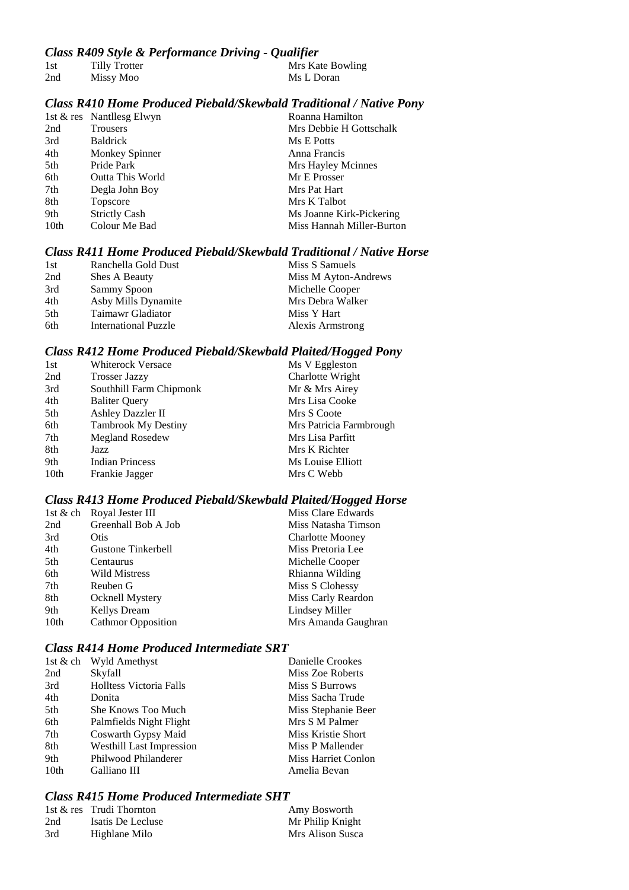### *Class R409 Style & Performance Driving - Qualifier*

| | | |
|---|---|---|
| 1st | Tilly Trotter | Mrs Kate Bowling |
| 2nd | Missy Moo | Ms L Doran |

### *Class R410 Home Produced Piebald/Skewbald Traditional / Native Pony*

| | | |
|---|---|---|
| 1st & res | Nantllesg Elwyn | Roanna Hamilton |
| 2nd | Trousers | Mrs Debbie H Gottschalk |
| 3rd | Baldrick | Ms E Potts |
| 4th | Monkey Spinner | Anna Francis |
| 5th | Pride Park | Mrs Hayley Mcinnes |
| 6th | Outta This World | Mr E Prosser |
| 7th | Degla John Boy | Mrs Pat Hart |
| 8th | Topscore | Mrs K Talbot |
| 9th | Strictly Cash | Ms Joanne Kirk-Pickering |
| 10th | Colour Me Bad | Miss Hannah Miller-Burton |

### *Class R411 Home Produced Piebald/Skewbald Traditional / Native Horse*

| | | |
|---|---|---|
| 1st | Ranchella Gold Dust | Miss S Samuels |
| 2nd | Shes A Beauty | Miss M Ayton-Andrews |
| 3rd | Sammy Spoon | Michelle Cooper |
| 4th | Asby Mills Dynamite | Mrs Debra Walker |
| 5th | Taimawr Gladiator | Miss Y Hart |
| 6th | International Puzzle | Alexis Armstrong |

### *Class R412 Home Produced Piebald/Skewbald Plaited/Hogged Pony*

| | | |
|---|---|---|
| 1st | Whiterock Versace | Ms V Eggleston |
| 2nd | Trosser Jazzy | Charlotte Wright |
| 3rd | Southhill Farm Chipmonk | Mr & Mrs Airey |
| 4th | Baliter Query | Mrs Lisa Cooke |
| 5th | Ashley Dazzler II | Mrs S Coote |
| 6th | Tambrook My Destiny | Mrs Patricia Farmbrough |
| 7th | Megland Rosedew | Mrs Lisa Parfitt |
| 8th | Jazz | Mrs K Richter |
| 9th | Indian Princess | Ms Louise Elliott |
| 10th | Frankie Jagger | Mrs C Webb |

### *Class R413 Home Produced Piebald/Skewbald Plaited/Hogged Horse*

| | | |
|---|---|---|
| 1st & ch | Royal Jester III | Miss Clare Edwards |
| 2nd | Greenhall Bob A Job | Miss Natasha Timson |
| 3rd | Otis | Charlotte Mooney |
| 4th | Gustone Tinkerbell | Miss Pretoria Lee |
| 5th | Centaurus | Michelle Cooper |
| 6th | Wild Mistress | Rhianna Wilding |
| 7th | Reuben G | Miss S Clohessy |
| 8th | Ocknell Mystery | Miss Carly Reardon |
| 9th | Kellys Dream | Lindsey Miller |
| 10th | Cathmor Opposition | Mrs Amanda Gaughran |

### *Class R414 Home Produced Intermediate SRT*

| | | |
|---|---|---|
| 1st & ch | Wyld Amethyst | Danielle Crookes |
| 2nd | Skyfall | Miss Zoe Roberts |
| 3rd | Holltess Victoria Falls | Miss S Burrows |
| 4th | Donita | Miss Sacha Trude |
| 5th | She Knows Too Much | Miss Stephanie Beer |
| 6th | Palmfields Night Flight | Mrs S M Palmer |
| 7th | Coswarth Gypsy Maid | Miss Kristie Short |
| 8th | Westhill Last Impression | Miss P Mallender |
| 9th | Philwood Philanderer | Miss Harriet Conlon |
| 10th | Galliano III | Amelia Bevan |

### *Class R415 Home Produced Intermediate SHT*

| | | |
|---|---|---|
| 1st & res | Trudi Thornton | Amy Bosworth |
| 2nd | Isatis De Lecluse | Mr Philip Knight |
| 3rd | Highlane Milo | Mrs Alison Susca |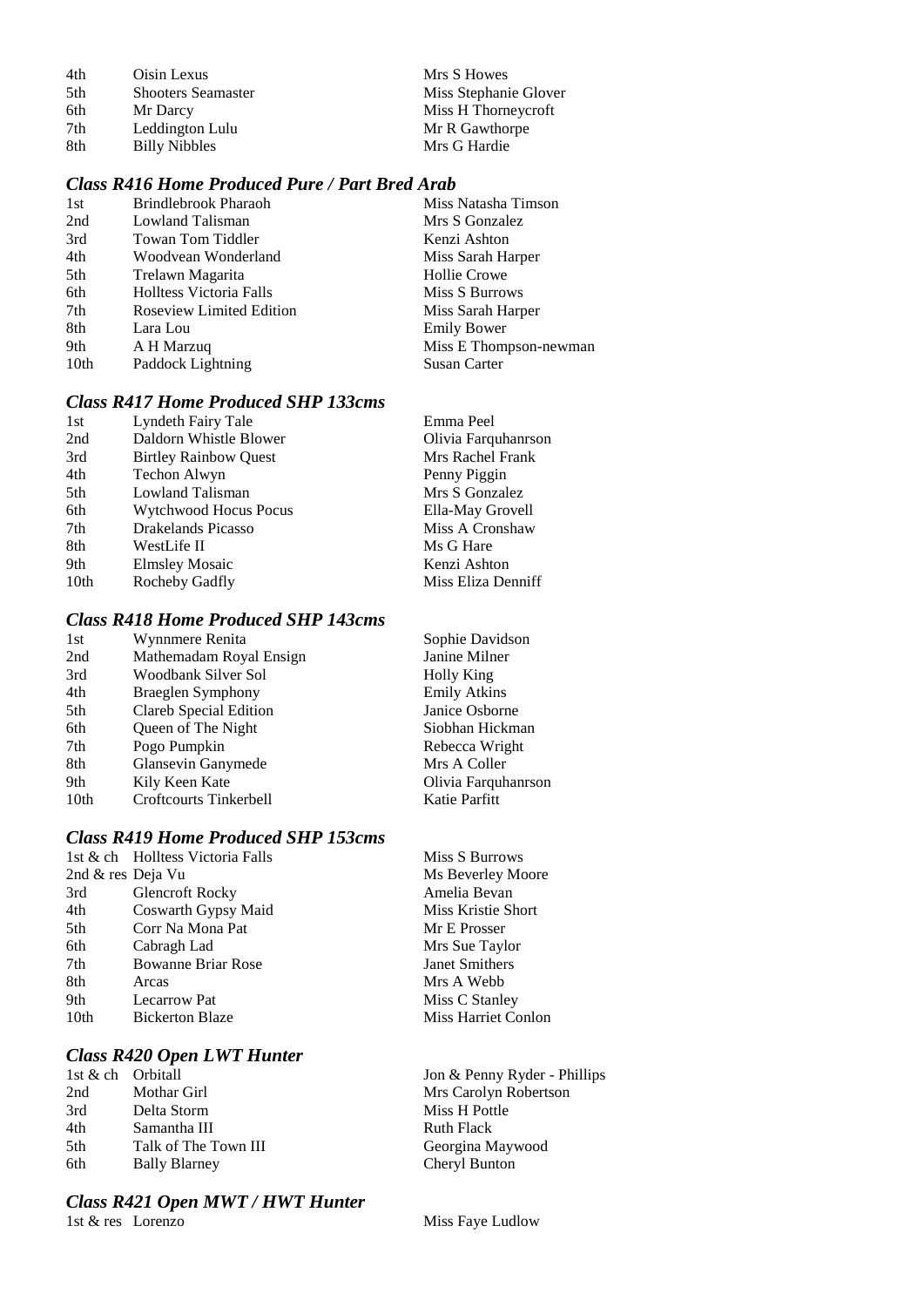| | | |
|---|---|---|
| 4th | Oisin Lexus | Mrs S Howes |
| 5th | Shooters Seamaster | Miss Stephanie Glover |
| 6th | Mr Darcy | Miss H Thorneycroft |
| 7th | Leddington Lulu | Mr R Gawthorpe |
| 8th | Billy Nibbles | Mrs G Hardie |

### *Class R416 Home Produced Pure / Part Bred Arab*

| | | |
|---|---|---|
| 1st | Brindlebrook Pharaoh | Miss Natasha Timson |
| 2nd | Lowland Talisman | Mrs S Gonzalez |
| 3rd | Towan Tom Tiddler | Kenzi Ashton |
| 4th | Woodvean Wonderland | Miss Sarah Harper |
| 5th | Trelawn Magarita | Hollie Crowe |
| 6th | Holltess Victoria Falls | Miss S Burrows |
| 7th | Roseview Limited Edition | Miss Sarah Harper |
| 8th | Lara Lou | Emily Bower |
| 9th | A H Marzuq | Miss E Thompson-newman |
| 10th | Paddock Lightning | Susan Carter |

### *Class R417 Home Produced SHP 133cms*

| | | |
|---|---|---|
| 1st | Lyndeth Fairy Tale | Emma Peel |
| 2nd | Daldorn Whistle Blower | Olivia Farquhanrson |
| 3rd | Birtley Rainbow Quest | Mrs Rachel Frank |
| 4th | Techon Alwyn | Penny Piggin |
| 5th | Lowland Talisman | Mrs S Gonzalez |
| 6th | Wytchwood Hocus Pocus | Ella-May Grovell |
| 7th | Drakelands Picasso | Miss A Cronshaw |
| 8th | WestLife II | Ms G Hare |
| 9th | Elmsley Mosaic | Kenzi Ashton |
| 10th | Rocheby Gadfly | Miss Eliza Denniff |

### *Class R418 Home Produced SHP 143cms*

| | | |
|---|---|---|
| 1st | Wynnmere Renita | Sophie Davidson |
| 2nd | Mathemadam Royal Ensign | Janine Milner |
| 3rd | Woodbank Silver Sol | Holly King |
| 4th | Braeglen Symphony | Emily Atkins |
| 5th | Clareb Special Edition | Janice Osborne |
| 6th | Queen of The Night | Siobhan Hickman |
| 7th | Pogo Pumpkin | Rebecca Wright |
| 8th | Glansevin Ganymede | Mrs A Coller |
| 9th | Kily Keen Kate | Olivia Farquhanrson |
| 10th | Croftcourts Tinkerbell | Katie Parfitt |

### *Class R419 Home Produced SHP 153cms*

| | | |
|---|---|---|
| 1st & ch | Holltess Victoria Falls | Miss S Burrows |
| 2nd & res | Deja Vu | Ms Beverley Moore |
| 3rd | Glencroft Rocky | Amelia Bevan |
| 4th | Coswarth Gypsy Maid | Miss Kristie Short |
| 5th | Corr Na Mona Pat | Mr E Prosser |
| 6th | Cabragh Lad | Mrs Sue Taylor |
| 7th | Bowanne Briar Rose | Janet Smithers |
| 8th | Arcas | Mrs A Webb |
| 9th | Lecarrow Pat | Miss C Stanley |
| 10th | Bickerton Blaze | Miss Harriet Conlon |

### *Class R420 Open LWT Hunter*

| | | |
|---|---|---|
| 1st & ch | Orbitall | Jon & Penny Ryder - Phillips |
| 2nd | Mothar Girl | Mrs Carolyn Robertson |
| 3rd | Delta Storm | Miss H Pottle |
| 4th | Samantha III | Ruth Flack |
| 5th | Talk of The Town III | Georgina Maywood |
| 6th | Bally Blarney | Cheryl Bunton |

### *Class R421 Open MWT / HWT Hunter*

| | | |
|---|---|---|
| 1st & res | Lorenzo | Miss Faye Ludlow |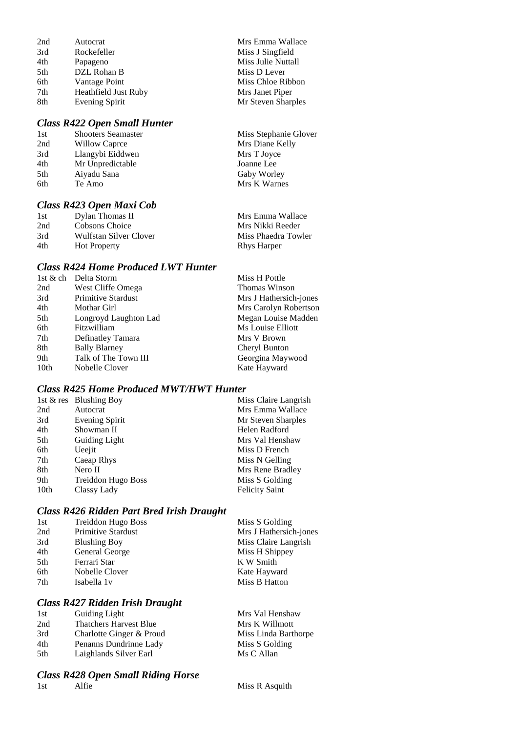| | | |
|---|---|---|
| 2nd | Autocrat | Mrs Emma Wallace |
| 3rd | Rockefeller | Miss J Singfield |
| 4th | Papageno | Miss Julie Nuttall |
| 5th | DZL Rohan B | Miss D Lever |
| 6th | Vantage Point | Miss Chloe Ribbon |
| 7th | Heathfield Just Ruby | Mrs Janet Piper |
| 8th | Evening Spirit | Mr Steven Sharples |

### *Class R422 Open Small Hunter*

| | | |
|---|---|---|
| 1st | Shooters Seamaster | Miss Stephanie Glover |
| 2nd | Willow Caprce | Mrs Diane Kelly |
| 3rd | Llangybi Eiddwen | Mrs T Joyce |
| 4th | Mr Unpredictable | Joanne Lee |
| 5th | Aiyadu Sana | Gaby Worley |
| 6th | Te Amo | Mrs K Warnes |

### *Class R423 Open Maxi Cob*

| | | |
|---|---|---|
| 1st | Dylan Thomas II | Mrs Emma Wallace |
| 2nd | Cobsons Choice | Mrs Nikki Reeder |
| 3rd | Wulfstan Silver Clover | Miss Phaedra Towler |
| 4th | Hot Property | Rhys Harper |

### *Class R424 Home Produced LWT Hunter*

| | | |
|---|---|---|
| 1st & ch | Delta Storm | Miss H Pottle |
| 2nd | West Cliffe Omega | Thomas Winson |
| 3rd | Primitive Stardust | Mrs J Hathersich-jones |
| 4th | Mothar Girl | Mrs Carolyn Robertson |
| 5th | Longroyd Laughton Lad | Megan Louise Madden |
| 6th | Fitzwilliam | Ms Louise Elliott |
| 7th | Definatley Tamara | Mrs V Brown |
| 8th | Bally Blarney | Cheryl Bunton |
| 9th | Talk of The Town III | Georgina Maywood |
| 10th | Nobelle Clover | Kate Hayward |

### *Class R425 Home Produced MWT/HWT Hunter*

| | | |
|---|---|---|
| 1st & res | Blushing Boy | Miss Claire Langrish |
| 2nd | Autocrat | Mrs Emma Wallace |
| 3rd | Evening Spirit | Mr Steven Sharples |
| 4th | Showman II | Helen Radford |
| 5th | Guiding Light | Mrs Val Henshaw |
| 6th | Ueejit | Miss D French |
| 7th | Caeap Rhys | Miss N Gelling |
| 8th | Nero II | Mrs Rene Bradley |
| 9th | Treiddon Hugo Boss | Miss S Golding |
| 10th | Classy Lady | Felicity Saint |

### *Class R426 Ridden Part Bred Irish Draught*

| | | |
|---|---|---|
| 1st | Treiddon Hugo Boss | Miss S Golding |
| 2nd | Primitive Stardust | Mrs J Hathersich-jones |
| 3rd | Blushing Boy | Miss Claire Langrish |
| 4th | General George | Miss H Shippey |
| 5th | Ferrari Star | K W Smith |
| 6th | Nobelle Clover | Kate Hayward |
| 7th | Isabella 1v | Miss B Hatton |

### *Class R427 Ridden Irish Draught*

| | | |
|---|---|---|
| 1st | Guiding Light | Mrs Val Henshaw |
| 2nd | Thatchers Harvest Blue | Mrs K Willmott |
| 3rd | Charlotte Ginger & Proud | Miss Linda Barthorpe |
| 4th | Penanns Dundrinne Lady | Miss S Golding |
| 5th | Laighlands Silver Earl | Ms C Allan |

### *Class R428 Open Small Riding Horse*

| | | |
|---|---|---|
| 1st | Alfie | Miss R Asquith |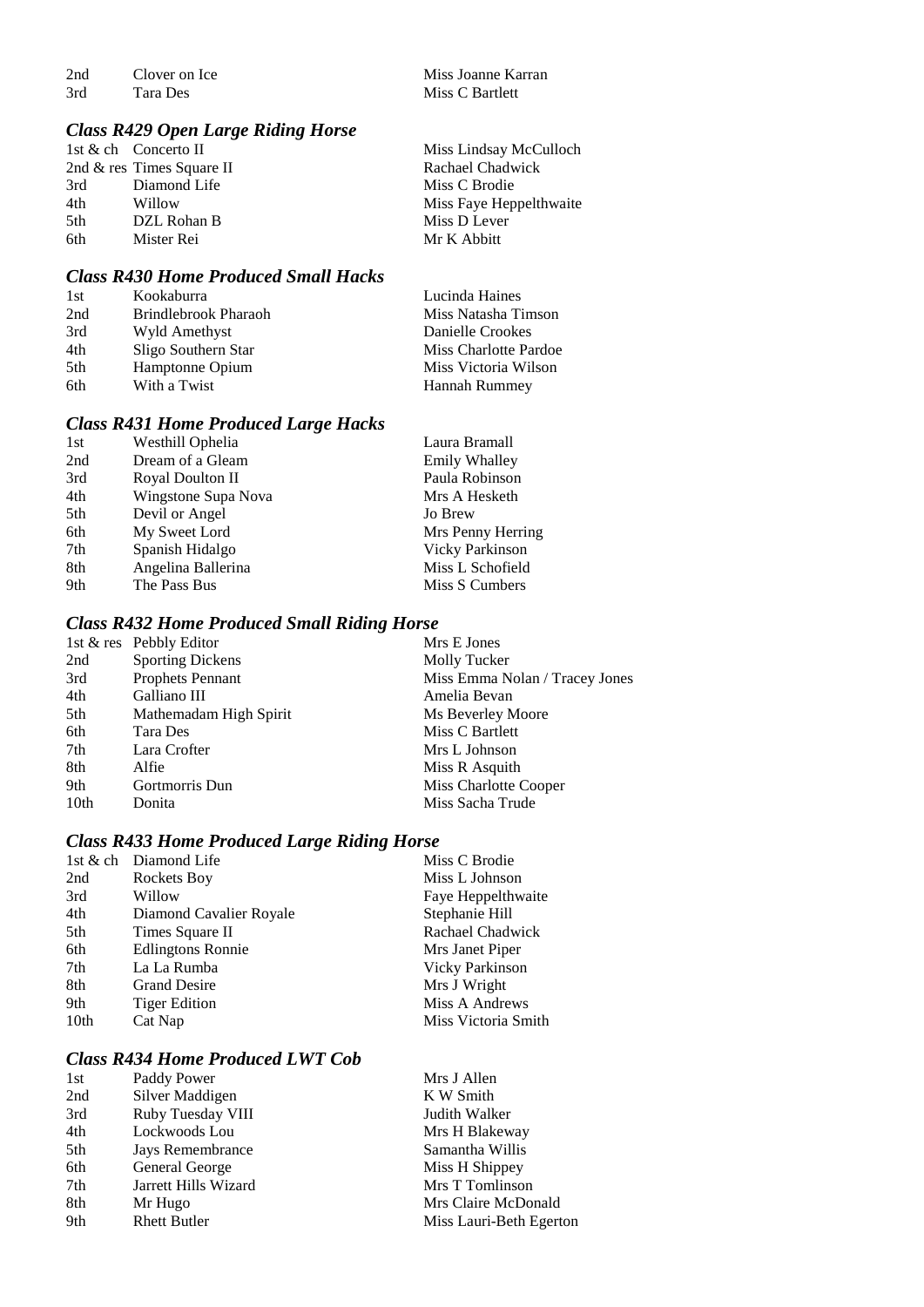| | | |
|---|---|---|
| 2nd | Clover on Ice | Miss Joanne Karran |
| 3rd | Tara Des | Miss C Bartlett |

### *Class R429 Open Large Riding Horse*

| | | |
|---|---|---|
| 1st & ch | Concerto II | Miss Lindsay McCulloch |
| 2nd & res | Times Square II | Rachael Chadwick |
| 3rd | Diamond Life | Miss C Brodie |
| 4th | Willow | Miss Faye Heppelthwaite |
| 5th | DZL Rohan B | Miss D Lever |
| 6th | Mister Rei | Mr K Abbitt |

### *Class R430 Home Produced Small Hacks*

| | | |
|---|---|---|
| 1st | Kookaburra | Lucinda Haines |
| 2nd | Brindlebrook Pharaoh | Miss Natasha Timson |
| 3rd | Wyld Amethyst | Danielle Crookes |
| 4th | Sligo Southern Star | Miss Charlotte Pardoe |
| 5th | Hamptonne Opium | Miss Victoria Wilson |
| 6th | With a Twist | Hannah Rummey |

### *Class R431 Home Produced Large Hacks*

| | | |
|---|---|---|
| 1st | Westhill Ophelia | Laura Bramall |
| 2nd | Dream of a Gleam | Emily Whalley |
| 3rd | Royal Doulton II | Paula Robinson |
| 4th | Wingstone Supa Nova | Mrs A Hesketh |
| 5th | Devil or Angel | Jo Brew |
| 6th | My Sweet Lord | Mrs Penny Herring |
| 7th | Spanish Hidalgo | Vicky Parkinson |
| 8th | Angelina Ballerina | Miss L Schofield |
| 9th | The Pass Bus | Miss S Cumbers |

### *Class R432 Home Produced Small Riding Horse*

| | | |
|---|---|---|
| 1st & res | Pebbly Editor | Mrs E Jones |
| 2nd | Sporting Dickens | Molly Tucker |
| 3rd | Prophets Pennant | Miss Emma Nolan / Tracey Jones |
| 4th | Galliano III | Amelia Bevan |
| 5th | Mathemadam High Spirit | Ms Beverley Moore |
| 6th | Tara Des | Miss C Bartlett |
| 7th | Lara Crofter | Mrs L Johnson |
| 8th | Alfie | Miss R Asquith |
| 9th | Gortmorris Dun | Miss Charlotte Cooper |
| 10th | Donita | Miss Sacha Trude |

### *Class R433 Home Produced Large Riding Horse*

| | | |
|---|---|---|
| 1st & ch | Diamond Life | Miss C Brodie |
| 2nd | Rockets Boy | Miss L Johnson |
| 3rd | Willow | Faye Heppelthwaite |
| 4th | Diamond Cavalier Royale | Stephanie Hill |
| 5th | Times Square II | Rachael Chadwick |
| 6th | Edlingtons Ronnie | Mrs Janet Piper |
| 7th | La La Rumba | Vicky Parkinson |
| 8th | Grand Desire | Mrs J Wright |
| 9th | Tiger Edition | Miss A Andrews |
| 10th | Cat Nap | Miss Victoria Smith |

### *Class R434 Home Produced LWT Cob*

| | | |
|---|---|---|
| 1st | Paddy Power | Mrs J Allen |
| 2nd | Silver Maddigen | K W Smith |
| 3rd | Ruby Tuesday VIII | Judith Walker |
| 4th | Lockwoods Lou | Mrs H Blakeway |
| 5th | Jays Remembrance | Samantha Willis |
| 6th | General George | Miss H Shippey |
| 7th | Jarrett Hills Wizard | Mrs T Tomlinson |
| 8th | Mr Hugo | Mrs Claire McDonald |
| 9th | Rhett Butler | Miss Lauri-Beth Egerton |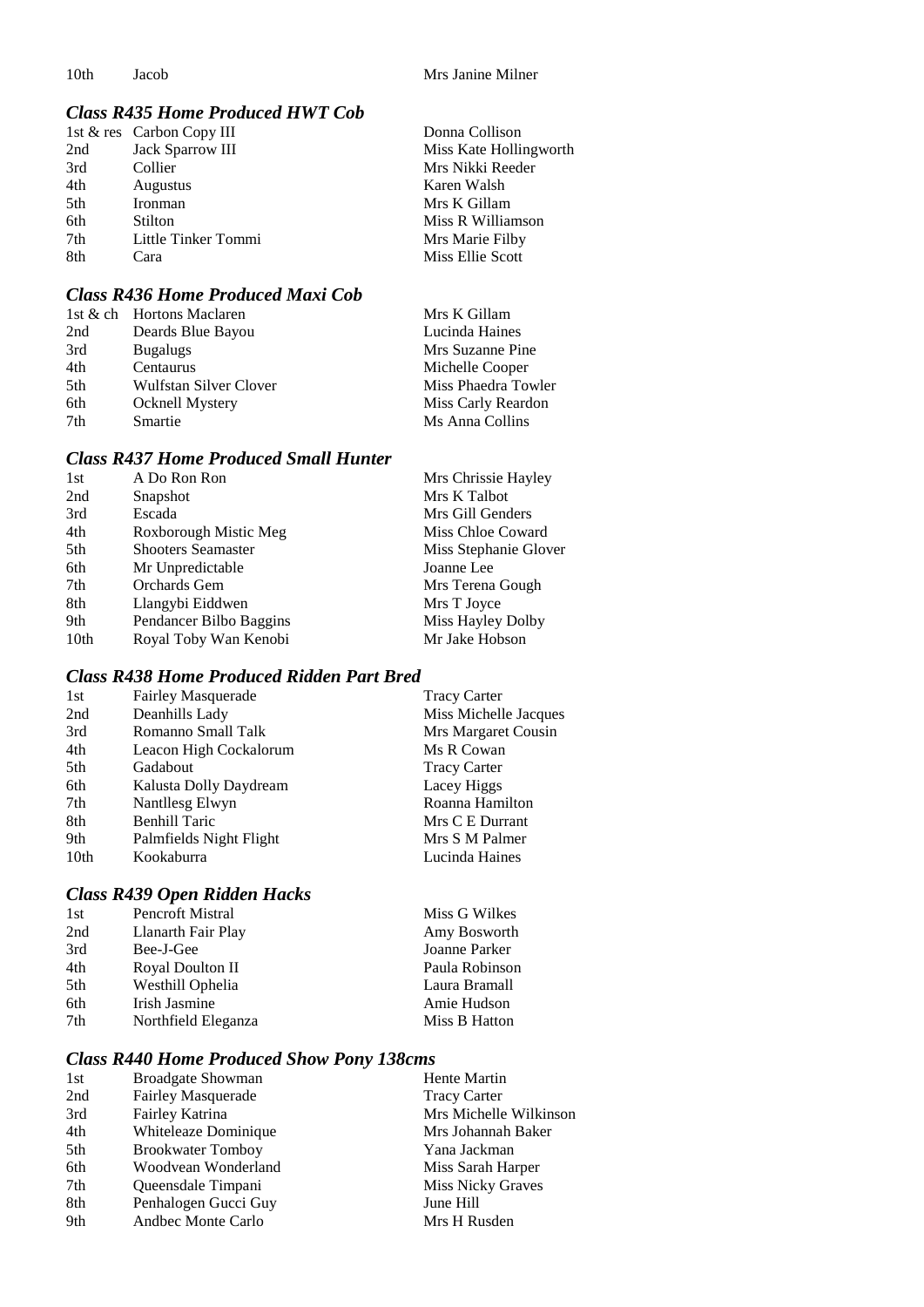| | | |
|---|---|---|
| 10th | Jacob | Mrs Janine Milner |

### *Class R435 Home Produced HWT Cob*

| | | |
|---|---|---|
| 1st & res | Carbon Copy III | Donna Collison |
| 2nd | Jack Sparrow III | Miss Kate Hollingworth |
| 3rd | Collier | Mrs Nikki Reeder |
| 4th | Augustus | Karen Walsh |
| 5th | Ironman | Mrs K Gillam |
| 6th | Stilton | Miss R Williamson |
| 7th | Little Tinker Tommi | Mrs Marie Filby |
| 8th | Cara | Miss Ellie Scott |

### *Class R436 Home Produced Maxi Cob*

| | | |
|---|---|---|
| 1st & ch | Hortons Maclaren | Mrs K Gillam |
| 2nd | Deards Blue Bayou | Lucinda Haines |
| 3rd | Bugalugs | Mrs Suzanne Pine |
| 4th | Centaurus | Michelle Cooper |
| 5th | Wulfstan Silver Clover | Miss Phaedra Towler |
| 6th | Ocknell Mystery | Miss Carly Reardon |
| 7th | Smartie | Ms Anna Collins |

### *Class R437 Home Produced Small Hunter*

| | | |
|---|---|---|
| 1st | A Do Ron Ron | Mrs Chrissie Hayley |
| 2nd | Snapshot | Mrs K Talbot |
| 3rd | Escada | Mrs Gill Genders |
| 4th | Roxborough Mistic Meg | Miss Chloe Coward |
| 5th | Shooters Seamaster | Miss Stephanie Glover |
| 6th | Mr Unpredictable | Joanne Lee |
| 7th | Orchards Gem | Mrs Terena Gough |
| 8th | Llangybi Eiddwen | Mrs T Joyce |
| 9th | Pendancer Bilbo Baggins | Miss Hayley Dolby |
| 10th | Royal Toby Wan Kenobi | Mr Jake Hobson |

### *Class R438 Home Produced Ridden Part Bred*

| | | |
|---|---|---|
| 1st | Fairley Masquerade | Tracy Carter |
| 2nd | Deanhills Lady | Miss Michelle Jacques |
| 3rd | Romanno Small Talk | Mrs Margaret Cousin |
| 4th | Leacon High Cockalorum | Ms R Cowan |
| 5th | Gadabout | Tracy Carter |
| 6th | Kalusta Dolly Daydream | Lacey Higgs |
| 7th | Nantllesg Elwyn | Roanna Hamilton |
| 8th | Benhill Taric | Mrs C E Durrant |
| 9th | Palmfields Night Flight | Mrs S M Palmer |
| 10th | Kookaburra | Lucinda Haines |

### *Class R439 Open Ridden Hacks*

| | | |
|---|---|---|
| 1st | Pencroft Mistral | Miss G Wilkes |
| 2nd | Llanarth Fair Play | Amy Bosworth |
| 3rd | Bee-J-Gee | Joanne Parker |
| 4th | Royal Doulton II | Paula Robinson |
| 5th | Westhill Ophelia | Laura Bramall |
| 6th | Irish Jasmine | Amie Hudson |
| 7th | Northfield Eleganza | Miss B Hatton |

### *Class R440 Home Produced Show Pony 138cms*

| | | |
|---|---|---|
| 1st | Broadgate Showman | Hente Martin |
| 2nd | Fairley Masquerade | Tracy Carter |
| 3rd | Fairley Katrina | Mrs Michelle Wilkinson |
| 4th | Whiteleaze Dominique | Mrs Johannah Baker |
| 5th | Brookwater Tomboy | Yana Jackman |
| 6th | Woodvean Wonderland | Miss Sarah Harper |
| 7th | Queensdale Timpani | Miss Nicky Graves |
| 8th | Penhalogen Gucci Guy | June Hill |
| 9th | Andbec Monte Carlo | Mrs H Rusden |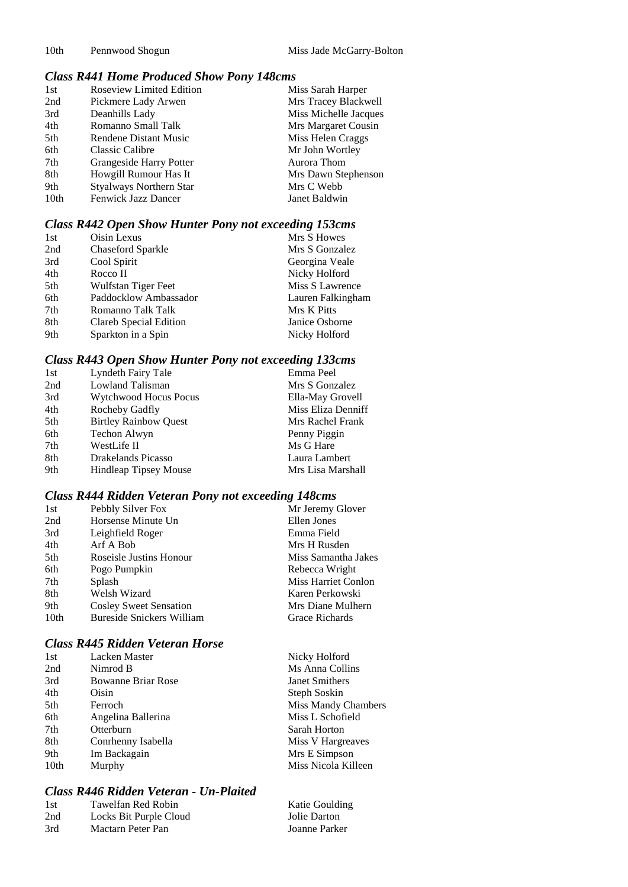| | | |
|---|---|---|
| 10th | Pennwood Shogun | Miss Jade McGarry-Bolton |

### *Class R441 Home Produced Show Pony 148cms*

| | | |
|---|---|---|
| 1st | Roseview Limited Edition | Miss Sarah Harper |
| 2nd | Pickmere Lady Arwen | Mrs Tracey Blackwell |
| 3rd | Deanhills Lady | Miss Michelle Jacques |
| 4th | Romanno Small Talk | Mrs Margaret Cousin |
| 5th | Rendene Distant Music | Miss Helen Craggs |
| 6th | Classic Calibre | Mr John Wortley |
| 7th | Grangeside Harry Potter | Aurora Thom |
| 8th | Howgill Rumour Has It | Mrs Dawn Stephenson |
| 9th | Styalways Northern Star | Mrs C Webb |
| 10th | Fenwick Jazz Dancer | Janet Baldwin |

### *Class R442 Open Show Hunter Pony not exceeding 153cms*

| | | |
|---|---|---|
| 1st | Oisin Lexus | Mrs S Howes |
| 2nd | Chaseford Sparkle | Mrs S Gonzalez |
| 3rd | Cool Spirit | Georgina Veale |
| 4th | Rocco II | Nicky Holford |
| 5th | Wulfstan Tiger Feet | Miss S Lawrence |
| 6th | Paddocklow Ambassador | Lauren Falkingham |
| 7th | Romanno Talk Talk | Mrs K Pitts |
| 8th | Clareb Special Edition | Janice Osborne |
| 9th | Sparkton in a Spin | Nicky Holford |

### *Class R443 Open Show Hunter Pony not exceeding 133cms*

| | | |
|---|---|---|
| 1st | Lyndeth Fairy Tale | Emma Peel |
| 2nd | Lowland Talisman | Mrs S Gonzalez |
| 3rd | Wytchwood Hocus Pocus | Ella-May Grovell |
| 4th | Rocheby Gadfly | Miss Eliza Denniff |
| 5th | Birtley Rainbow Quest | Mrs Rachel Frank |
| 6th | Techon Alwyn | Penny Piggin |
| 7th | WestLife II | Ms G Hare |
| 8th | Drakelands Picasso | Laura Lambert |
| 9th | Hindleap Tipsey Mouse | Mrs Lisa Marshall |

### *Class R444 Ridden Veteran Pony not exceeding 148cms*

| | | |
|---|---|---|
| 1st | Pebbly Silver Fox | Mr Jeremy Glover |
| 2nd | Horsense Minute Un | Ellen Jones |
| 3rd | Leighfield Roger | Emma Field |
| 4th | Arf A Bob | Mrs H Rusden |
| 5th | Roseisle Justins Honour | Miss Samantha Jakes |
| 6th | Pogo Pumpkin | Rebecca Wright |
| 7th | Splash | Miss Harriet Conlon |
| 8th | Welsh Wizard | Karen Perkowski |
| 9th | Cosley Sweet Sensation | Mrs Diane Mulhern |
| 10th | Bureside Snickers William | Grace Richards |

### *Class R445 Ridden Veteran Horse*

| | | |
|---|---|---|
| 1st | Lacken Master | Nicky Holford |
| 2nd | Nimrod B | Ms Anna Collins |
| 3rd | Bowanne Briar Rose | Janet Smithers |
| 4th | Oisin | Steph Soskin |
| 5th | Ferroch | Miss Mandy Chambers |
| 6th | Angelina Ballerina | Miss L Schofield |
| 7th | Otterburn | Sarah Horton |
| 8th | Conrhenny Isabella | Miss V Hargreaves |
| 9th | Im Backagain | Mrs E Simpson |
| 10th | Murphy | Miss Nicola Killeen |

### *Class R446 Ridden Veteran - Un-Plaited*

| | | |
|---|---|---|
| 1st | Tawelfan Red Robin | Katie Goulding |
| 2nd | Locks Bit Purple Cloud | Jolie Darton |
| 3rd | Mactarn Peter Pan | Joanne Parker |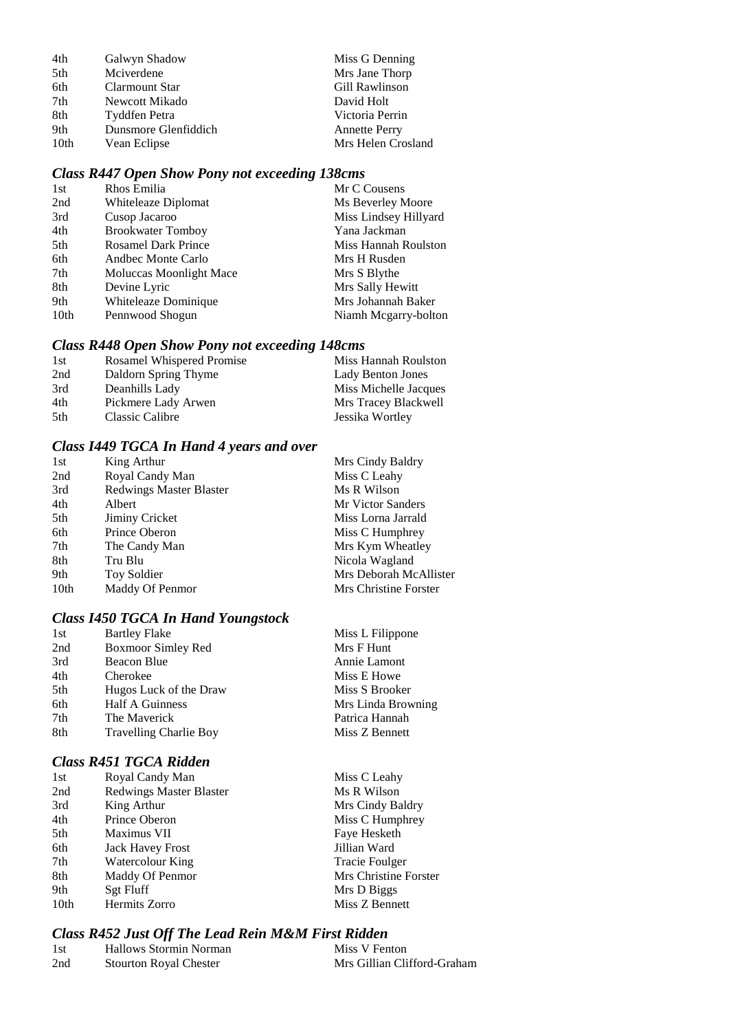| | | |
|---|---|---|
| 4th | Galwyn Shadow | Miss G Denning |
| 5th | Mciverdene | Mrs Jane Thorp |
| 6th | Clarmount Star | Gill Rawlinson |
| 7th | Newcott Mikado | David Holt |
| 8th | Tyddfen Petra | Victoria Perrin |
| 9th | Dunsmore Glenfiddich | Annette Perry |
| 10th | Vean Eclipse | Mrs Helen Crosland |

### *Class R447 Open Show Pony not exceeding 138cms*

| | | |
|---|---|---|
| 1st | Rhos Emilia | Mr C Cousens |
| 2nd | Whiteleaze Diplomat | Ms Beverley Moore |
| 3rd | Cusop Jacaroo | Miss Lindsey Hillyard |
| 4th | Brookwater Tomboy | Yana Jackman |
| 5th | Rosamel Dark Prince | Miss Hannah Roulston |
| 6th | Andbec Monte Carlo | Mrs H Rusden |
| 7th | Moluccas Moonlight Mace | Mrs S Blythe |
| 8th | Devine Lyric | Mrs Sally Hewitt |
| 9th | Whiteleaze Dominique | Mrs Johannah Baker |
| 10th | Pennwood Shogun | Niamh Mcgarry-bolton |

### *Class R448 Open Show Pony not exceeding 148cms*

| | | |
|---|---|---|
| 1st | Rosamel Whispered Promise | Miss Hannah Roulston |
| 2nd | Daldorn Spring Thyme | Lady Benton Jones |
| 3rd | Deanhills Lady | Miss Michelle Jacques |
| 4th | Pickmere Lady Arwen | Mrs Tracey Blackwell |
| 5th | Classic Calibre | Jessika Wortley |

### *Class I449 TGCA In Hand 4 years and over*

| | | |
|---|---|---|
| 1st | King Arthur | Mrs Cindy Baldry |
| 2nd | Royal Candy Man | Miss C Leahy |
| 3rd | Redwings Master Blaster | Ms R Wilson |
| 4th | Albert | Mr Victor Sanders |
| 5th | Jiminy Cricket | Miss Lorna Jarrald |
| 6th | Prince Oberon | Miss C Humphrey |
| 7th | The Candy Man | Mrs Kym Wheatley |
| 8th | Tru Blu | Nicola Wagland |
| 9th | Toy Soldier | Mrs Deborah McAllister |
| 10th | Maddy Of Penmor | Mrs Christine Forster |

### *Class I450 TGCA In Hand Youngstock*

| | | |
|---|---|---|
| 1st | Bartley Flake | Miss L Filippone |
| 2nd | Boxmoor Simley Red | Mrs F Hunt |
| 3rd | Beacon Blue | Annie Lamont |
| 4th | Cherokee | Miss E Howe |
| 5th | Hugos Luck of the Draw | Miss S Brooker |
| 6th | Half A Guinness | Mrs Linda Browning |
| 7th | The Maverick | Patrica Hannah |
| 8th | Travelling Charlie Boy | Miss Z Bennett |

### *Class R451 TGCA Ridden*

| | | |
|---|---|---|
| 1st | Royal Candy Man | Miss C Leahy |
| 2nd | Redwings Master Blaster | Ms R Wilson |
| 3rd | King Arthur | Mrs Cindy Baldry |
| 4th | Prince Oberon | Miss C Humphrey |
| 5th | Maximus VII | Faye Hesketh |
| 6th | Jack Havey Frost | Jillian Ward |
| 7th | Watercolour King | Tracie Foulger |
| 8th | Maddy Of Penmor | Mrs Christine Forster |
| 9th | Sgt Fluff | Mrs D Biggs |
| 10th | Hermits Zorro | Miss Z Bennett |

### *Class R452 Just Off The Lead Rein M&M First Ridden*

| | | |
|---|---|---|
| 1st | Hallows Stormin Norman | Miss V Fenton |
| 2nd | Stourton Royal Chester | Mrs Gillian Clifford-Graham |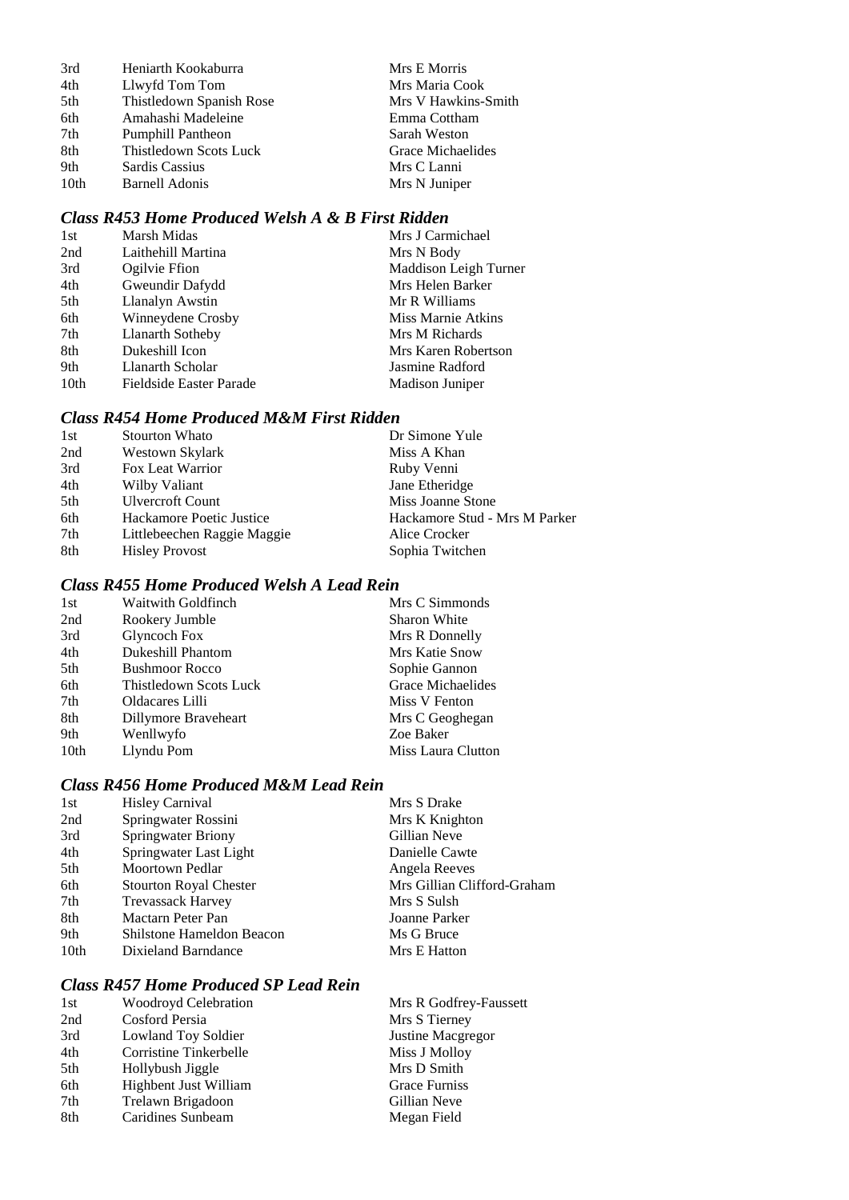| | | |
|---|---|---|
| 3rd | Heniarth Kookaburra | Mrs E Morris |
| 4th | Llwyfd Tom Tom | Mrs Maria Cook |
| 5th | Thistledown Spanish Rose | Mrs V Hawkins-Smith |
| 6th | Amahashi Madeleine | Emma Cottham |
| 7th | Pumphill Pantheon | Sarah Weston |
| 8th | Thistledown Scots Luck | Grace Michaelides |
| 9th | Sardis Cassius | Mrs C Lanni |
| 10th | Barnell Adonis | Mrs N Juniper |

### *Class R453 Home Produced Welsh A & B First Ridden*

| | | |
|---|---|---|
| 1st | Marsh Midas | Mrs J Carmichael |
| 2nd | Laithehill Martina | Mrs N Body |
| 3rd | Ogilvie Ffion | Maddison Leigh Turner |
| 4th | Gweundir Dafydd | Mrs Helen Barker |
| 5th | Llanalyn Awstin | Mr R Williams |
| 6th | Winneydene Crosby | Miss Marnie Atkins |
| 7th | Llanarth Sotheby | Mrs M Richards |
| 8th | Dukeshill Icon | Mrs Karen Robertson |
| 9th | Llanarth Scholar | Jasmine Radford |
| 10th | Fieldside Easter Parade | Madison Juniper |

### *Class R454 Home Produced M&M First Ridden*

| | | |
|---|---|---|
| 1st | Stourton Whato | Dr Simone Yule |
| 2nd | Westown Skylark | Miss A Khan |
| 3rd | Fox Leat Warrior | Ruby Venni |
| 4th | Wilby Valiant | Jane Etheridge |
| 5th | Ulvercroft Count | Miss Joanne Stone |
| 6th | Hackamore Poetic Justice | Hackamore Stud - Mrs M Parker |
| 7th | Littlebeechen Raggie Maggie | Alice Crocker |
| 8th | Hisley Provost | Sophia Twitchen |

### *Class R455 Home Produced Welsh A Lead Rein*

| | | |
|---|---|---|
| 1st | Waitwith Goldfinch | Mrs C Simmonds |
| 2nd | Rookery Jumble | Sharon White |
| 3rd | Glyncoch Fox | Mrs R Donnelly |
| 4th | Dukeshill Phantom | Mrs Katie Snow |
| 5th | Bushmoor Rocco | Sophie Gannon |
| 6th | Thistledown Scots Luck | Grace Michaelides |
| 7th | Oldacares Lilli | Miss V Fenton |
| 8th | Dillymore Braveheart | Mrs C Geoghegan |
| 9th | Wenllwyfo | Zoe Baker |
| 10th | Llyndu Pom | Miss Laura Clutton |

### *Class R456 Home Produced M&M Lead Rein*

| | | |
|---|---|---|
| 1st | Hisley Carnival | Mrs S Drake |
| 2nd | Springwater Rossini | Mrs K Knighton |
| 3rd | Springwater Briony | Gillian Neve |
| 4th | Springwater Last Light | Danielle Cawte |
| 5th | Moortown Pedlar | Angela Reeves |
| 6th | Stourton Royal Chester | Mrs Gillian Clifford-Graham |
| 7th | Trevassack Harvey | Mrs S Sulsh |
| 8th | Mactarn Peter Pan | Joanne Parker |
| 9th | Shilstone Hameldon Beacon | Ms G Bruce |
| 10th | Dixieland Barndance | Mrs E Hatton |

### *Class R457 Home Produced SP Lead Rein*

| | | |
|---|---|---|
| 1st | Woodroyd Celebration | Mrs R Godfrey-Faussett |
| 2nd | Cosford Persia | Mrs S Tierney |
| 3rd | Lowland Toy Soldier | Justine Macgregor |
| 4th | Corristine Tinkerbelle | Miss J Molloy |
| 5th | Hollybush Jiggle | Mrs D Smith |
| 6th | Highbent Just William | Grace Furniss |
| 7th | Trelawn Brigadoon | Gillian Neve |
| 8th | Caridines Sunbeam | Megan Field |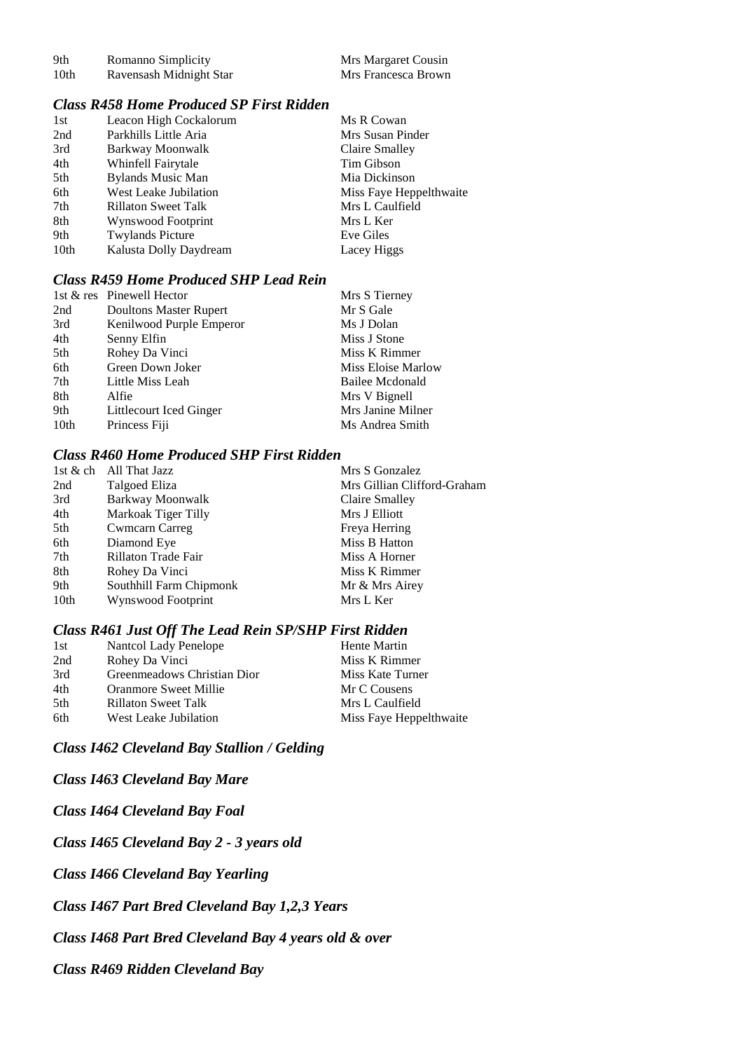| | | |
|---|---|---|
| 9th | Romanno Simplicity | Mrs Margaret Cousin |
| 10th | Ravensash Midnight Star | Mrs Francesca Brown |

### *Class R458 Home Produced SP First Ridden*

| | | |
|---|---|---|
| 1st | Leacon High Cockalorum | Ms R Cowan |
| 2nd | Parkhills Little Aria | Mrs Susan Pinder |
| 3rd | Barkway Moonwalk | Claire Smalley |
| 4th | Whinfell Fairytale | Tim Gibson |
| 5th | Bylands Music Man | Mia Dickinson |
| 6th | West Leake Jubilation | Miss Faye Heppelthwaite |
| 7th | Rillaton Sweet Talk | Mrs L Caulfield |
| 8th | Wynswood Footprint | Mrs L Ker |
| 9th | Twylands Picture | Eve Giles |
| 10th | Kalusta Dolly Daydream | Lacey Higgs |

### *Class R459 Home Produced SHP Lead Rein*

| | | |
|---|---|---|
| 1st & res | Pinewell Hector | Mrs S Tierney |
| 2nd | Doultons Master Rupert | Mr S Gale |
| 3rd | Kenilwood Purple Emperor | Ms J Dolan |
| 4th | Senny Elfin | Miss J Stone |
| 5th | Rohey Da Vinci | Miss K Rimmer |
| 6th | Green Down Joker | Miss Eloise Marlow |
| 7th | Little Miss Leah | Bailee Mcdonald |
| 8th | Alfie | Mrs V Bignell |
| 9th | Littlecourt Iced Ginger | Mrs Janine Milner |
| 10th | Princess Fiji | Ms Andrea Smith |

### *Class R460 Home Produced SHP First Ridden*

| | | |
|---|---|---|
| 1st & ch | All That Jazz | Mrs S Gonzalez |
| 2nd | Talgoed Eliza | Mrs Gillian Clifford-Graham |
| 3rd | Barkway Moonwalk | Claire Smalley |
| 4th | Markoak Tiger Tilly | Mrs J Elliott |
| 5th | Cwmcarn Carreg | Freya Herring |
| 6th | Diamond Eye | Miss B Hatton |
| 7th | Rillaton Trade Fair | Miss A Horner |
| 8th | Rohey Da Vinci | Miss K Rimmer |
| 9th | Southhill Farm Chipmonk | Mr & Mrs Airey |
| 10th | Wynswood Footprint | Mrs L Ker |

### *Class R461 Just Off The Lead Rein SP/SHP First Ridden*

| | | |
|---|---|---|
| 1st | Nantcol Lady Penelope | Hente Martin |
| 2nd | Rohey Da Vinci | Miss K Rimmer |
| 3rd | Greenmeadows Christian Dior | Miss Kate Turner |
| 4th | Oranmore Sweet Millie | Mr C Cousens |
| 5th | Rillaton Sweet Talk | Mrs L Caulfield |
| 6th | West Leake Jubilation | Miss Faye Heppelthwaite |

### *Class I462 Cleveland Bay Stallion / Gelding*

### *Class I463 Cleveland Bay Mare*

### *Class I464 Cleveland Bay Foal*

### *Class I465 Cleveland Bay 2 - 3 years old*

### *Class I466 Cleveland Bay Yearling*

### *Class I467 Part Bred Cleveland Bay 1,2,3 Years*

### *Class I468 Part Bred Cleveland Bay 4 years old & over*

### *Class R469 Ridden Cleveland Bay*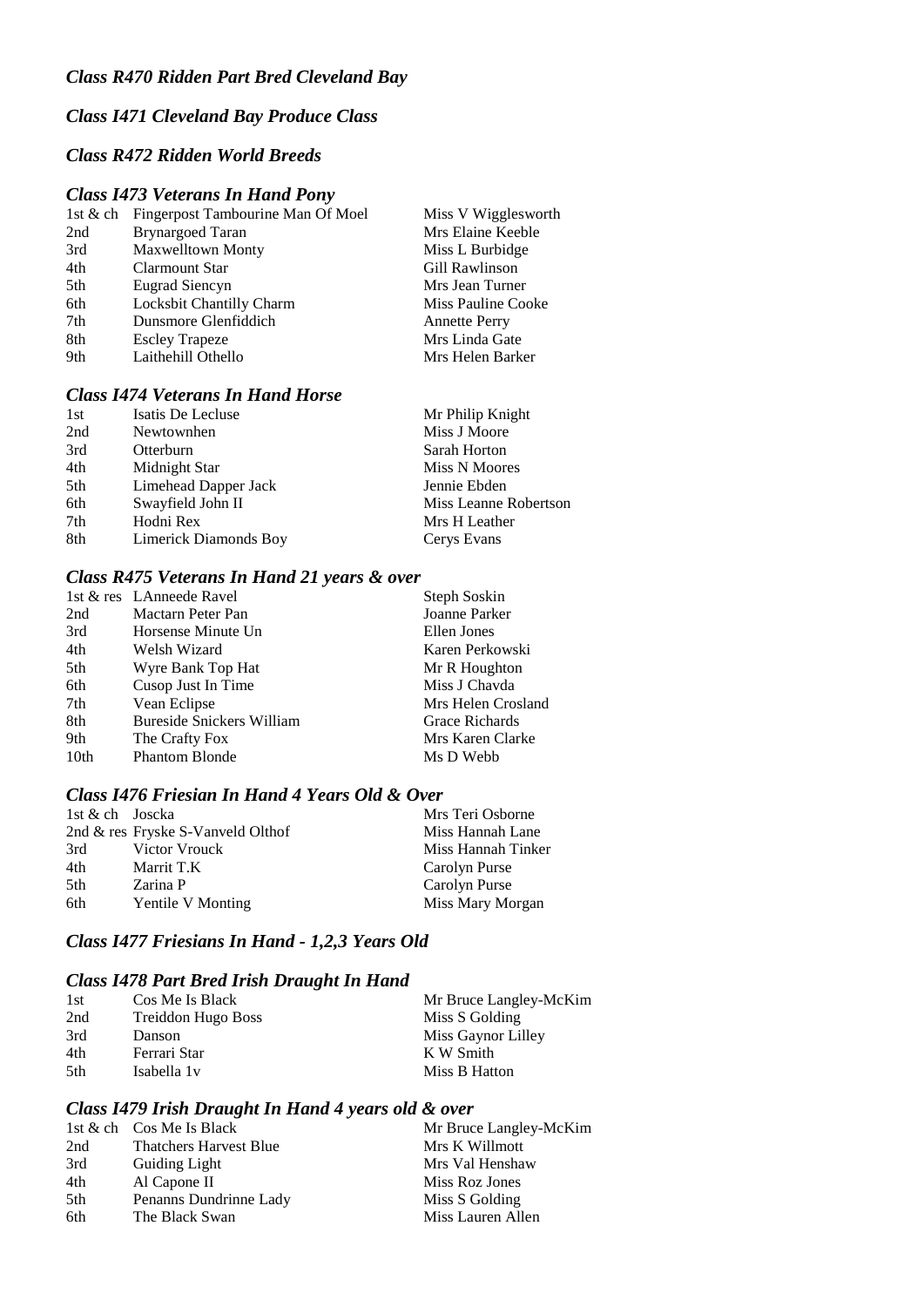### *Class R470 Ridden Part Bred Cleveland Bay*

### *Class I471 Cleveland Bay Produce Class*

### *Class R472 Ridden World Breeds*

### *Class I473 Veterans In Hand Pony*

| | | |
|---|---|---|
| 1st & ch | Fingerpost Tambourine Man Of Moel | Miss V Wigglesworth |
| 2nd | Brynargoed Taran | Mrs Elaine Keeble |
| 3rd | Maxwelltown Monty | Miss L Burbidge |
| 4th | Clarmount Star | Gill Rawlinson |
| 5th | Eugrad Siencyn | Mrs Jean Turner |
| 6th | Locksbit Chantilly Charm | Miss Pauline Cooke |
| 7th | Dunsmore Glenfiddich | Annette Perry |
| 8th | Escley Trapeze | Mrs Linda Gate |
| 9th | Laithehill Othello | Mrs Helen Barker |

### *Class I474 Veterans In Hand Horse*

| | | |
|---|---|---|
| 1st | Isatis De Lecluse | Mr Philip Knight |
| 2nd | Newtownhen | Miss J Moore |
| 3rd | Otterburn | Sarah Horton |
| 4th | Midnight Star | Miss N Moores |
| 5th | Limehead Dapper Jack | Jennie Ebden |
| 6th | Swayfield John II | Miss Leanne Robertson |
| 7th | Hodni Rex | Mrs H Leather |
| 8th | Limerick Diamonds Boy | Cerys Evans |

### *Class R475 Veterans In Hand 21 years & over*

| | | |
|---|---|---|
| 1st & res | LAnneede Ravel | Steph Soskin |
| 2nd | Mactarn Peter Pan | Joanne Parker |
| 3rd | Horsense Minute Un | Ellen Jones |
| 4th | Welsh Wizard | Karen Perkowski |
| 5th | Wyre Bank Top Hat | Mr R Houghton |
| 6th | Cusop Just In Time | Miss J Chavda |
| 7th | Vean Eclipse | Mrs Helen Crosland |
| 8th | Bureside Snickers William | Grace Richards |
| 9th | The Crafty Fox | Mrs Karen Clarke |
| 10th | Phantom Blonde | Ms D Webb |

### *Class I476 Friesian In Hand 4 Years Old & Over*

| | | |
|---|---|---|
| 1st & ch | Joscka | Mrs Teri Osborne |
| 2nd & res | Fryske S-Vanveld Olthof | Miss Hannah Lane |
| 3rd | Victor Vrouck | Miss Hannah Tinker |
| 4th | Marrit T.K | Carolyn Purse |
| 5th | Zarina P | Carolyn Purse |
| 6th | Yentile V Monting | Miss Mary Morgan |

### *Class I477 Friesians In Hand - 1,2,3 Years Old*

### *Class I478 Part Bred Irish Draught In Hand*

| | | |
|---|---|---|
| 1st | Cos Me Is Black | Mr Bruce Langley-McKim |
| 2nd | Treiddon Hugo Boss | Miss S Golding |
| 3rd | Danson | Miss Gaynor Lilley |
| 4th | Ferrari Star | K W Smith |
| 5th | Isabella 1v | Miss B Hatton |

### *Class I479 Irish Draught In Hand 4 years old & over*

| | | |
|---|---|---|
| 1st & ch | Cos Me Is Black | Mr Bruce Langley-McKim |
| 2nd | Thatchers Harvest Blue | Mrs K Willmott |
| 3rd | Guiding Light | Mrs Val Henshaw |
| 4th | Al Capone II | Miss Roz Jones |
| 5th | Penanns Dundrinne Lady | Miss S Golding |
| 6th | The Black Swan | Miss Lauren Allen |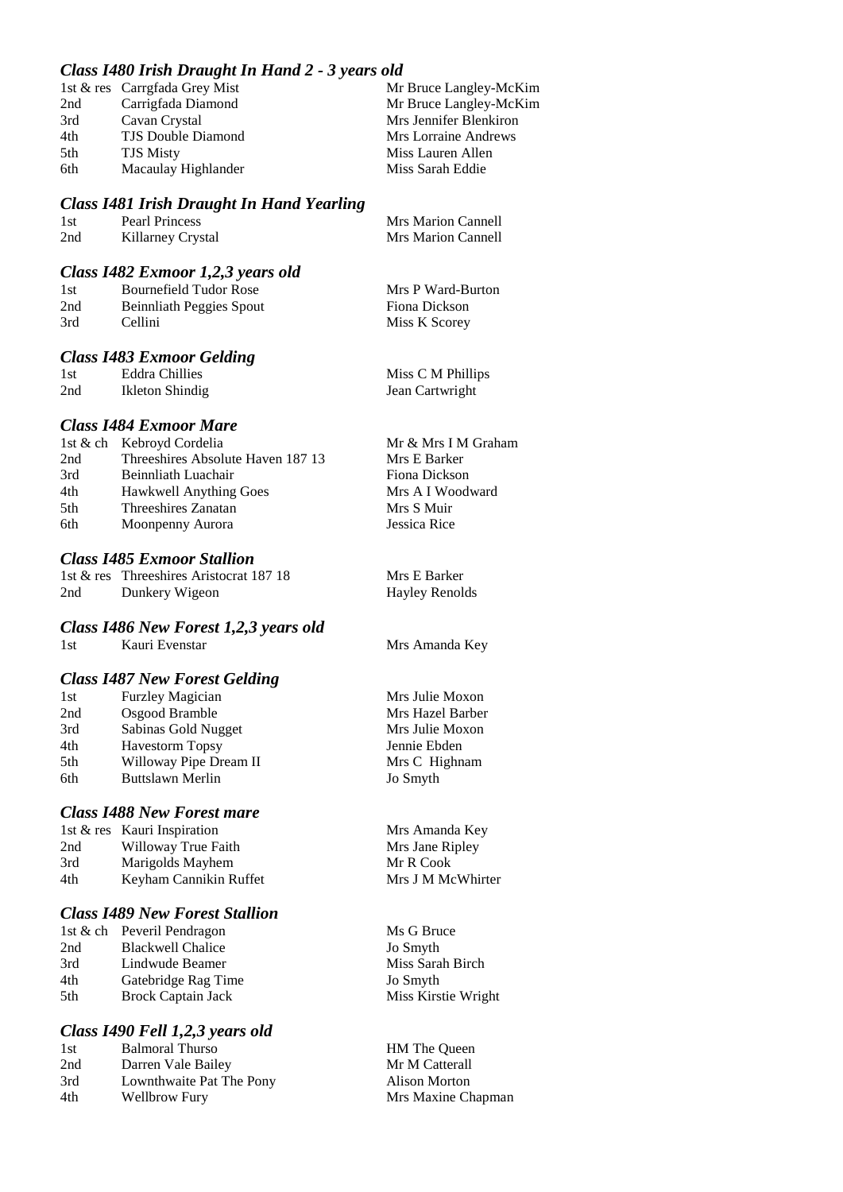### *Class I480 Irish Draught In Hand 2 - 3 years old*

| | | |
|---|---|---|
| 1st & res | Carrgfada Grey Mist | Mr Bruce Langley-McKim |
| 2nd | Carrigfada Diamond | Mr Bruce Langley-McKim |
| 3rd | Cavan Crystal | Mrs Jennifer Blenkiron |
| 4th | TJS Double Diamond | Mrs Lorraine Andrews |
| 5th | TJS Misty | Miss Lauren Allen |
| 6th | Macaulay Highlander | Miss Sarah Eddie |

### *Class I481 Irish Draught In Hand Yearling*

| | | |
|---|---|---|
| 1st | Pearl Princess | Mrs Marion Cannell |
| 2nd | Killarney Crystal | Mrs Marion Cannell |

### *Class I482 Exmoor 1,2,3 years old*

| | | |
|---|---|---|
| 1st | Bournefield Tudor Rose | Mrs P Ward-Burton |
| 2nd | Beinnliath Peggies Spout | Fiona Dickson |
| 3rd | Cellini | Miss K Scorey |

### *Class I483 Exmoor Gelding*

| | | |
|---|---|---|
| 1st | Eddra Chillies | Miss C M Phillips |
| 2nd | Ikleton Shindig | Jean Cartwright |

### *Class I484 Exmoor Mare*

| | | |
|---|---|---|
| 1st & ch | Kebroyd Cordelia | Mr & Mrs I M Graham |
| 2nd | Threeshires Absolute Haven 187 13 | Mrs E Barker |
| 3rd | Beinnliath Luachair | Fiona Dickson |
| 4th | Hawkwell Anything Goes | Mrs A I Woodward |
| 5th | Threeshires Zanatan | Mrs S Muir |
| 6th | Moonpenny Aurora | Jessica Rice |

### *Class I485 Exmoor Stallion*

| | | |
|---|---|---|
| 1st & res | Threeshires Aristocrat 187 18 | Mrs E Barker |
| 2nd | Dunkery Wigeon | Hayley Renolds |

### *Class I486 New Forest 1,2,3 years old*

| | | |
|---|---|---|
| 1st | Kauri Evenstar | Mrs Amanda Key |

### *Class I487 New Forest Gelding*

| | | |
|---|---|---|
| 1st | Furzley Magician | Mrs Julie Moxon |
| 2nd | Osgood Bramble | Mrs Hazel Barber |
| 3rd | Sabinas Gold Nugget | Mrs Julie Moxon |
| 4th | Havestorm Topsy | Jennie Ebden |
| 5th | Willoway Pipe Dream II | Mrs C Highnam |
| 6th | Buttslawn Merlin | Jo Smyth |

### *Class I488 New Forest mare*

| | | |
|---|---|---|
| 1st & res | Kauri Inspiration | Mrs Amanda Key |
| 2nd | Willoway True Faith | Mrs Jane Ripley |
| 3rd | Marigolds Mayhem | Mr R Cook |
| 4th | Keyham Cannikin Ruffet | Mrs J M McWhirter |

### *Class I489 New Forest Stallion*

| | | |
|---|---|---|
| 1st & ch | Peveril Pendragon | Ms G Bruce |
| 2nd | Blackwell Chalice | Jo Smyth |
| 3rd | Lindwude Beamer | Miss Sarah Birch |
| 4th | Gatebridge Rag Time | Jo Smyth |
| 5th | Brock Captain Jack | Miss Kirstie Wright |

### *Class I490 Fell 1,2,3 years old*

| | | |
|---|---|---|
| 1st | Balmoral Thurso | HM The Queen |
| 2nd | Darren Vale Bailey | Mr M Catterall |
| 3rd | Lownthwaite Pat The Pony | Alison Morton |
| 4th | Wellbrow Fury | Mrs Maxine Chapman |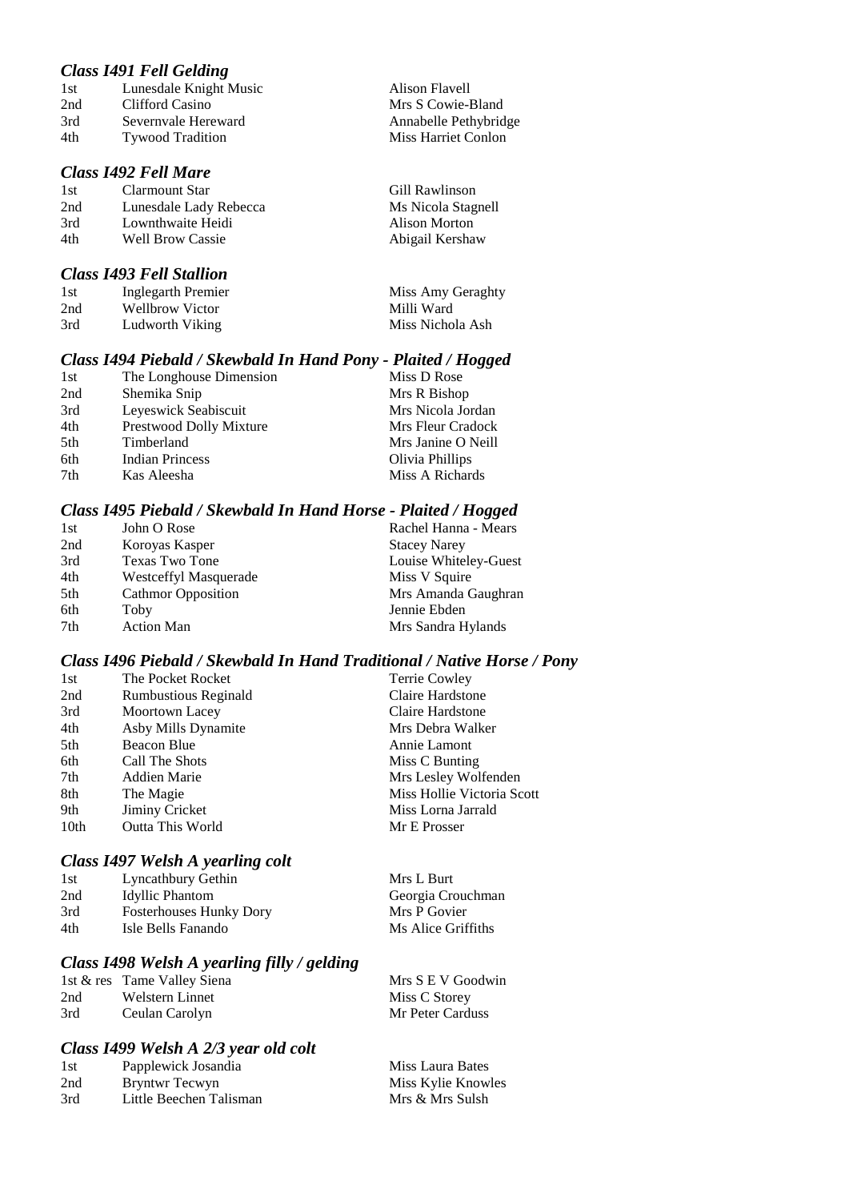### *Class I491 Fell Gelding*

| | | |
|---|---|---|
| 1st | Lunesdale Knight Music | Alison Flavell |
| 2nd | Clifford Casino | Mrs S Cowie-Bland |
| 3rd | Severnvale Hereward | Annabelle Pethybridge |
| 4th | Tywood Tradition | Miss Harriet Conlon |

### *Class I492 Fell Mare*

| | | |
|---|---|---|
| 1st | Clarmount Star | Gill Rawlinson |
| 2nd | Lunesdale Lady Rebecca | Ms Nicola Stagnell |
| 3rd | Lownthwaite Heidi | Alison Morton |
| 4th | Well Brow Cassie | Abigail Kershaw |

### *Class I493 Fell Stallion*

| | | |
|---|---|---|
| 1st | Inglegarth Premier | Miss Amy Geraghty |
| 2nd | Wellbrow Victor | Milli Ward |
| 3rd | Ludworth Viking | Miss Nichola Ash |

### *Class I494 Piebald / Skewbald In Hand Pony - Plaited / Hogged*

| | | |
|---|---|---|
| 1st | The Longhouse Dimension | Miss D Rose |
| 2nd | Shemika Snip | Mrs R Bishop |
| 3rd | Leyeswick Seabiscuit | Mrs Nicola Jordan |
| 4th | Prestwood Dolly Mixture | Mrs Fleur Cradock |
| 5th | Timberland | Mrs Janine O Neill |
| 6th | Indian Princess | Olivia Phillips |
| 7th | Kas Aleesha | Miss A Richards |

### *Class I495 Piebald / Skewbald In Hand Horse - Plaited / Hogged*

| | | |
|---|---|---|
| 1st | John O Rose | Rachel Hanna - Mears |
| 2nd | Koroyas Kasper | Stacey Narey |
| 3rd | Texas Two Tone | Louise Whiteley-Guest |
| 4th | Westceffyl Masquerade | Miss V Squire |
| 5th | Cathmor Opposition | Mrs Amanda Gaughran |
| 6th | Toby | Jennie Ebden |
| 7th | Action Man | Mrs Sandra Hylands |

### *Class I496 Piebald / Skewbald In Hand Traditional / Native Horse / Pony*

| | | |
|---|---|---|
| 1st | The Pocket Rocket | Terrie Cowley |
| 2nd | Rumbustious Reginald | Claire Hardstone |
| 3rd | Moortown Lacey | Claire Hardstone |
| 4th | Asby Mills Dynamite | Mrs Debra Walker |
| 5th | Beacon Blue | Annie Lamont |
| 6th | Call The Shots | Miss C Bunting |
| 7th | Addien Marie | Mrs Lesley Wolfenden |
| 8th | The Magie | Miss Hollie Victoria Scott |
| 9th | Jiminy Cricket | Miss Lorna Jarrald |
| 10th | Outta This World | Mr E Prosser |

### *Class I497 Welsh A yearling colt*

| | | |
|---|---|---|
| 1st | Lyncathbury Gethin | Mrs L Burt |
| 2nd | Idyllic Phantom | Georgia Crouchman |
| 3rd | Fosterhouses Hunky Dory | Mrs P Govier |
| 4th | Isle Bells Fanando | Ms Alice Griffiths |

### *Class I498 Welsh A yearling filly / gelding*

| | | |
|---|---|---|
| 1st & res | Tame Valley Siena | Mrs S E V Goodwin |
| 2nd | Welstern Linnet | Miss C Storey |
| 3rd | Ceulan Carolyn | Mr Peter Carduss |

### *Class I499 Welsh A 2/3 year old colt*

| | | |
|---|---|---|
| 1st | Papplewick Josandia | Miss Laura Bates |
| 2nd | Bryntwr Tecwyn | Miss Kylie Knowles |
| 3rd | Little Beechen Talisman | Mrs & Mrs Sulsh |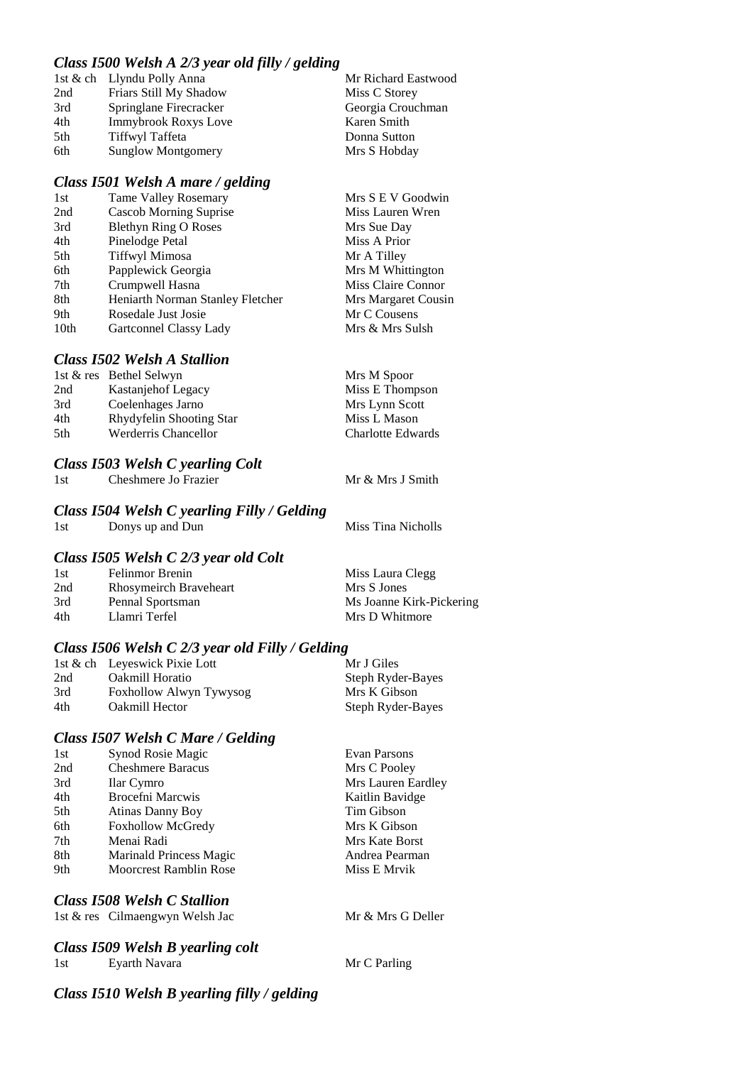### *Class I500 Welsh A 2/3 year old filly / gelding*

| | | |
|---|---|---|
| 1st & ch | Llyndu Polly Anna | Mr Richard Eastwood |
| 2nd | Friars Still My Shadow | Miss C Storey |
| 3rd | Springlane Firecracker | Georgia Crouchman |
| 4th | Immybrook Roxys Love | Karen Smith |
| 5th | Tiffwyl Taffeta | Donna Sutton |
| 6th | Sunglow Montgomery | Mrs S Hobday |

### *Class I501 Welsh A mare / gelding*

| | | |
|---|---|---|
| 1st | Tame Valley Rosemary | Mrs S E V Goodwin |
| 2nd | Cascob Morning Suprise | Miss Lauren Wren |
| 3rd | Blethyn Ring O Roses | Mrs Sue Day |
| 4th | Pinelodge Petal | Miss A Prior |
| 5th | Tiffwyl Mimosa | Mr A Tilley |
| 6th | Papplewick Georgia | Mrs M Whittington |
| 7th | Crumpwell Hasna | Miss Claire Connor |
| 8th | Heniarth Norman Stanley Fletcher | Mrs Margaret Cousin |
| 9th | Rosedale Just Josie | Mr C Cousens |
| 10th | Gartconnel Classy Lady | Mrs & Mrs Sulsh |

### *Class I502 Welsh A Stallion*

| | | |
|---|---|---|
| 1st & res | Bethel Selwyn | Mrs M Spoor |
| 2nd | Kastanjehof Legacy | Miss E Thompson |
| 3rd | Coelenhages Jarno | Mrs Lynn Scott |
| 4th | Rhydyfelin Shooting Star | Miss L Mason |
| 5th | Werderris Chancellor | Charlotte Edwards |

### *Class I503 Welsh C yearling Colt*

| | | |
|---|---|---|
| 1st | Cheshmere Jo Frazier | Mr & Mrs J Smith |

### *Class I504 Welsh C yearling Filly / Gelding*

| | | |
|---|---|---|
| 1st | Donys up and Dun | Miss Tina Nicholls |

### *Class I505 Welsh C 2/3 year old Colt*

| | | |
|---|---|---|
| 1st | Felinmor Brenin | Miss Laura Clegg |
| 2nd | Rhosymeirch Braveheart | Mrs S Jones |
| 3rd | Pennal Sportsman | Ms Joanne Kirk-Pickering |
| 4th | Llamri Terfel | Mrs D Whitmore |

### *Class I506 Welsh C 2/3 year old Filly / Gelding*

| | | |
|---|---|---|
| 1st & ch | Leyeswick Pixie Lott | Mr J Giles |
| 2nd | Oakmill Horatio | Steph Ryder-Bayes |
| 3rd | Foxhollow Alwyn Tywysog | Mrs K Gibson |
| 4th | Oakmill Hector | Steph Ryder-Bayes |

### *Class I507 Welsh C Mare / Gelding*

| | | |
|---|---|---|
| 1st | Synod Rosie Magic | Evan Parsons |
| 2nd | Cheshmere Baracus | Mrs C Pooley |
| 3rd | Ilar Cymro | Mrs Lauren Eardley |
| 4th | Brocefni Marcwis | Kaitlin Bavidge |
| 5th | Atinas Danny Boy | Tim Gibson |
| 6th | Foxhollow McGredy | Mrs K Gibson |
| 7th | Menai Radi | Mrs Kate Borst |
| 8th | Marinald Princess Magic | Andrea Pearman |
| 9th | Moorcrest Ramblin Rose | Miss E Mrvik |

### *Class I508 Welsh C Stallion*

| | | |
|---|---|---|
| 1st & res | Cilmaengwyn Welsh Jac | Mr & Mrs G Deller |

### *Class I509 Welsh B yearling colt*

| | | |
|---|---|---|
| 1st | Eyarth Navara | Mr C Parling |

### *Class I510 Welsh B yearling filly / gelding*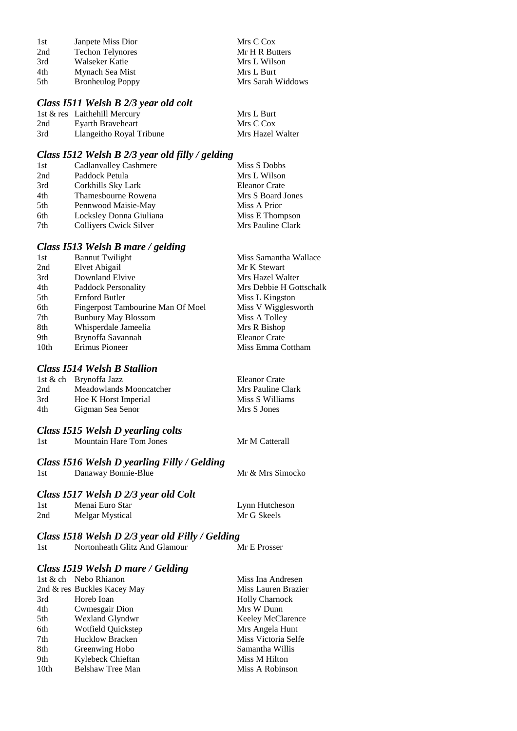| | | |
|---|---|---|
| 1st | Janpete Miss Dior | Mrs C Cox |
| 2nd | Techon Telynores | Mr H R Butters |
| 3rd | Walseker Katie | Mrs L Wilson |
| 4th | Mynach Sea Mist | Mrs L Burt |
| 5th | Bronheulog Poppy | Mrs Sarah Widdows |

### *Class I511 Welsh B 2/3 year old colt*

| | | |
|---|---|---|
| 1st & res | Laithehill Mercury | Mrs L Burt |
| 2nd | Eyarth Braveheart | Mrs C Cox |
| 3rd | Llangeitho Royal Tribune | Mrs Hazel Walter |

### *Class I512 Welsh B 2/3 year old filly / gelding*

| | | |
|---|---|---|
| 1st | Cadlanvalley Cashmere | Miss S Dobbs |
| 2nd | Paddock Petula | Mrs L Wilson |
| 3rd | Corkhills Sky Lark | Eleanor Crate |
| 4th | Thamesbourne Rowena | Mrs S Board Jones |
| 5th | Pennwood Maisie-May | Miss A Prior |
| 6th | Locksley Donna Giuliana | Miss E Thompson |
| 7th | Colliyers Cwick Silver | Mrs Pauline Clark |

### *Class I513 Welsh B mare / gelding*

| | | |
|---|---|---|
| 1st | Bannut Twilight | Miss Samantha Wallace |
| 2nd | Elvet Abigail | Mr K Stewart |
| 3rd | Downland Elvive | Mrs Hazel Walter |
| 4th | Paddock Personality | Mrs Debbie H Gottschalk |
| 5th | Ernford Butler | Miss L Kingston |
| 6th | Fingerpost Tambourine Man Of Moel | Miss V Wigglesworth |
| 7th | Bunbury May Blossom | Miss A Tolley |
| 8th | Whisperdale Jameelia | Mrs R Bishop |
| 9th | Brynoffa Savannah | Eleanor Crate |
| 10th | Erimus Pioneer | Miss Emma Cottham |

### *Class I514 Welsh B Stallion*

| | | |
|---|---|---|
| 1st & ch | Brynoffa Jazz | Eleanor Crate |
| 2nd | Meadowlands Mooncatcher | Mrs Pauline Clark |
| 3rd | Hoe K Horst Imperial | Miss S Williams |
| 4th | Gigman Sea Senor | Mrs S Jones |

### *Class I515 Welsh D yearling colts*

| | | |
|---|---|---|
| 1st | Mountain Hare Tom Jones | Mr M Catterall |

### *Class I516 Welsh D yearling Filly / Gelding*

| | | |
|---|---|---|
| 1st | Danaway Bonnie-Blue | Mr & Mrs Simocko |

### *Class I517 Welsh D 2/3 year old Colt*

| | | |
|---|---|---|
| 1st | Menai Euro Star | Lynn Hutcheson |
| 2nd | Melgar Mystical | Mr G Skeels |

### *Class I518 Welsh D 2/3 year old Filly / Gelding*

| | | |
|---|---|---|
| 1st | Nortonheath Glitz And Glamour | Mr E Prosser |

### *Class I519 Welsh D mare / Gelding*

| | | |
|---|---|---|
| 1st & ch | Nebo Rhianon | Miss Ina Andresen |
| 2nd & res | Buckles Kacey May | Miss Lauren Brazier |
| 3rd | Horeb Ioan | Holly Charnock |
| 4th | Cwmesgair Dion | Mrs W Dunn |
| 5th | Wexland Glyndwr | Keeley McClarence |
| 6th | Wotfield Quickstep | Mrs Angela Hunt |
| 7th | Hucklow Bracken | Miss Victoria Selfe |
| 8th | Greenwing Hobo | Samantha Willis |
| 9th | Kylebeck Chieftan | Miss M Hilton |
| 10th | Belshaw Tree Man | Miss A Robinson |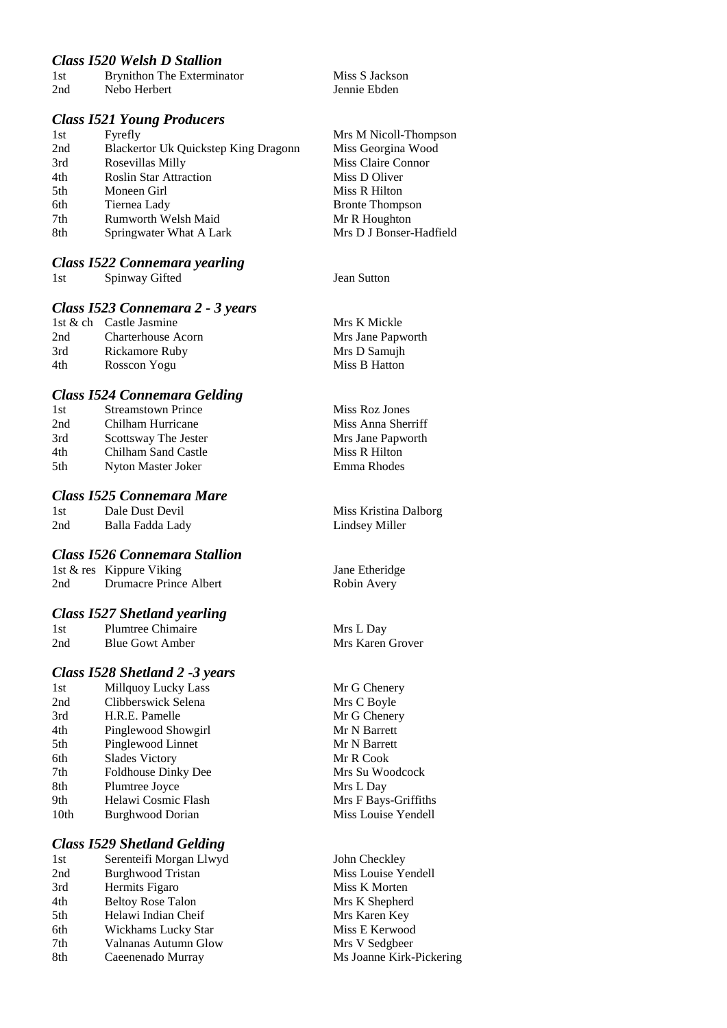### *Class I520 Welsh D Stallion*

| | | |
|---|---|---|
| 1st | Brynithon The Exterminator | Miss S Jackson |
| 2nd | Nebo Herbert | Jennie Ebden |

### *Class I521 Young Producers*

| | | |
|---|---|---|
| 1st | Fyrefly | Mrs M Nicoll-Thompson |
| 2nd | Blackertor Uk Quickstep King Dragonn | Miss Georgina Wood |
| 3rd | Rosevillas Milly | Miss Claire Connor |
| 4th | Roslin Star Attraction | Miss D Oliver |
| 5th | Moneen Girl | Miss R Hilton |
| 6th | Tiernea Lady | Bronte Thompson |
| 7th | Rumworth Welsh Maid | Mr R Houghton |
| 8th | Springwater What A Lark | Mrs D J Bonser-Hadfield |

### *Class I522 Connemara yearling*

| | | |
|---|---|---|
| 1st | Spinway Gifted | Jean Sutton |

### *Class I523 Connemara 2 - 3 years*

| | | |
|---|---|---|
| 1st & ch | Castle Jasmine | Mrs K Mickle |
| 2nd | Charterhouse Acorn | Mrs Jane Papworth |
| 3rd | Rickamore Ruby | Mrs D Samujh |
| 4th | Rosscon Yogu | Miss B Hatton |

### *Class I524 Connemara Gelding*

| | | |
|---|---|---|
| 1st | Streamstown Prince | Miss Roz Jones |
| 2nd | Chilham Hurricane | Miss Anna Sherriff |
| 3rd | Scottsway The Jester | Mrs Jane Papworth |
| 4th | Chilham Sand Castle | Miss R Hilton |
| 5th | Nyton Master Joker | Emma Rhodes |

### *Class I525 Connemara Mare*

| | | |
|---|---|---|
| 1st | Dale Dust Devil | Miss Kristina Dalborg |
| 2nd | Balla Fadda Lady | Lindsey Miller |

### *Class I526 Connemara Stallion*

| | | |
|---|---|---|
| 1st & res | Kippure Viking | Jane Etheridge |
| 2nd | Drumacre Prince Albert | Robin Avery |

### *Class I527 Shetland yearling*

| | | |
|---|---|---|
| 1st | Plumtree Chimaire | Mrs L Day |
| 2nd | Blue Gowt Amber | Mrs Karen Grover |

### *Class I528 Shetland 2 -3 years*

| | | |
|---|---|---|
| 1st | Millquoy Lucky Lass | Mr G Chenery |
| 2nd | Clibberswick Selena | Mrs C Boyle |
| 3rd | H.R.E. Pamelle | Mr G Chenery |
| 4th | Pinglewood Showgirl | Mr N Barrett |
| 5th | Pinglewood Linnet | Mr N Barrett |
| 6th | Slades Victory | Mr R Cook |
| 7th | Foldhouse Dinky Dee | Mrs Su Woodcock |
| 8th | Plumtree Joyce | Mrs L Day |
| 9th | Helawi Cosmic Flash | Mrs F Bays-Griffiths |
| 10th | Burghwood Dorian | Miss Louise Yendell |

### *Class I529 Shetland Gelding*

| | | |
|---|---|---|
| 1st | Serenteifi Morgan Llwyd | John Checkley |
| 2nd | Burghwood Tristan | Miss Louise Yendell |
| 3rd | Hermits Figaro | Miss K Morten |
| 4th | Beltoy Rose Talon | Mrs K Shepherd |
| 5th | Helawi Indian Cheif | Mrs Karen Key |
| 6th | Wickhams Lucky Star | Miss E Kerwood |
| 7th | Valnanas Autumn Glow | Mrs V Sedgbeer |
| 8th | Caeenenado Murray | Ms Joanne Kirk-Pickering |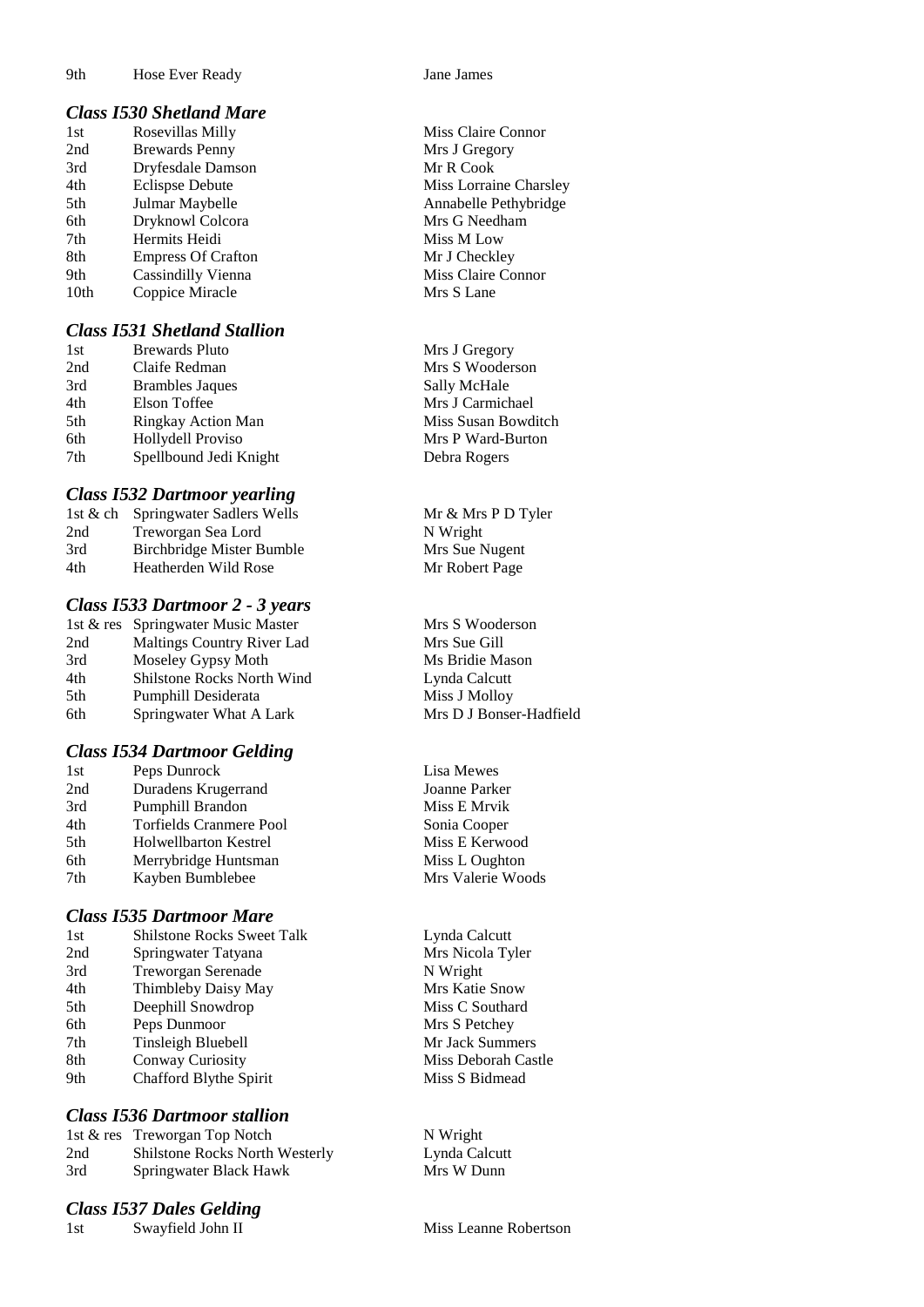| | | |
|---|---|---|
| 9th | Hose Ever Ready | Jane James |

### *Class I530 Shetland Mare*

| | | |
|---|---|---|
| 1st | Rosevillas Milly | Miss Claire Connor |
| 2nd | Brewards Penny | Mrs J Gregory |
| 3rd | Dryfesdale Damson | Mr R Cook |
| 4th | Eclispse Debute | Miss Lorraine Charsley |
| 5th | Julmar Maybelle | Annabelle Pethybridge |
| 6th | Dryknowl Colcora | Mrs G Needham |
| 7th | Hermits Heidi | Miss M Low |
| 8th | Empress Of Crafton | Mr J Checkley |
| 9th | Cassindilly Vienna | Miss Claire Connor |
| 10th | Coppice Miracle | Mrs S Lane |

### *Class I531 Shetland Stallion*

| | | |
|---|---|---|
| 1st | Brewards Pluto | Mrs J Gregory |
| 2nd | Claife Redman | Mrs S Wooderson |
| 3rd | Brambles Jaques | Sally McHale |
| 4th | Elson Toffee | Mrs J Carmichael |
| 5th | Ringkay Action Man | Miss Susan Bowditch |
| 6th | Hollydell Proviso | Mrs P Ward-Burton |
| 7th | Spellbound Jedi Knight | Debra Rogers |

### *Class I532 Dartmoor yearling*

| | | |
|---|---|---|
| 1st & ch | Springwater Sadlers Wells | Mr & Mrs P D Tyler |
| 2nd | Treworgan Sea Lord | N Wright |
| 3rd | Birchbridge Mister Bumble | Mrs Sue Nugent |
| 4th | Heatherden Wild Rose | Mr Robert Page |

### *Class I533 Dartmoor 2 - 3 years*

| | | |
|---|---|---|
| 1st & res | Springwater Music Master | Mrs S Wooderson |
| 2nd | Maltings Country River Lad | Mrs Sue Gill |
| 3rd | Moseley Gypsy Moth | Ms Bridie Mason |
| 4th | Shilstone Rocks North Wind | Lynda Calcutt |
| 5th | Pumphill Desiderata | Miss J Molloy |
| 6th | Springwater What A Lark | Mrs D J Bonser-Hadfield |

### *Class I534 Dartmoor Gelding*

| | | |
|---|---|---|
| 1st | Peps Dunrock | Lisa Mewes |
| 2nd | Duradens Krugerrand | Joanne Parker |
| 3rd | Pumphill Brandon | Miss E Mrvik |
| 4th | Torfields Cranmere Pool | Sonia Cooper |
| 5th | Holwellbarton Kestrel | Miss E Kerwood |
| 6th | Merrybridge Huntsman | Miss L Oughton |
| 7th | Kayben Bumblebee | Mrs Valerie Woods |

### *Class I535 Dartmoor Mare*

| | | |
|---|---|---|
| 1st | Shilstone Rocks Sweet Talk | Lynda Calcutt |
| 2nd | Springwater Tatyana | Mrs Nicola Tyler |
| 3rd | Treworgan Serenade | N Wright |
| 4th | Thimbleby Daisy May | Mrs Katie Snow |
| 5th | Deephill Snowdrop | Miss C Southard |
| 6th | Peps Dunmoor | Mrs S Petchey |
| 7th | Tinsleigh Bluebell | Mr Jack Summers |
| 8th | Conway Curiosity | Miss Deborah Castle |
| 9th | Chafford Blythe Spirit | Miss S Bidmead |

### *Class I536 Dartmoor stallion*

| | | |
|---|---|---|
| 1st & res | Treworgan Top Notch | N Wright |
| 2nd | Shilstone Rocks North Westerly | Lynda Calcutt |
| 3rd | Springwater Black Hawk | Mrs W Dunn |

### *Class I537 Dales Gelding*

| | | |
|---|---|---|
| 1st | Swayfield John II | Miss Leanne Robertson |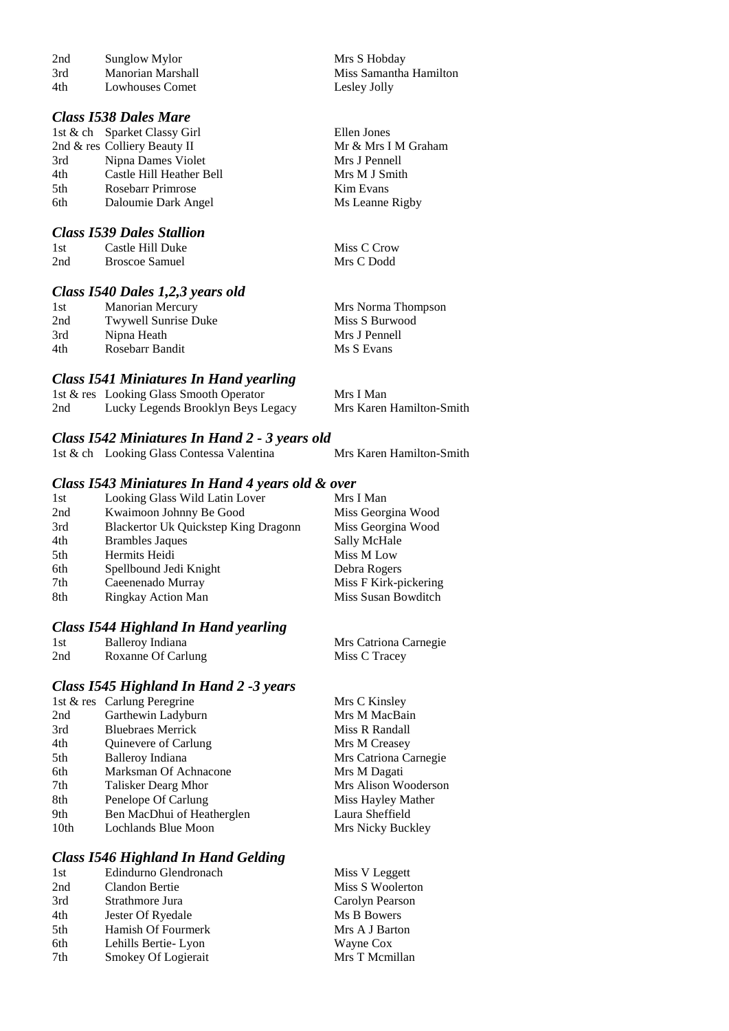| | | |
|---|---|---|
| 2nd | Sunglow Mylor | Mrs S Hobday |
| 3rd | Manorian Marshall | Miss Samantha Hamilton |
| 4th | Lowhouses Comet | Lesley Jolly |

### *Class I538 Dales Mare*

| | | |
|---|---|---|
| 1st & ch | Sparket Classy Girl | Ellen Jones |
| 2nd & res | Colliery Beauty II | Mr & Mrs I M Graham |
| 3rd | Nipna Dames Violet | Mrs J Pennell |
| 4th | Castle Hill Heather Bell | Mrs M J Smith |
| 5th | Rosebarr Primrose | Kim Evans |
| 6th | Daloumie Dark Angel | Ms Leanne Rigby |

### *Class I539 Dales Stallion*

| | | |
|---|---|---|
| 1st | Castle Hill Duke | Miss C Crow |
| 2nd | Broscoe Samuel | Mrs C Dodd |

### *Class I540 Dales 1,2,3 years old*

| | | |
|---|---|---|
| 1st | Manorian Mercury | Mrs Norma Thompson |
| 2nd | Twywell Sunrise Duke | Miss S Burwood |
| 3rd | Nipna Heath | Mrs J Pennell |
| 4th | Rosebarr Bandit | Ms S Evans |

### *Class I541 Miniatures In Hand yearling*

| | | |
|---|---|---|
| 1st & res | Looking Glass Smooth Operator | Mrs I Man |
| 2nd | Lucky Legends Brooklyn Beys Legacy | Mrs Karen Hamilton-Smith |

### *Class I542 Miniatures In Hand 2 - 3 years old*

| | | |
|---|---|---|
| 1st & ch | Looking Glass Contessa Valentina | Mrs Karen Hamilton-Smith |

### *Class I543 Miniatures In Hand 4 years old & over*

| | | |
|---|---|---|
| 1st | Looking Glass Wild Latin Lover | Mrs I Man |
| 2nd | Kwaimoon Johnny Be Good | Miss Georgina Wood |
| 3rd | Blackertor Uk Quickstep King Dragonn | Miss Georgina Wood |
| 4th | Brambles Jaques | Sally McHale |
| 5th | Hermits Heidi | Miss M Low |
| 6th | Spellbound Jedi Knight | Debra Rogers |
| 7th | Caeenenado Murray | Miss F Kirk-pickering |
| 8th | Ringkay Action Man | Miss Susan Bowditch |

### *Class I544 Highland In Hand yearling*

| | | |
|---|---|---|
| 1st | Balleroy Indiana | Mrs Catriona Carnegie |
| 2nd | Roxanne Of Carlung | Miss C Tracey |

### *Class I545 Highland In Hand 2 -3 years*

| | | |
|---|---|---|
| 1st & res | Carlung Peregrine | Mrs C Kinsley |
| 2nd | Garthewin Ladyburn | Mrs M MacBain |
| 3rd | Bluebraes Merrick | Miss R Randall |
| 4th | Quinevere of Carlung | Mrs M Creasey |
| 5th | Balleroy Indiana | Mrs Catriona Carnegie |
| 6th | Marksman Of Achnacone | Mrs M Dagati |
| 7th | Talisker Dearg Mhor | Mrs Alison Wooderson |
| 8th | Penelope Of Carlung | Miss Hayley Mather |
| 9th | Ben MacDhui of Heatherglen | Laura Sheffield |
| 10th | Lochlands Blue Moon | Mrs Nicky Buckley |

### *Class I546 Highland In Hand Gelding*

| | | |
|---|---|---|
| 1st | Edindurno Glendronach | Miss V Leggett |
| 2nd | Clandon Bertie | Miss S Woolerton |
| 3rd | Strathmore Jura | Carolyn Pearson |
| 4th | Jester Of Ryedale | Ms B Bowers |
| 5th | Hamish Of Fourmerk | Mrs A J Barton |
| 6th | Lehills Bertie- Lyon | Wayne Cox |
| 7th | Smokey Of Logierait | Mrs T Mcmillan |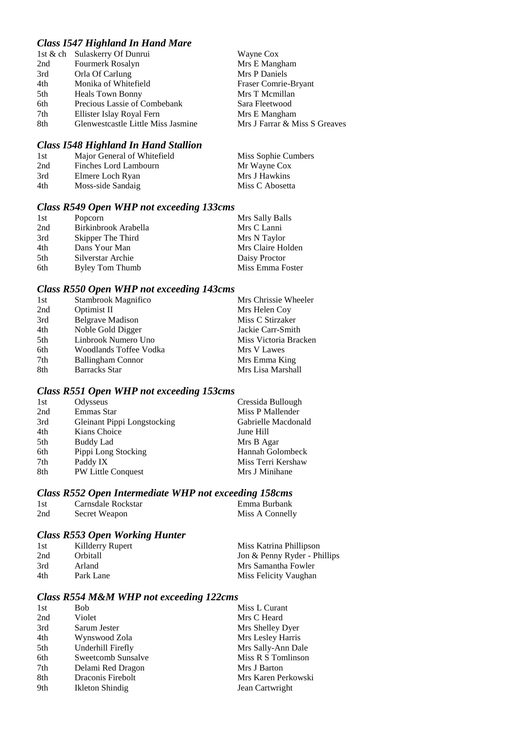### *Class I547 Highland In Hand Mare*

| | | |
|---|---|---|
| 1st & ch | Sulaskerry Of Dunrui | Wayne Cox |
| 2nd | Fourmerk Rosalyn | Mrs E Mangham |
| 3rd | Orla Of Carlung | Mrs P Daniels |
| 4th | Monika of Whitefield | Fraser Comrie-Bryant |
| 5th | Heals Town Bonny | Mrs T Mcmillan |
| 6th | Precious Lassie of Combebank | Sara Fleetwood |
| 7th | Ellister Islay Royal Fern | Mrs E Mangham |
| 8th | Glenwestcastle Little Miss Jasmine | Mrs J Farrar & Miss S Greaves |

### *Class I548 Highland In Hand Stallion*

| | | |
|---|---|---|
| 1st | Major General of Whitefield | Miss Sophie Cumbers |
| 2nd | Finches Lord Lambourn | Mr Wayne Cox |
| 3rd | Elmere Loch Ryan | Mrs J Hawkins |
| 4th | Moss-side Sandaig | Miss C Abosetta |

### *Class R549 Open WHP not exceeding 133cms*

| | | |
|---|---|---|
| 1st | Popcorn | Mrs Sally Balls |
| 2nd | Birkinbrook Arabella | Mrs C Lanni |
| 3rd | Skipper The Third | Mrs N Taylor |
| 4th | Dans Your Man | Mrs Claire Holden |
| 5th | Silverstar Archie | Daisy Proctor |
| 6th | Byley Tom Thumb | Miss Emma Foster |

### *Class R550 Open WHP not exceeding 143cms*

| | | |
|---|---|---|
| 1st | Stambrook Magnifico | Mrs Chrissie Wheeler |
| 2nd | Optimist II | Mrs Helen Coy |
| 3rd | Belgrave Madison | Miss C Stirzaker |
| 4th | Noble Gold Digger | Jackie Carr-Smith |
| 5th | Linbrook Numero Uno | Miss Victoria Bracken |
| 6th | Woodlands Toffee Vodka | Mrs V Lawes |
| 7th | Ballingham Connor | Mrs Emma King |
| 8th | Barracks Star | Mrs Lisa Marshall |

### *Class R551 Open WHP not exceeding 153cms*

| | | |
|---|---|---|
| 1st | Odysseus | Cressida Bullough |
| 2nd | Emmas Star | Miss P Mallender |
| 3rd | Gleinant Pippi Longstocking | Gabrielle Macdonald |
| 4th | Kians Choice | June Hill |
| 5th | Buddy Lad | Mrs B Agar |
| 6th | Pippi Long Stocking | Hannah Golombeck |
| 7th | Paddy IX | Miss Terri Kershaw |
| 8th | PW Little Conquest | Mrs J Minihane |

### *Class R552 Open Intermediate WHP not exceeding 158cms*

| | | |
|---|---|---|
| 1st | Carnsdale Rockstar | Emma Burbank |
| 2nd | Secret Weapon | Miss A Connelly |

### *Class R553 Open Working Hunter*

| | | |
|---|---|---|
| 1st | Killderry Rupert | Miss Katrina Phillipson |
| 2nd | Orbitall | Jon & Penny Ryder - Phillips |
| 3rd | Arland | Mrs Samantha Fowler |
| 4th | Park Lane | Miss Felicity Vaughan |

### *Class R554 M&M WHP not exceeding 122cms*

| | | |
|---|---|---|
| 1st | Bob | Miss L Curant |
| 2nd | Violet | Mrs C Heard |
| 3rd | Sarum Jester | Mrs Shelley Dyer |
| 4th | Wynswood Zola | Mrs Lesley Harris |
| 5th | Underhill Firefly | Mrs Sally-Ann Dale |
| 6th | Sweetcomb Sunsalve | Miss R S Tomlinson |
| 7th | Delami Red Dragon | Mrs J Barton |
| 8th | Draconis Firebolt | Mrs Karen Perkowski |
| 9th | Ikleton Shindig | Jean Cartwright |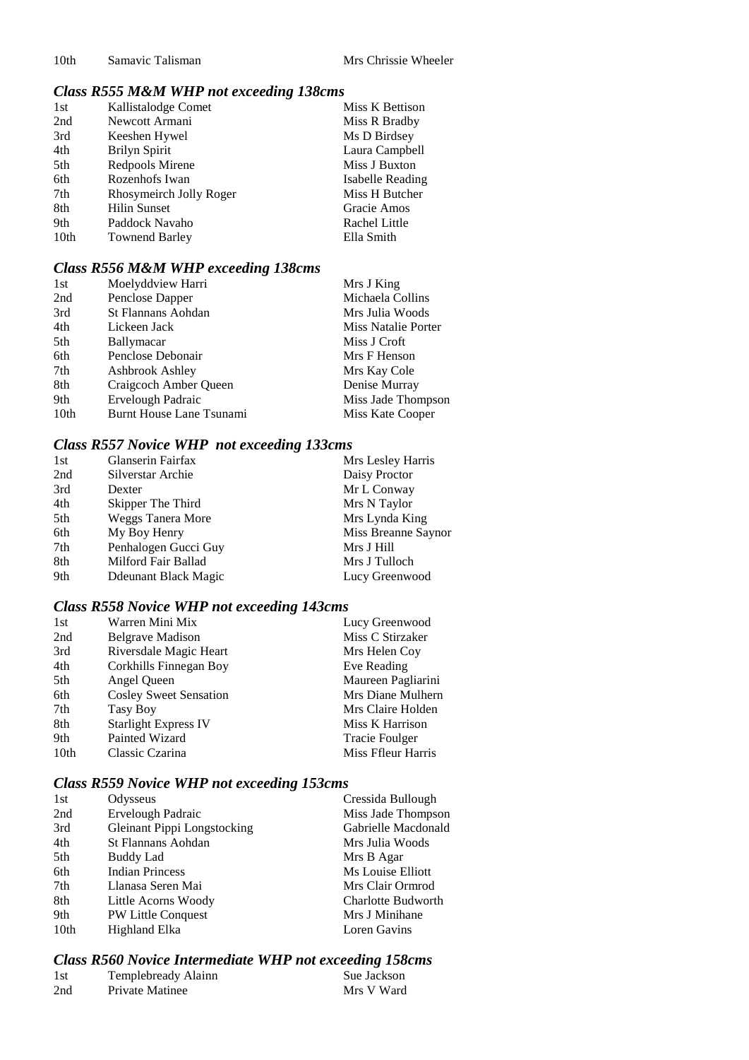| | | |
|---|---|---|
| 10th | Samavic Talisman | Mrs Chrissie Wheeler |

### *Class R555 M&M WHP not exceeding 138cms*

| | | |
|---|---|---|
| 1st | Kallistalodge Comet | Miss K Bettison |
| 2nd | Newcott Armani | Miss R Bradby |
| 3rd | Keeshen Hywel | Ms D Birdsey |
| 4th | Brilyn Spirit | Laura Campbell |
| 5th | Redpools Mirene | Miss J Buxton |
| 6th | Rozenhofs Iwan | Isabelle Reading |
| 7th | Rhosymeirch Jolly Roger | Miss H Butcher |
| 8th | Hilin Sunset | Gracie Amos |
| 9th | Paddock Navaho | Rachel Little |
| 10th | Townend Barley | Ella Smith |

### *Class R556 M&M WHP exceeding 138cms*

| | | |
|---|---|---|
| 1st | Moelyddview Harri | Mrs J King |
| 2nd | Penclose Dapper | Michaela Collins |
| 3rd | St Flannans Aohdan | Mrs Julia Woods |
| 4th | Lickeen Jack | Miss Natalie Porter |
| 5th | Ballymacar | Miss J Croft |
| 6th | Penclose Debonair | Mrs F Henson |
| 7th | Ashbrook Ashley | Mrs Kay Cole |
| 8th | Craigcoch Amber Queen | Denise Murray |
| 9th | Ervelough Padraic | Miss Jade Thompson |
| 10th | Burnt House Lane Tsunami | Miss Kate Cooper |

### *Class R557 Novice WHP not exceeding 133cms*

| | | |
|---|---|---|
| 1st | Glanserin Fairfax | Mrs Lesley Harris |
| 2nd | Silverstar Archie | Daisy Proctor |
| 3rd | Dexter | Mr L Conway |
| 4th | Skipper The Third | Mrs N Taylor |
| 5th | Weggs Tanera More | Mrs Lynda King |
| 6th | My Boy Henry | Miss Breanne Saynor |
| 7th | Penhalogen Gucci Guy | Mrs J Hill |
| 8th | Milford Fair Ballad | Mrs J Tulloch |
| 9th | Ddeunant Black Magic | Lucy Greenwood |

### *Class R558 Novice WHP not exceeding 143cms*

| | | |
|---|---|---|
| 1st | Warren Mini Mix | Lucy Greenwood |
| 2nd | Belgrave Madison | Miss C Stirzaker |
| 3rd | Riversdale Magic Heart | Mrs Helen Coy |
| 4th | Corkhills Finnegan Boy | Eve Reading |
| 5th | Angel Queen | Maureen Pagliarini |
| 6th | Cosley Sweet Sensation | Mrs Diane Mulhern |
| 7th | Tasy Boy | Mrs Claire Holden |
| 8th | Starlight Express IV | Miss K Harrison |
| 9th | Painted Wizard | Tracie Foulger |
| 10th | Classic Czarina | Miss Ffleur Harris |

### *Class R559 Novice WHP not exceeding 153cms*

| | | |
|---|---|---|
| 1st | Odysseus | Cressida Bullough |
| 2nd | Ervelough Padraic | Miss Jade Thompson |
| 3rd | Gleinant Pippi Longstocking | Gabrielle Macdonald |
| 4th | St Flannans Aohdan | Mrs Julia Woods |
| 5th | Buddy Lad | Mrs B Agar |
| 6th | Indian Princess | Ms Louise Elliott |
| 7th | Llanasa Seren Mai | Mrs Clair Ormrod |
| 8th | Little Acorns Woody | Charlotte Budworth |
| 9th | PW Little Conquest | Mrs J Minihane |
| 10th | Highland Elka | Loren Gavins |

### *Class R560 Novice Intermediate WHP not exceeding 158cms*

| | | |
|---|---|---|
| 1st | Templebready Alainn | Sue Jackson |
| 2nd | Private Matinee | Mrs V Ward |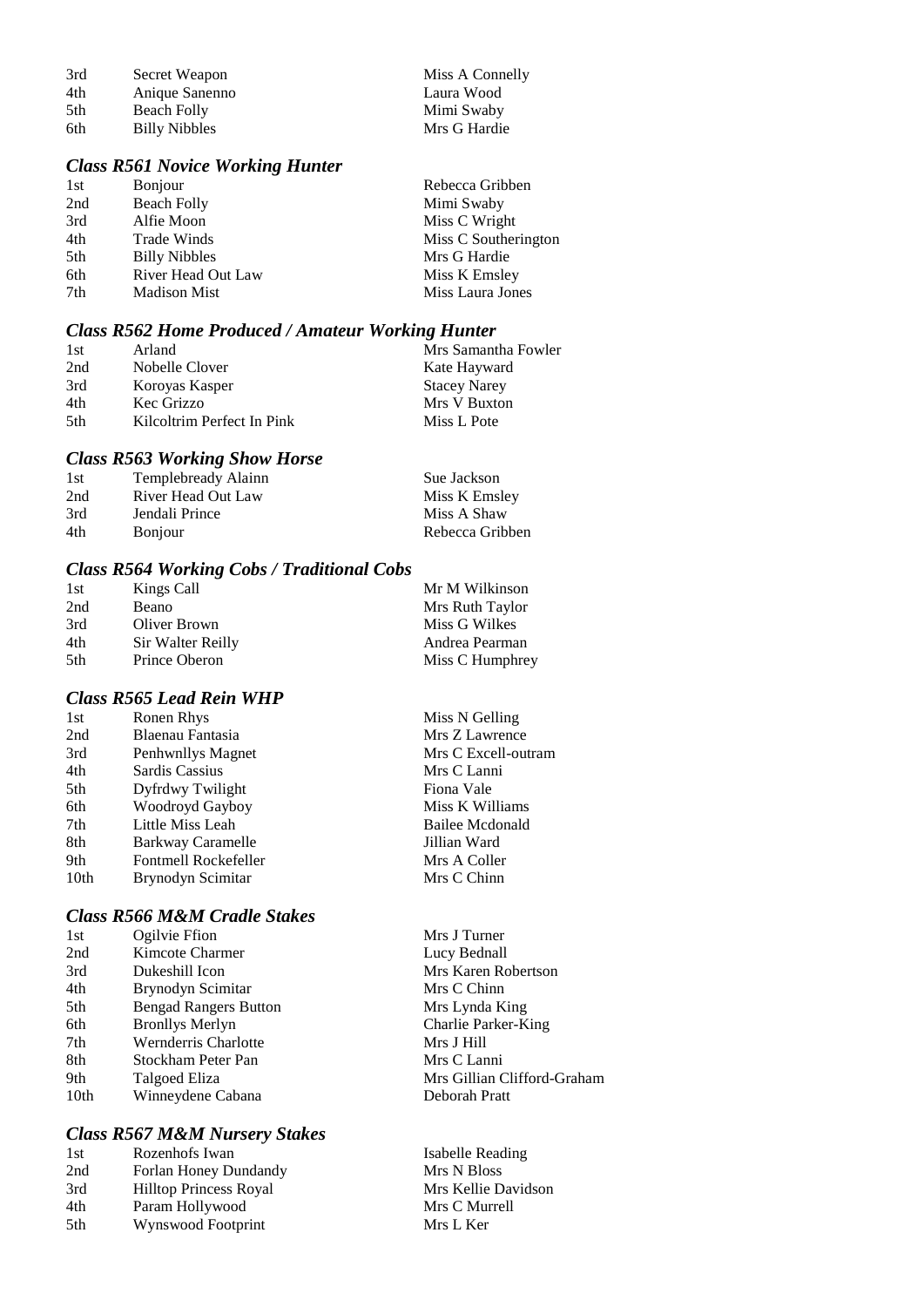| | | |
|---|---|---|
| 3rd | Secret Weapon | Miss A Connelly |
| 4th | Anique Sanenno | Laura Wood |
| 5th | Beach Folly | Mimi Swaby |
| 6th | Billy Nibbles | Mrs G Hardie |

### *Class R561 Novice Working Hunter*

| | | |
|---|---|---|
| 1st | Bonjour | Rebecca Gribben |
| 2nd | Beach Folly | Mimi Swaby |
| 3rd | Alfie Moon | Miss C Wright |
| 4th | Trade Winds | Miss C Southerington |
| 5th | Billy Nibbles | Mrs G Hardie |
| 6th | River Head Out Law | Miss K Emsley |
| 7th | Madison Mist | Miss Laura Jones |

### *Class R562 Home Produced / Amateur Working Hunter*

| | | |
|---|---|---|
| 1st | Arland | Mrs Samantha Fowler |
| 2nd | Nobelle Clover | Kate Hayward |
| 3rd | Koroyas Kasper | Stacey Narey |
| 4th | Kec Grizzo | Mrs V Buxton |
| 5th | Kilcoltrim Perfect In Pink | Miss L Pote |

### *Class R563 Working Show Horse*

| | | |
|---|---|---|
| 1st | Templebready Alainn | Sue Jackson |
| 2nd | River Head Out Law | Miss K Emsley |
| 3rd | Jendali Prince | Miss A Shaw |
| 4th | Bonjour | Rebecca Gribben |

### *Class R564 Working Cobs / Traditional Cobs*

| | | |
|---|---|---|
| 1st | Kings Call | Mr M Wilkinson |
| 2nd | Beano | Mrs Ruth Taylor |
| 3rd | Oliver Brown | Miss G Wilkes |
| 4th | Sir Walter Reilly | Andrea Pearman |
| 5th | Prince Oberon | Miss C Humphrey |

### *Class R565 Lead Rein WHP*

| | | |
|---|---|---|
| 1st | Ronen Rhys | Miss N Gelling |
| 2nd | Blaenau Fantasia | Mrs Z Lawrence |
| 3rd | Penhwnllys Magnet | Mrs C Excell-outram |
| 4th | Sardis Cassius | Mrs C Lanni |
| 5th | Dyfrdwy Twilight | Fiona Vale |
| 6th | Woodroyd Gayboy | Miss K Williams |
| 7th | Little Miss Leah | Bailee Mcdonald |
| 8th | Barkway Caramelle | Jillian Ward |
| 9th | Fontmell Rockefeller | Mrs A Coller |
| 10th | Brynodyn Scimitar | Mrs C Chinn |

### *Class R566 M&M Cradle Stakes*

| | | |
|---|---|---|
| 1st | Ogilvie Ffion | Mrs J Turner |
| 2nd | Kimcote Charmer | Lucy Bednall |
| 3rd | Dukeshill Icon | Mrs Karen Robertson |
| 4th | Brynodyn Scimitar | Mrs C Chinn |
| 5th | Bengad Rangers Button | Mrs Lynda King |
| 6th | Bronllys Merlyn | Charlie Parker-King |
| 7th | Wernderris Charlotte | Mrs J Hill |
| 8th | Stockham Peter Pan | Mrs C Lanni |
| 9th | Talgoed Eliza | Mrs Gillian Clifford-Graham |
| 10th | Winneydene Cabana | Deborah Pratt |

### *Class R567 M&M Nursery Stakes*

| | | |
|---|---|---|
| 1st | Rozenhofs Iwan | Isabelle Reading |
| 2nd | Forlan Honey Dundandy | Mrs N Bloss |
| 3rd | Hilltop Princess Royal | Mrs Kellie Davidson |
| 4th | Param Hollywood | Mrs C Murrell |
| 5th | Wynswood Footprint | Mrs L Ker |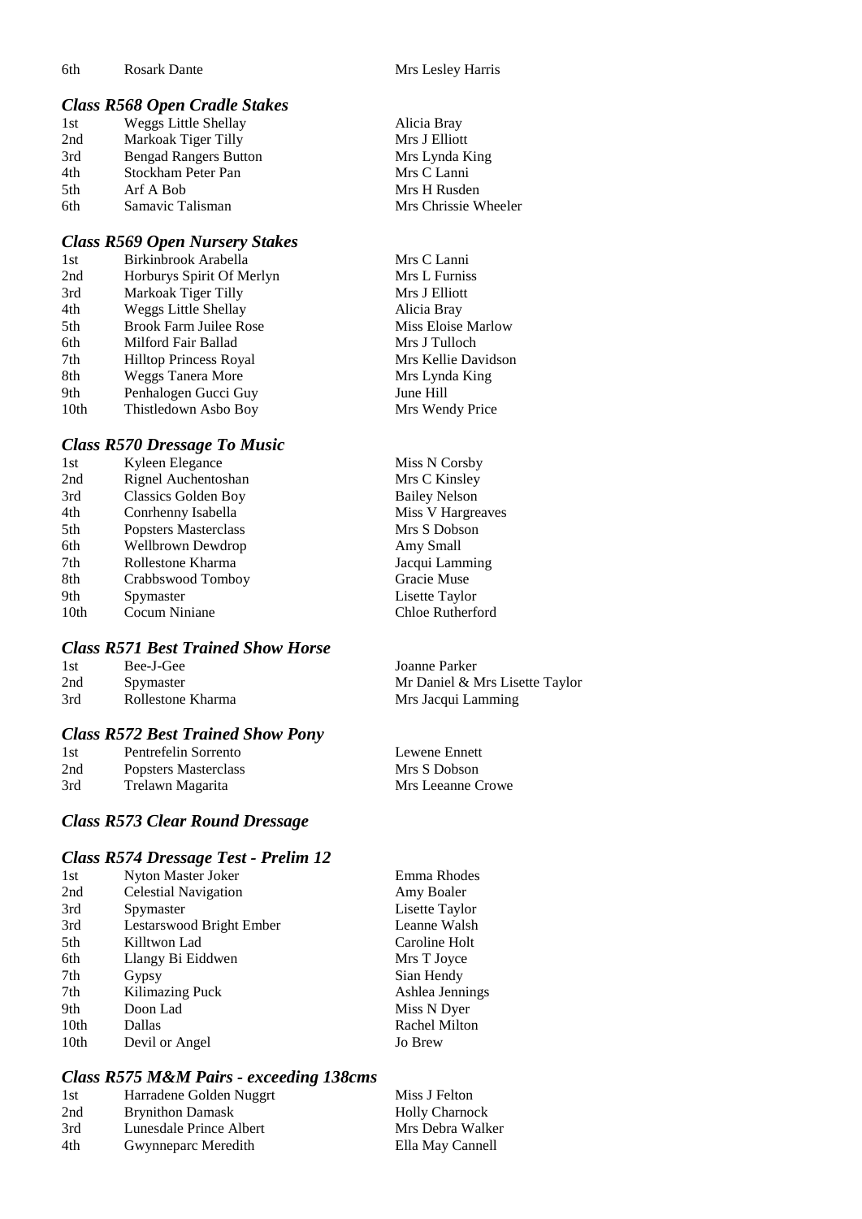| | | |
|---|---|---|
| 6th | Rosark Dante | Mrs Lesley Harris |

### *Class R568 Open Cradle Stakes*

| | | |
|---|---|---|
| 1st | Weggs Little Shellay | Alicia Bray |
| 2nd | Markoak Tiger Tilly | Mrs J Elliott |
| 3rd | Bengad Rangers Button | Mrs Lynda King |
| 4th | Stockham Peter Pan | Mrs C Lanni |
| 5th | Arf A Bob | Mrs H Rusden |
| 6th | Samavic Talisman | Mrs Chrissie Wheeler |

### *Class R569 Open Nursery Stakes*

| | | |
|---|---|---|
| 1st | Birkinbrook Arabella | Mrs C Lanni |
| 2nd | Horburys Spirit Of Merlyn | Mrs L Furniss |
| 3rd | Markoak Tiger Tilly | Mrs J Elliott |
| 4th | Weggs Little Shellay | Alicia Bray |
| 5th | Brook Farm Juilee Rose | Miss Eloise Marlow |
| 6th | Milford Fair Ballad | Mrs J Tulloch |
| 7th | Hilltop Princess Royal | Mrs Kellie Davidson |
| 8th | Weggs Tanera More | Mrs Lynda King |
| 9th | Penhalogen Gucci Guy | June Hill |
| 10th | Thistledown Asbo Boy | Mrs Wendy Price |

### *Class R570 Dressage To Music*

| | | |
|---|---|---|
| 1st | Kyleen Elegance | Miss N Corsby |
| 2nd | Rignel Auchentoshan | Mrs C Kinsley |
| 3rd | Classics Golden Boy | Bailey Nelson |
| 4th | Conrhenny Isabella | Miss V Hargreaves |
| 5th | Popsters Masterclass | Mrs S Dobson |
| 6th | Wellbrown Dewdrop | Amy Small |
| 7th | Rollestone Kharma | Jacqui Lamming |
| 8th | Crabbswood Tomboy | Gracie Muse |
| 9th | Spymaster | Lisette Taylor |
| 10th | Cocum Niniane | Chloe Rutherford |

### *Class R571 Best Trained Show Horse*

| | | |
|---|---|---|
| 1st | Bee-J-Gee | Joanne Parker |
| 2nd | Spymaster | Mr Daniel & Mrs Lisette Taylor |
| 3rd | Rollestone Kharma | Mrs Jacqui Lamming |

### *Class R572 Best Trained Show Pony*

| | | |
|---|---|---|
| 1st | Pentrefelin Sorrento | Lewene Ennett |
| 2nd | Popsters Masterclass | Mrs S Dobson |
| 3rd | Trelawn Magarita | Mrs Leeanne Crowe |

### *Class R573 Clear Round Dressage*

### *Class R574 Dressage Test - Prelim 12*

| | | |
|---|---|---|
| 1st | Nyton Master Joker | Emma Rhodes |
| 2nd | Celestial Navigation | Amy Boaler |
| 3rd | Spymaster | Lisette Taylor |
| 3rd | Lestarswood Bright Ember | Leanne Walsh |
| 5th | Killtwon Lad | Caroline Holt |
| 6th | Llangy Bi Eiddwen | Mrs T Joyce |
| 7th | Gypsy | Sian Hendy |
| 7th | Kilimazing Puck | Ashlea Jennings |
| 9th | Doon Lad | Miss N Dyer |
| 10th | Dallas | Rachel Milton |
| 10th | Devil or Angel | Jo Brew |

### *Class R575 M&M Pairs - exceeding 138cms*

| | | |
|---|---|---|
| 1st | Harradene Golden Nuggrt | Miss J Felton |
| 2nd | Brynithon Damask | Holly Charnock |
| 3rd | Lunesdale Prince Albert | Mrs Debra Walker |
| 4th | Gwynneparc Meredith | Ella May Cannell |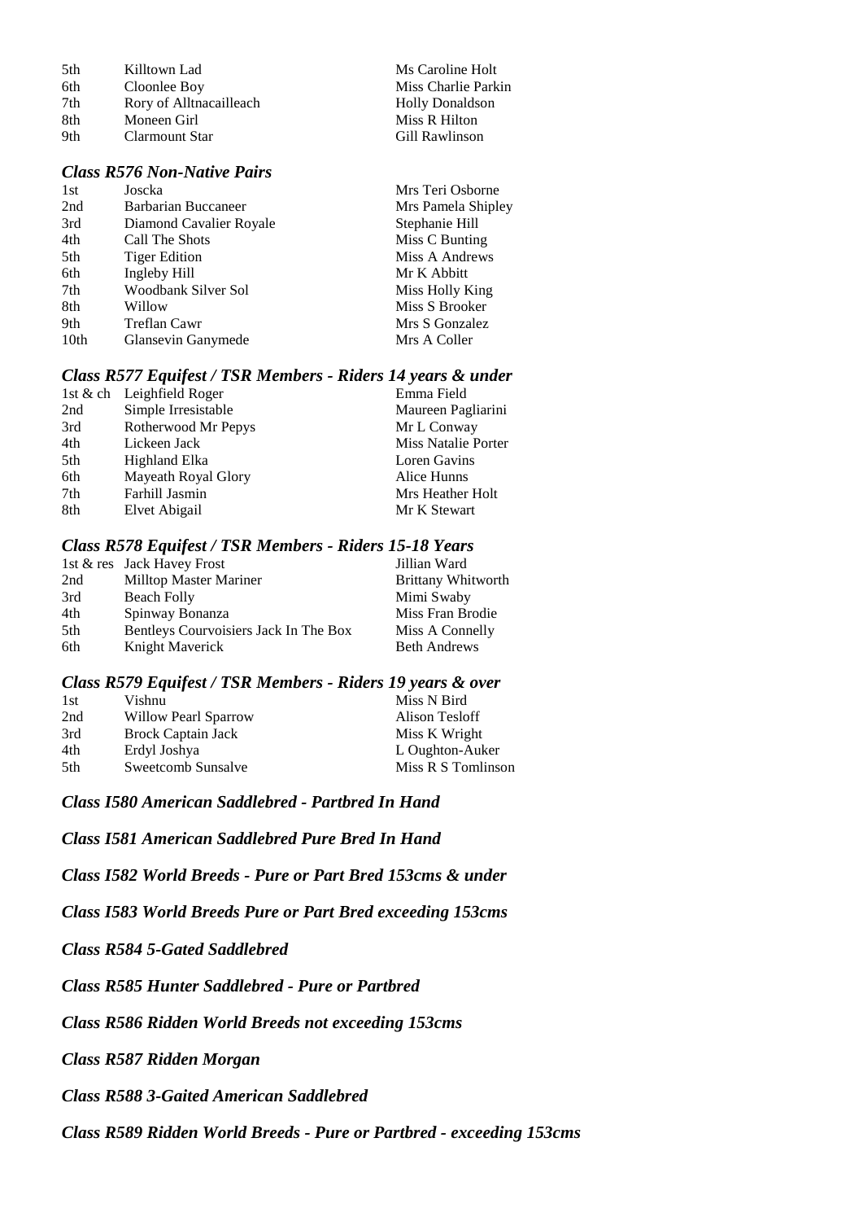| | | |
|---|---|---|
| 5th | Killtown Lad | Ms Caroline Holt |
| 6th | Cloonlee Boy | Miss Charlie Parkin |
| 7th | Rory of Alltnacailleach | Holly Donaldson |
| 8th | Moneen Girl | Miss R Hilton |
| 9th | Clarmount Star | Gill Rawlinson |

### *Class R576 Non-Native Pairs*

| | | |
|---|---|---|
| 1st | Joscka | Mrs Teri Osborne |
| 2nd | Barbarian Buccaneer | Mrs Pamela Shipley |
| 3rd | Diamond Cavalier Royale | Stephanie Hill |
| 4th | Call The Shots | Miss C Bunting |
| 5th | Tiger Edition | Miss A Andrews |
| 6th | Ingleby Hill | Mr K Abbitt |
| 7th | Woodbank Silver Sol | Miss Holly King |
| 8th | Willow | Miss S Brooker |
| 9th | Treflan Cawr | Mrs S Gonzalez |
| 10th | Glansevin Ganymede | Mrs A Coller |

### *Class R577 Equifest / TSR Members - Riders 14 years & under*

| | | |
|---|---|---|
| 1st & ch | Leighfield Roger | Emma Field |
| 2nd | Simple Irresistable | Maureen Pagliarini |
| 3rd | Rotherwood Mr Pepys | Mr L Conway |
| 4th | Lickeen Jack | Miss Natalie Porter |
| 5th | Highland Elka | Loren Gavins |
| 6th | Mayeath Royal Glory | Alice Hunns |
| 7th | Farhill Jasmin | Mrs Heather Holt |
| 8th | Elvet Abigail | Mr K Stewart |

### *Class R578 Equifest / TSR Members - Riders 15-18 Years*

| | | |
|---|---|---|
| 1st & res | Jack Havey Frost | Jillian Ward |
| 2nd | Milltop Master Mariner | Brittany Whitworth |
| 3rd | Beach Folly | Mimi Swaby |
| 4th | Spinway Bonanza | Miss Fran Brodie |
| 5th | Bentleys Courvoisiers Jack In The Box | Miss A Connelly |
| 6th | Knight Maverick | Beth Andrews |

### *Class R579 Equifest / TSR Members - Riders 19 years & over*

| | | |
|---|---|---|
| 1st | Vishnu | Miss N Bird |
| 2nd | Willow Pearl Sparrow | Alison Tesloff |
| 3rd | Brock Captain Jack | Miss K Wright |
| 4th | Erdyl Joshya | L Oughton-Auker |
| 5th | Sweetcomb Sunsalve | Miss R S Tomlinson |

### *Class I580 American Saddlebred - Partbred In Hand*

### *Class I581 American Saddlebred Pure Bred In Hand*

### *Class I582 World Breeds - Pure or Part Bred 153cms & under*

### *Class I583 World Breeds Pure or Part Bred exceeding 153cms*

### *Class R584 5-Gated Saddlebred*

### *Class R585 Hunter Saddlebred - Pure or Partbred*

### *Class R586 Ridden World Breeds not exceeding 153cms*

### *Class R587 Ridden Morgan*

### *Class R588 3-Gaited American Saddlebred*

### *Class R589 Ridden World Breeds - Pure or Partbred - exceeding 153cms*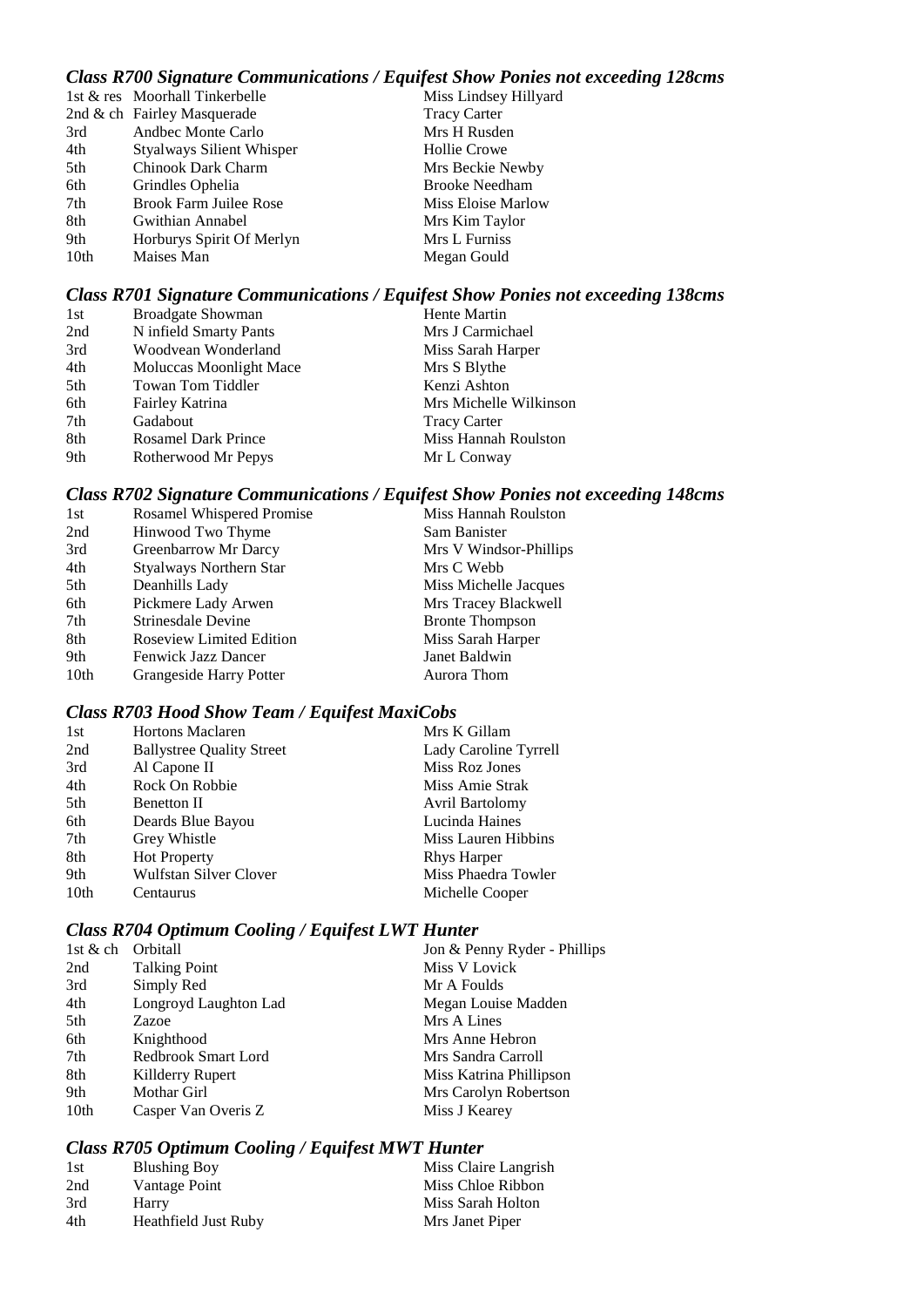### *Class R700 Signature Communications / Equifest Show Ponies not exceeding 128cms*

| | | |
|---|---|---|
| 1st & res | Moorhall Tinkerbelle | Miss Lindsey Hillyard |
| 2nd & ch | Fairley Masquerade | Tracy Carter |
| 3rd | Andbec Monte Carlo | Mrs H Rusden |
| 4th | Styalways Silient Whisper | Hollie Crowe |
| 5th | Chinook Dark Charm | Mrs Beckie Newby |
| 6th | Grindles Ophelia | Brooke Needham |
| 7th | Brook Farm Juilee Rose | Miss Eloise Marlow |
| 8th | Gwithian Annabel | Mrs Kim Taylor |
| 9th | Horburys Spirit Of Merlyn | Mrs L Furniss |
| 10th | Maises Man | Megan Gould |

### *Class R701 Signature Communications / Equifest Show Ponies not exceeding 138cms*

| | | |
|---|---|---|
| 1st | Broadgate Showman | Hente Martin |
| 2nd | N infield Smarty Pants | Mrs J Carmichael |
| 3rd | Woodvean Wonderland | Miss Sarah Harper |
| 4th | Moluccas Moonlight Mace | Mrs S Blythe |
| 5th | Towan Tom Tiddler | Kenzi Ashton |
| 6th | Fairley Katrina | Mrs Michelle Wilkinson |
| 7th | Gadabout | Tracy Carter |
| 8th | Rosamel Dark Prince | Miss Hannah Roulston |
| 9th | Rotherwood Mr Pepys | Mr L Conway |

### *Class R702 Signature Communications / Equifest Show Ponies not exceeding 148cms*

| | | |
|---|---|---|
| 1st | Rosamel Whispered Promise | Miss Hannah Roulston |
| 2nd | Hinwood Two Thyme | Sam Banister |
| 3rd | Greenbarrow Mr Darcy | Mrs V Windsor-Phillips |
| 4th | Styalways Northern Star | Mrs C Webb |
| 5th | Deanhills Lady | Miss Michelle Jacques |
| 6th | Pickmere Lady Arwen | Mrs Tracey Blackwell |
| 7th | Strinesdale Devine | Bronte Thompson |
| 8th | Roseview Limited Edition | Miss Sarah Harper |
| 9th | Fenwick Jazz Dancer | Janet Baldwin |
| 10th | Grangeside Harry Potter | Aurora Thom |

### *Class R703 Hood Show Team / Equifest MaxiCobs*

| | | |
|---|---|---|
| 1st | Hortons Maclaren | Mrs K Gillam |
| 2nd | Ballystree Quality Street | Lady Caroline Tyrrell |
| 3rd | Al Capone II | Miss Roz Jones |
| 4th | Rock On Robbie | Miss Amie Strak |
| 5th | Benetton II | Avril Bartolomy |
| 6th | Deards Blue Bayou | Lucinda Haines |
| 7th | Grey Whistle | Miss Lauren Hibbins |
| 8th | Hot Property | Rhys Harper |
| 9th | Wulfstan Silver Clover | Miss Phaedra Towler |
| 10th | Centaurus | Michelle Cooper |

### *Class R704 Optimum Cooling / Equifest LWT Hunter*

| | | |
|---|---|---|
| 1st & ch | Orbitall | Jon & Penny Ryder - Phillips |
| 2nd | Talking Point | Miss V Lovick |
| 3rd | Simply Red | Mr A Foulds |
| 4th | Longroyd Laughton Lad | Megan Louise Madden |
| 5th | Zazoe | Mrs A Lines |
| 6th | Knighthood | Mrs Anne Hebron |
| 7th | Redbrook Smart Lord | Mrs Sandra Carroll |
| 8th | Killderry Rupert | Miss Katrina Phillipson |
| 9th | Mothar Girl | Mrs Carolyn Robertson |
| 10th | Casper Van Overis Z | Miss J Kearey |

### *Class R705 Optimum Cooling / Equifest MWT Hunter*

| | | |
|---|---|---|
| 1st | Blushing Boy | Miss Claire Langrish |
| 2nd | Vantage Point | Miss Chloe Ribbon |
| 3rd | Harry | Miss Sarah Holton |
| 4th | Heathfield Just Ruby | Mrs Janet Piper |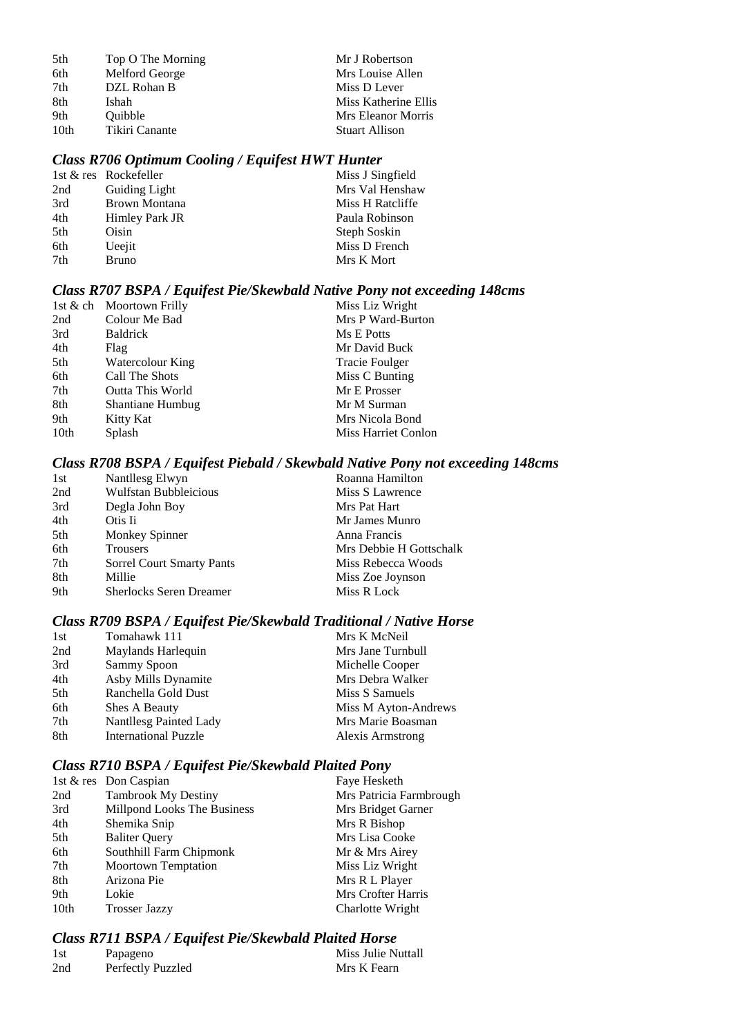| | | |
|---|---|---|
| 5th | Top O The Morning | Mr J Robertson |
| 6th | Melford George | Mrs Louise Allen |
| 7th | DZL Rohan B | Miss D Lever |
| 8th | Ishah | Miss Katherine Ellis |
| 9th | Quibble | Mrs Eleanor Morris |
| 10th | Tikiri Canante | Stuart Allison |

### *Class R706 Optimum Cooling / Equifest HWT Hunter*

| | | |
|---|---|---|
| 1st & res | Rockefeller | Miss J Singfield |
| 2nd | Guiding Light | Mrs Val Henshaw |
| 3rd | Brown Montana | Miss H Ratcliffe |
| 4th | Himley Park JR | Paula Robinson |
| 5th | Oisin | Steph Soskin |
| 6th | Ueejit | Miss D French |
| 7th | Bruno | Mrs K Mort |

### *Class R707 BSPA / Equifest Pie/Skewbald Native Pony not exceeding 148cms*

| | | |
|---|---|---|
| 1st & ch | Moortown Frilly | Miss Liz Wright |
| 2nd | Colour Me Bad | Mrs P Ward-Burton |
| 3rd | Baldrick | Ms E Potts |
| 4th | Flag | Mr David Buck |
| 5th | Watercolour King | Tracie Foulger |
| 6th | Call The Shots | Miss C Bunting |
| 7th | Outta This World | Mr E Prosser |
| 8th | Shantiane Humbug | Mr M Surman |
| 9th | Kitty Kat | Mrs Nicola Bond |
| 10th | Splash | Miss Harriet Conlon |

### *Class R708 BSPA / Equifest Piebald / Skewbald Native Pony not exceeding 148cms*

| | | |
|---|---|---|
| 1st | Nantllesg Elwyn | Roanna Hamilton |
| 2nd | Wulfstan Bubbleicious | Miss S Lawrence |
| 3rd | Degla John Boy | Mrs Pat Hart |
| 4th | Otis Ii | Mr James Munro |
| 5th | Monkey Spinner | Anna Francis |
| 6th | Trousers | Mrs Debbie H Gottschalk |
| 7th | Sorrel Court Smarty Pants | Miss Rebecca Woods |
| 8th | Millie | Miss Zoe Joynson |
| 9th | Sherlocks Seren Dreamer | Miss R Lock |

### *Class R709 BSPA / Equifest Pie/Skewbald Traditional / Native Horse*

| | | |
|---|---|---|
| 1st | Tomahawk 111 | Mrs K McNeil |
| 2nd | Maylands Harlequin | Mrs Jane Turnbull |
| 3rd | Sammy Spoon | Michelle Cooper |
| 4th | Asby Mills Dynamite | Mrs Debra Walker |
| 5th | Ranchella Gold Dust | Miss S Samuels |
| 6th | Shes A Beauty | Miss M Ayton-Andrews |
| 7th | Nantllesg Painted Lady | Mrs Marie Boasman |
| 8th | International Puzzle | Alexis Armstrong |

### *Class R710 BSPA / Equifest Pie/Skewbald Plaited Pony*

| | | |
|---|---|---|
| 1st & res | Don Caspian | Faye Hesketh |
| 2nd | Tambrook My Destiny | Mrs Patricia Farmbrough |
| 3rd | Millpond Looks The Business | Mrs Bridget Garner |
| 4th | Shemika Snip | Mrs R Bishop |
| 5th | Baliter Query | Mrs Lisa Cooke |
| 6th | Southhill Farm Chipmonk | Mr & Mrs Airey |
| 7th | Moortown Temptation | Miss Liz Wright |
| 8th | Arizona Pie | Mrs R L Player |
| 9th | Lokie | Mrs Crofter Harris |
| 10th | Trosser Jazzy | Charlotte Wright |

### *Class R711 BSPA / Equifest Pie/Skewbald Plaited Horse*

| | | |
|---|---|---|
| 1st | Papageno | Miss Julie Nuttall |
| 2nd | Perfectly Puzzled | Mrs K Fearn |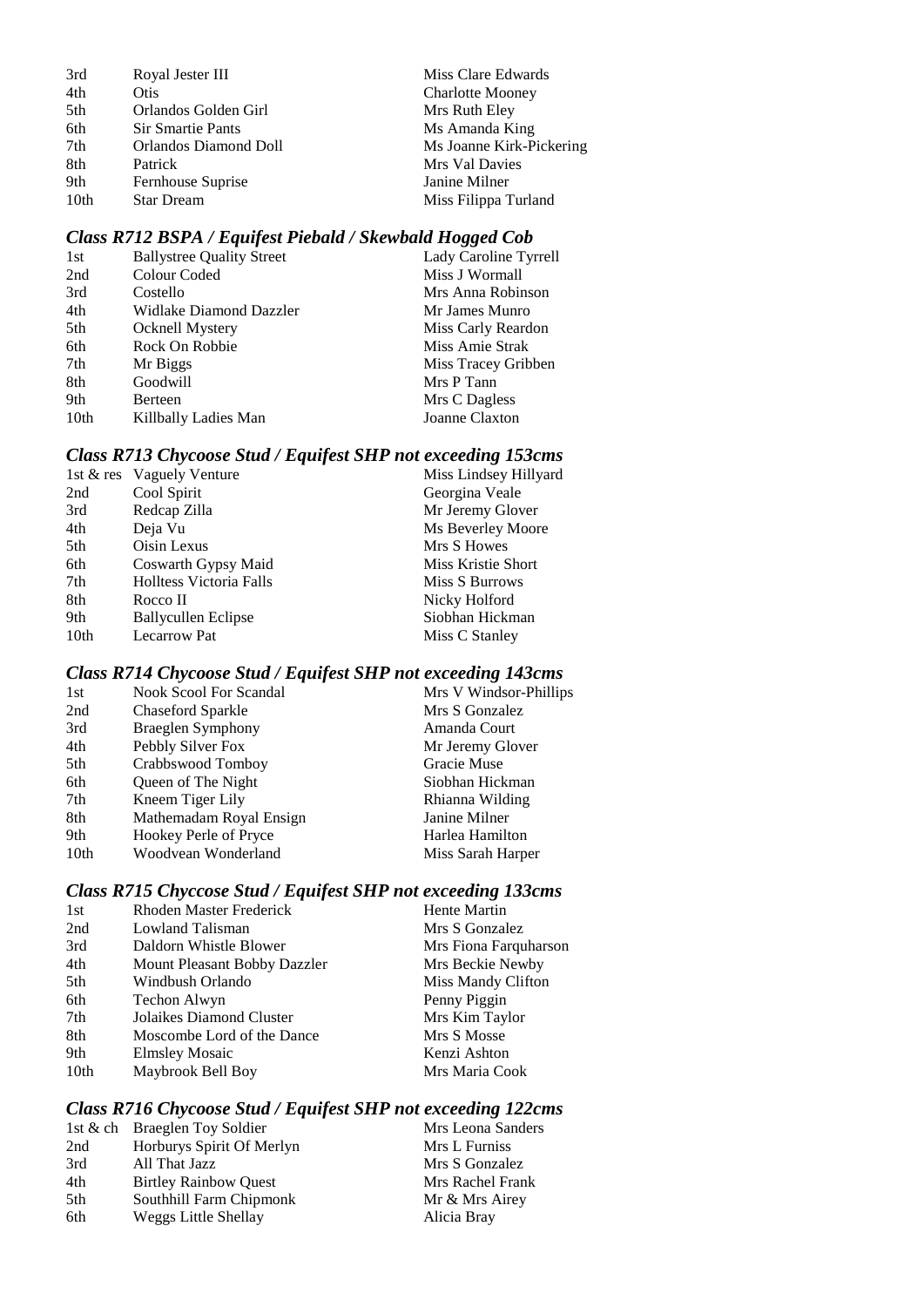| | | |
|---|---|---|
| 3rd | Royal Jester III | Miss Clare Edwards |
| 4th | Otis | Charlotte Mooney |
| 5th | Orlandos Golden Girl | Mrs Ruth Eley |
| 6th | Sir Smartie Pants | Ms Amanda King |
| 7th | Orlandos Diamond Doll | Ms Joanne Kirk-Pickering |
| 8th | Patrick | Mrs Val Davies |
| 9th | Fernhouse Suprise | Janine Milner |
| 10th | Star Dream | Miss Filippa Turland |

### *Class R712 BSPA / Equifest Piebald / Skewbald Hogged Cob*

| | | |
|---|---|---|
| 1st | Ballystree Quality Street | Lady Caroline Tyrrell |
| 2nd | Colour Coded | Miss J Wormall |
| 3rd | Costello | Mrs Anna Robinson |
| 4th | Widlake Diamond Dazzler | Mr James Munro |
| 5th | Ocknell Mystery | Miss Carly Reardon |
| 6th | Rock On Robbie | Miss Amie Strak |
| 7th | Mr Biggs | Miss Tracey Gribben |
| 8th | Goodwill | Mrs P Tann |
| 9th | Berteen | Mrs C Dagless |
| 10th | Killbally Ladies Man | Joanne Claxton |

### *Class R713 Chycoose Stud / Equifest SHP not exceeding 153cms*

| | | |
|---|---|---|
| 1st & res | Vaguely Venture | Miss Lindsey Hillyard |
| 2nd | Cool Spirit | Georgina Veale |
| 3rd | Redcap Zilla | Mr Jeremy Glover |
| 4th | Deja Vu | Ms Beverley Moore |
| 5th | Oisin Lexus | Mrs S Howes |
| 6th | Coswarth Gypsy Maid | Miss Kristie Short |
| 7th | Holltess Victoria Falls | Miss S Burrows |
| 8th | Rocco II | Nicky Holford |
| 9th | Ballycullen Eclipse | Siobhan Hickman |
| 10th | Lecarrow Pat | Miss C Stanley |

### *Class R714 Chycoose Stud / Equifest SHP not exceeding 143cms*

| | | |
|---|---|---|
| 1st | Nook Scool For Scandal | Mrs V Windsor-Phillips |
| 2nd | Chaseford Sparkle | Mrs S Gonzalez |
| 3rd | Braeglen Symphony | Amanda Court |
| 4th | Pebbly Silver Fox | Mr Jeremy Glover |
| 5th | Crabbswood Tomboy | Gracie Muse |
| 6th | Queen of The Night | Siobhan Hickman |
| 7th | Kneem Tiger Lily | Rhianna Wilding |
| 8th | Mathemadam Royal Ensign | Janine Milner |
| 9th | Hookey Perle of Pryce | Harlea Hamilton |
| 10th | Woodvean Wonderland | Miss Sarah Harper |

### *Class R715 Chyccose Stud / Equifest SHP not exceeding 133cms*

| | | |
|---|---|---|
| 1st | Rhoden Master Frederick | Hente Martin |
| 2nd | Lowland Talisman | Mrs S Gonzalez |
| 3rd | Daldorn Whistle Blower | Mrs Fiona Farquharson |
| 4th | Mount Pleasant Bobby Dazzler | Mrs Beckie Newby |
| 5th | Windbush Orlando | Miss Mandy Clifton |
| 6th | Techon Alwyn | Penny Piggin |
| 7th | Jolaikes Diamond Cluster | Mrs Kim Taylor |
| 8th | Moscombe Lord of the Dance | Mrs S Mosse |
| 9th | Elmsley Mosaic | Kenzi Ashton |
| 10th | Maybrook Bell Boy | Mrs Maria Cook |

### *Class R716 Chycoose Stud / Equifest SHP not exceeding 122cms*

| | | |
|---|---|---|
| 1st & ch | Braeglen Toy Soldier | Mrs Leona Sanders |
| 2nd | Horburys Spirit Of Merlyn | Mrs L Furniss |
| 3rd | All That Jazz | Mrs S Gonzalez |
| 4th | Birtley Rainbow Quest | Mrs Rachel Frank |
| 5th | Southhill Farm Chipmonk | Mr & Mrs Airey |
| 6th | Weggs Little Shellay | Alicia Bray |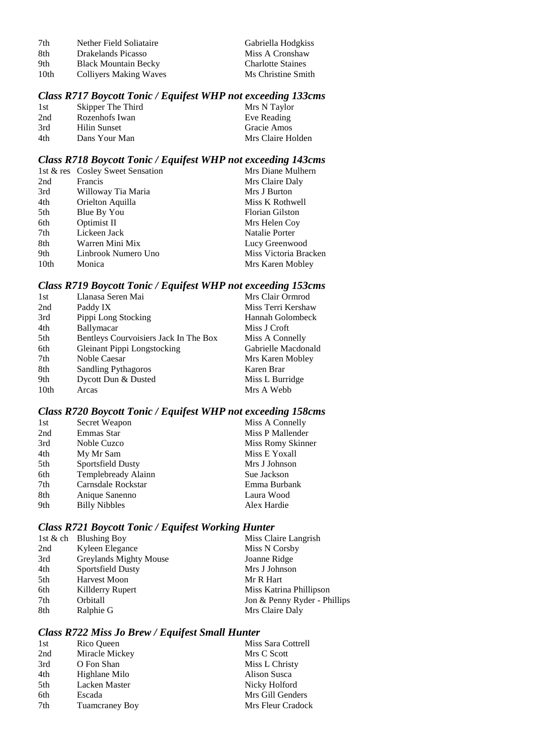| | | |
|---|---|---|
| 7th | Nether Field Soliataire | Gabriella Hodgkiss |
| 8th | Drakelands Picasso | Miss A Cronshaw |
| 9th | Black Mountain Becky | Charlotte Staines |
| 10th | Colliyers Making Waves | Ms Christine Smith |

### *Class R717 Boycott Tonic / Equifest WHP not exceeding 133cms*

| | | |
|---|---|---|
| 1st | Skipper The Third | Mrs N Taylor |
| 2nd | Rozenhofs Iwan | Eve Reading |
| 3rd | Hilin Sunset | Gracie Amos |
| 4th | Dans Your Man | Mrs Claire Holden |

### *Class R718 Boycott Tonic / Equifest WHP not exceeding 143cms*

| | | |
|---|---|---|
| 1st & res | Cosley Sweet Sensation | Mrs Diane Mulhern |
| 2nd | Francis | Mrs Claire Daly |
| 3rd | Willoway Tia Maria | Mrs J Burton |
| 4th | Orielton Aquilla | Miss K Rothwell |
| 5th | Blue By You | Florian Gilston |
| 6th | Optimist II | Mrs Helen Coy |
| 7th | Lickeen Jack | Natalie Porter |
| 8th | Warren Mini Mix | Lucy Greenwood |
| 9th | Linbrook Numero Uno | Miss Victoria Bracken |
| 10th | Monica | Mrs Karen Mobley |

### *Class R719 Boycott Tonic / Equifest WHP not exceeding 153cms*

| | | |
|---|---|---|
| 1st | Llanasa Seren Mai | Mrs Clair Ormrod |
| 2nd | Paddy IX | Miss Terri Kershaw |
| 3rd | Pippi Long Stocking | Hannah Golombeck |
| 4th | Ballymacar | Miss J Croft |
| 5th | Bentleys Courvoisiers Jack In The Box | Miss A Connelly |
| 6th | Gleinant Pippi Longstocking | Gabrielle Macdonald |
| 7th | Noble Caesar | Mrs Karen Mobley |
| 8th | Sandling Pythagoros | Karen Brar |
| 9th | Dycott Dun & Dusted | Miss L Burridge |
| 10th | Arcas | Mrs A Webb |

### *Class R720 Boycott Tonic / Equifest WHP not exceeding 158cms*

| | | |
|---|---|---|
| 1st | Secret Weapon | Miss A Connelly |
| 2nd | Emmas Star | Miss P Mallender |
| 3rd | Noble Cuzco | Miss Romy Skinner |
| 4th | My Mr Sam | Miss E Yoxall |
| 5th | Sportsfield Dusty | Mrs J Johnson |
| 6th | Templebready Alainn | Sue Jackson |
| 7th | Carnsdale Rockstar | Emma Burbank |
| 8th | Anique Sanenno | Laura Wood |
| 9th | Billy Nibbles | Alex Hardie |

### *Class R721 Boycott Tonic / Equifest Working Hunter*

| | | |
|---|---|---|
| 1st & ch | Blushing Boy | Miss Claire Langrish |
| 2nd | Kyleen Elegance | Miss N Corsby |
| 3rd | Greylands Mighty Mouse | Joanne Ridge |
| 4th | Sportsfield Dusty | Mrs J Johnson |
| 5th | Harvest Moon | Mr R Hart |
| 6th | Killderry Rupert | Miss Katrina Phillipson |
| 7th | Orbitall | Jon & Penny Ryder - Phillips |
| 8th | Ralphie G | Mrs Claire Daly |

### *Class R722 Miss Jo Brew / Equifest Small Hunter*

| | | |
|---|---|---|
| 1st | Rico Queen | Miss Sara Cottrell |
| 2nd | Miracle Mickey | Mrs C Scott |
| 3rd | O Fon Shan | Miss L Christy |
| 4th | Highlane Milo | Alison Susca |
| 5th | Lacken Master | Nicky Holford |
| 6th | Escada | Mrs Gill Genders |
| 7th | Tuamcraney Boy | Mrs Fleur Cradock |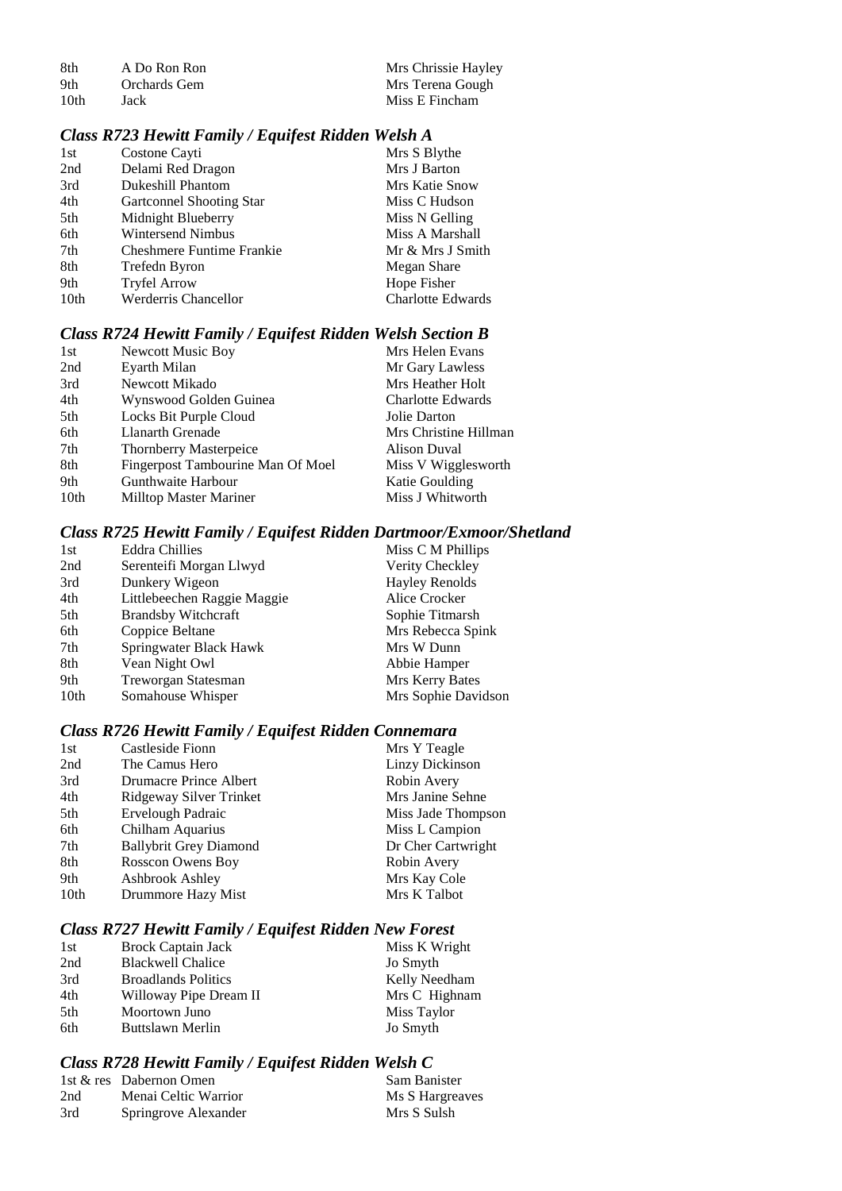| | | |
|---|---|---|
| 8th | A Do Ron Ron | Mrs Chrissie Hayley |
| 9th | Orchards Gem | Mrs Terena Gough |
| 10th | Jack | Miss E Fincham |

### *Class R723 Hewitt Family / Equifest Ridden Welsh A*

| | | |
|---|---|---|
| 1st | Costone Cayti | Mrs S Blythe |
| 2nd | Delami Red Dragon | Mrs J Barton |
| 3rd | Dukeshill Phantom | Mrs Katie Snow |
| 4th | Gartconnel Shooting Star | Miss C Hudson |
| 5th | Midnight Blueberry | Miss N Gelling |
| 6th | Wintersend Nimbus | Miss A Marshall |
| 7th | Cheshmere Funtime Frankie | Mr & Mrs J Smith |
| 8th | Trefedn Byron | Megan Share |
| 9th | Tryfel Arrow | Hope Fisher |
| 10th | Werderris Chancellor | Charlotte Edwards |

### *Class R724 Hewitt Family / Equifest Ridden Welsh Section B*

| | | |
|---|---|---|
| 1st | Newcott Music Boy | Mrs Helen Evans |
| 2nd | Eyarth Milan | Mr Gary Lawless |
| 3rd | Newcott Mikado | Mrs Heather Holt |
| 4th | Wynswood Golden Guinea | Charlotte Edwards |
| 5th | Locks Bit Purple Cloud | Jolie Darton |
| 6th | Llanarth Grenade | Mrs Christine Hillman |
| 7th | Thornberry Masterpeice | Alison Duval |
| 8th | Fingerpost Tambourine Man Of Moel | Miss V Wigglesworth |
| 9th | Gunthwaite Harbour | Katie Goulding |
| 10th | Milltop Master Mariner | Miss J Whitworth |

### *Class R725 Hewitt Family / Equifest Ridden Dartmoor/Exmoor/Shetland*

| | | |
|---|---|---|
| 1st | Eddra Chillies | Miss C M Phillips |
| 2nd | Serenteifi Morgan Llwyd | Verity Checkley |
| 3rd | Dunkery Wigeon | Hayley Renolds |
| 4th | Littlebeechen Raggie Maggie | Alice Crocker |
| 5th | Brandsby Witchcraft | Sophie Titmarsh |
| 6th | Coppice Beltane | Mrs Rebecca Spink |
| 7th | Springwater Black Hawk | Mrs W Dunn |
| 8th | Vean Night Owl | Abbie Hamper |
| 9th | Treworgan Statesman | Mrs Kerry Bates |
| 10th | Somahouse Whisper | Mrs Sophie Davidson |

### *Class R726 Hewitt Family / Equifest Ridden Connemara*

| | | |
|---|---|---|
| 1st | Castleside Fionn | Mrs Y Teagle |
| 2nd | The Camus Hero | Linzy Dickinson |
| 3rd | Drumacre Prince Albert | Robin Avery |
| 4th | Ridgeway Silver Trinket | Mrs Janine Sehne |
| 5th | Ervelough Padraic | Miss Jade Thompson |
| 6th | Chilham Aquarius | Miss L Campion |
| 7th | Ballybrit Grey Diamond | Dr Cher Cartwright |
| 8th | Rosscon Owens Boy | Robin Avery |
| 9th | Ashbrook Ashley | Mrs Kay Cole |
| 10th | Drummore Hazy Mist | Mrs K Talbot |

### *Class R727 Hewitt Family / Equifest Ridden New Forest*

| | | |
|---|---|---|
| 1st | Brock Captain Jack | Miss K Wright |
| 2nd | Blackwell Chalice | Jo Smyth |
| 3rd | Broadlands Politics | Kelly Needham |
| 4th | Willoway Pipe Dream II | Mrs C Highnam |
| 5th | Moortown Juno | Miss Taylor |
| 6th | Buttslawn Merlin | Jo Smyth |

### *Class R728 Hewitt Family / Equifest Ridden Welsh C*

| | | |
|---|---|---|
| 1st & res | Dabernon Omen | Sam Banister |
| 2nd | Menai Celtic Warrior | Ms S Hargreaves |
| 3rd | Springrove Alexander | Mrs S Sulsh |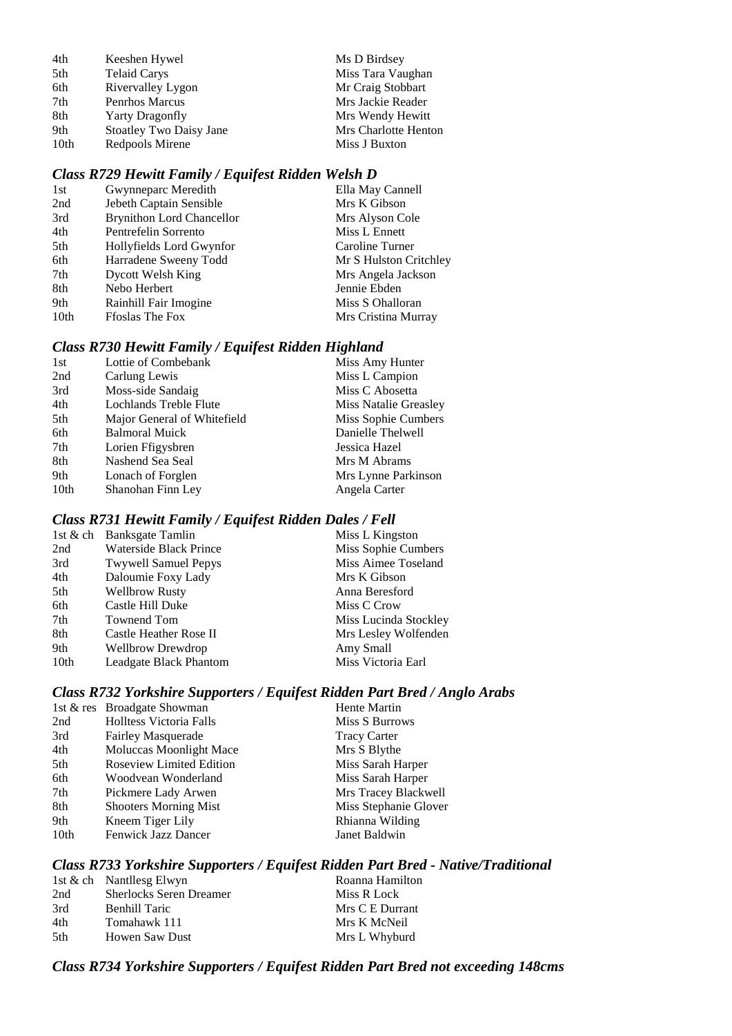| | | |
|---|---|---|
| 4th | Keeshen Hywel | Ms D Birdsey |
| 5th | Telaid Carys | Miss Tara Vaughan |
| 6th | Rivervalley Lygon | Mr Craig Stobbart |
| 7th | Penrhos Marcus | Mrs Jackie Reader |
| 8th | Yarty Dragonfly | Mrs Wendy Hewitt |
| 9th | Stoatley Two Daisy Jane | Mrs Charlotte Henton |
| 10th | Redpools Mirene | Miss J Buxton |

### *Class R729 Hewitt Family / Equifest Ridden Welsh D*

| | | |
|---|---|---|
| 1st | Gwynneparc Meredith | Ella May Cannell |
| 2nd | Jebeth Captain Sensible | Mrs K Gibson |
| 3rd | Brynithon Lord Chancellor | Mrs Alyson Cole |
| 4th | Pentrefelin Sorrento | Miss L Ennett |
| 5th | Hollyfields Lord Gwynfor | Caroline Turner |
| 6th | Harradene Sweeny Todd | Mr S Hulston Critchley |
| 7th | Dycott Welsh King | Mrs Angela Jackson |
| 8th | Nebo Herbert | Jennie Ebden |
| 9th | Rainhill Fair Imogine | Miss S Ohalloran |
| 10th | Ffoslas The Fox | Mrs Cristina Murray |

### *Class R730 Hewitt Family / Equifest Ridden Highland*

| | | |
|---|---|---|
| 1st | Lottie of Combebank | Miss Amy Hunter |
| 2nd | Carlung Lewis | Miss L Campion |
| 3rd | Moss-side Sandaig | Miss C Abosetta |
| 4th | Lochlands Treble Flute | Miss Natalie Greasley |
| 5th | Major General of Whitefield | Miss Sophie Cumbers |
| 6th | Balmoral Muick | Danielle Thelwell |
| 7th | Lorien Ffigysbren | Jessica Hazel |
| 8th | Nashend Sea Seal | Mrs M Abrams |
| 9th | Lonach of Forglen | Mrs Lynne Parkinson |
| 10th | Shanohan Finn Ley | Angela Carter |

### *Class R731 Hewitt Family / Equifest Ridden Dales / Fell*

| | | |
|---|---|---|
| 1st & ch | Banksgate Tamlin | Miss L Kingston |
| 2nd | Waterside Black Prince | Miss Sophie Cumbers |
| 3rd | Twywell Samuel Pepys | Miss Aimee Toseland |
| 4th | Daloumie Foxy Lady | Mrs K Gibson |
| 5th | Wellbrow Rusty | Anna Beresford |
| 6th | Castle Hill Duke | Miss C Crow |
| 7th | Townend Tom | Miss Lucinda Stockley |
| 8th | Castle Heather Rose II | Mrs Lesley Wolfenden |
| 9th | Wellbrow Drewdrop | Amy Small |
| 10th | Leadgate Black Phantom | Miss Victoria Earl |

### *Class R732 Yorkshire Supporters / Equifest Ridden Part Bred / Anglo Arabs*

| | | |
|---|---|---|
| 1st & res | Broadgate Showman | Hente Martin |
| 2nd | Holltess Victoria Falls | Miss S Burrows |
| 3rd | Fairley Masquerade | Tracy Carter |
| 4th | Moluccas Moonlight Mace | Mrs S Blythe |
| 5th | Roseview Limited Edition | Miss Sarah Harper |
| 6th | Woodvean Wonderland | Miss Sarah Harper |
| 7th | Pickmere Lady Arwen | Mrs Tracey Blackwell |
| 8th | Shooters Morning Mist | Miss Stephanie Glover |
| 9th | Kneem Tiger Lily | Rhianna Wilding |
| 10th | Fenwick Jazz Dancer | Janet Baldwin |

### *Class R733 Yorkshire Supporters / Equifest Ridden Part Bred - Native/Traditional*

| | | |
|---|---|---|
| 1st & ch | Nantllesg Elwyn | Roanna Hamilton |
| 2nd | Sherlocks Seren Dreamer | Miss R Lock |
| 3rd | Benhill Taric | Mrs C E Durrant |
| 4th | Tomahawk 111 | Mrs K McNeil |
| 5th | Howen Saw Dust | Mrs L Whyburd |

### *Class R734 Yorkshire Supporters / Equifest Ridden Part Bred not exceeding 148cms*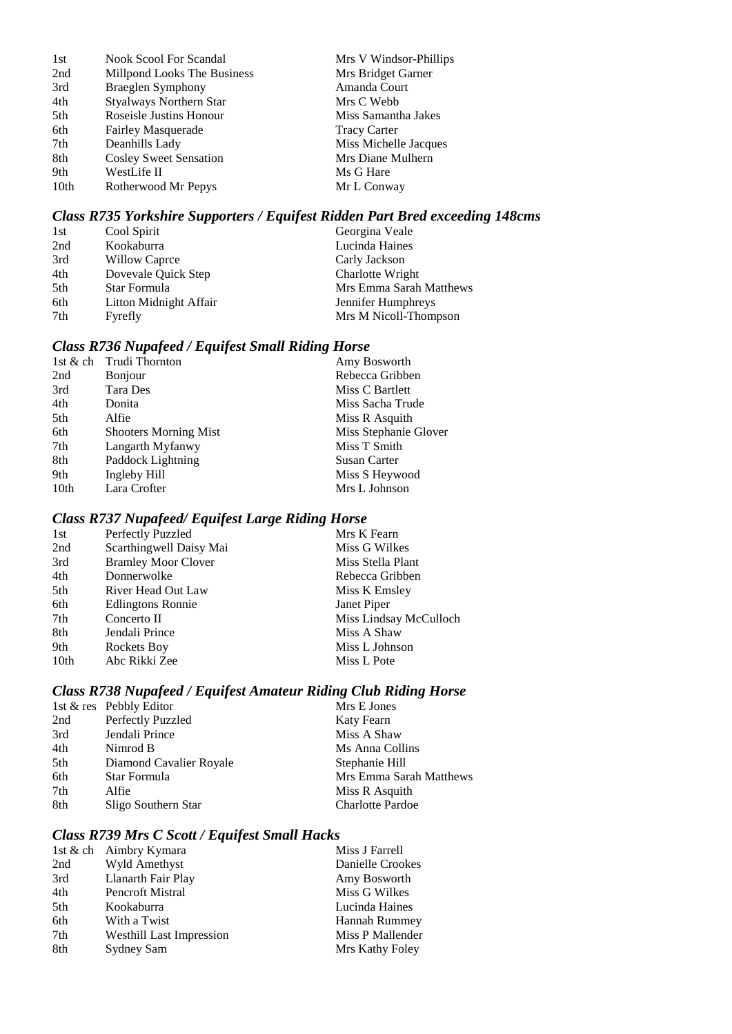| | | |
|---|---|---|
| 1st | Nook Scool For Scandal | Mrs V Windsor-Phillips |
| 2nd | Millpond Looks The Business | Mrs Bridget Garner |
| 3rd | Braeglen Symphony | Amanda Court |
| 4th | Styalways Northern Star | Mrs C Webb |
| 5th | Roseisle Justins Honour | Miss Samantha Jakes |
| 6th | Fairley Masquerade | Tracy Carter |
| 7th | Deanhills Lady | Miss Michelle Jacques |
| 8th | Cosley Sweet Sensation | Mrs Diane Mulhern |
| 9th | WestLife II | Ms G Hare |
| 10th | Rotherwood Mr Pepys | Mr L Conway |

### *Class R735 Yorkshire Supporters / Equifest Ridden Part Bred exceeding 148cms*

| | | |
|---|---|---|
| 1st | Cool Spirit | Georgina Veale |
| 2nd | Kookaburra | Lucinda Haines |
| 3rd | Willow Caprce | Carly Jackson |
| 4th | Dovevale Quick Step | Charlotte Wright |
| 5th | Star Formula | Mrs Emma Sarah Matthews |
| 6th | Litton Midnight Affair | Jennifer Humphreys |
| 7th | Fyrefly | Mrs M Nicoll-Thompson |

### *Class R736 Nupafeed / Equifest Small Riding Horse*

| | | |
|---|---|---|
| 1st & ch | Trudi Thornton | Amy Bosworth |
| 2nd | Bonjour | Rebecca Gribben |
| 3rd | Tara Des | Miss C Bartlett |
| 4th | Donita | Miss Sacha Trude |
| 5th | Alfie | Miss R Asquith |
| 6th | Shooters Morning Mist | Miss Stephanie Glover |
| 7th | Langarth Myfanwy | Miss T Smith |
| 8th | Paddock Lightning | Susan Carter |
| 9th | Ingleby Hill | Miss S Heywood |
| 10th | Lara Crofter | Mrs L Johnson |

### *Class R737 Nupafeed/ Equifest Large Riding Horse*

| | | |
|---|---|---|
| 1st | Perfectly Puzzled | Mrs K Fearn |
| 2nd | Scarthingwell Daisy Mai | Miss G Wilkes |
| 3rd | Bramley Moor Clover | Miss Stella Plant |
| 4th | Donnerwolke | Rebecca Gribben |
| 5th | River Head Out Law | Miss K Emsley |
| 6th | Edlingtons Ronnie | Janet Piper |
| 7th | Concerto II | Miss Lindsay McCulloch |
| 8th | Jendali Prince | Miss A Shaw |
| 9th | Rockets Boy | Miss L Johnson |
| 10th | Abc Rikki Zee | Miss L Pote |

### *Class R738 Nupafeed / Equifest Amateur Riding Club Riding Horse*

| | | |
|---|---|---|
| 1st & res | Pebbly Editor | Mrs E Jones |
| 2nd | Perfectly Puzzled | Katy Fearn |
| 3rd | Jendali Prince | Miss A Shaw |
| 4th | Nimrod B | Ms Anna Collins |
| 5th | Diamond Cavalier Royale | Stephanie Hill |
| 6th | Star Formula | Mrs Emma Sarah Matthews |
| 7th | Alfie | Miss R Asquith |
| 8th | Sligo Southern Star | Charlotte Pardoe |

### *Class R739 Mrs C Scott / Equifest Small Hacks*

| | | |
|---|---|---|
| 1st & ch | Aimbry Kymara | Miss J Farrell |
| 2nd | Wyld Amethyst | Danielle Crookes |
| 3rd | Llanarth Fair Play | Amy Bosworth |
| 4th | Pencroft Mistral | Miss G Wilkes |
| 5th | Kookaburra | Lucinda Haines |
| 6th | With a Twist | Hannah Rummey |
| 7th | Westhill Last Impression | Miss P Mallender |
| 8th | Sydney Sam | Mrs Kathy Foley |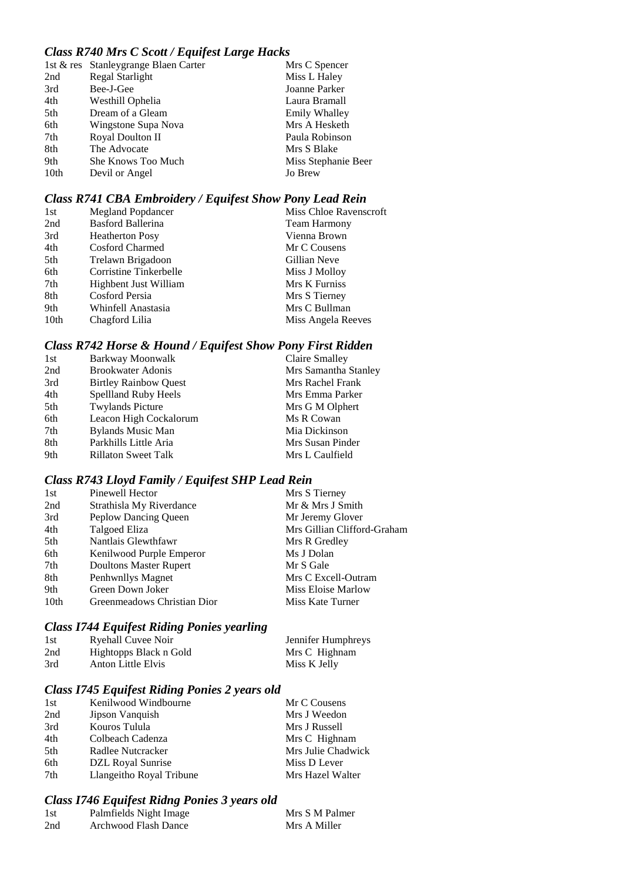### *Class R740 Mrs C Scott / Equifest Large Hacks*

| | | |
|---|---|---|
| 1st & res | Stanleygrange Blaen Carter | Mrs C Spencer |
| 2nd | Regal Starlight | Miss L Haley |
| 3rd | Bee-J-Gee | Joanne Parker |
| 4th | Westhill Ophelia | Laura Bramall |
| 5th | Dream of a Gleam | Emily Whalley |
| 6th | Wingstone Supa Nova | Mrs A Hesketh |
| 7th | Royal Doulton II | Paula Robinson |
| 8th | The Advocate | Mrs S Blake |
| 9th | She Knows Too Much | Miss Stephanie Beer |
| 10th | Devil or Angel | Jo Brew |

### *Class R741 CBA Embroidery / Equifest Show Pony Lead Rein*

| | | |
|---|---|---|
| 1st | Megland Popdancer | Miss Chloe Ravenscroft |
| 2nd | Basford Ballerina | Team Harmony |
| 3rd | Heatherton Posy | Vienna Brown |
| 4th | Cosford Charmed | Mr C Cousens |
| 5th | Trelawn Brigadoon | Gillian Neve |
| 6th | Corristine Tinkerbelle | Miss J Molloy |
| 7th | Highbent Just William | Mrs K Furniss |
| 8th | Cosford Persia | Mrs S Tierney |
| 9th | Whinfell Anastasia | Mrs C Bullman |
| 10th | Chagford Lilia | Miss Angela Reeves |

### *Class R742 Horse & Hound / Equifest Show Pony First Ridden*

| | | |
|---|---|---|
| 1st | Barkway Moonwalk | Claire Smalley |
| 2nd | Brookwater Adonis | Mrs Samantha Stanley |
| 3rd | Birtley Rainbow Quest | Mrs Rachel Frank |
| 4th | Spellland Ruby Heels | Mrs Emma Parker |
| 5th | Twylands Picture | Mrs G M Olphert |
| 6th | Leacon High Cockalorum | Ms R Cowan |
| 7th | Bylands Music Man | Mia Dickinson |
| 8th | Parkhills Little Aria | Mrs Susan Pinder |
| 9th | Rillaton Sweet Talk | Mrs L Caulfield |

### *Class R743 Lloyd Family / Equifest SHP Lead Rein*

| | | |
|---|---|---|
| 1st | Pinewell Hector | Mrs S Tierney |
| 2nd | Strathisla My Riverdance | Mr & Mrs J Smith |
| 3rd | Peplow Dancing Queen | Mr Jeremy Glover |
| 4th | Talgoed Eliza | Mrs Gillian Clifford-Graham |
| 5th | Nantlais Glewthfawr | Mrs R Gredley |
| 6th | Kenilwood Purple Emperor | Ms J Dolan |
| 7th | Doultons Master Rupert | Mr S Gale |
| 8th | Penhwnllys Magnet | Mrs C Excell-Outram |
| 9th | Green Down Joker | Miss Eloise Marlow |
| 10th | Greenmeadows Christian Dior | Miss Kate Turner |

### *Class I744 Equifest Riding Ponies yearling*

| | | |
|---|---|---|
| 1st | Ryehall Cuvee Noir | Jennifer Humphreys |
| 2nd | Hightopps Black n Gold | Mrs C Highnam |
| 3rd | Anton Little Elvis | Miss K Jelly |

### *Class I745 Equifest Riding Ponies 2 years old*

| | | |
|---|---|---|
| 1st | Kenilwood Windbourne | Mr C Cousens |
| 2nd | Jipson Vanquish | Mrs J Weedon |
| 3rd | Kouros Tulula | Mrs J Russell |
| 4th | Colbeach Cadenza | Mrs C Highnam |
| 5th | Radlee Nutcracker | Mrs Julie Chadwick |
| 6th | DZL Royal Sunrise | Miss D Lever |
| 7th | Llangeitho Royal Tribune | Mrs Hazel Walter |

### *Class I746 Equifest Ridng Ponies 3 years old*

| | | |
|---|---|---|
| 1st | Palmfields Night Image | Mrs S M Palmer |
| 2nd | Archwood Flash Dance | Mrs A Miller |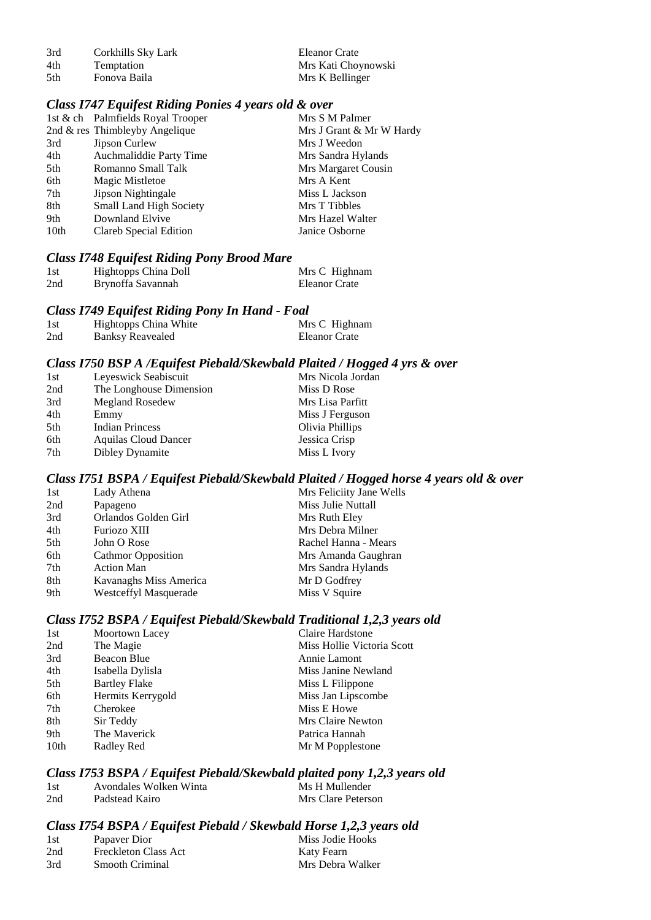| | | |
|---|---|---|
| 3rd | Corkhills Sky Lark | Eleanor Crate |
| 4th | Temptation | Mrs Kati Choynowski |
| 5th | Fonova Baila | Mrs K Bellinger |

### *Class I747 Equifest Riding Ponies 4 years old & over*

| | | |
|---|---|---|
| 1st & ch | Palmfields Royal Trooper | Mrs S M Palmer |
| 2nd & res | Thimbleyby Angelique | Mrs J Grant & Mr W Hardy |
| 3rd | Jipson Curlew | Mrs J Weedon |
| 4th | Auchmaliddie Party Time | Mrs Sandra Hylands |
| 5th | Romanno Small Talk | Mrs Margaret Cousin |
| 6th | Magic Mistletoe | Mrs A Kent |
| 7th | Jipson Nightingale | Miss L Jackson |
| 8th | Small Land High Society | Mrs T Tibbles |
| 9th | Downland Elvive | Mrs Hazel Walter |
| 10th | Clareb Special Edition | Janice Osborne |

### *Class I748 Equifest Riding Pony Brood Mare*

| | | |
|---|---|---|
| 1st | Hightopps China Doll | Mrs C Highnam |
| 2nd | Brynoffa Savannah | Eleanor Crate |

### *Class I749 Equifest Riding Pony In Hand - Foal*

| | | |
|---|---|---|
| 1st | Hightopps China White | Mrs C Highnam |
| 2nd | Banksy Reavealed | Eleanor Crate |

### *Class I750 BSP A /Equifest Piebald/Skewbald Plaited / Hogged 4 yrs & over*

| | | |
|---|---|---|
| 1st | Leyeswick Seabiscuit | Mrs Nicola Jordan |
| 2nd | The Longhouse Dimension | Miss D Rose |
| 3rd | Megland Rosedew | Mrs Lisa Parfitt |
| 4th | Emmy | Miss J Ferguson |
| 5th | Indian Princess | Olivia Phillips |
| 6th | Aquilas Cloud Dancer | Jessica Crisp |
| 7th | Dibley Dynamite | Miss L Ivory |

### *Class I751 BSPA / Equifest Piebald/Skewbald Plaited / Hogged horse 4 years old & over*

| | | |
|---|---|---|
| 1st | Lady Athena | Mrs Felicity Jane Wells |
| 2nd | Papageno | Miss Julie Nuttall |
| 3rd | Orlandos Golden Girl | Mrs Ruth Eley |
| 4th | Furiozo XIII | Mrs Debra Milner |
| 5th | John O Rose | Rachel Hanna - Mears |
| 6th | Cathmor Opposition | Mrs Amanda Gaughran |
| 7th | Action Man | Mrs Sandra Hylands |
| 8th | Kavanaghs Miss America | Mr D Godfrey |
| 9th | Westceffyl Masquerade | Miss V Squire |

### *Class I752 BSPA / Equifest Piebald/Skewbald Traditional 1,2,3 years old*

| | | |
|---|---|---|
| 1st | Moortown Lacey | Claire Hardstone |
| 2nd | The Magie | Miss Hollie Victoria Scott |
| 3rd | Beacon Blue | Annie Lamont |
| 4th | Isabella Dylisla | Miss Janine Newland |
| 5th | Bartley Flake | Miss L Filippone |
| 6th | Hermits Kerrygold | Miss Jan Lipscombe |
| 7th | Cherokee | Miss E Howe |
| 8th | Sir Teddy | Mrs Claire Newton |
| 9th | The Maverick | Patrica Hannah |
| 10th | Radley Red | Mr M Popplestone |

### *Class I753 BSPA / Equifest Piebald/Skewbald plaited pony 1,2,3 years old*

| | | |
|---|---|---|
| 1st | Avondales Wolken Winta | Ms H Mullender |
| 2nd | Padstead Kairo | Mrs Clare Peterson |

### *Class I754 BSPA / Equifest Piebald / Skewbald Horse 1,2,3 years old*

| | | |
|---|---|---|
| 1st | Papaver Dior | Miss Jodie Hooks |
| 2nd | Freckleton Class Act | Katy Fearn |
| 3rd | Smooth Criminal | Mrs Debra Walker |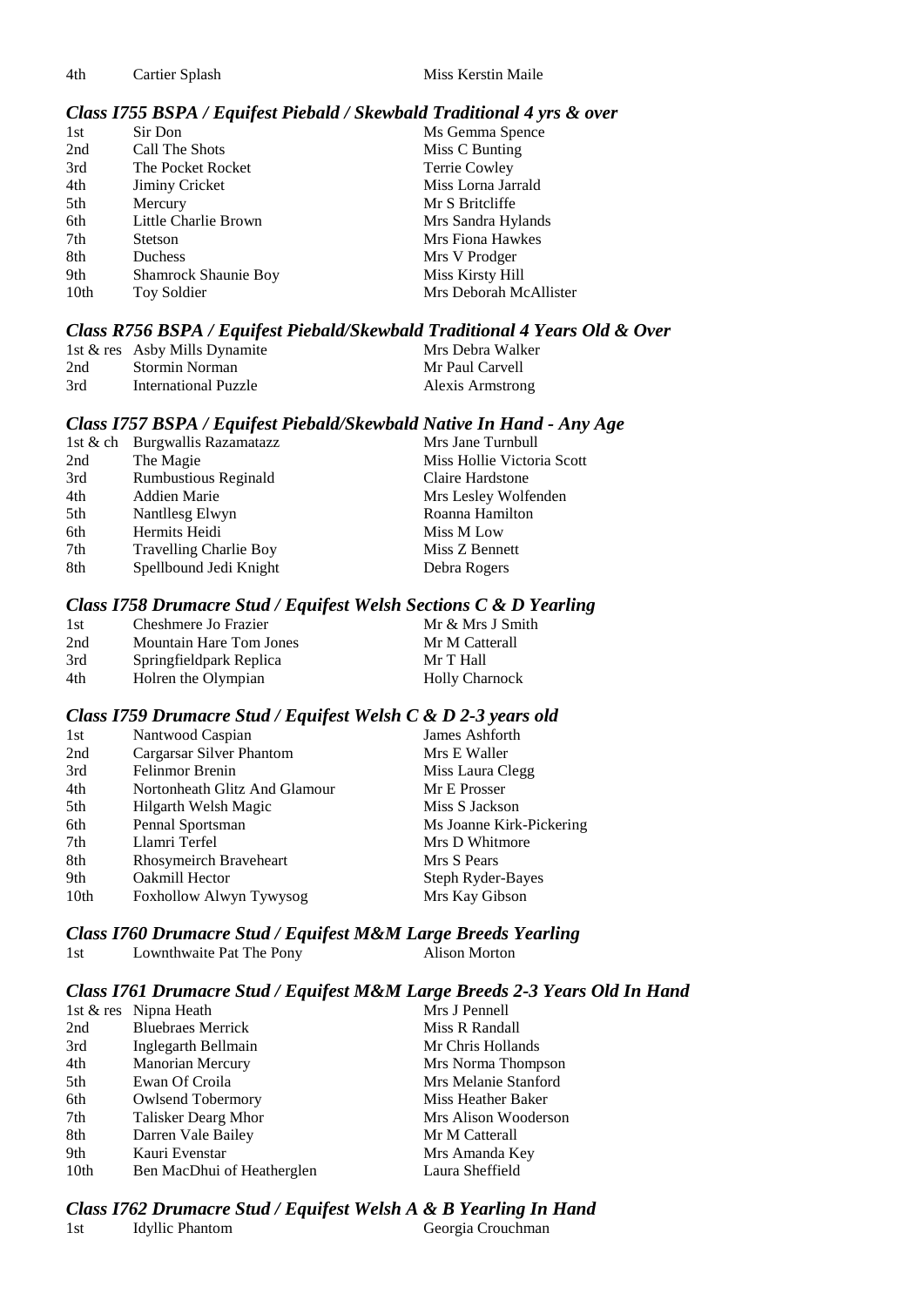| | | |
|---|---|---|
| 4th | Cartier Splash | Miss Kerstin Maile |

### *Class I755 BSPA / Equifest Piebald / Skewbald Traditional 4 yrs & over*

| | | |
|---|---|---|
| 1st | Sir Don | Ms Gemma Spence |
| 2nd | Call The Shots | Miss C Bunting |
| 3rd | The Pocket Rocket | Terrie Cowley |
| 4th | Jiminy Cricket | Miss Lorna Jarrald |
| 5th | Mercury | Mr S Britcliffe |
| 6th | Little Charlie Brown | Mrs Sandra Hylands |
| 7th | Stetson | Mrs Fiona Hawkes |
| 8th | Duchess | Mrs V Prodger |
| 9th | Shamrock Shaunie Boy | Miss Kirsty Hill |
| 10th | Toy Soldier | Mrs Deborah McAllister |

### *Class R756 BSPA / Equifest Piebald/Skewbald Traditional 4 Years Old & Over*

| | | |
|---|---|---|
| 1st & res | Asby Mills Dynamite | Mrs Debra Walker |
| 2nd | Stormin Norman | Mr Paul Carvell |
| 3rd | International Puzzle | Alexis Armstrong |

### *Class I757 BSPA / Equifest Piebald/Skewbald Native In Hand - Any Age*

| | | |
|---|---|---|
| 1st & ch | Burgwallis Razamatazz | Mrs Jane Turnbull |
| 2nd | The Magie | Miss Hollie Victoria Scott |
| 3rd | Rumbustious Reginald | Claire Hardstone |
| 4th | Addien Marie | Mrs Lesley Wolfenden |
| 5th | Nantllesg Elwyn | Roanna Hamilton |
| 6th | Hermits Heidi | Miss M Low |
| 7th | Travelling Charlie Boy | Miss Z Bennett |
| 8th | Spellbound Jedi Knight | Debra Rogers |

### *Class I758 Drumacre Stud / Equifest Welsh Sections C & D Yearling*

| | | |
|---|---|---|
| 1st | Cheshmere Jo Frazier | Mr & Mrs J Smith |
| 2nd | Mountain Hare Tom Jones | Mr M Catterall |
| 3rd | Springfieldpark Replica | Mr T Hall |
| 4th | Holren the Olympian | Holly Charnock |

### *Class I759 Drumacre Stud / Equifest Welsh C & D 2-3 years old*

| | | |
|---|---|---|
| 1st | Nantwood Caspian | James Ashforth |
| 2nd | Cargarsar Silver Phantom | Mrs E Waller |
| 3rd | Felinmor Brenin | Miss Laura Clegg |
| 4th | Nortonheath Glitz And Glamour | Mr E Prosser |
| 5th | Hilgarth Welsh Magic | Miss S Jackson |
| 6th | Pennal Sportsman | Ms Joanne Kirk-Pickering |
| 7th | Llamri Terfel | Mrs D Whitmore |
| 8th | Rhosymeirch Braveheart | Mrs S Pears |
| 9th | Oakmill Hector | Steph Ryder-Bayes |
| 10th | Foxhollow Alwyn Tywysog | Mrs Kay Gibson |

### *Class I760 Drumacre Stud / Equifest M&M Large Breeds Yearling*

| | | |
|---|---|---|
| 1st | Lownthwaite Pat The Pony | Alison Morton |

### *Class I761 Drumacre Stud / Equifest M&M Large Breeds 2-3 Years Old In Hand*

| | | |
|---|---|---|
| 1st & res | Nipna Heath | Mrs J Pennell |
| 2nd | Bluebraes Merrick | Miss R Randall |
| 3rd | Inglegarth Bellmain | Mr Chris Hollands |
| 4th | Manorian Mercury | Mrs Norma Thompson |
| 5th | Ewan Of Croila | Mrs Melanie Stanford |
| 6th | Owlsend Tobermory | Miss Heather Baker |
| 7th | Talisker Dearg Mhor | Mrs Alison Wooderson |
| 8th | Darren Vale Bailey | Mr M Catterall |
| 9th | Kauri Evenstar | Mrs Amanda Key |
| 10th | Ben MacDhui of Heatherglen | Laura Sheffield |

### *Class I762 Drumacre Stud / Equifest Welsh A & B Yearling In Hand*

| | | |
|---|---|---|
| 1st | Idyllic Phantom | Georgia Crouchman |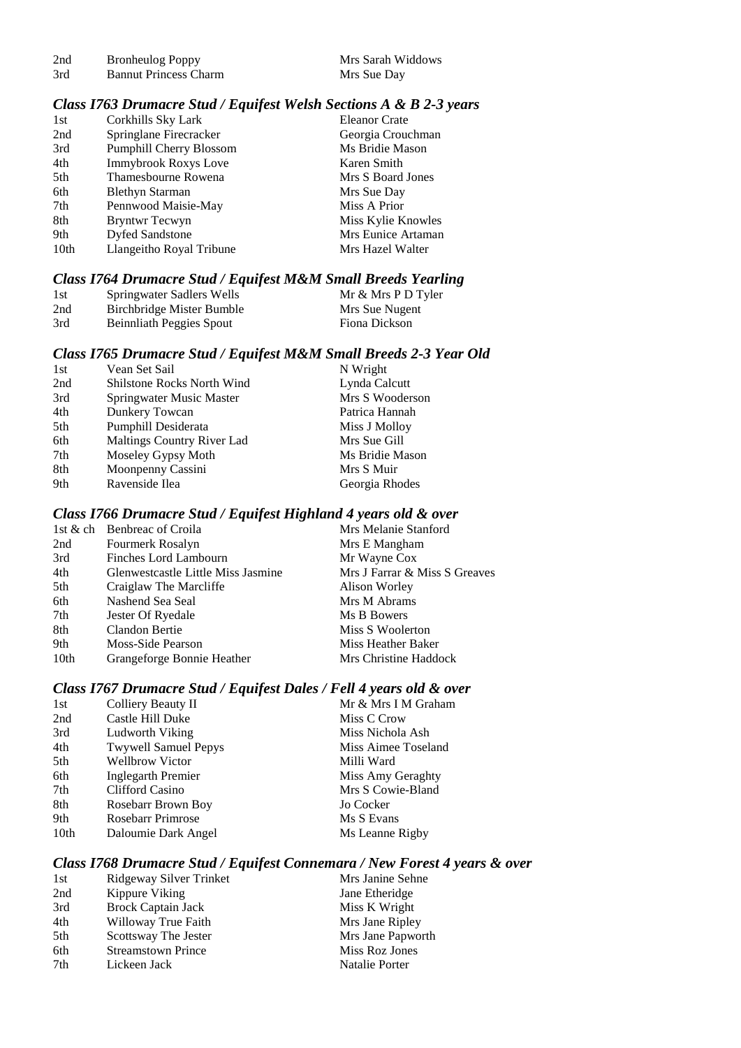| | | |
|---|---|---|
| 2nd | Bronheulog Poppy | Mrs Sarah Widdows |
| 3rd | Bannut Princess Charm | Mrs Sue Day |

### *Class I763 Drumacre Stud / Equifest Welsh Sections A & B 2-3 years*

| | | |
|---|---|---|
| 1st | Corkhills Sky Lark | Eleanor Crate |
| 2nd | Springlane Firecracker | Georgia Crouchman |
| 3rd | Pumphill Cherry Blossom | Ms Bridie Mason |
| 4th | Immybrook Roxys Love | Karen Smith |
| 5th | Thamesbourne Rowena | Mrs S Board Jones |
| 6th | Blethyn Starman | Mrs Sue Day |
| 7th | Pennwood Maisie-May | Miss A Prior |
| 8th | Bryntwr Tecwyn | Miss Kylie Knowles |
| 9th | Dyfed Sandstone | Mrs Eunice Artaman |
| 10th | Llangeitho Royal Tribune | Mrs Hazel Walter |

### *Class I764 Drumacre Stud / Equifest M&M Small Breeds Yearling*

| | | |
|---|---|---|
| 1st | Springwater Sadlers Wells | Mr & Mrs P D Tyler |
| 2nd | Birchbridge Mister Bumble | Mrs Sue Nugent |
| 3rd | Beinnliath Peggies Spout | Fiona Dickson |

### *Class I765 Drumacre Stud / Equifest M&M Small Breeds 2-3 Year Old*

| | | |
|---|---|---|
| 1st | Vean Set Sail | N Wright |
| 2nd | Shilstone Rocks North Wind | Lynda Calcutt |
| 3rd | Springwater Music Master | Mrs S Wooderson |
| 4th | Dunkery Towcan | Patrica Hannah |
| 5th | Pumphill Desiderata | Miss J Molloy |
| 6th | Maltings Country River Lad | Mrs Sue Gill |
| 7th | Moseley Gypsy Moth | Ms Bridie Mason |
| 8th | Moonpenny Cassini | Mrs S Muir |
| 9th | Ravenside Ilea | Georgia Rhodes |

### *Class I766 Drumacre Stud / Equifest Highland 4 years old & over*

| | | |
|---|---|---|
| 1st & ch | Benbreac of Croila | Mrs Melanie Stanford |
| 2nd | Fourmerk Rosalyn | Mrs E Mangham |
| 3rd | Finches Lord Lambourn | Mr Wayne Cox |
| 4th | Glenwestcastle Little Miss Jasmine | Mrs J Farrar & Miss S Greaves |
| 5th | Craiglaw The Marcliffe | Alison Worley |
| 6th | Nashend Sea Seal | Mrs M Abrams |
| 7th | Jester Of Ryedale | Ms B Bowers |
| 8th | Clandon Bertie | Miss S Woolerton |
| 9th | Moss-Side Pearson | Miss Heather Baker |
| 10th | Grangeforge Bonnie Heather | Mrs Christine Haddock |

### *Class I767 Drumacre Stud / Equifest Dales / Fell 4 years old & over*

| | | |
|---|---|---|
| 1st | Colliery Beauty II | Mr & Mrs I M Graham |
| 2nd | Castle Hill Duke | Miss C Crow |
| 3rd | Ludworth Viking | Miss Nichola Ash |
| 4th | Twywell Samuel Pepys | Miss Aimee Toseland |
| 5th | Wellbrow Victor | Milli Ward |
| 6th | Inglegarth Premier | Miss Amy Geraghty |
| 7th | Clifford Casino | Mrs S Cowie-Bland |
| 8th | Rosebarr Brown Boy | Jo Cocker |
| 9th | Rosebarr Primrose | Ms S Evans |
| 10th | Daloumie Dark Angel | Ms Leanne Rigby |

### *Class I768 Drumacre Stud / Equifest Connemara / New Forest 4 years & over*

| | | |
|---|---|---|
| 1st | Ridgeway Silver Trinket | Mrs Janine Sehne |
| 2nd | Kippure Viking | Jane Etheridge |
| 3rd | Brock Captain Jack | Miss K Wright |
| 4th | Willoway True Faith | Mrs Jane Ripley |
| 5th | Scottsway The Jester | Mrs Jane Papworth |
| 6th | Streamstown Prince | Miss Roz Jones |
| 7th | Lickeen Jack | Natalie Porter |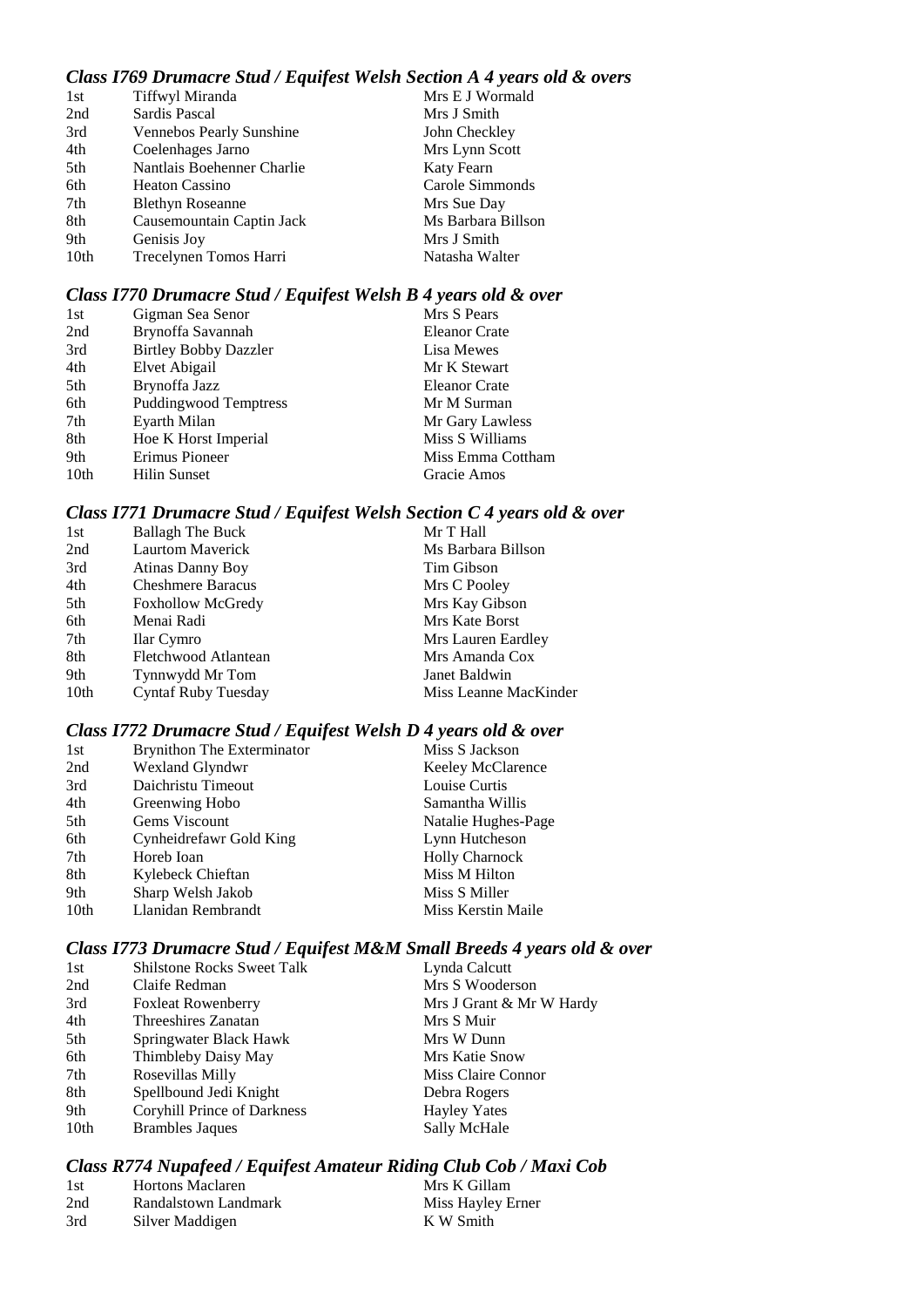### *Class I769 Drumacre Stud / Equifest Welsh Section A 4 years old & overs*

| | | |
|---|---|---|
| 1st | Tiffwyl Miranda | Mrs E J Wormald |
| 2nd | Sardis Pascal | Mrs J Smith |
| 3rd | Vennebos Pearly Sunshine | John Checkley |
| 4th | Coelenhages Jarno | Mrs Lynn Scott |
| 5th | Nantlais Boehenner Charlie | Katy Fearn |
| 6th | Heaton Cassino | Carole Simmonds |
| 7th | Blethyn Roseanne | Mrs Sue Day |
| 8th | Causemountain Captin Jack | Ms Barbara Billson |
| 9th | Genisis Joy | Mrs J Smith |
| 10th | Trecelynen Tomos Harri | Natasha Walter |

### *Class I770 Drumacre Stud / Equifest Welsh B 4 years old & over*

| | | |
|---|---|---|
| 1st | Gigman Sea Senor | Mrs S Pears |
| 2nd | Brynoffa Savannah | Eleanor Crate |
| 3rd | Birtley Bobby Dazzler | Lisa Mewes |
| 4th | Elvet Abigail | Mr K Stewart |
| 5th | Brynoffa Jazz | Eleanor Crate |
| 6th | Puddingwood Temptress | Mr M Surman |
| 7th | Eyarth Milan | Mr Gary Lawless |
| 8th | Hoe K Horst Imperial | Miss S Williams |
| 9th | Erimus Pioneer | Miss Emma Cottham |
| 10th | Hilin Sunset | Gracie Amos |

### *Class I771 Drumacre Stud / Equifest Welsh Section C 4 years old & over*

| | | |
|---|---|---|
| 1st | Ballagh The Buck | Mr T Hall |
| 2nd | Laurtom Maverick | Ms Barbara Billson |
| 3rd | Atinas Danny Boy | Tim Gibson |
| 4th | Cheshmere Baracus | Mrs C Pooley |
| 5th | Foxhollow McGredy | Mrs Kay Gibson |
| 6th | Menai Radi | Mrs Kate Borst |
| 7th | Ilar Cymro | Mrs Lauren Eardley |
| 8th | Fletchwood Atlantean | Mrs Amanda Cox |
| 9th | Tynnwydd Mr Tom | Janet Baldwin |
| 10th | Cyntaf Ruby Tuesday | Miss Leanne MacKinder |

### *Class I772 Drumacre Stud / Equifest Welsh D 4 years old & over*

| | | |
|---|---|---|
| 1st | Brynithon The Exterminator | Miss S Jackson |
| 2nd | Wexland Glyndwr | Keeley McClarence |
| 3rd | Daichristu Timeout | Louise Curtis |
| 4th | Greenwing Hobo | Samantha Willis |
| 5th | Gems Viscount | Natalie Hughes-Page |
| 6th | Cynheidrefawr Gold King | Lynn Hutcheson |
| 7th | Horeb Ioan | Holly Charnock |
| 8th | Kylebeck Chieftan | Miss M Hilton |
| 9th | Sharp Welsh Jakob | Miss S Miller |
| 10th | Llanidan Rembrandt | Miss Kerstin Maile |

### *Class I773 Drumacre Stud / Equifest M&M Small Breeds 4 years old & over*

| | | |
|---|---|---|
| 1st | Shilstone Rocks Sweet Talk | Lynda Calcutt |
| 2nd | Claife Redman | Mrs S Wooderson |
| 3rd | Foxleat Rowenberry | Mrs J Grant & Mr W Hardy |
| 4th | Threeshires Zanatan | Mrs S Muir |
| 5th | Springwater Black Hawk | Mrs W Dunn |
| 6th | Thimbleby Daisy May | Mrs Katie Snow |
| 7th | Rosevillas Milly | Miss Claire Connor |
| 8th | Spellbound Jedi Knight | Debra Rogers |
| 9th | Coryhill Prince of Darkness | Hayley Yates |
| 10th | Brambles Jaques | Sally McHale |

### *Class R774 Nupafeed / Equifest Amateur Riding Club Cob / Maxi Cob*

| | | |
|---|---|---|
| 1st | Hortons Maclaren | Mrs K Gillam |
| 2nd | Randalstown Landmark | Miss Hayley Erner |
| 3rd | Silver Maddigen | K W Smith |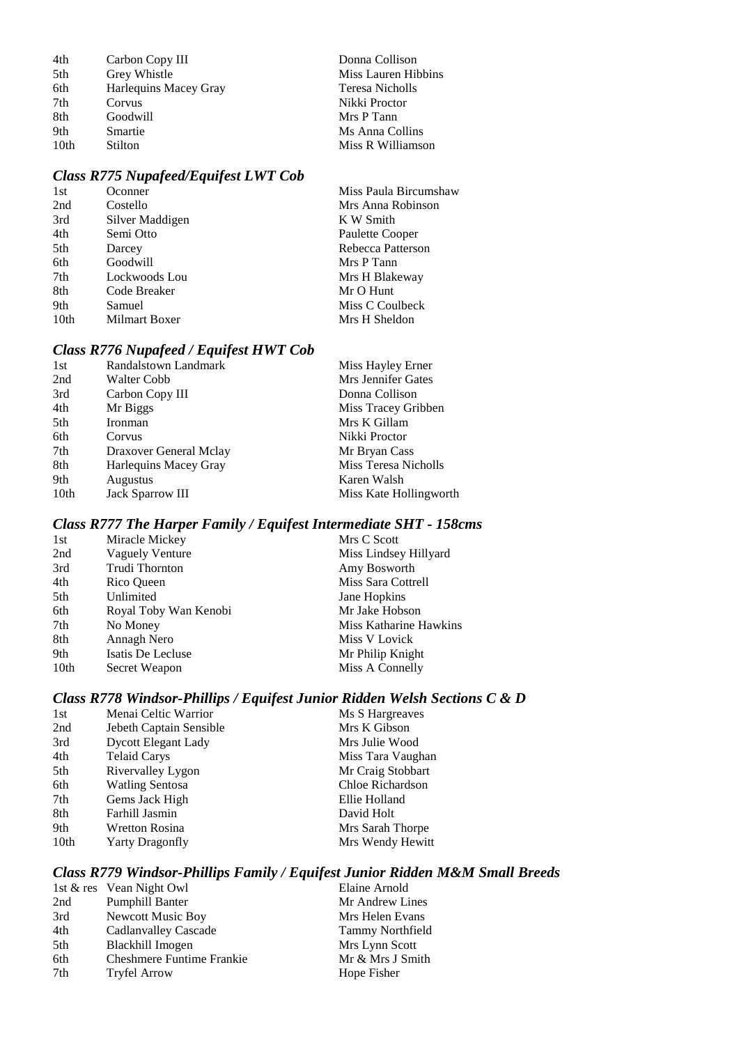| | | |
|---|---|---|
| 4th | Carbon Copy III | Donna Collison |
| 5th | Grey Whistle | Miss Lauren Hibbins |
| 6th | Harlequins Macey Gray | Teresa Nicholls |
| 7th | Corvus | Nikki Proctor |
| 8th | Goodwill | Mrs P Tann |
| 9th | Smartie | Ms Anna Collins |
| 10th | Stilton | Miss R Williamson |

### *Class R775 Nupafeed/Equifest LWT Cob*

| | | |
|---|---|---|
| 1st | Oconner | Miss Paula Bircumshaw |
| 2nd | Costello | Mrs Anna Robinson |
| 3rd | Silver Maddigen | K W Smith |
| 4th | Semi Otto | Paulette Cooper |
| 5th | Darcey | Rebecca Patterson |
| 6th | Goodwill | Mrs P Tann |
| 7th | Lockwoods Lou | Mrs H Blakeway |
| 8th | Code Breaker | Mr O Hunt |
| 9th | Samuel | Miss C Coulbeck |
| 10th | Milmart Boxer | Mrs H Sheldon |

### *Class R776 Nupafeed / Equifest HWT Cob*

| | | |
|---|---|---|
| 1st | Randalstown Landmark | Miss Hayley Erner |
| 2nd | Walter Cobb | Mrs Jennifer Gates |
| 3rd | Carbon Copy III | Donna Collison |
| 4th | Mr Biggs | Miss Tracey Gribben |
| 5th | Ironman | Mrs K Gillam |
| 6th | Corvus | Nikki Proctor |
| 7th | Draxover General Mclay | Mr Bryan Cass |
| 8th | Harlequins Macey Gray | Miss Teresa Nicholls |
| 9th | Augustus | Karen Walsh |
| 10th | Jack Sparrow III | Miss Kate Hollingworth |

### *Class R777 The Harper Family / Equifest Intermediate SHT - 158cms*

| | | |
|---|---|---|
| 1st | Miracle Mickey | Mrs C Scott |
| 2nd | Vaguely Venture | Miss Lindsey Hillyard |
| 3rd | Trudi Thornton | Amy Bosworth |
| 4th | Rico Queen | Miss Sara Cottrell |
| 5th | Unlimited | Jane Hopkins |
| 6th | Royal Toby Wan Kenobi | Mr Jake Hobson |
| 7th | No Money | Miss Katharine Hawkins |
| 8th | Annagh Nero | Miss V Lovick |
| 9th | Isatis De Lecluse | Mr Philip Knight |
| 10th | Secret Weapon | Miss A Connelly |

### *Class R778 Windsor-Phillips / Equifest Junior Ridden Welsh Sections C & D*

| | | |
|---|---|---|
| 1st | Menai Celtic Warrior | Ms S Hargreaves |
| 2nd | Jebeth Captain Sensible | Mrs K Gibson |
| 3rd | Dycott Elegant Lady | Mrs Julie Wood |
| 4th | Telaid Carys | Miss Tara Vaughan |
| 5th | Rivervalley Lygon | Mr Craig Stobbart |
| 6th | Watling Sentosa | Chloe Richardson |
| 7th | Gems Jack High | Ellie Holland |
| 8th | Farhill Jasmin | David Holt |
| 9th | Wretton Rosina | Mrs Sarah Thorpe |
| 10th | Yarty Dragonfly | Mrs Wendy Hewitt |

### *Class R779 Windsor-Phillips Family / Equifest Junior Ridden M&M Small Breeds*

| | | |
|---|---|---|
| 1st & res | Vean Night Owl | Elaine Arnold |
| 2nd | Pumphill Banter | Mr Andrew Lines |
| 3rd | Newcott Music Boy | Mrs Helen Evans |
| 4th | Cadlanvalley Cascade | Tammy Northfield |
| 5th | Blackhill Imogen | Mrs Lynn Scott |
| 6th | Cheshmere Funtime Frankie | Mr & Mrs J Smith |
| 7th | Tryfel Arrow | Hope Fisher |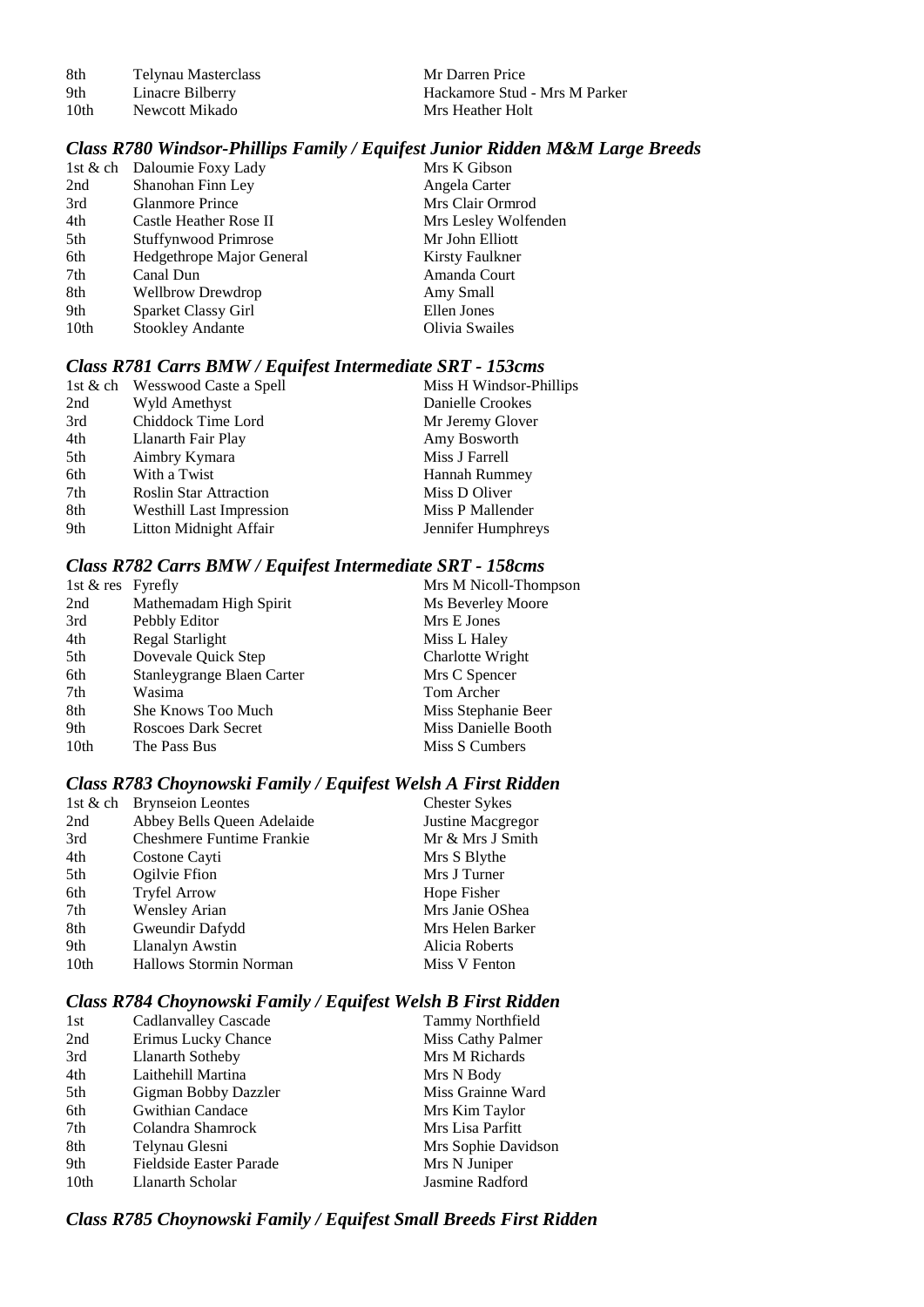| | | |
|---|---|---|
| 8th | Telynau Masterclass | Mr Darren Price |
| 9th | Linacre Bilberry | Hackamore Stud - Mrs M Parker |
| 10th | Newcott Mikado | Mrs Heather Holt |

### *Class R780 Windsor-Phillips Family / Equifest Junior Ridden M&M Large Breeds*

| | | |
|---|---|---|
| 1st & ch | Daloumie Foxy Lady | Mrs K Gibson |
| 2nd | Shanohan Finn Ley | Angela Carter |
| 3rd | Glanmore Prince | Mrs Clair Ormrod |
| 4th | Castle Heather Rose II | Mrs Lesley Wolfenden |
| 5th | Stuffynwood Primrose | Mr John Elliott |
| 6th | Hedgethrope Major General | Kirsty Faulkner |
| 7th | Canal Dun | Amanda Court |
| 8th | Wellbrow Drewdrop | Amy Small |
| 9th | Sparket Classy Girl | Ellen Jones |
| 10th | Stookley Andante | Olivia Swailes |

### *Class R781 Carrs BMW / Equifest Intermediate SRT - 153cms*

| | | |
|---|---|---|
| 1st & ch | Wesswood Caste a Spell | Miss H Windsor-Phillips |
| 2nd | Wyld Amethyst | Danielle Crookes |
| 3rd | Chiddock Time Lord | Mr Jeremy Glover |
| 4th | Llanarth Fair Play | Amy Bosworth |
| 5th | Aimbry Kymara | Miss J Farrell |
| 6th | With a Twist | Hannah Rummey |
| 7th | Roslin Star Attraction | Miss D Oliver |
| 8th | Westhill Last Impression | Miss P Mallender |
| 9th | Litton Midnight Affair | Jennifer Humphreys |

### *Class R782 Carrs BMW / Equifest Intermediate SRT - 158cms*

| | | |
|---|---|---|
| 1st & res | Fyrefly | Mrs M Nicoll-Thompson |
| 2nd | Mathemadam High Spirit | Ms Beverley Moore |
| 3rd | Pebbly Editor | Mrs E Jones |
| 4th | Regal Starlight | Miss L Haley |
| 5th | Dovevale Quick Step | Charlotte Wright |
| 6th | Stanleygrange Blaen Carter | Mrs C Spencer |
| 7th | Wasima | Tom Archer |
| 8th | She Knows Too Much | Miss Stephanie Beer |
| 9th | Roscoes Dark Secret | Miss Danielle Booth |
| 10th | The Pass Bus | Miss S Cumbers |

### *Class R783 Choynowski Family / Equifest Welsh A First Ridden*

| | | |
|---|---|---|
| 1st & ch | Brynseion Leontes | Chester Sykes |
| 2nd | Abbey Bells Queen Adelaide | Justine Macgregor |
| 3rd | Cheshmere Funtime Frankie | Mr & Mrs J Smith |
| 4th | Costone Cayti | Mrs S Blythe |
| 5th | Ogilvie Ffion | Mrs J Turner |
| 6th | Tryfel Arrow | Hope Fisher |
| 7th | Wensley Arian | Mrs Janie OShea |
| 8th | Gweundir Dafydd | Mrs Helen Barker |
| 9th | Llanalyn Awstin | Alicia Roberts |
| 10th | Hallows Stormin Norman | Miss V Fenton |

### *Class R784 Choynowski Family / Equifest Welsh B First Ridden*

| | | |
|---|---|---|
| 1st | Cadlanvalley Cascade | Tammy Northfield |
| 2nd | Erimus Lucky Chance | Miss Cathy Palmer |
| 3rd | Llanarth Sotheby | Mrs M Richards |
| 4th | Laithehill Martina | Mrs N Body |
| 5th | Gigman Bobby Dazzler | Miss Grainne Ward |
| 6th | Gwithian Candace | Mrs Kim Taylor |
| 7th | Colandra Shamrock | Mrs Lisa Parfitt |
| 8th | Telynau Glesni | Mrs Sophie Davidson |
| 9th | Fieldside Easter Parade | Mrs N Juniper |
| 10th | Llanarth Scholar | Jasmine Radford |

### *Class R785 Choynowski Family / Equifest Small Breeds First Ridden*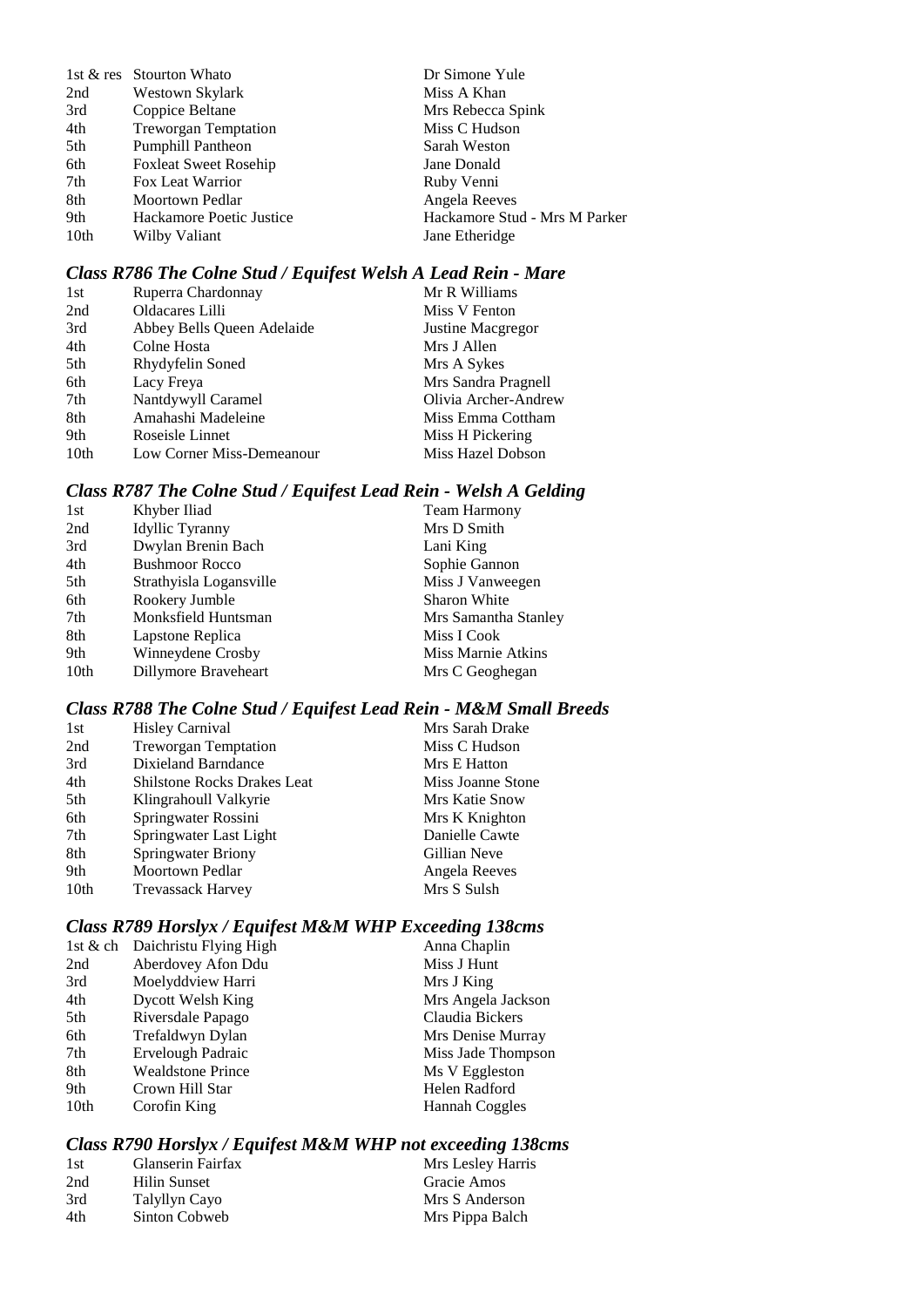| | | |
|---|---|---|
| 1st & res | Stourton Whato | Dr Simone Yule |
| 2nd | Westown Skylark | Miss A Khan |
| 3rd | Coppice Beltane | Mrs Rebecca Spink |
| 4th | Treworgan Temptation | Miss C Hudson |
| 5th | Pumphill Pantheon | Sarah Weston |
| 6th | Foxleat Sweet Rosehip | Jane Donald |
| 7th | Fox Leat Warrior | Ruby Venni |
| 8th | Moortown Pedlar | Angela Reeves |
| 9th | Hackamore Poetic Justice | Hackamore Stud - Mrs M Parker |
| 10th | Wilby Valiant | Jane Etheridge |

### *Class R786 The Colne Stud / Equifest Welsh A Lead Rein - Mare*

| | | |
|---|---|---|
| 1st | Ruperra Chardonnay | Mr R Williams |
| 2nd | Oldacares Lilli | Miss V Fenton |
| 3rd | Abbey Bells Queen Adelaide | Justine Macgregor |
| 4th | Colne Hosta | Mrs J Allen |
| 5th | Rhydyfelin Soned | Mrs A Sykes |
| 6th | Lacy Freya | Mrs Sandra Pragnell |
| 7th | Nantdywyll Caramel | Olivia Archer-Andrew |
| 8th | Amahashi Madeleine | Miss Emma Cottham |
| 9th | Roseisle Linnet | Miss H Pickering |
| 10th | Low Corner Miss-Demeanour | Miss Hazel Dobson |

### *Class R787 The Colne Stud / Equifest Lead Rein - Welsh A Gelding*

| | | |
|---|---|---|
| 1st | Khyber Iliad | Team Harmony |
| 2nd | Idyllic Tyranny | Mrs D Smith |
| 3rd | Dwylan Brenin Bach | Lani King |
| 4th | Bushmoor Rocco | Sophie Gannon |
| 5th | Strathyisla Logansville | Miss J Vanweegen |
| 6th | Rookery Jumble | Sharon White |
| 7th | Monksfield Huntsman | Mrs Samantha Stanley |
| 8th | Lapstone Replica | Miss I Cook |
| 9th | Winneydene Crosby | Miss Marnie Atkins |
| 10th | Dillymore Braveheart | Mrs C Geoghegan |

### *Class R788 The Colne Stud / Equifest Lead Rein - M&M Small Breeds*

| | | |
|---|---|---|
| 1st | Hisley Carnival | Mrs Sarah Drake |
| 2nd | Treworgan Temptation | Miss C Hudson |
| 3rd | Dixieland Barndance | Mrs E Hatton |
| 4th | Shilstone Rocks Drakes Leat | Miss Joanne Stone |
| 5th | Klingrahoull Valkyrie | Mrs Katie Snow |
| 6th | Springwater Rossini | Mrs K Knighton |
| 7th | Springwater Last Light | Danielle Cawte |
| 8th | Springwater Briony | Gillian Neve |
| 9th | Moortown Pedlar | Angela Reeves |
| 10th | Trevassack Harvey | Mrs S Sulsh |

### *Class R789 Horslyx / Equifest M&M WHP Exceeding 138cms*

| | | |
|---|---|---|
| 1st & ch | Daichristu Flying High | Anna Chaplin |
| 2nd | Aberdovey Afon Ddu | Miss J Hunt |
| 3rd | Moelyddview Harri | Mrs J King |
| 4th | Dycott Welsh King | Mrs Angela Jackson |
| 5th | Riversdale Papago | Claudia Bickers |
| 6th | Trefaldwyn Dylan | Mrs Denise Murray |
| 7th | Ervelough Padraic | Miss Jade Thompson |
| 8th | Wealdstone Prince | Ms V Eggleston |
| 9th | Crown Hill Star | Helen Radford |
| 10th | Corofin King | Hannah Coggles |

### *Class R790 Horslyx / Equifest M&M WHP not exceeding 138cms*

| | | |
|---|---|---|
| 1st | Glanserin Fairfax | Mrs Lesley Harris |
| 2nd | Hilin Sunset | Gracie Amos |
| 3rd | Talyllyn Cayo | Mrs S Anderson |
| 4th | Sinton Cobweb | Mrs Pippa Balch |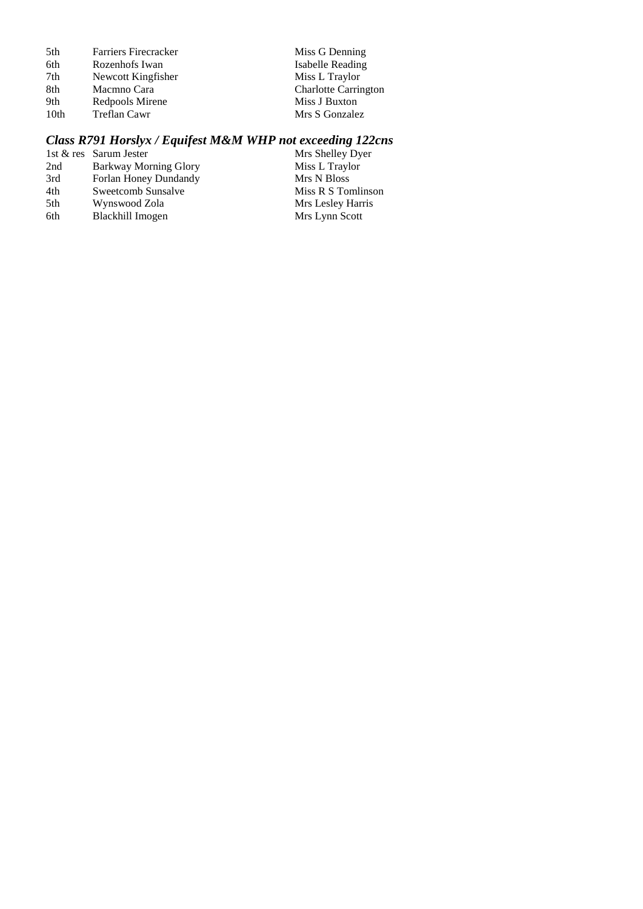| | | |
|---|---|---|
| 5th | Farriers Firecracker | Miss G Denning |
| 6th | Rozenhofs Iwan | Isabelle Reading |
| 7th | Newcott Kingfisher | Miss L Traylor |
| 8th | Macmno Cara | Charlotte Carrington |
| 9th | Redpools Mirene | Miss J Buxton |
| 10th | Treflan Cawr | Mrs S Gonzalez |

### *Class R791 Horslyx / Equifest M&M WHP not exceeding 122cns*

| | | |
|---|---|---|
| 1st & res | Sarum Jester | Mrs Shelley Dyer |
| 2nd | Barkway Morning Glory | Miss L Traylor |
| 3rd | Forlan Honey Dundandy | Mrs N Bloss |
| 4th | Sweetcomb Sunsalve | Miss R S Tomlinson |
| 5th | Wynswood Zola | Mrs Lesley Harris |
| 6th | Blackhill Imogen | Mrs Lynn Scott |